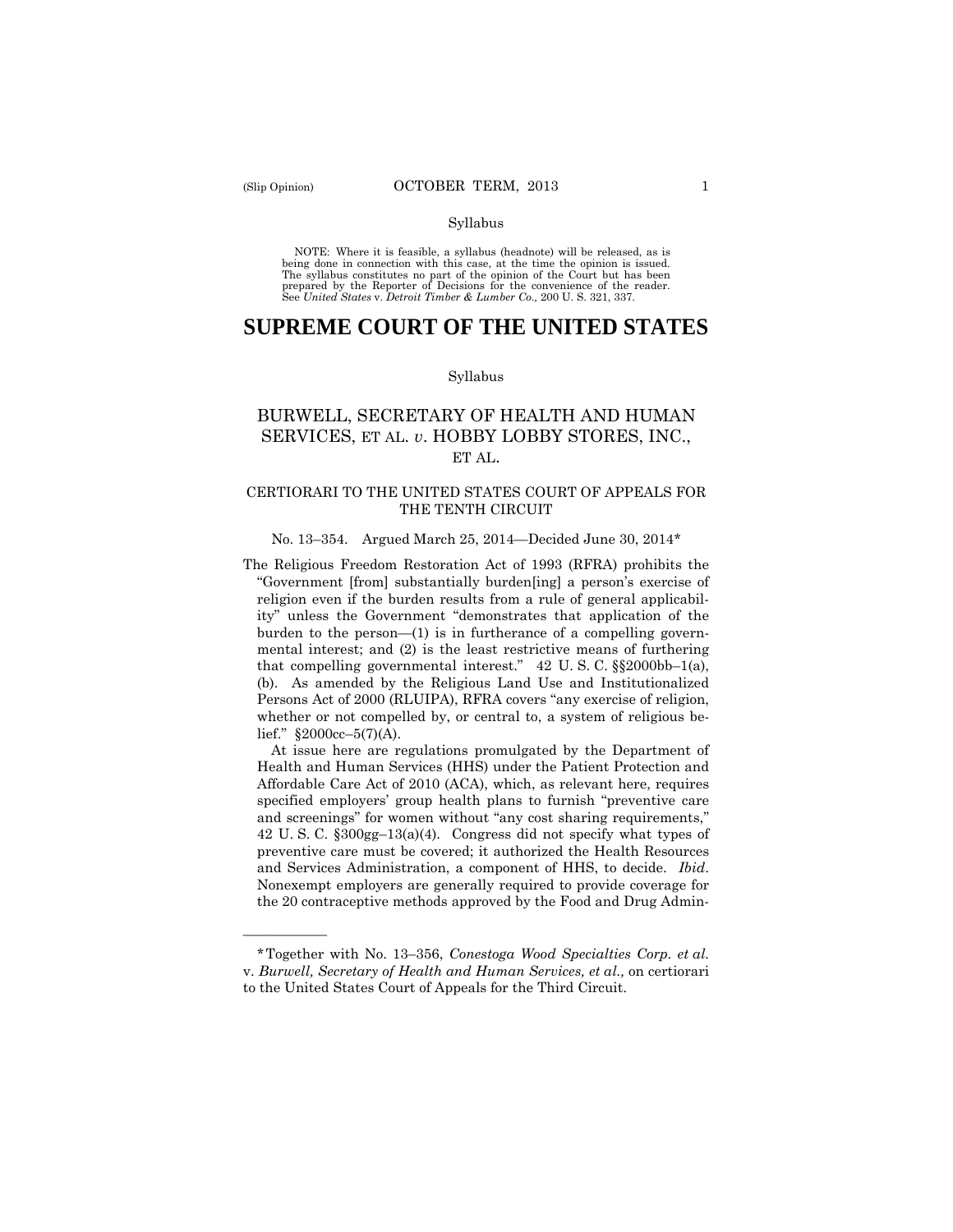Syllabus

NOTE: Where it is feasible, a syllabus (headnote) will be released, as is being done in connection with this case, at the time the opinion is issued. The syllabus constitutes no part of the opinion of the Court but has been prepared by the Reporter of Decisions for the convenience of the reader. See *United States* v. *Detroit Timber & Lumber Co.,* 200 U. S. 321, 337.

# SUPREME COURT OF THE UNITED STATES

Syllabus

## BURWELL, SECRETARY OF HEALTH AND HUMAN SERVICES, ET AL. *v*. HOBBY LOBBY STORES, INC., ET AL.

### CERTIORARI TO THE UNITED STATES COURT OF APPEALS FOR THE TENTH CIRCUIT

No. 13–354. Argued March 25, 2014—Decided June 30, 2014*

The Religious Freedom Restoration Act of 1993 (RFRA) prohibits the "Government [from] substantially burden[ing] a person's exercise of religion even if the burden results from a rule of general applicability" unless the Government "demonstrates that application of the burden to the person—(1) is in furtherance of a compelling governmental interest; and (2) is the least restrictive means of furthering that compelling governmental interest." 42 U. S. C. §§2000bb–1(a), (b). As amended by the Religious Land Use and Institutionalized Persons Act of 2000 (RLUIPA), RFRA covers "any exercise of religion, whether or not compelled by, or central to, a system of religious belief." §2000cc–5(7)(A).

At issue here are regulations promulgated by the Department of Health and Human Services (HHS) under the Patient Protection and Affordable Care Act of 2010 (ACA), which, as relevant here, requires specified employers' group health plans to furnish "preventive care and screenings" for women without "any cost sharing requirements," 42 U. S. C. §300gg–13(a)(4). Congress did not specify what types of preventive care must be covered; it authorized the Health Resources and Services Administration, a component of HHS, to decide. *Ibid*. Nonexempt employers are generally required to provide coverage for the 20 contraceptive methods approved by the Food and Drug Admin-

---

*Together with No. 13–356, *Conestoga Wood Specialties Corp. et al.* v. *Burwell, Secretary of Health and Human Services, et al.,* on certiorari to the United States Court of Appeals for the Third Circuit.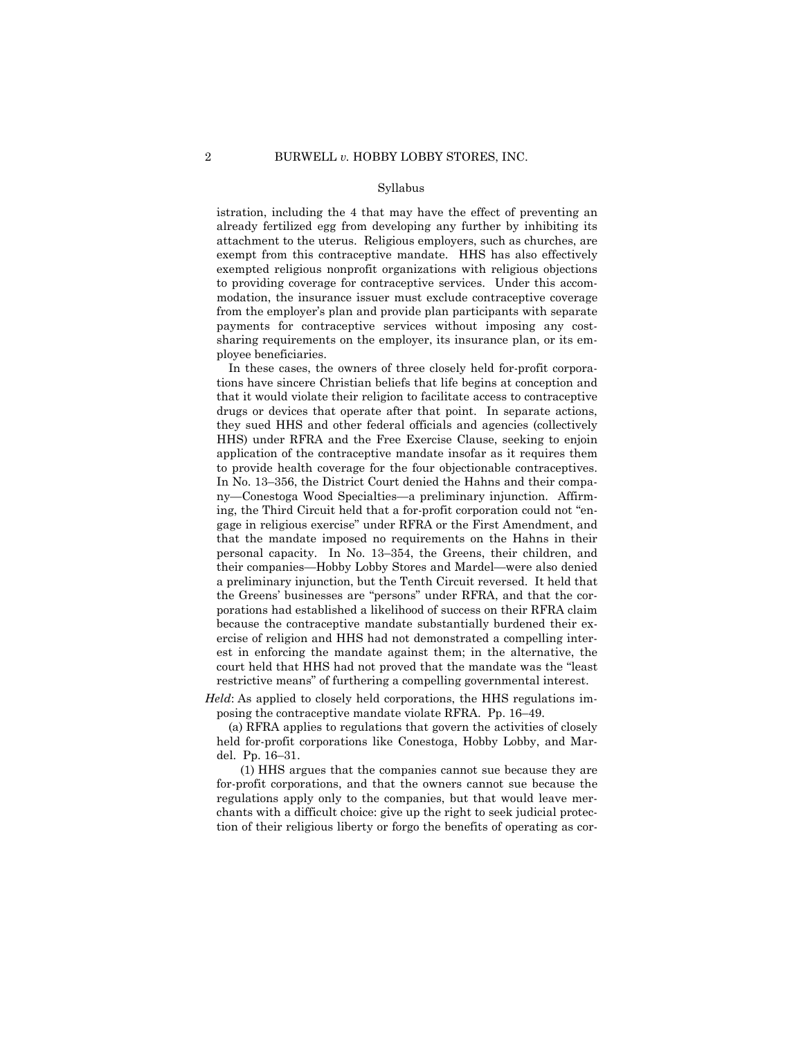istration, including the 4 that may have the effect of preventing an already fertilized egg from developing any further by inhibiting its attachment to the uterus. Religious employers, such as churches, are exempt from this contraceptive mandate. HHS has also effectively exempted religious nonprofit organizations with religious objections to providing coverage for contraceptive services. Under this accommodation, the insurance issuer must exclude contraceptive coverage from the employer's plan and provide plan participants with separate payments for contraceptive services without imposing any cost-sharing requirements on the employer, its insurance plan, or its employee beneficiaries.

In these cases, the owners of three closely held for-profit corporations have sincere Christian beliefs that life begins at conception and that it would violate their religion to facilitate access to contraceptive drugs or devices that operate after that point. In separate actions, they sued HHS and other federal officials and agencies (collectively HHS) under RFRA and the Free Exercise Clause, seeking to enjoin application of the contraceptive mandate insofar as it requires them to provide health coverage for the four objectionable contraceptives. In No. 13–356, the District Court denied the Hahns and their company—Conestoga Wood Specialties—a preliminary injunction. Affirming, the Third Circuit held that a for-profit corporation could not "engage in religious exercise" under RFRA or the First Amendment, and that the mandate imposed no requirements on the Hahns in their personal capacity. In No. 13–354, the Greens, their children, and their companies—Hobby Lobby Stores and Mardel—were also denied a preliminary injunction, but the Tenth Circuit reversed. It held that the Greens' businesses are "persons" under RFRA, and that the corporations had established a likelihood of success on their RFRA claim because the contraceptive mandate substantially burdened their exercise of religion and HHS had not demonstrated a compelling interest in enforcing the mandate against them; in the alternative, the court held that HHS had not proved that the mandate was the "least restrictive means" of furthering a compelling governmental interest.

*Held*: As applied to closely held corporations, the HHS regulations imposing the contraceptive mandate violate RFRA. Pp. 16–49.

(a) RFRA applies to regulations that govern the activities of closely held for-profit corporations like Conestoga, Hobby Lobby, and Mardel. Pp. 16–31.

(1) HHS argues that the companies cannot sue because they are for-profit corporations, and that the owners cannot sue because the regulations apply only to the companies, but that would leave merchants with a difficult choice: give up the right to seek judicial protection of their religious liberty or forgo the benefits of operating as cor-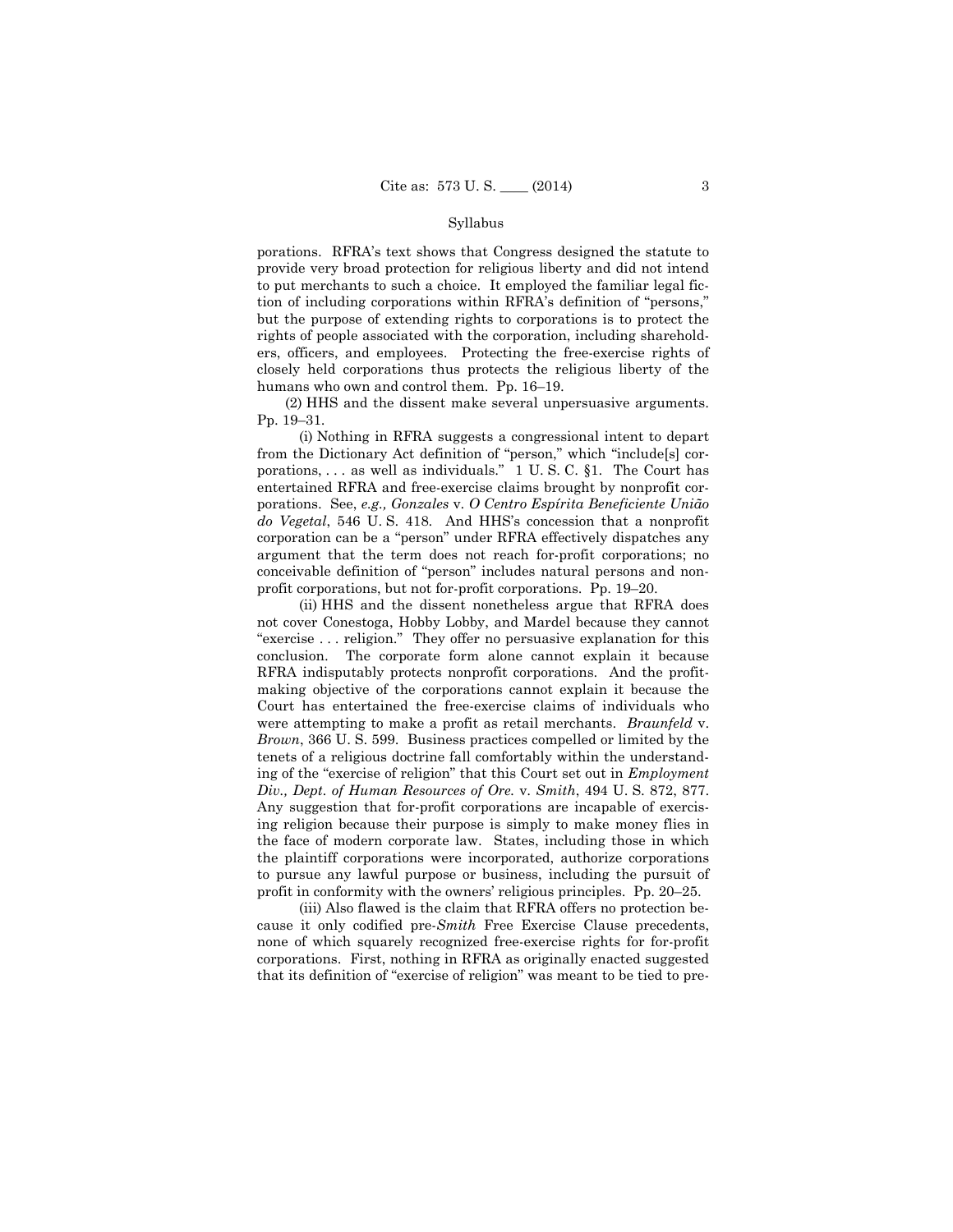porations. RFRA's text shows that Congress designed the statute to provide very broad protection for religious liberty and did not intend to put merchants to such a choice. It employed the familiar legal fiction of including corporations within RFRA's definition of "persons," but the purpose of extending rights to corporations is to protect the rights of people associated with the corporation, including shareholders, officers, and employees. Protecting the free-exercise rights of closely held corporations thus protects the religious liberty of the humans who own and control them. Pp. 16–19.

(2) HHS and the dissent make several unpersuasive arguments. Pp. 19–31.

(i) Nothing in RFRA suggests a congressional intent to depart from the Dictionary Act definition of "person," which "include[s] corporations, . . . as well as individuals." 1 U. S. C. §1. The Court has entertained RFRA and free-exercise claims brought by nonprofit corporations. See, *e.g., Gonzales* v. *O Centro Espírita Beneficiente União do Vegetal*, 546 U. S. 418. And HHS's concession that a nonprofit corporation can be a "person" under RFRA effectively dispatches any argument that the term does not reach for-profit corporations; no conceivable definition of "person" includes natural persons and nonprofit corporations, but not for-profit corporations. Pp. 19–20.

(ii) HHS and the dissent nonetheless argue that RFRA does not cover Conestoga, Hobby Lobby, and Mardel because they cannot "exercise . . . religion." They offer no persuasive explanation for this conclusion. The corporate form alone cannot explain it because RFRA indisputably protects nonprofit corporations. And the profit-making objective of the corporations cannot explain it because the Court has entertained the free-exercise claims of individuals who were attempting to make a profit as retail merchants. *Braunfeld* v. *Brown*, 366 U. S. 599. Business practices compelled or limited by the tenets of a religious doctrine fall comfortably within the understanding of the "exercise of religion" that this Court set out in *Employment Div., Dept. of Human Resources of Ore.* v. *Smith*, 494 U. S. 872, 877. Any suggestion that for-profit corporations are incapable of exercising religion because their purpose is simply to make money flies in the face of modern corporate law. States, including those in which the plaintiff corporations were incorporated, authorize corporations to pursue any lawful purpose or business, including the pursuit of profit in conformity with the owners' religious principles. Pp. 20–25.

(iii) Also flawed is the claim that RFRA offers no protection because it only codified pre-*Smith* Free Exercise Clause precedents, none of which squarely recognized free-exercise rights for for-profit corporations. First, nothing in RFRA as originally enacted suggested that its definition of "exercise of religion" was meant to be tied to pre-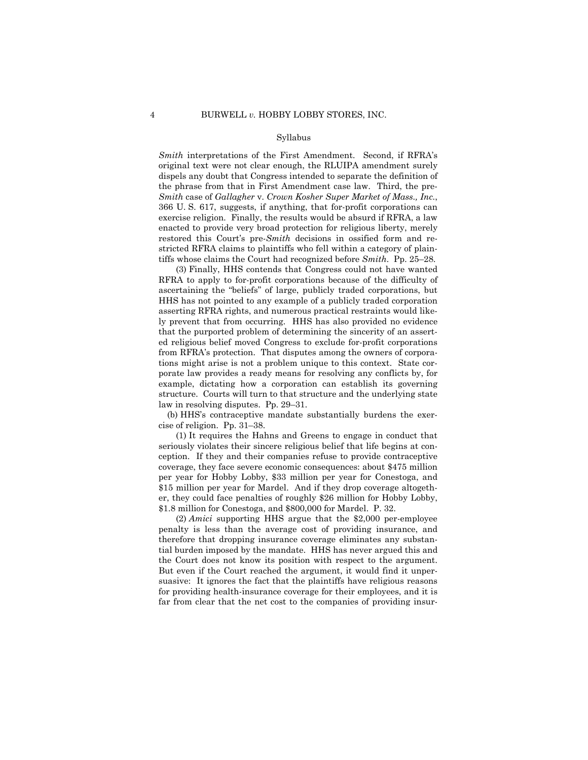Syllabus

*Smith* interpretations of the First Amendment. Second, if RFRA's original text were not clear enough, the RLUIPA amendment surely dispels any doubt that Congress intended to separate the definition of the phrase from that in First Amendment case law. Third, the pre-*Smith* case of *Gallagher* v. *Crown Kosher Super Market of Mass., Inc.*, 366 U. S. 617, suggests, if anything, that for-profit corporations can exercise religion. Finally, the results would be absurd if RFRA, a law enacted to provide very broad protection for religious liberty, merely restored this Court's pre-*Smith* decisions in ossified form and restricted RFRA claims to plaintiffs who fell within a category of plaintiffs whose claims the Court had recognized before *Smith*. Pp. 25–28.

(3) Finally, HHS contends that Congress could not have wanted RFRA to apply to for-profit corporations because of the difficulty of ascertaining the "beliefs" of large, publicly traded corporations, but HHS has not pointed to any example of a publicly traded corporation asserting RFRA rights, and numerous practical restraints would likely prevent that from occurring. HHS has also provided no evidence that the purported problem of determining the sincerity of an asserted religious belief moved Congress to exclude for-profit corporations from RFRA's protection. That disputes among the owners of corporations might arise is not a problem unique to this context. State corporate law provides a ready means for resolving any conflicts by, for example, dictating how a corporation can establish its governing structure. Courts will turn to that structure and the underlying state law in resolving disputes. Pp. 29–31.

(b) HHS's contraceptive mandate substantially burdens the exercise of religion. Pp. 31–38.

(1) It requires the Hahns and Greens to engage in conduct that seriously violates their sincere religious belief that life begins at conception. If they and their companies refuse to provide contraceptive coverage, they face severe economic consequences: about $475 million per year for Hobby Lobby, $33 million per year for Conestoga, and $15 million per year for Mardel. And if they drop coverage altogether, they could face penalties of roughly $26 million for Hobby Lobby, $1.8 million for Conestoga, and $800,000 for Mardel. P. 32.

(2) *Amici* supporting HHS argue that the $2,000 per-employee penalty is less than the average cost of providing insurance, and therefore that dropping insurance coverage eliminates any substantial burden imposed by the mandate. HHS has never argued this and the Court does not know its position with respect to the argument. But even if the Court reached the argument, it would find it unpersuasive: It ignores the fact that the plaintiffs have religious reasons for providing health-insurance coverage for their employees, and it is far from clear that the net cost to the companies of providing insur-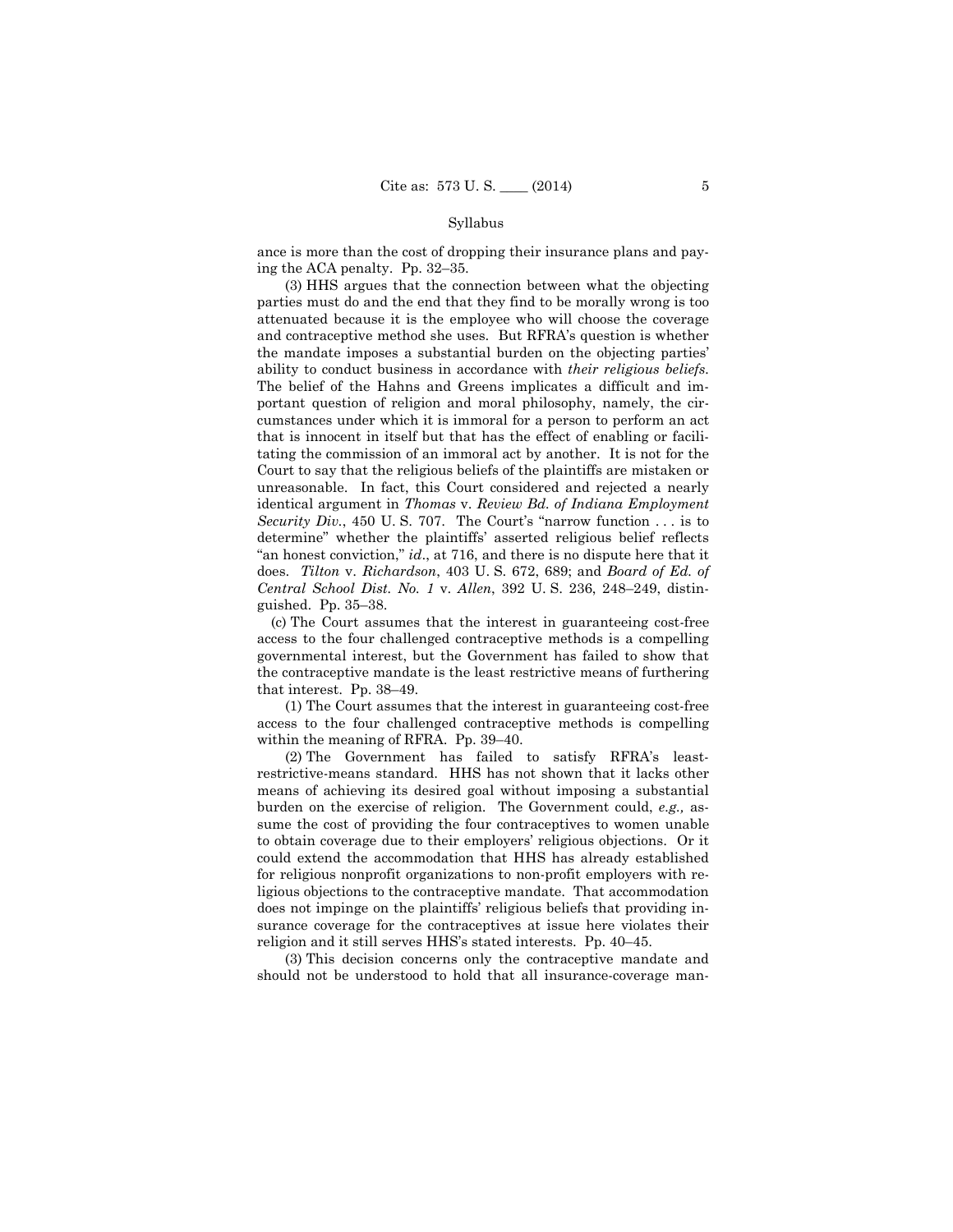ance is more than the cost of dropping their insurance plans and paying the ACA penalty. Pp. 32–35.

(3) HHS argues that the connection between what the objecting parties must do and the end that they find to be morally wrong is too attenuated because it is the employee who will choose the coverage and contraceptive method she uses. But RFRA's question is whether the mandate imposes a substantial burden on the objecting parties' ability to conduct business in accordance with *their religious beliefs.* The belief of the Hahns and Greens implicates a difficult and important question of religion and moral philosophy, namely, the circumstances under which it is immoral for a person to perform an act that is innocent in itself but that has the effect of enabling or facilitating the commission of an immoral act by another. It is not for the Court to say that the religious beliefs of the plaintiffs are mistaken or unreasonable. In fact, this Court considered and rejected a nearly identical argument in *Thomas* v. *Review Bd. of Indiana Employment Security Div.*, 450 U. S. 707. The Court's "narrow function . . . is to determine" whether the plaintiffs' asserted religious belief reflects "an honest conviction," *id*., at 716, and there is no dispute here that it does. *Tilton* v. *Richardson*, 403 U. S. 672, 689; and *Board of Ed. of Central School Dist. No. 1* v. *Allen*, 392 U. S. 236, 248–249, distinguished. Pp. 35–38.

(c) The Court assumes that the interest in guaranteeing cost-free access to the four challenged contraceptive methods is a compelling governmental interest, but the Government has failed to show that the contraceptive mandate is the least restrictive means of furthering that interest. Pp. 38–49.

(1) The Court assumes that the interest in guaranteeing cost-free access to the four challenged contraceptive methods is compelling within the meaning of RFRA. Pp. 39–40.

(2) The Government has failed to satisfy RFRA's least-restrictive-means standard. HHS has not shown that it lacks other means of achieving its desired goal without imposing a substantial burden on the exercise of religion. The Government could, *e.g.,* assume the cost of providing the four contraceptives to women unable to obtain coverage due to their employers' religious objections. Or it could extend the accommodation that HHS has already established for religious nonprofit organizations to non-profit employers with religious objections to the contraceptive mandate. That accommodation does not impinge on the plaintiffs' religious beliefs that providing insurance coverage for the contraceptives at issue here violates their religion and it still serves HHS's stated interests. Pp. 40–45.

(3) This decision concerns only the contraceptive mandate and should not be understood to hold that all insurance-coverage man-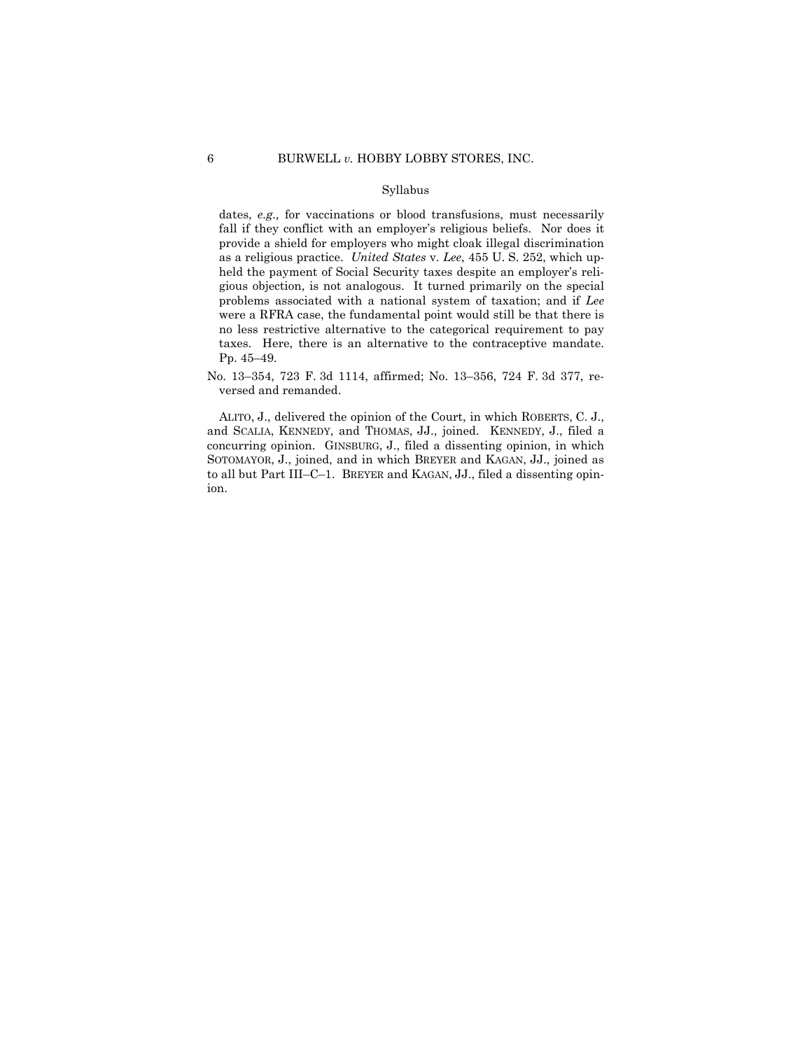Syllabus

dates, *e.g.,* for vaccinations or blood transfusions, must necessarily fall if they conflict with an employer's religious beliefs. Nor does it provide a shield for employers who might cloak illegal discrimination as a religious practice. *United States* v. *Lee*, 455 U. S. 252, which upheld the payment of Social Security taxes despite an employer's religious objection, is not analogous. It turned primarily on the special problems associated with a national system of taxation; and if *Lee* were a RFRA case, the fundamental point would still be that there is no less restrictive alternative to the categorical requirement to pay taxes. Here, there is an alternative to the contraceptive mandate. Pp. 45–49.

No. 13–354, 723 F. 3d 1114, affirmed; No. 13–356, 724 F. 3d 377, reversed and remanded.

ALITO, J., delivered the opinion of the Court, in which ROBERTS, C. J., and SCALIA, KENNEDY, and THOMAS, JJ., joined. KENNEDY, J., filed a concurring opinion. GINSBURG, J., filed a dissenting opinion, in which SOTOMAYOR, J., joined, and in which BREYER and KAGAN, JJ., joined as to all but Part III–C–1. BREYER and KAGAN, JJ., filed a dissenting opinion.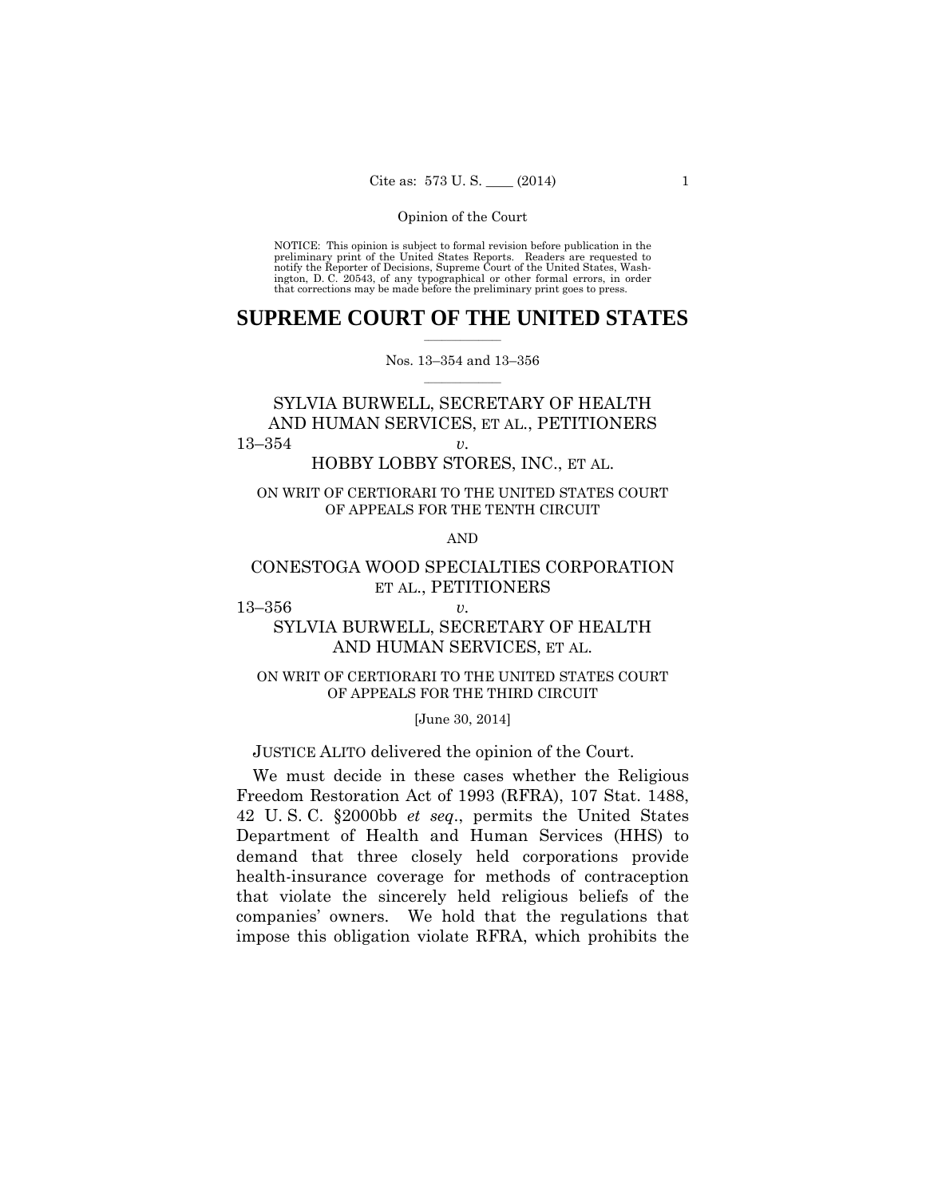NOTICE: This opinion is subject to formal revision before publication in the preliminary print of the United States Reports. Readers are requested to notify the Reporter of Decisions, Supreme Court of the United States, Washington, D. C. 20543, of any typographical or other formal errors, in order that corrections may be made before the preliminary print goes to press.

# SUPREME COURT OF THE UNITED STATES

Nos. 13–354 and 13–356

SYLVIA BURWELL, SECRETARY OF HEALTH AND HUMAN SERVICES, ET AL., PETITIONERS

13–354 *v.*

HOBBY LOBBY STORES, INC., ET AL.

ON WRIT OF CERTIORARI TO THE UNITED STATES COURT OF APPEALS FOR THE TENTH CIRCUIT

AND

CONESTOGA WOOD SPECIALTIES CORPORATION ET AL., PETITIONERS

13–356 *v.*

SYLVIA BURWELL, SECRETARY OF HEALTH AND HUMAN SERVICES, ET AL.

ON WRIT OF CERTIORARI TO THE UNITED STATES COURT OF APPEALS FOR THE THIRD CIRCUIT

[June 30, 2014]

JUSTICE ALITO delivered the opinion of the Court.

We must decide in these cases whether the Religious Freedom Restoration Act of 1993 (RFRA), 107 Stat. 1488, 42 U. S. C. §2000bb *et seq*., permits the United States Department of Health and Human Services (HHS) to demand that three closely held corporations provide health-insurance coverage for methods of contraception that violate the sincerely held religious beliefs of the companies' owners. We hold that the regulations that impose this obligation violate RFRA, which prohibits the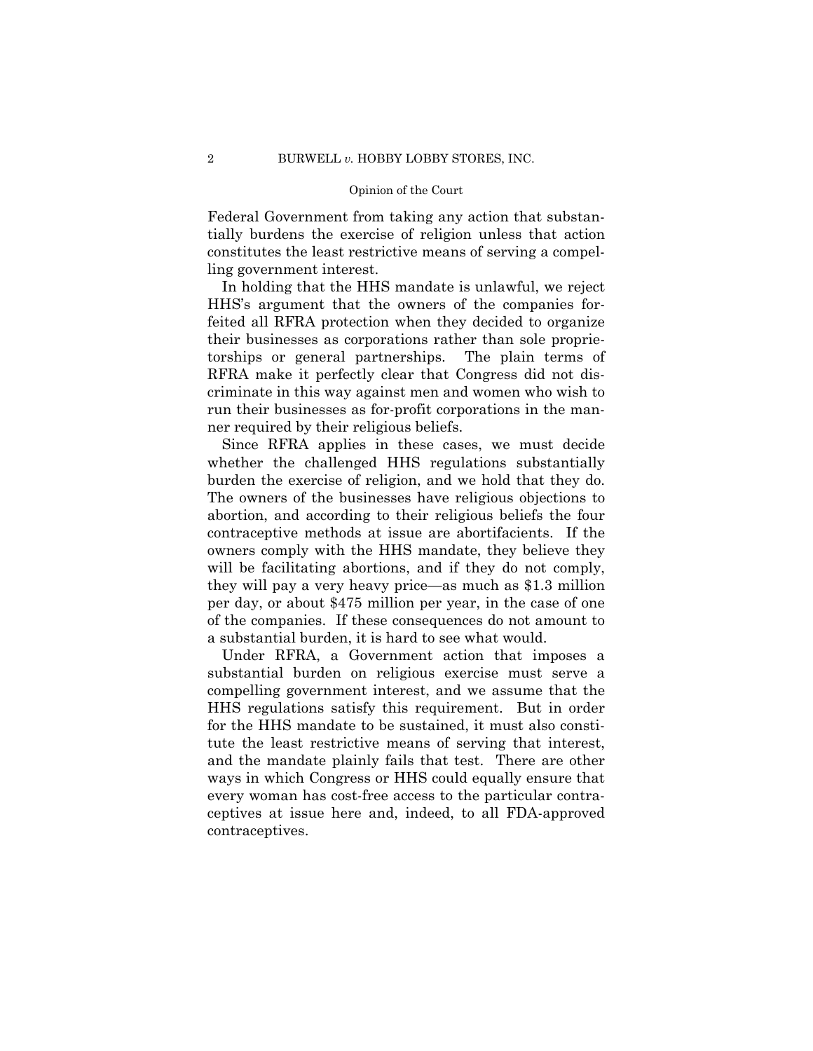Federal Government from taking any action that substantially burdens the exercise of religion unless that action constitutes the least restrictive means of serving a compelling government interest.

In holding that the HHS mandate is unlawful, we reject HHS's argument that the owners of the companies forfeited all RFRA protection when they decided to organize their businesses as corporations rather than sole proprietorships or general partnerships. The plain terms of RFRA make it perfectly clear that Congress did not discriminate in this way against men and women who wish to run their businesses as for-profit corporations in the manner required by their religious beliefs.

Since RFRA applies in these cases, we must decide whether the challenged HHS regulations substantially burden the exercise of religion, and we hold that they do. The owners of the businesses have religious objections to abortion, and according to their religious beliefs the four contraceptive methods at issue are abortifacients. If the owners comply with the HHS mandate, they believe they will be facilitating abortions, and if they do not comply, they will pay a very heavy price—as much as $1.3 million per day, or about $475 million per year, in the case of one of the companies. If these consequences do not amount to a substantial burden, it is hard to see what would.

Under RFRA, a Government action that imposes a substantial burden on religious exercise must serve a compelling government interest, and we assume that the HHS regulations satisfy this requirement. But in order for the HHS mandate to be sustained, it must also constitute the least restrictive means of serving that interest, and the mandate plainly fails that test. There are other ways in which Congress or HHS could equally ensure that every woman has cost-free access to the particular contraceptives at issue here and, indeed, to all FDA-approved contraceptives.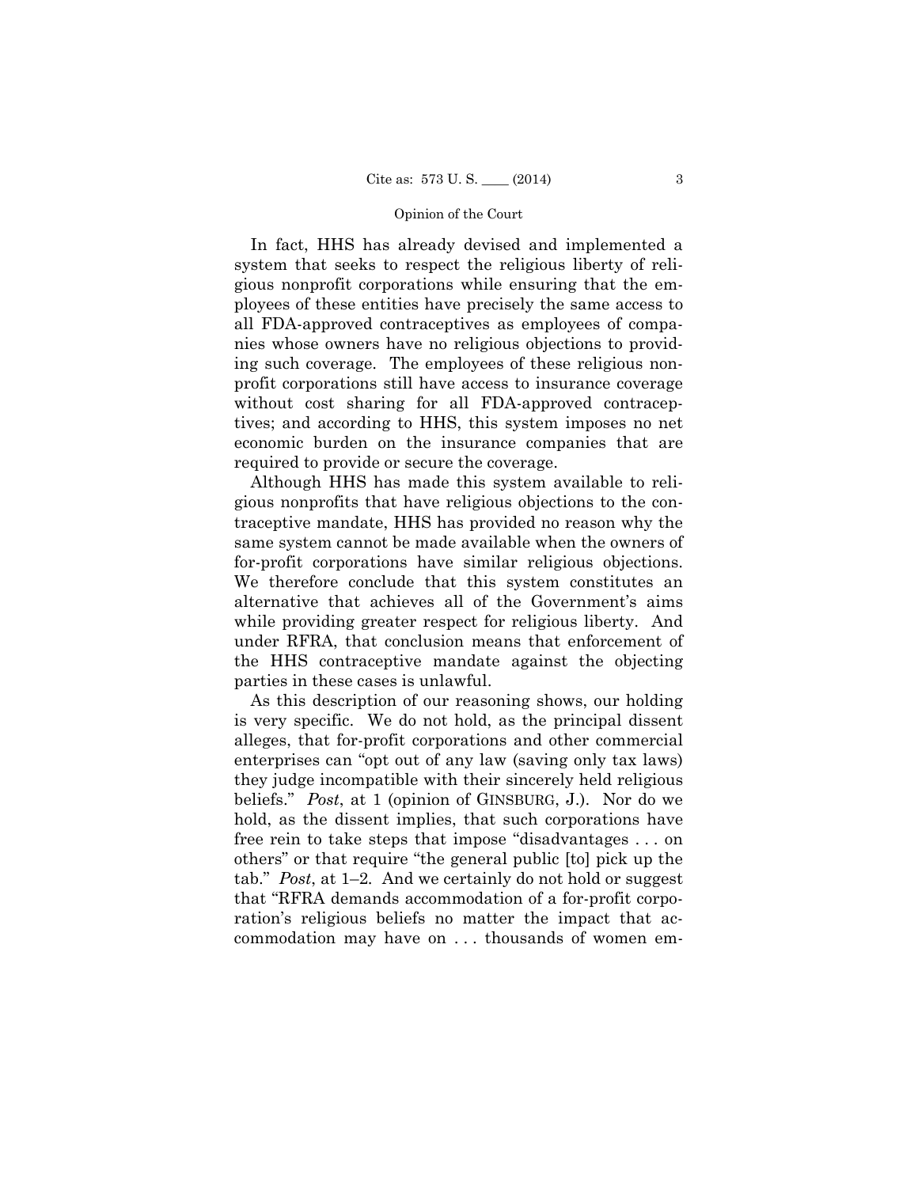In fact, HHS has already devised and implemented a system that seeks to respect the religious liberty of religious nonprofit corporations while ensuring that the employees of these entities have precisely the same access to all FDA-approved contraceptives as employees of companies whose owners have no religious objections to providing such coverage. The employees of these religious nonprofit corporations still have access to insurance coverage without cost sharing for all FDA-approved contraceptives; and according to HHS, this system imposes no net economic burden on the insurance companies that are required to provide or secure the coverage.

Although HHS has made this system available to religious nonprofits that have religious objections to the contraceptive mandate, HHS has provided no reason why the same system cannot be made available when the owners of for-profit corporations have similar religious objections. We therefore conclude that this system constitutes an alternative that achieves all of the Government's aims while providing greater respect for religious liberty. And under RFRA, that conclusion means that enforcement of the HHS contraceptive mandate against the objecting parties in these cases is unlawful.

As this description of our reasoning shows, our holding is very specific. We do not hold, as the principal dissent alleges, that for-profit corporations and other commercial enterprises can "opt out of any law (saving only tax laws) they judge incompatible with their sincerely held religious beliefs." *Post*, at 1 (opinion of GINSBURG, J.). Nor do we hold, as the dissent implies, that such corporations have free rein to take steps that impose "disadvantages . . . on others" or that require "the general public [to] pick up the tab." *Post*, at 1–2. And we certainly do not hold or suggest that "RFRA demands accommodation of a for-profit corporation's religious beliefs no matter the impact that accommodation may have on . . . thousands of women em-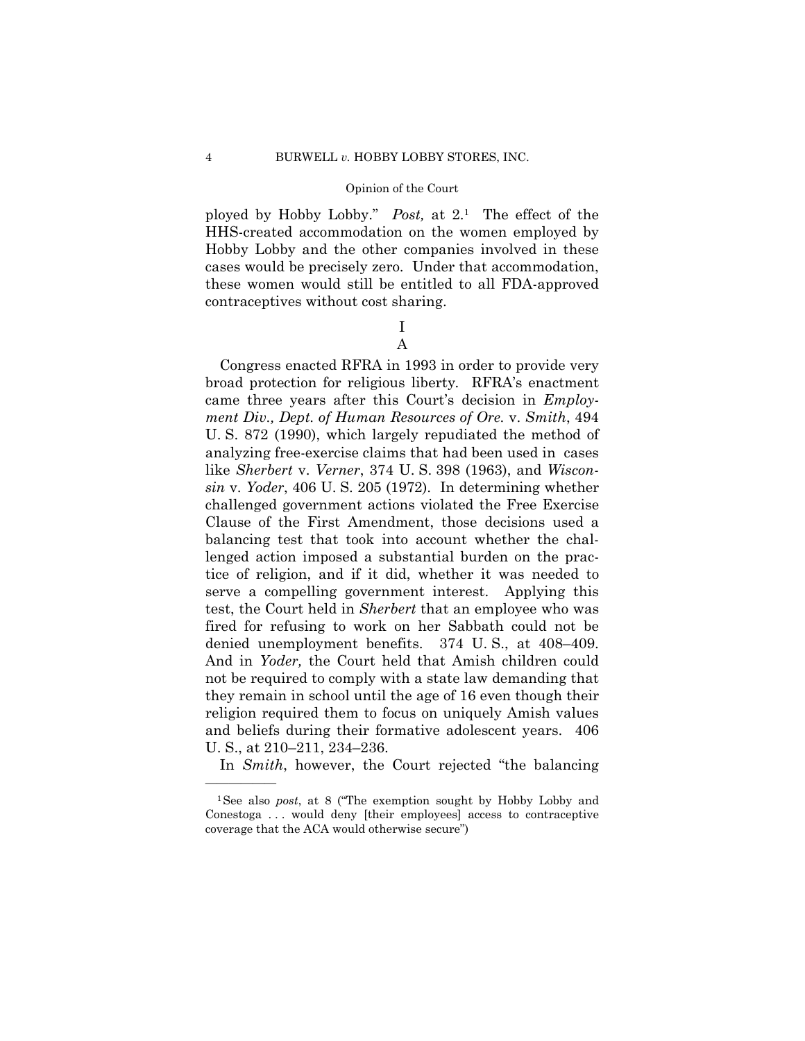ployed by Hobby Lobby." *Post,* at 2.[1] The effect of the HHS-created accommodation on the women employed by Hobby Lobby and the other companies involved in these cases would be precisely zero. Under that accommodation, these women would still be entitled to all FDA-approved contraceptives without cost sharing.

# I

## A

Congress enacted RFRA in 1993 in order to provide very broad protection for religious liberty. RFRA's enactment came three years after this Court's decision in *Employment Div., Dept. of Human Resources of Ore.* v. *Smith*, 494 U. S. 872 (1990), which largely repudiated the method of analyzing free-exercise claims that had been used in cases like *Sherbert* v. *Verner*, 374 U. S. 398 (1963), and *Wisconsin* v. *Yoder*, 406 U. S. 205 (1972). In determining whether challenged government actions violated the Free Exercise Clause of the First Amendment, those decisions used a balancing test that took into account whether the challenged action imposed a substantial burden on the practice of religion, and if it did, whether it was needed to serve a compelling government interest. Applying this test, the Court held in *Sherbert* that an employee who was fired for refusing to work on her Sabbath could not be denied unemployment benefits. 374 U. S., at 408–409. And in *Yoder,* the Court held that Amish children could not be required to comply with a state law demanding that they remain in school until the age of 16 even though their religion required them to focus on uniquely Amish values and beliefs during their formative adolescent years. 406 U. S., at 210–211, 234–236.

In *Smith*, however, the Court rejected "the balancing

---

[1] See also *post*, at 8 ("The exemption sought by Hobby Lobby and Conestoga . . . would deny [their employees] access to contraceptive coverage that the ACA would otherwise secure")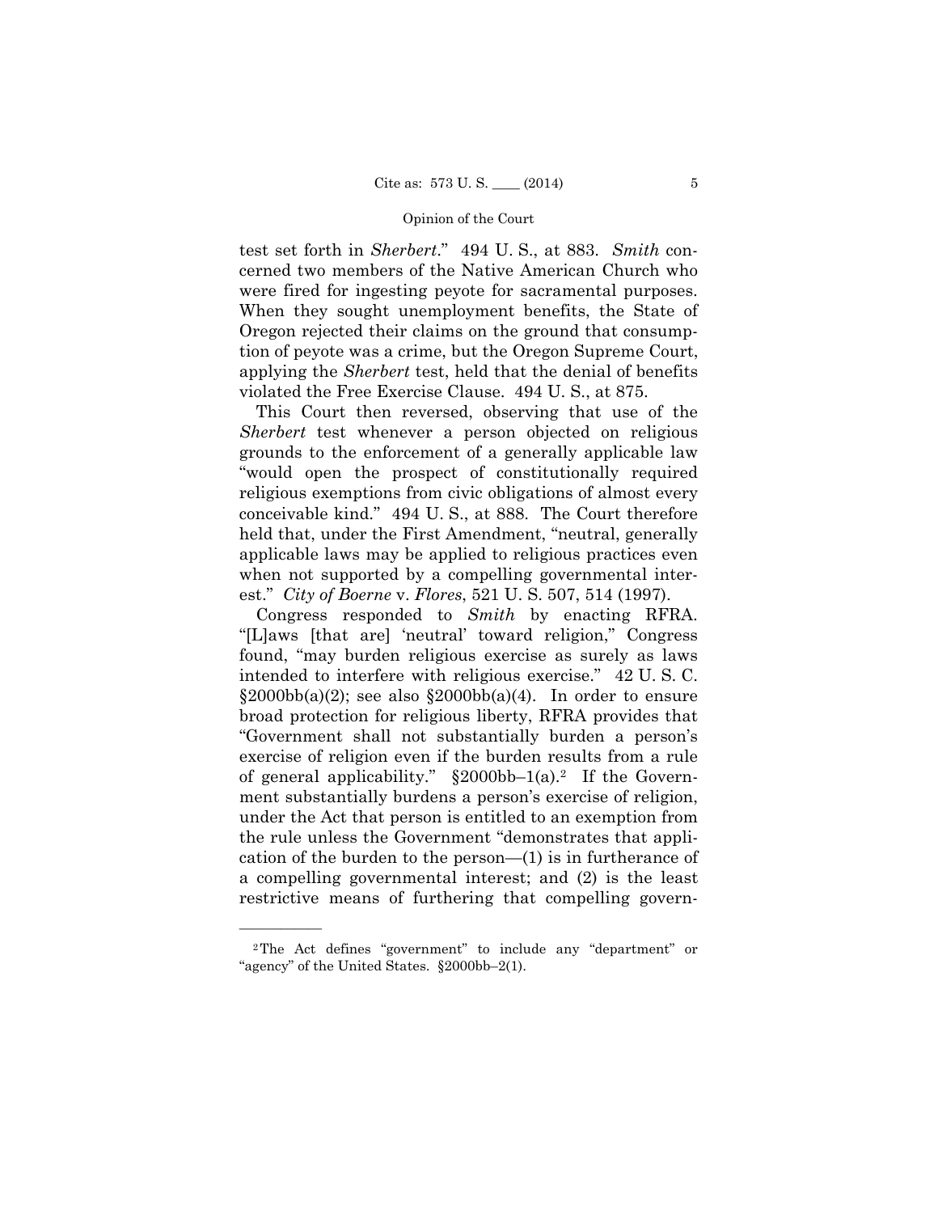test set forth in *Sherbert*." 494 U. S., at 883. *Smith* concerned two members of the Native American Church who were fired for ingesting peyote for sacramental purposes. When they sought unemployment benefits, the State of Oregon rejected their claims on the ground that consumption of peyote was a crime, but the Oregon Supreme Court, applying the *Sherbert* test, held that the denial of benefits violated the Free Exercise Clause. 494 U. S., at 875.

This Court then reversed, observing that use of the *Sherbert* test whenever a person objected on religious grounds to the enforcement of a generally applicable law "would open the prospect of constitutionally required religious exemptions from civic obligations of almost every conceivable kind." 494 U. S., at 888. The Court therefore held that, under the First Amendment, "neutral, generally applicable laws may be applied to religious practices even when not supported by a compelling governmental interest." *City of Boerne* v. *Flores*, 521 U. S. 507, 514 (1997).

Congress responded to *Smith* by enacting RFRA. "[L]aws [that are] 'neutral' toward religion," Congress found, "may burden religious exercise as surely as laws intended to interfere with religious exercise." 42 U. S. C. §2000bb(a)(2); see also §2000bb(a)(4). In order to ensure broad protection for religious liberty, RFRA provides that "Government shall not substantially burden a person's exercise of religion even if the burden results from a rule of general applicability." §2000bb–1(a).[2] If the Government substantially burdens a person's exercise of religion, under the Act that person is entitled to an exemption from the rule unless the Government "demonstrates that application of the burden to the person—(1) is in furtherance of a compelling governmental interest; and (2) is the least restrictive means of furthering that compelling govern-

---

[2] The Act defines "government" to include any "department" or "agency" of the United States. §2000bb–2(1).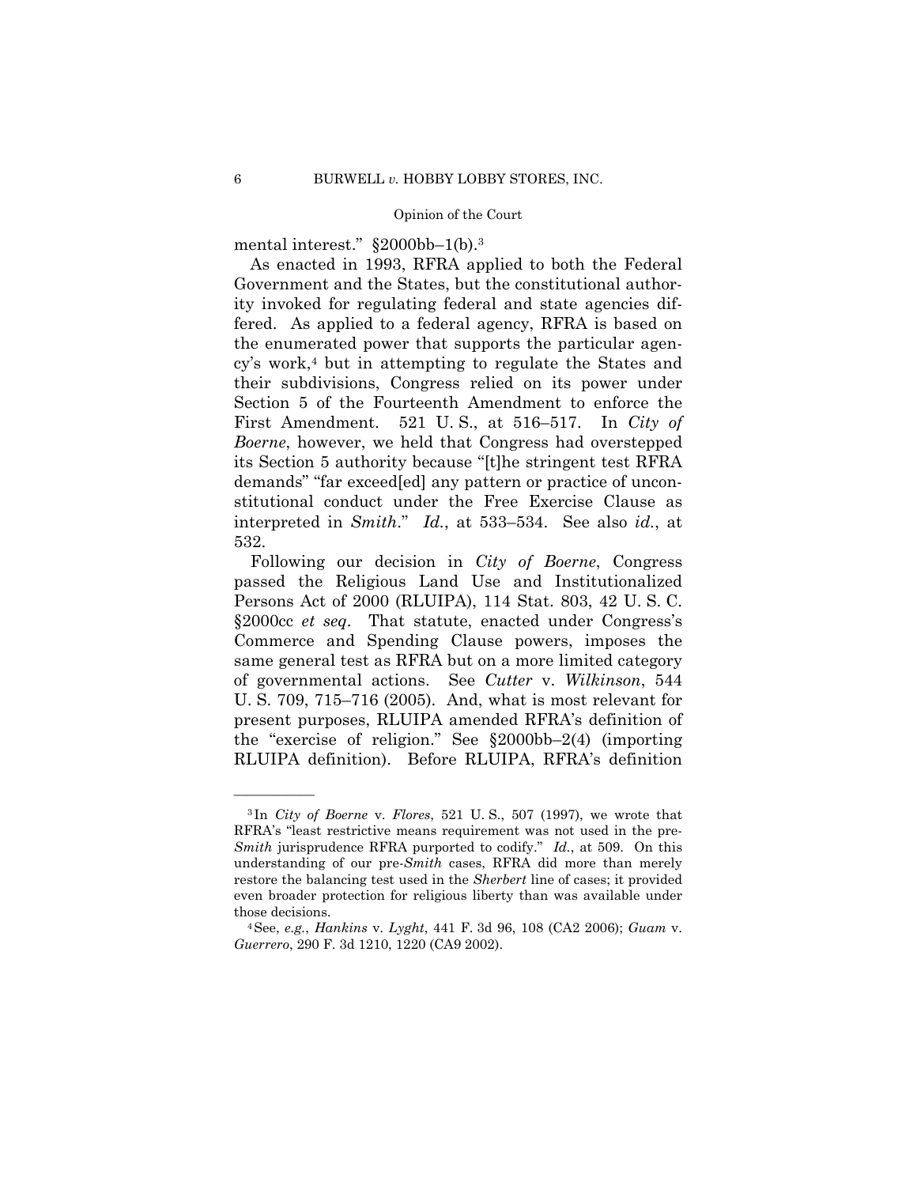mental interest." §2000bb–1(b).[3]

As enacted in 1993, RFRA applied to both the Federal Government and the States, but the constitutional authority invoked for regulating federal and state agencies differed. As applied to a federal agency, RFRA is based on the enumerated power that supports the particular agency's work,[4] but in attempting to regulate the States and their subdivisions, Congress relied on its power under Section 5 of the Fourteenth Amendment to enforce the First Amendment. 521 U. S., at 516–517. In *City of Boerne*, however, we held that Congress had overstepped its Section 5 authority because "[t]he stringent test RFRA demands" "far exceed[ed] any pattern or practice of unconstitutional conduct under the Free Exercise Clause as interpreted in *Smith*." *Id.*, at 533–534. See also *id.*, at 532.

Following our decision in *City of Boerne*, Congress passed the Religious Land Use and Institutionalized Persons Act of 2000 (RLUIPA), 114 Stat. 803, 42 U. S. C. §2000cc *et seq*. That statute, enacted under Congress's Commerce and Spending Clause powers, imposes the same general test as RFRA but on a more limited category of governmental actions. See *Cutter* v. *Wilkinson*, 544 U. S. 709, 715–716 (2005). And, what is most relevant for present purposes, RLUIPA amended RFRA's definition of the "exercise of religion." See §2000bb–2(4) (importing RLUIPA definition). Before RLUIPA, RFRA's definition

---

[3] In *City of Boerne* v. *Flores*, 521 U. S., 507 (1997), we wrote that RFRA's "least restrictive means requirement was not used in the pre-*Smith* jurisprudence RFRA purported to codify." *Id.*, at 509. On this understanding of our pre-*Smith* cases, RFRA did more than merely restore the balancing test used in the *Sherbert* line of cases; it provided even broader protection for religious liberty than was available under those decisions.

[4] See, *e.g.*, *Hankins* v. *Lyght*, 441 F. 3d 96, 108 (CA2 2006); *Guam* v. *Guerrero*, 290 F. 3d 1210, 1220 (CA9 2002).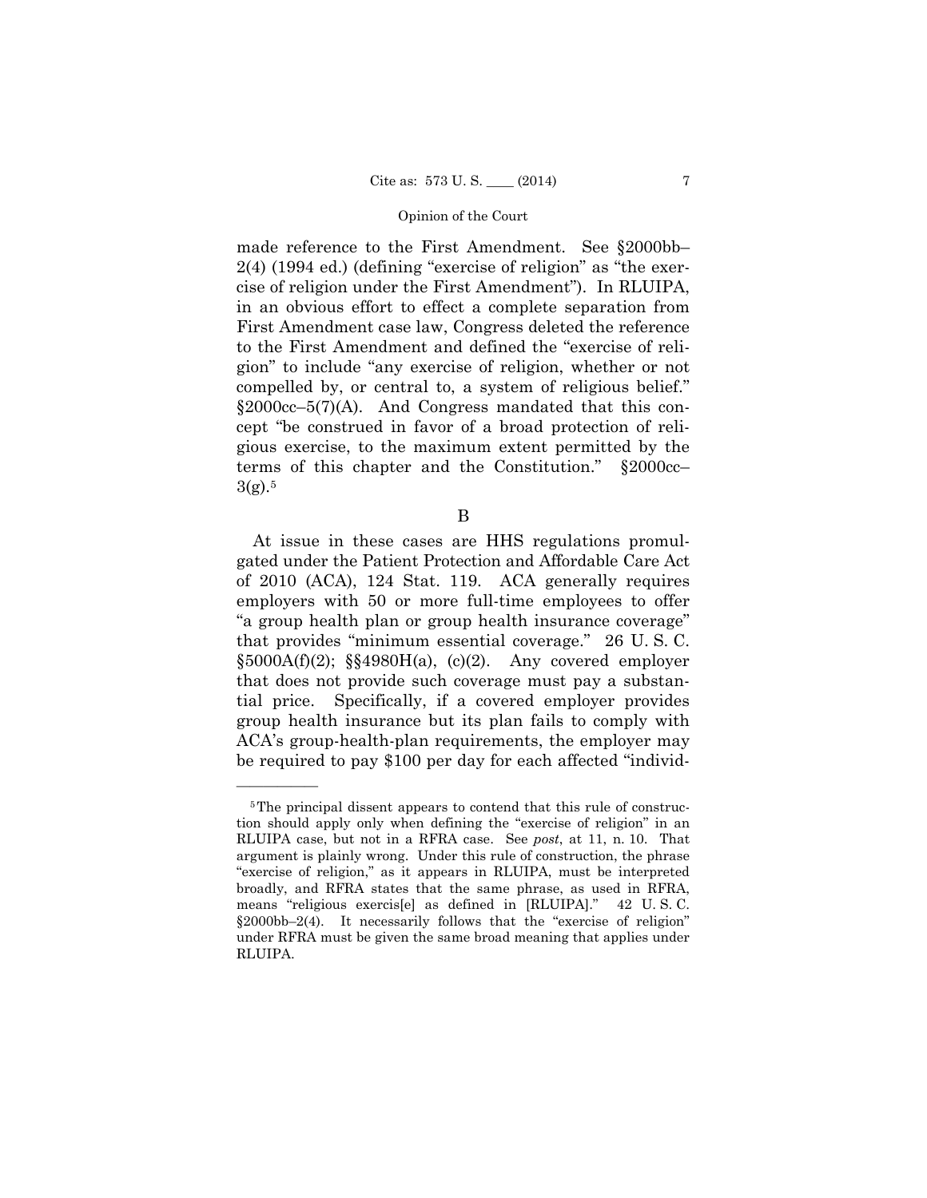made reference to the First Amendment. See §2000bb–2(4) (1994 ed.) (defining "exercise of religion" as "the exercise of religion under the First Amendment"). In RLUIPA, in an obvious effort to effect a complete separation from First Amendment case law, Congress deleted the reference to the First Amendment and defined the "exercise of religion" to include "any exercise of religion, whether or not compelled by, or central to, a system of religious belief." §2000cc–5(7)(A). And Congress mandated that this concept "be construed in favor of a broad protection of religious exercise, to the maximum extent permitted by the terms of this chapter and the Constitution." §2000cc–3(g).[5]

B

At issue in these cases are HHS regulations promulgated under the Patient Protection and Affordable Care Act of 2010 (ACA), 124 Stat. 119. ACA generally requires employers with 50 or more full-time employees to offer "a group health plan or group health insurance coverage" that provides "minimum essential coverage." 26 U. S. C. §5000A(f)(2); §§4980H(a), (c)(2). Any covered employer that does not provide such coverage must pay a substantial price. Specifically, if a covered employer provides group health insurance but its plan fails to comply with ACA's group-health-plan requirements, the employer may be required to pay $100 per day for each affected "individ-

---

[5] The principal dissent appears to contend that this rule of construction should apply only when defining the "exercise of religion" in an RLUIPA case, but not in a RFRA case. See *post*, at 11, n. 10. That argument is plainly wrong. Under this rule of construction, the phrase "exercise of religion," as it appears in RLUIPA, must be interpreted broadly, and RFRA states that the same phrase, as used in RFRA, means "religious exercis[e] as defined in [RLUIPA]." 42 U. S. C. §2000bb–2(4). It necessarily follows that the "exercise of religion" under RFRA must be given the same broad meaning that applies under RLUIPA.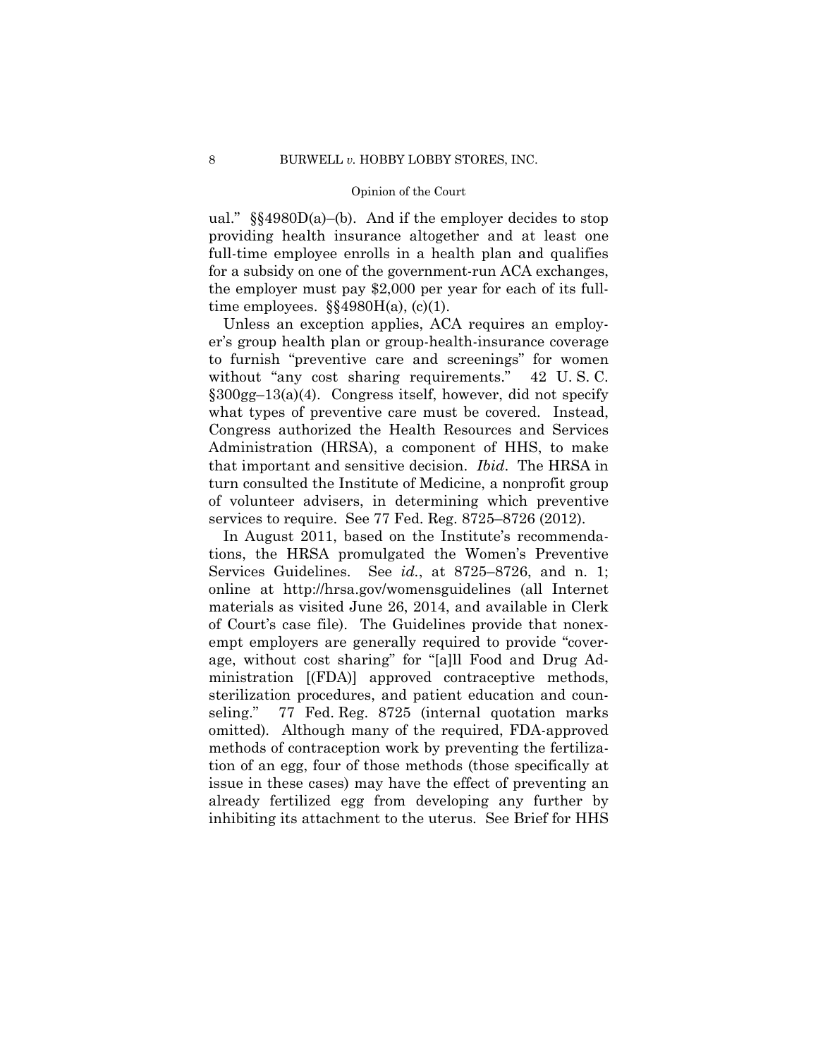ual." §§4980D(a)–(b). And if the employer decides to stop providing health insurance altogether and at least one full-time employee enrolls in a health plan and qualifies for a subsidy on one of the government-run ACA exchanges, the employer must pay $2,000 per year for each of its full-time employees. §§4980H(a), (c)(1).

Unless an exception applies, ACA requires an employer's group health plan or group-health-insurance coverage to furnish "preventive care and screenings" for women without "any cost sharing requirements." 42 U. S. C. §300gg–13(a)(4). Congress itself, however, did not specify what types of preventive care must be covered. Instead, Congress authorized the Health Resources and Services Administration (HRSA), a component of HHS, to make that important and sensitive decision. *Ibid*. The HRSA in turn consulted the Institute of Medicine, a nonprofit group of volunteer advisers, in determining which preventive services to require. See 77 Fed. Reg. 8725–8726 (2012).

In August 2011, based on the Institute's recommendations, the HRSA promulgated the Women's Preventive Services Guidelines. See *id.*, at 8725–8726, and n. 1; online at http://hrsa.gov/womensguidelines (all Internet materials as visited June 26, 2014, and available in Clerk of Court's case file). The Guidelines provide that nonexempt employers are generally required to provide "coverage, without cost sharing" for "[a]ll Food and Drug Administration [(FDA)] approved contraceptive methods, sterilization procedures, and patient education and counseling." 77 Fed. Reg. 8725 (internal quotation marks omitted). Although many of the required, FDA-approved methods of contraception work by preventing the fertilization of an egg, four of those methods (those specifically at issue in these cases) may have the effect of preventing an already fertilized egg from developing any further by inhibiting its attachment to the uterus. See Brief for HHS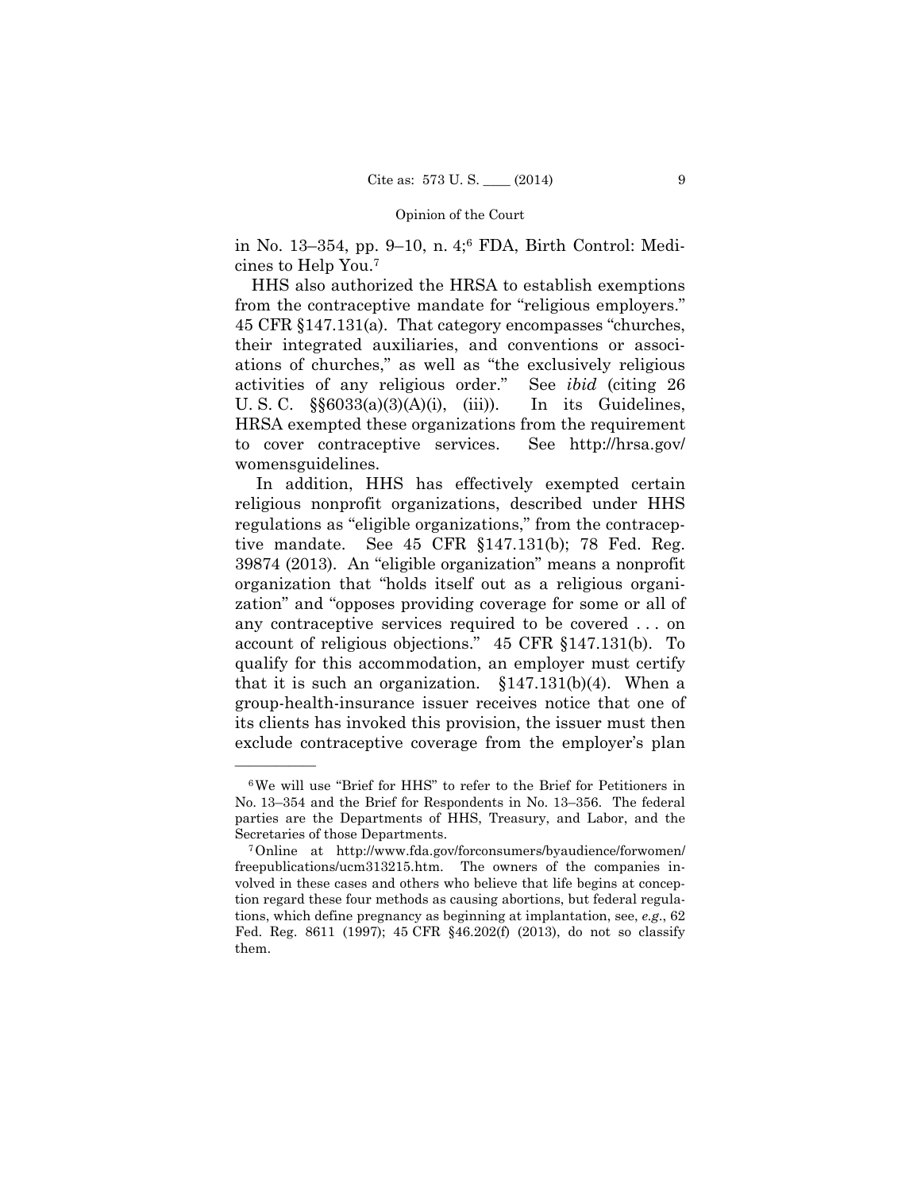in No. 13–354, pp. 9–10, n. 4;[6] FDA, Birth Control: Medicines to Help You.[7]

HHS also authorized the HRSA to establish exemptions from the contraceptive mandate for "religious employers." 45 CFR §147.131(a). That category encompasses "churches, their integrated auxiliaries, and conventions or associations of churches," as well as "the exclusively religious activities of any religious order." See *ibid* (citing 26 U. S. C. §§6033(a)(3)(A)(i), (iii)). In its Guidelines, HRSA exempted these organizations from the requirement to cover contraceptive services. See http://hrsa.gov/womensguidelines.

In addition, HHS has effectively exempted certain religious nonprofit organizations, described under HHS regulations as "eligible organizations," from the contraceptive mandate. See 45 CFR §147.131(b); 78 Fed. Reg. 39874 (2013). An "eligible organization" means a nonprofit organization that "holds itself out as a religious organization" and "opposes providing coverage for some or all of any contraceptive services required to be covered . . . on account of religious objections." 45 CFR §147.131(b). To qualify for this accommodation, an employer must certify that it is such an organization. §147.131(b)(4). When a group-health-insurance issuer receives notice that one of its clients has invoked this provision, the issuer must then exclude contraceptive coverage from the employer's plan

---

[6] We will use "Brief for HHS" to refer to the Brief for Petitioners in No. 13–354 and the Brief for Respondents in No. 13–356. The federal parties are the Departments of HHS, Treasury, and Labor, and the Secretaries of those Departments.

[7] Online at http://www.fda.gov/forconsumers/byaudience/forwomen/freepublications/ucm313215.htm. The owners of the companies involved in these cases and others who believe that life begins at conception regard these four methods as causing abortions, but federal regulations, which define pregnancy as beginning at implantation, see, *e.g.*, 62 Fed. Reg. 8611 (1997); 45 CFR §46.202(f) (2013), do not so classify them.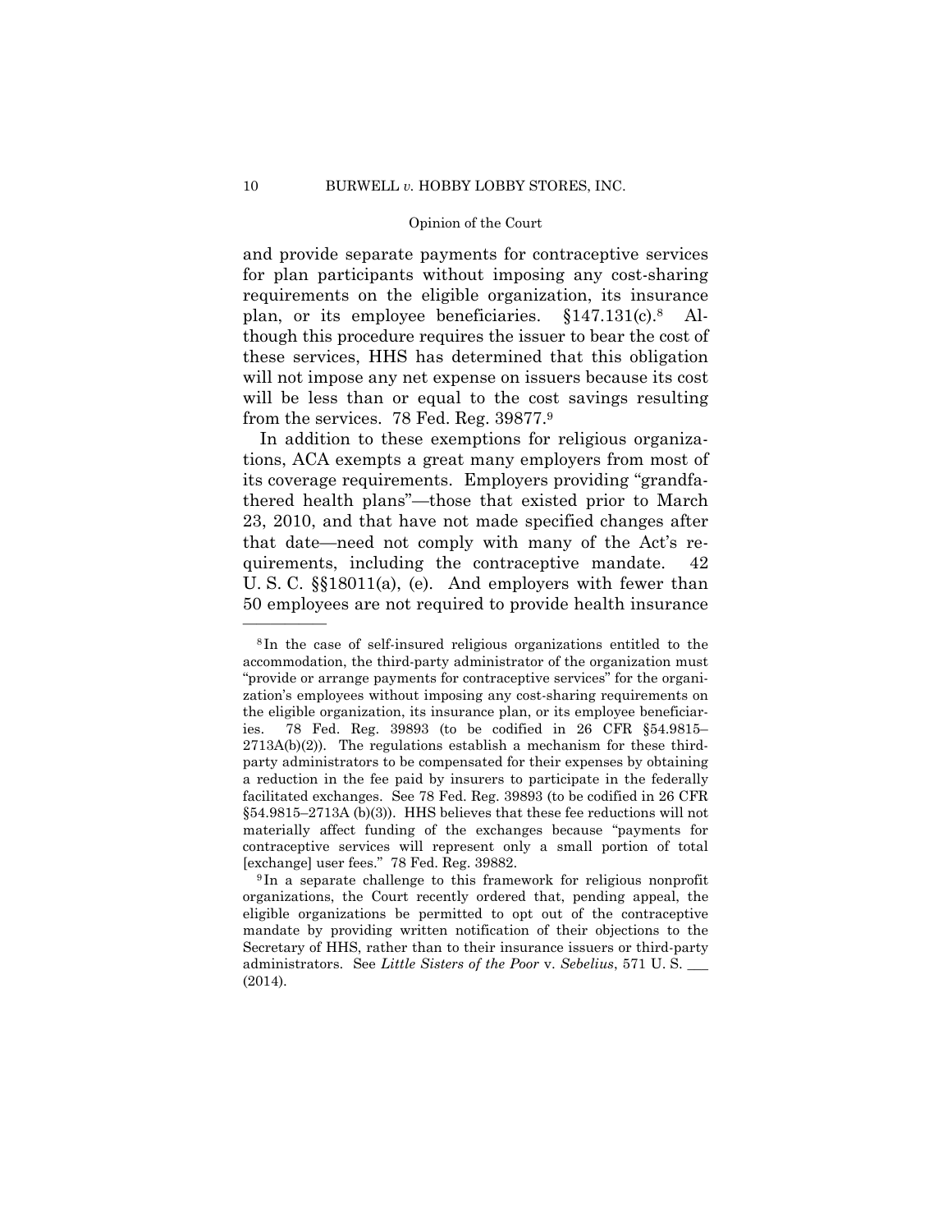and provide separate payments for contraceptive services for plan participants without imposing any cost-sharing requirements on the eligible organization, its insurance plan, or its employee beneficiaries. §147.131(c).[8] Although this procedure requires the issuer to bear the cost of these services, HHS has determined that this obligation will not impose any net expense on issuers because its cost will be less than or equal to the cost savings resulting from the services. 78 Fed. Reg. 39877.[9]

In addition to these exemptions for religious organizations, ACA exempts a great many employers from most of its coverage requirements. Employers providing "grandfathered health plans"—those that existed prior to March 23, 2010, and that have not made specified changes after that date—need not comply with many of the Act's requirements, including the contraceptive mandate. 42 U. S. C. §§18011(a), (e). And employers with fewer than 50 employees are not required to provide health insurance

---

[8] In the case of self-insured religious organizations entitled to the accommodation, the third-party administrator of the organization must "provide or arrange payments for contraceptive services" for the organization's employees without imposing any cost-sharing requirements on the eligible organization, its insurance plan, or its employee beneficiaries. 78 Fed. Reg. 39893 (to be codified in 26 CFR §54.9815–2713A(b)(2)). The regulations establish a mechanism for these third-party administrators to be compensated for their expenses by obtaining a reduction in the fee paid by insurers to participate in the federally facilitated exchanges. See 78 Fed. Reg. 39893 (to be codified in 26 CFR §54.9815–2713A (b)(3)). HHS believes that these fee reductions will not materially affect funding of the exchanges because "payments for contraceptive services will represent only a small portion of total [exchange] user fees." 78 Fed. Reg. 39882.

[9] In a separate challenge to this framework for religious nonprofit organizations, the Court recently ordered that, pending appeal, the eligible organizations be permitted to opt out of the contraceptive mandate by providing written notification of their objections to the Secretary of HHS, rather than to their insurance issuers or third-party administrators. See *Little Sisters of the Poor* v. *Sebelius*, 571 U. S. ___ (2014).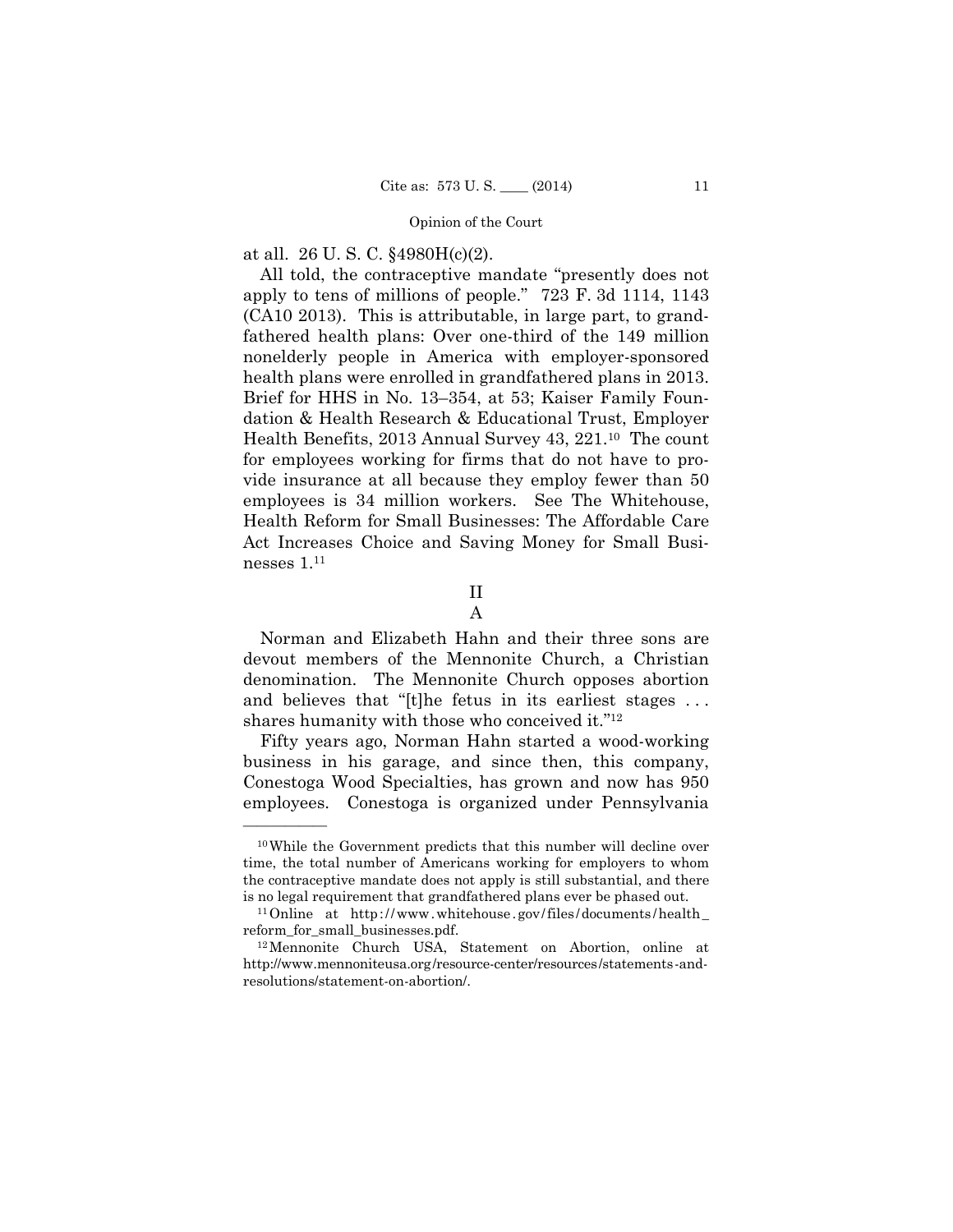at all. 26 U. S. C. §4980H(c)(2).

All told, the contraceptive mandate "presently does not apply to tens of millions of people." 723 F. 3d 1114, 1143 (CA10 2013). This is attributable, in large part, to grandfathered health plans: Over one-third of the 149 million nonelderly people in America with employer-sponsored health plans were enrolled in grandfathered plans in 2013. Brief for HHS in No. 13–354, at 53; Kaiser Family Foundation & Health Research & Educational Trust, Employer Health Benefits, 2013 Annual Survey 43, 221.[10] The count for employees working for firms that do not have to provide insurance at all because they employ fewer than 50 employees is 34 million workers. See The Whitehouse, Health Reform for Small Businesses: The Affordable Care Act Increases Choice and Saving Money for Small Businesses 1.[11]

## II

### A

Norman and Elizabeth Hahn and their three sons are devout members of the Mennonite Church, a Christian denomination. The Mennonite Church opposes abortion and believes that "[t]he fetus in its earliest stages . . . shares humanity with those who conceived it."[12]

Fifty years ago, Norman Hahn started a wood-working business in his garage, and since then, this company, Conestoga Wood Specialties, has grown and now has 950 employees. Conestoga is organized under Pennsylvania

---

[10] While the Government predicts that this number will decline over time, the total number of Americans working for employers to whom the contraceptive mandate does not apply is still substantial, and there is no legal requirement that grandfathered plans ever be phased out.

[11] Online at http://www.whitehouse.gov/files/documents/health_reform_for_small_businesses.pdf.

[12] Mennonite Church USA, Statement on Abortion, online at http://www.mennoniteusa.org/resource-center/resources/statements-and-resolutions/statement-on-abortion/.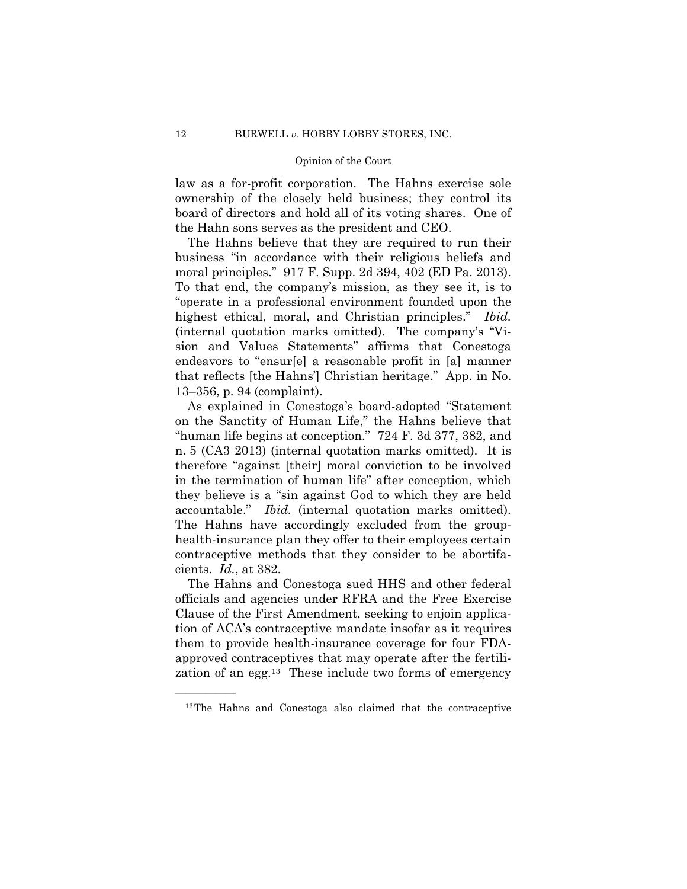law as a for-profit corporation. The Hahns exercise sole ownership of the closely held business; they control its board of directors and hold all of its voting shares. One of the Hahn sons serves as the president and CEO.

The Hahns believe that they are required to run their business "in accordance with their religious beliefs and moral principles." 917 F. Supp. 2d 394, 402 (ED Pa. 2013). To that end, the company's mission, as they see it, is to "operate in a professional environment founded upon the highest ethical, moral, and Christian principles." *Ibid.* (internal quotation marks omitted). The company's "Vision and Values Statements" affirms that Conestoga endeavors to "ensur[e] a reasonable profit in [a] manner that reflects [the Hahns'] Christian heritage." App. in No. 13–356, p. 94 (complaint).

As explained in Conestoga's board-adopted "Statement on the Sanctity of Human Life," the Hahns believe that "human life begins at conception." 724 F. 3d 377, 382, and n. 5 (CA3 2013) (internal quotation marks omitted). It is therefore "against [their] moral conviction to be involved in the termination of human life" after conception, which they believe is a "sin against God to which they are held accountable." *Ibid.* (internal quotation marks omitted). The Hahns have accordingly excluded from the group-health-insurance plan they offer to their employees certain contraceptive methods that they consider to be abortifacients. *Id.*, at 382.

The Hahns and Conestoga sued HHS and other federal officials and agencies under RFRA and the Free Exercise Clause of the First Amendment, seeking to enjoin application of ACA's contraceptive mandate insofar as it requires them to provide health-insurance coverage for four FDA-approved contraceptives that may operate after the fertilization of an egg.[13] These include two forms of emergency

---

[13] The Hahns and Conestoga also claimed that the contraceptive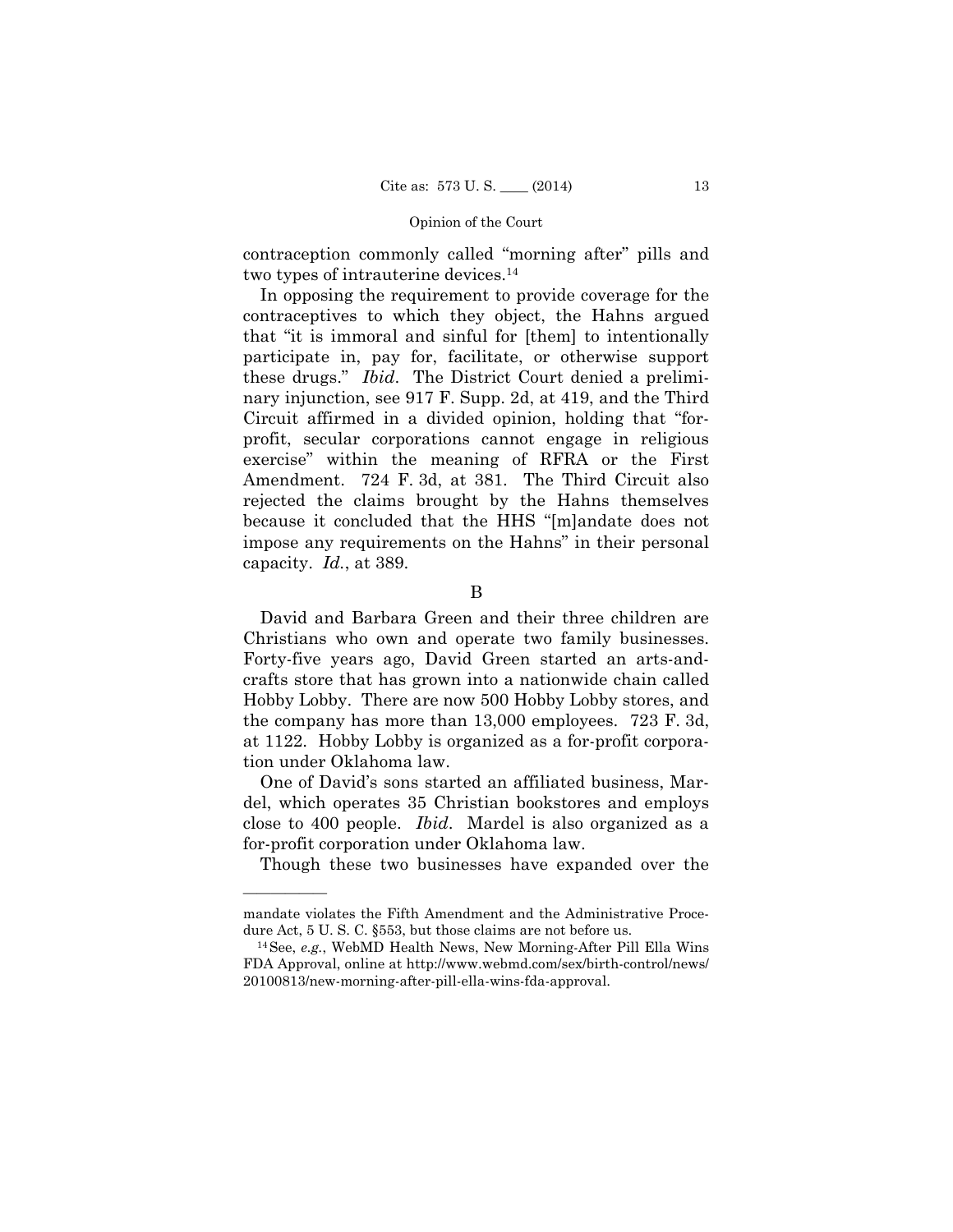contraception commonly called "morning after" pills and two types of intrauterine devices.[14]

In opposing the requirement to provide coverage for the contraceptives to which they object, the Hahns argued that "it is immoral and sinful for [them] to intentionally participate in, pay for, facilitate, or otherwise support these drugs." *Ibid*. The District Court denied a preliminary injunction, see 917 F. Supp. 2d, at 419, and the Third Circuit affirmed in a divided opinion, holding that "for-profit, secular corporations cannot engage in religious exercise" within the meaning of RFRA or the First Amendment. 724 F. 3d, at 381. The Third Circuit also rejected the claims brought by the Hahns themselves because it concluded that the HHS "[m]andate does not impose any requirements on the Hahns" in their personal capacity. *Id.*, at 389.

B

David and Barbara Green and their three children are Christians who own and operate two family businesses. Forty-five years ago, David Green started an arts-and-crafts store that has grown into a nationwide chain called Hobby Lobby. There are now 500 Hobby Lobby stores, and the company has more than 13,000 employees. 723 F. 3d, at 1122. Hobby Lobby is organized as a for-profit corporation under Oklahoma law.

One of David's sons started an affiliated business, Mardel, which operates 35 Christian bookstores and employs close to 400 people. *Ibid*. Mardel is also organized as a for-profit corporation under Oklahoma law.

Though these two businesses have expanded over the

---

mandate violates the Fifth Amendment and the Administrative Procedure Act, 5 U. S. C. §553, but those claims are not before us.

[14] See, *e.g.*, WebMD Health News, New Morning-After Pill Ella Wins FDA Approval, online at http://www.webmd.com/sex/birth-control/news/20100813/new-morning-after-pill-ella-wins-fda-approval.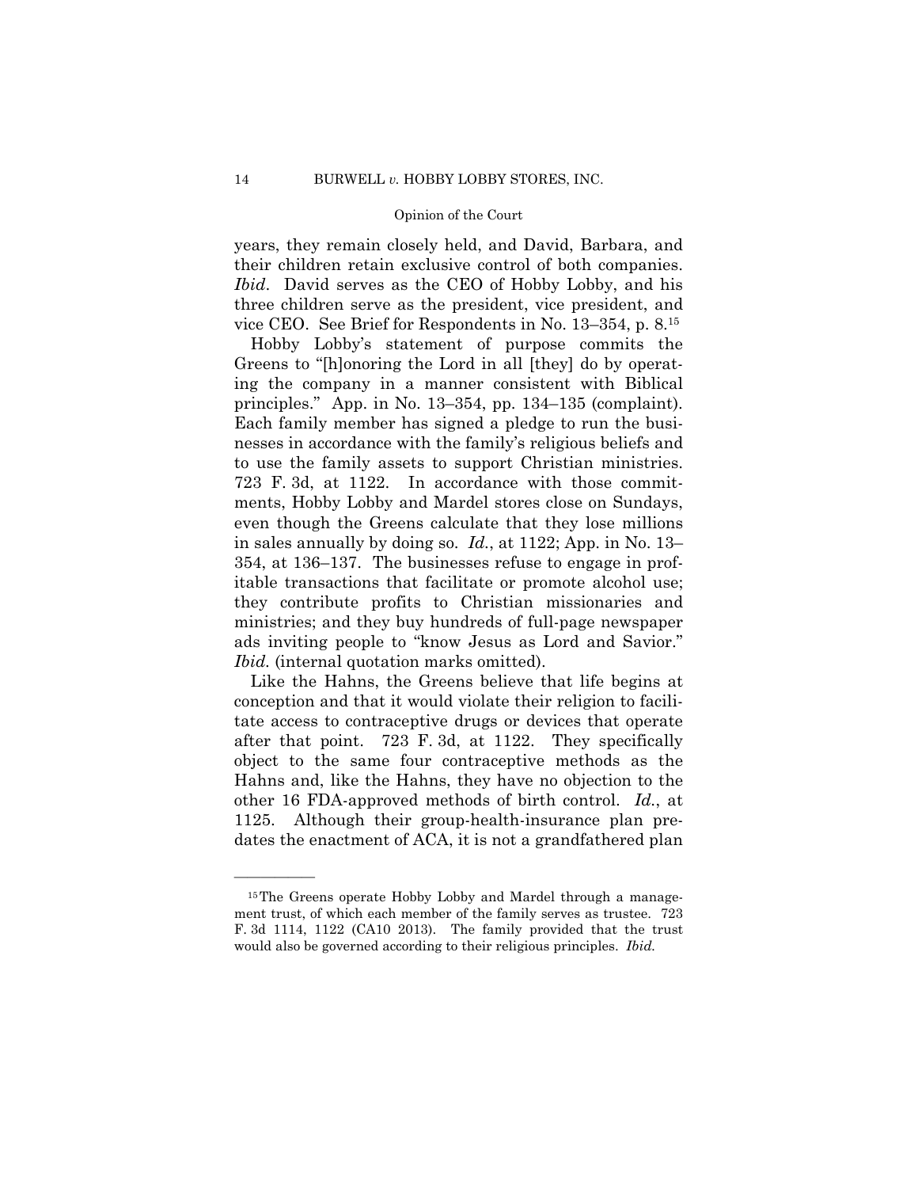years, they remain closely held, and David, Barbara, and their children retain exclusive control of both companies. *Ibid*. David serves as the CEO of Hobby Lobby, and his three children serve as the president, vice president, and vice CEO. See Brief for Respondents in No. 13–354, p. 8.[15]

Hobby Lobby's statement of purpose commits the Greens to "[h]onoring the Lord in all [they] do by operating the company in a manner consistent with Biblical principles." App. in No. 13–354, pp. 134–135 (complaint). Each family member has signed a pledge to run the businesses in accordance with the family's religious beliefs and to use the family assets to support Christian ministries. 723 F. 3d, at 1122. In accordance with those commitments, Hobby Lobby and Mardel stores close on Sundays, even though the Greens calculate that they lose millions in sales annually by doing so. *Id.*, at 1122; App. in No. 13–354, at 136–137. The businesses refuse to engage in profitable transactions that facilitate or promote alcohol use; they contribute profits to Christian missionaries and ministries; and they buy hundreds of full-page newspaper ads inviting people to "know Jesus as Lord and Savior." *Ibid.* (internal quotation marks omitted).

Like the Hahns, the Greens believe that life begins at conception and that it would violate their religion to facilitate access to contraceptive drugs or devices that operate after that point. 723 F. 3d, at 1122. They specifically object to the same four contraceptive methods as the Hahns and, like the Hahns, they have no objection to the other 16 FDA-approved methods of birth control. *Id.*, at 1125. Although their group-health-insurance plan predates the enactment of ACA, it is not a grandfathered plan

[15] The Greens operate Hobby Lobby and Mardel through a management trust, of which each member of the family serves as trustee. 723 F. 3d 1114, 1122 (CA10 2013). The family provided that the trust would also be governed according to their religious principles. *Ibid.*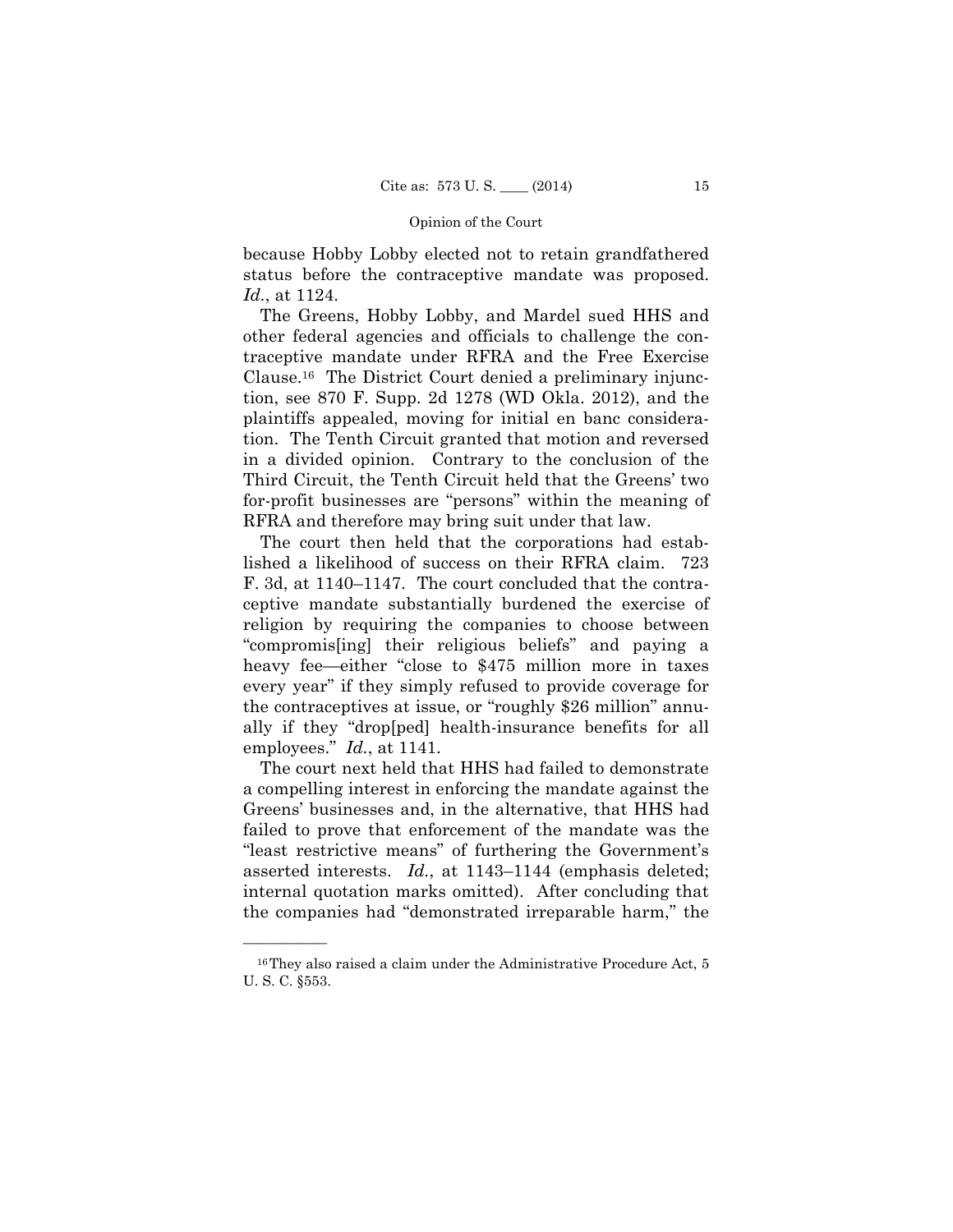because Hobby Lobby elected not to retain grandfathered status before the contraceptive mandate was proposed. *Id.*, at 1124.

The Greens, Hobby Lobby, and Mardel sued HHS and other federal agencies and officials to challenge the contraceptive mandate under RFRA and the Free Exercise Clause.[16] The District Court denied a preliminary injunction, see 870 F. Supp. 2d 1278 (WD Okla. 2012), and the plaintiffs appealed, moving for initial en banc consideration. The Tenth Circuit granted that motion and reversed in a divided opinion. Contrary to the conclusion of the Third Circuit, the Tenth Circuit held that the Greens' two for-profit businesses are "persons" within the meaning of RFRA and therefore may bring suit under that law.

The court then held that the corporations had established a likelihood of success on their RFRA claim. 723 F. 3d, at 1140–1147. The court concluded that the contraceptive mandate substantially burdened the exercise of religion by requiring the companies to choose between "compromis[ing] their religious beliefs" and paying a heavy fee—either "close to $475 million more in taxes every year" if they simply refused to provide coverage for the contraceptives at issue, or "roughly $26 million" annually if they "drop[ped] health-insurance benefits for all employees." *Id.*, at 1141.

The court next held that HHS had failed to demonstrate a compelling interest in enforcing the mandate against the Greens' businesses and, in the alternative, that HHS had failed to prove that enforcement of the mandate was the "least restrictive means" of furthering the Government's asserted interests. *Id.*, at 1143–1144 (emphasis deleted; internal quotation marks omitted). After concluding that the companies had "demonstrated irreparable harm," the

---

[16] They also raised a claim under the Administrative Procedure Act, 5 U. S. C. §553.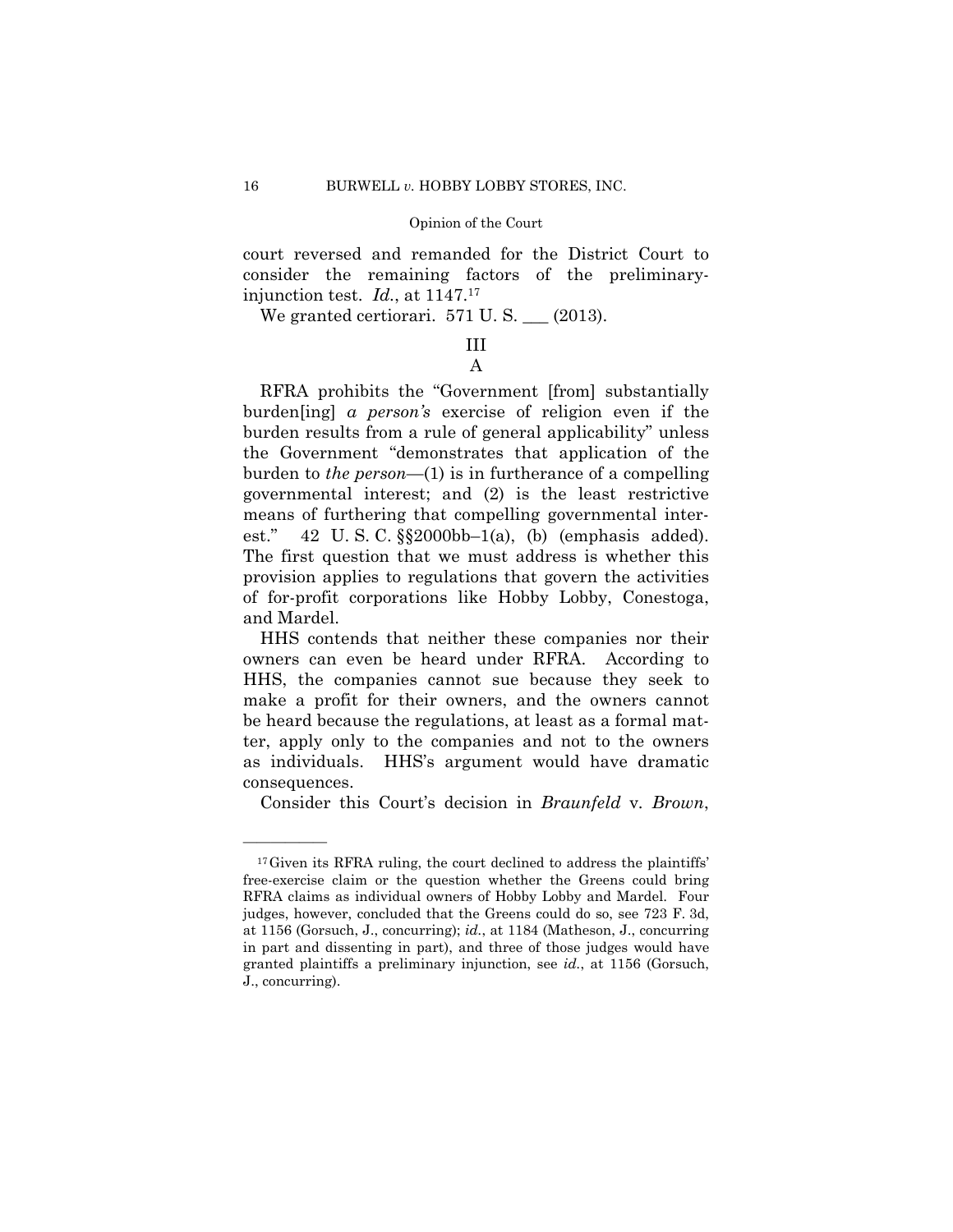court reversed and remanded for the District Court to consider the remaining factors of the preliminary-injunction test. *Id.*, at 1147.[17]

We granted certiorari. 571 U. S. ___ (2013).

## III

### A

RFRA prohibits the "Government [from] substantially burden[ing] *a person's* exercise of religion even if the burden results from a rule of general applicability" unless the Government "demonstrates that application of the burden to *the person*—(1) is in furtherance of a compelling governmental interest; and (2) is the least restrictive means of furthering that compelling governmental interest." 42 U. S. C. §§2000bb–1(a), (b) (emphasis added). The first question that we must address is whether this provision applies to regulations that govern the activities of for-profit corporations like Hobby Lobby, Conestoga, and Mardel.

HHS contends that neither these companies nor their owners can even be heard under RFRA. According to HHS, the companies cannot sue because they seek to make a profit for their owners, and the owners cannot be heard because the regulations, at least as a formal matter, apply only to the companies and not to the owners as individuals. HHS's argument would have dramatic consequences.

Consider this Court's decision in *Braunfeld* v. *Brown*,

---

[17] Given its RFRA ruling, the court declined to address the plaintiffs' free-exercise claim or the question whether the Greens could bring RFRA claims as individual owners of Hobby Lobby and Mardel. Four judges, however, concluded that the Greens could do so, see 723 F. 3d, at 1156 (Gorsuch, J., concurring); *id.*, at 1184 (Matheson, J., concurring in part and dissenting in part), and three of those judges would have granted plaintiffs a preliminary injunction, see *id.*, at 1156 (Gorsuch, J., concurring).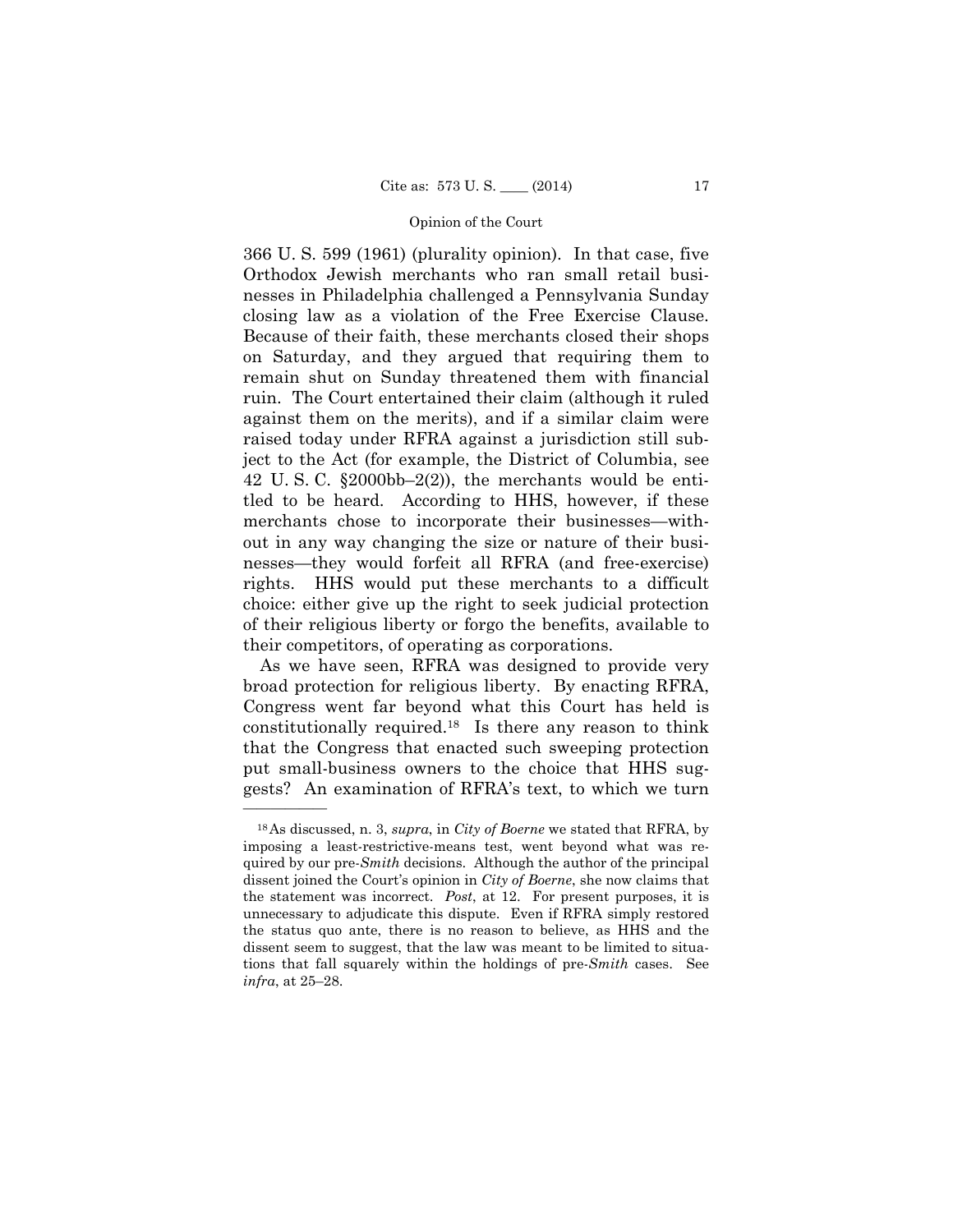366 U. S. 599 (1961) (plurality opinion). In that case, five Orthodox Jewish merchants who ran small retail businesses in Philadelphia challenged a Pennsylvania Sunday closing law as a violation of the Free Exercise Clause. Because of their faith, these merchants closed their shops on Saturday, and they argued that requiring them to remain shut on Sunday threatened them with financial ruin. The Court entertained their claim (although it ruled against them on the merits), and if a similar claim were raised today under RFRA against a jurisdiction still subject to the Act (for example, the District of Columbia, see 42 U. S. C. §2000bb–2(2)), the merchants would be entitled to be heard. According to HHS, however, if these merchants chose to incorporate their businesses—without in any way changing the size or nature of their businesses—they would forfeit all RFRA (and free-exercise) rights. HHS would put these merchants to a difficult choice: either give up the right to seek judicial protection of their religious liberty or forgo the benefits, available to their competitors, of operating as corporations.

As we have seen, RFRA was designed to provide very broad protection for religious liberty. By enacting RFRA, Congress went far beyond what this Court has held is constitutionally required.[18] Is there any reason to think that the Congress that enacted such sweeping protection put small-business owners to the choice that HHS suggests? An examination of RFRA's text, to which we turn

---

[18] As discussed, n. 3, *supra*, in *City of Boerne* we stated that RFRA, by imposing a least-restrictive-means test, went beyond what was required by our pre-*Smith* decisions. Although the author of the principal dissent joined the Court's opinion in *City of Boerne*, she now claims that the statement was incorrect. *Post*, at 12. For present purposes, it is unnecessary to adjudicate this dispute. Even if RFRA simply restored the status quo ante, there is no reason to believe, as HHS and the dissent seem to suggest, that the law was meant to be limited to situations that fall squarely within the holdings of pre-*Smith* cases. See *infra*, at 25–28.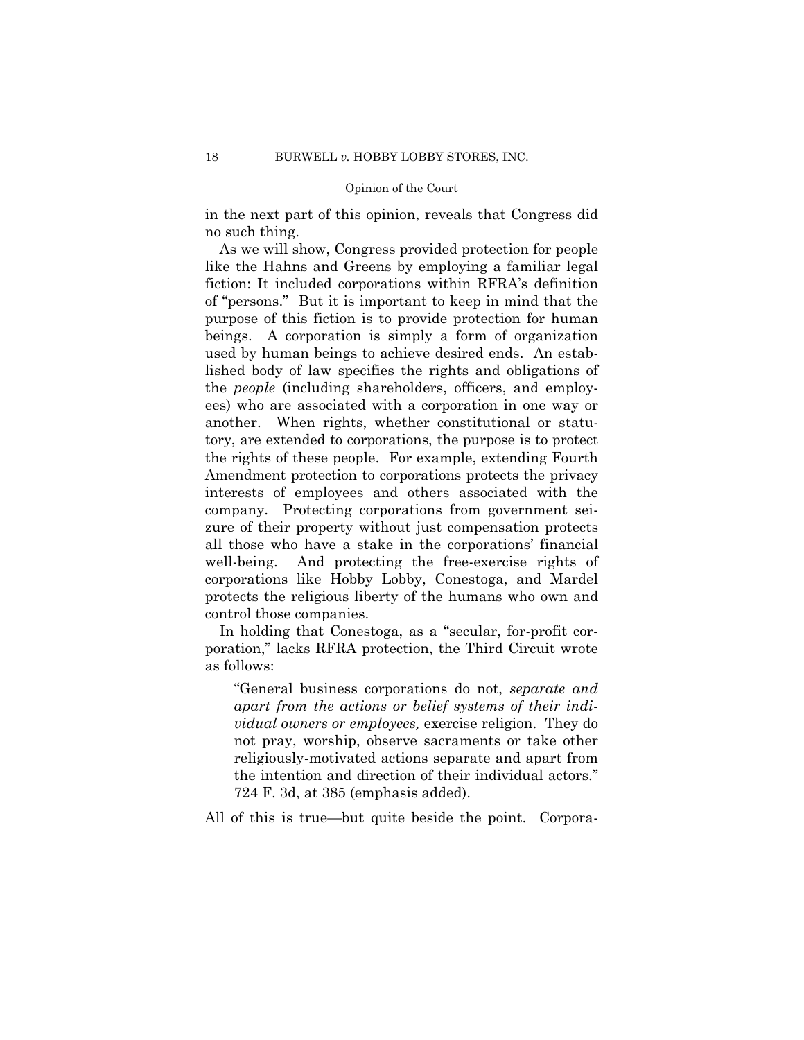in the next part of this opinion, reveals that Congress did no such thing.

As we will show, Congress provided protection for people like the Hahns and Greens by employing a familiar legal fiction: It included corporations within RFRA's definition of "persons." But it is important to keep in mind that the purpose of this fiction is to provide protection for human beings. A corporation is simply a form of organization used by human beings to achieve desired ends. An established body of law specifies the rights and obligations of the *people* (including shareholders, officers, and employees) who are associated with a corporation in one way or another. When rights, whether constitutional or statutory, are extended to corporations, the purpose is to protect the rights of these people. For example, extending Fourth Amendment protection to corporations protects the privacy interests of employees and others associated with the company. Protecting corporations from government seizure of their property without just compensation protects all those who have a stake in the corporations' financial well-being. And protecting the free-exercise rights of corporations like Hobby Lobby, Conestoga, and Mardel protects the religious liberty of the humans who own and control those companies.

In holding that Conestoga, as a "secular, for-profit corporation," lacks RFRA protection, the Third Circuit wrote as follows:

> "General business corporations do not, *separate and apart from the actions or belief systems of their individual owners or employees,* exercise religion. They do not pray, worship, observe sacraments or take other religiously-motivated actions separate and apart from the intention and direction of their individual actors." 724 F. 3d, at 385 (emphasis added).

All of this is true—but quite beside the point. Corpora-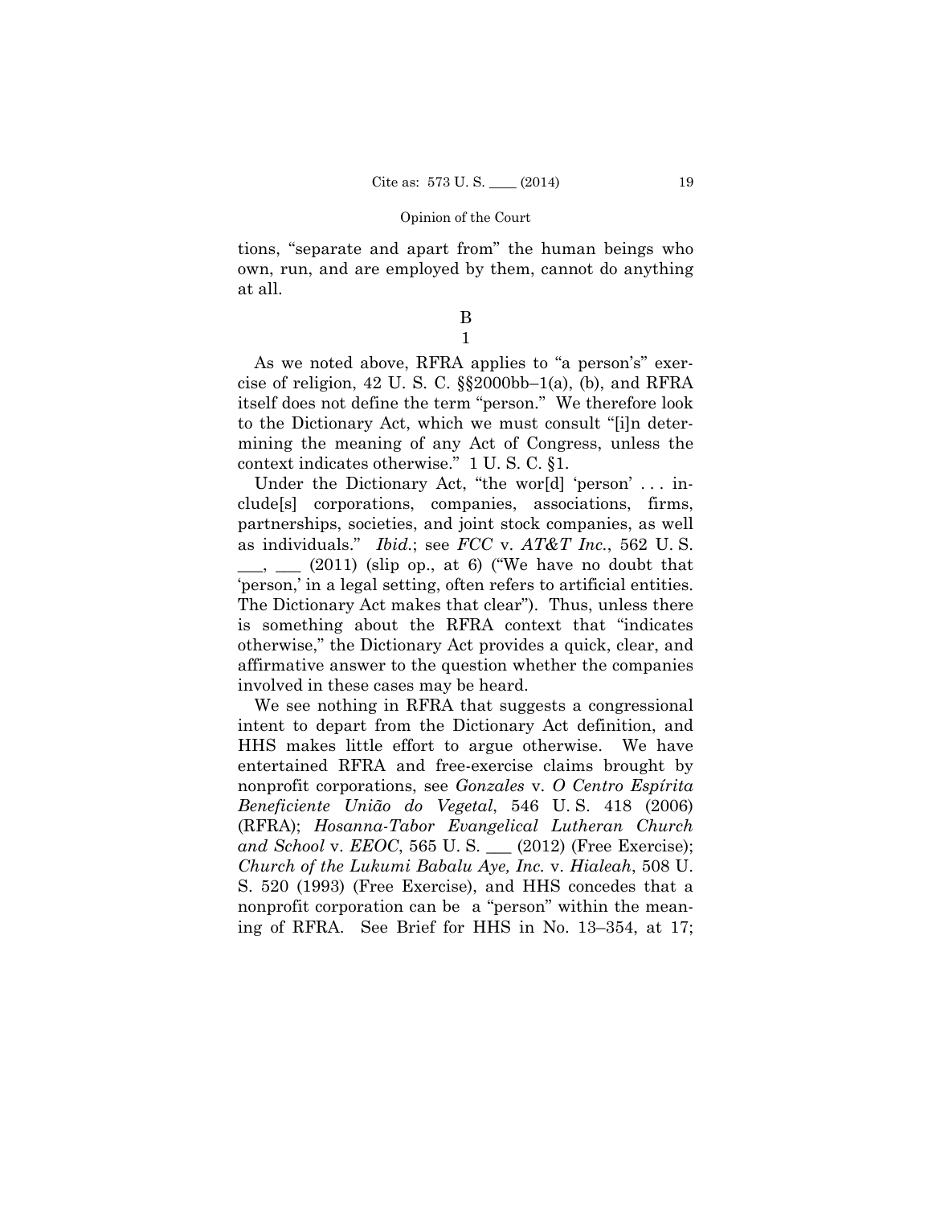tions, "separate and apart from" the human beings who own, run, and are employed by them, cannot do anything at all.

## B

### 1

As we noted above, RFRA applies to "a person's" exercise of religion, 42 U. S. C. §§2000bb–1(a), (b), and RFRA itself does not define the term "person." We therefore look to the Dictionary Act, which we must consult "[i]n determining the meaning of any Act of Congress, unless the context indicates otherwise." 1 U. S. C. §1.

Under the Dictionary Act, "the wor[d] 'person' . . . include[s] corporations, companies, associations, firms, partnerships, societies, and joint stock companies, as well as individuals." *Ibid.*; see *FCC* v. *AT&T Inc.*, 562 U. S. ___, ___ (2011) (slip op., at 6) ("We have no doubt that 'person,' in a legal setting, often refers to artificial entities. The Dictionary Act makes that clear"). Thus, unless there is something about the RFRA context that "indicates otherwise," the Dictionary Act provides a quick, clear, and affirmative answer to the question whether the companies involved in these cases may be heard.

We see nothing in RFRA that suggests a congressional intent to depart from the Dictionary Act definition, and HHS makes little effort to argue otherwise. We have entertained RFRA and free-exercise claims brought by nonprofit corporations, see *Gonzales* v. *O Centro Espírita Beneficiente União do Vegetal*, 546 U. S. 418 (2006) (RFRA); *Hosanna-Tabor Evangelical Lutheran Church and School* v. *EEOC*, 565 U. S. ___ (2012) (Free Exercise); *Church of the Lukumi Babalu Aye, Inc.* v. *Hialeah*, 508 U. S. 520 (1993) (Free Exercise), and HHS concedes that a nonprofit corporation can be a "person" within the meaning of RFRA. See Brief for HHS in No. 13–354, at 17;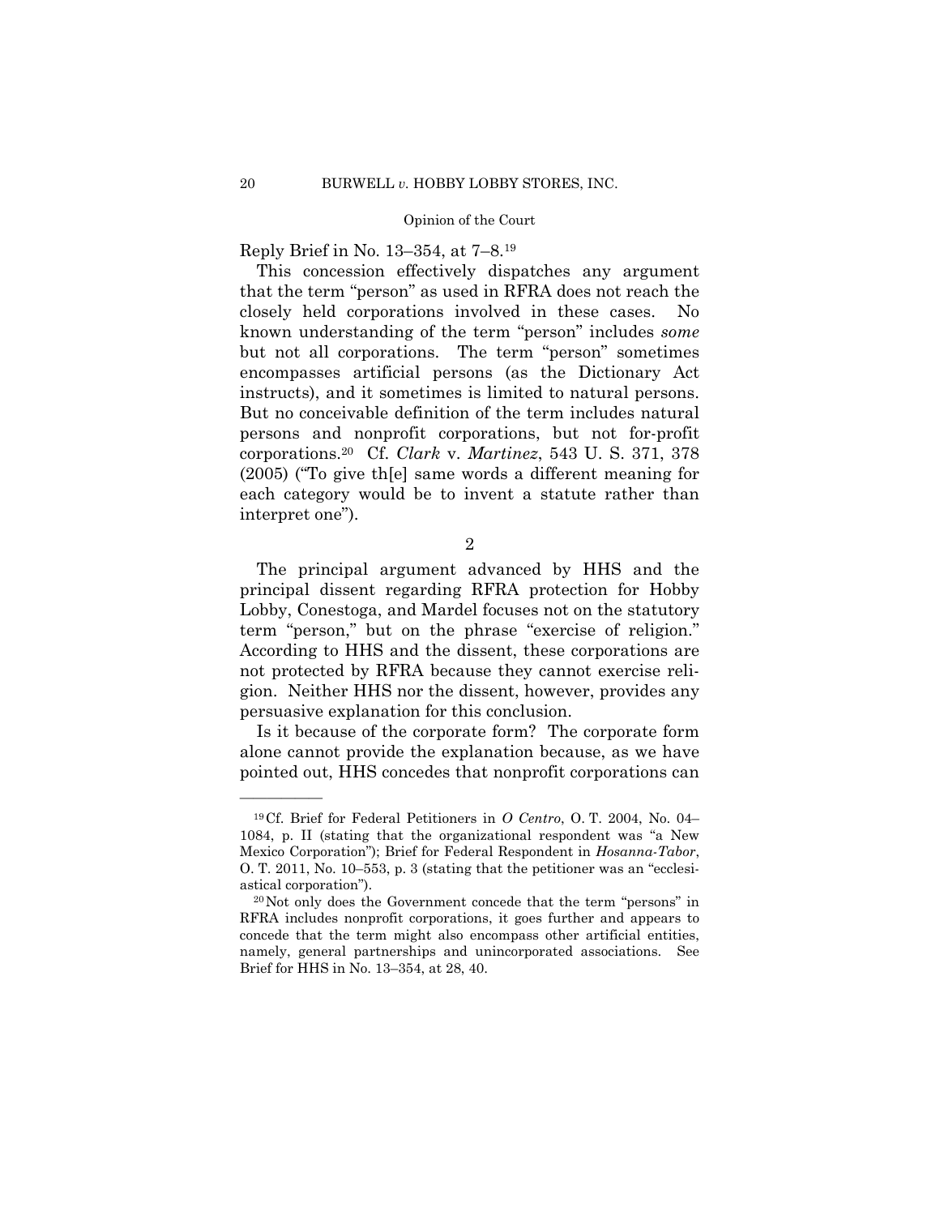Reply Brief in No. 13–354, at 7–8.[19]

This concession effectively dispatches any argument that the term "person" as used in RFRA does not reach the closely held corporations involved in these cases. No known understanding of the term "person" includes *some* but not all corporations. The term "person" sometimes encompasses artificial persons (as the Dictionary Act instructs), and it sometimes is limited to natural persons. But no conceivable definition of the term includes natural persons and nonprofit corporations, but not for-profit corporations.[20] Cf. *Clark* v. *Martinez*, 543 U. S. 371, 378 (2005) ("To give th[e] same words a different meaning for each category would be to invent a statute rather than interpret one").

2

The principal argument advanced by HHS and the principal dissent regarding RFRA protection for Hobby Lobby, Conestoga, and Mardel focuses not on the statutory term "person," but on the phrase "exercise of religion." According to HHS and the dissent, these corporations are not protected by RFRA because they cannot exercise religion. Neither HHS nor the dissent, however, provides any persuasive explanation for this conclusion.

Is it because of the corporate form? The corporate form alone cannot provide the explanation because, as we have pointed out, HHS concedes that nonprofit corporations can

---

[19] Cf. Brief for Federal Petitioners in *O Centro*, O. T. 2004, No. 04–1084, p. II (stating that the organizational respondent was "a New Mexico Corporation"); Brief for Federal Respondent in *Hosanna-Tabor*, O. T. 2011, No. 10–553, p. 3 (stating that the petitioner was an "ecclesiastical corporation").

[20] Not only does the Government concede that the term "persons" in RFRA includes nonprofit corporations, it goes further and appears to concede that the term might also encompass other artificial entities, namely, general partnerships and unincorporated associations. See Brief for HHS in No. 13–354, at 28, 40.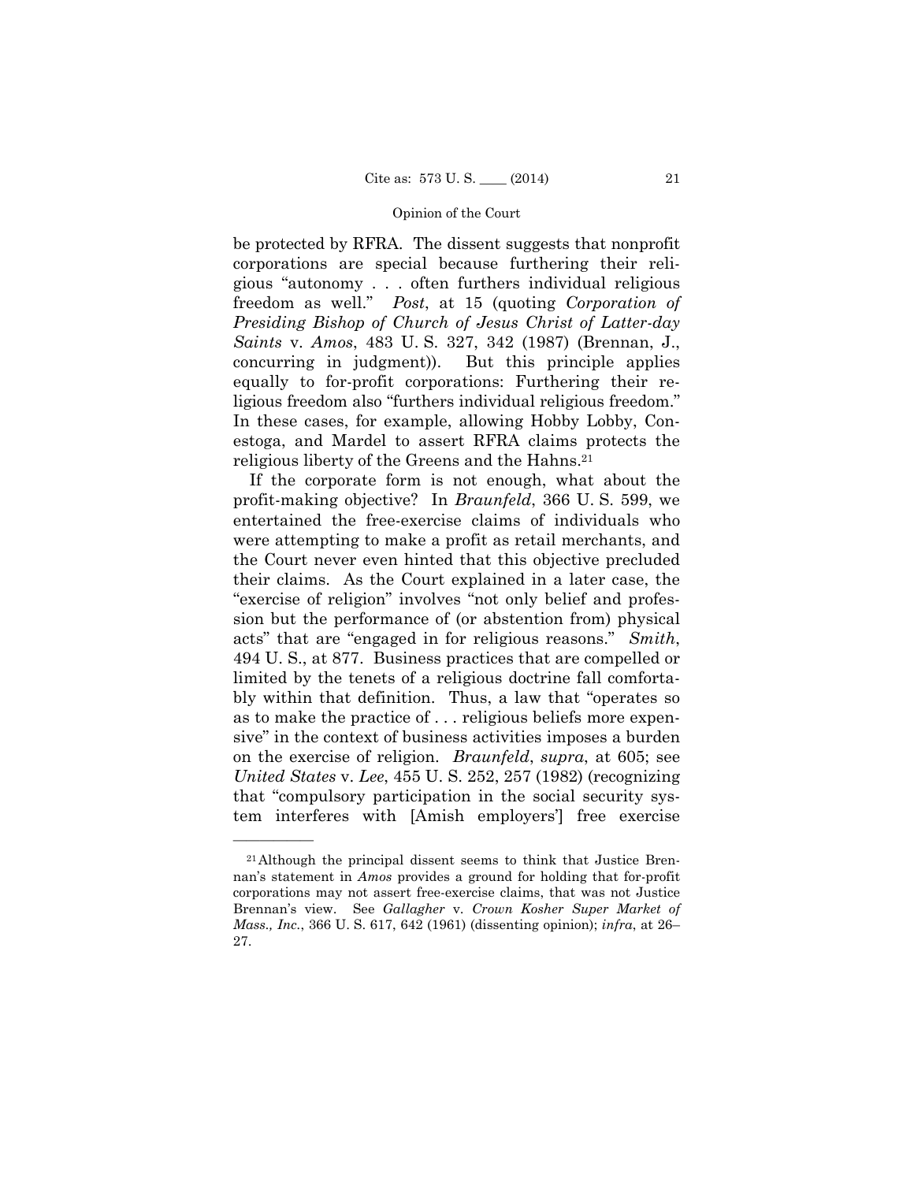be protected by RFRA. The dissent suggests that nonprofit corporations are special because furthering their religious "autonomy . . . often furthers individual religious freedom as well." *Post*, at 15 (quoting *Corporation of Presiding Bishop of Church of Jesus Christ of Latter-day Saints* v. *Amos*, 483 U. S. 327, 342 (1987) (Brennan, J., concurring in judgment)). But this principle applies equally to for-profit corporations: Furthering their religious freedom also "furthers individual religious freedom." In these cases, for example, allowing Hobby Lobby, Conestoga, and Mardel to assert RFRA claims protects the religious liberty of the Greens and the Hahns.[21]

If the corporate form is not enough, what about the profit-making objective? In *Braunfeld*, 366 U. S. 599, we entertained the free-exercise claims of individuals who were attempting to make a profit as retail merchants, and the Court never even hinted that this objective precluded their claims. As the Court explained in a later case, the "exercise of religion" involves "not only belief and profession but the performance of (or abstention from) physical acts" that are "engaged in for religious reasons." *Smith*, 494 U. S., at 877. Business practices that are compelled or limited by the tenets of a religious doctrine fall comfortably within that definition. Thus, a law that "operates so as to make the practice of . . . religious beliefs more expensive" in the context of business activities imposes a burden on the exercise of religion. *Braunfeld*, *supra*, at 605; see *United States* v. *Lee*, 455 U. S. 252, 257 (1982) (recognizing that "compulsory participation in the social security system interferes with [Amish employers'] free exercise

---

[21] Although the principal dissent seems to think that Justice Brennan's statement in *Amos* provides a ground for holding that for-profit corporations may not assert free-exercise claims, that was not Justice Brennan's view. See *Gallagher* v. *Crown Kosher Super Market of Mass., Inc.*, 366 U. S. 617, 642 (1961) (dissenting opinion); *infra*, at 26–27.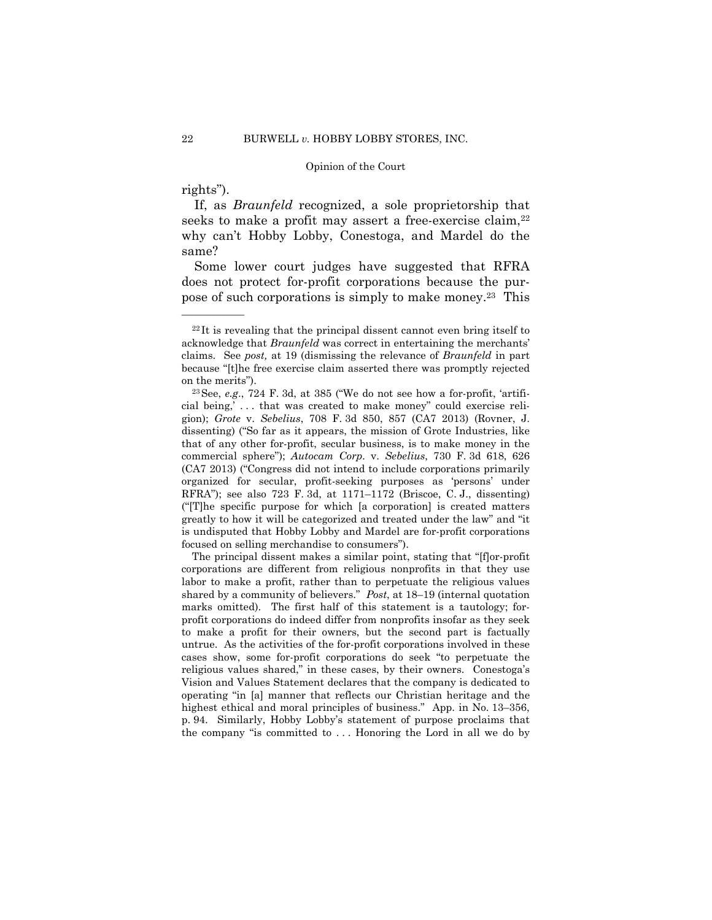rights").

If, as *Braunfeld* recognized, a sole proprietorship that seeks to make a profit may assert a free-exercise claim,[22] why can't Hobby Lobby, Conestoga, and Mardel do the same?

Some lower court judges have suggested that RFRA does not protect for-profit corporations because the purpose of such corporations is simply to make money.[23] This

---

[22] It is revealing that the principal dissent cannot even bring itself to acknowledge that *Braunfeld* was correct in entertaining the merchants' claims. See *post,* at 19 (dismissing the relevance of *Braunfeld* in part because "[t]he free exercise claim asserted there was promptly rejected on the merits").

[23] See, *e.g.*, 724 F. 3d, at 385 ("We do not see how a for-profit, 'artificial being,' . . . that was created to make money" could exercise religion); *Grote* v. *Sebelius*, 708 F. 3d 850, 857 (CA7 2013) (Rovner, J. dissenting) ("So far as it appears, the mission of Grote Industries, like that of any other for-profit, secular business, is to make money in the commercial sphere"); *Autocam Corp.* v. *Sebelius*, 730 F. 3d 618, 626 (CA7 2013) ("Congress did not intend to include corporations primarily organized for secular, profit-seeking purposes as 'persons' under RFRA"); see also 723 F. 3d, at 1171–1172 (Briscoe, C. J., dissenting) ("[T]he specific purpose for which [a corporation] is created matters greatly to how it will be categorized and treated under the law" and "it is undisputed that Hobby Lobby and Mardel are for-profit corporations focused on selling merchandise to consumers").

The principal dissent makes a similar point, stating that "[f]or-profit corporations are different from religious nonprofits in that they use labor to make a profit, rather than to perpetuate the religious values shared by a community of believers." *Post*, at 18–19 (internal quotation marks omitted). The first half of this statement is a tautology; for-profit corporations do indeed differ from nonprofits insofar as they seek to make a profit for their owners, but the second part is factually untrue. As the activities of the for-profit corporations involved in these cases show, some for-profit corporations do seek "to perpetuate the religious values shared," in these cases, by their owners. Conestoga's Vision and Values Statement declares that the company is dedicated to operating "in [a] manner that reflects our Christian heritage and the highest ethical and moral principles of business." App. in No. 13–356, p. 94. Similarly, Hobby Lobby's statement of purpose proclaims that the company "is committed to . . . Honoring the Lord in all we do by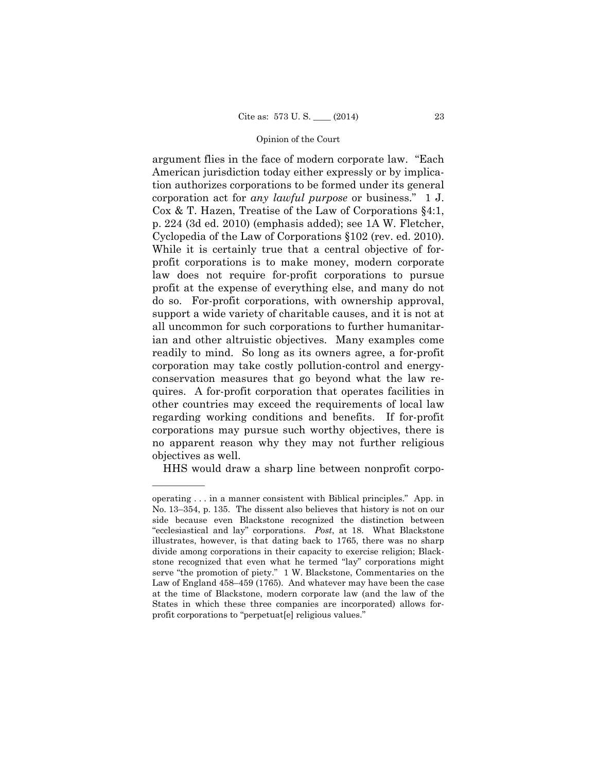argument flies in the face of modern corporate law. "Each American jurisdiction today either expressly or by implication authorizes corporations to be formed under its general corporation act for *any lawful purpose* or business." 1 J. Cox & T. Hazen, Treatise of the Law of Corporations §4:1, p. 224 (3d ed. 2010) (emphasis added); see 1A W. Fletcher, Cyclopedia of the Law of Corporations §102 (rev. ed. 2010). While it is certainly true that a central objective of for-profit corporations is to make money, modern corporate law does not require for-profit corporations to pursue profit at the expense of everything else, and many do not do so. For-profit corporations, with ownership approval, support a wide variety of charitable causes, and it is not at all uncommon for such corporations to further humanitarian and other altruistic objectives. Many examples come readily to mind. So long as its owners agree, a for-profit corporation may take costly pollution-control and energy-conservation measures that go beyond what the law requires. A for-profit corporation that operates facilities in other countries may exceed the requirements of local law regarding working conditions and benefits. If for-profit corporations may pursue such worthy objectives, there is no apparent reason why they may not further religious objectives as well.

HHS would draw a sharp line between nonprofit corpo-

---

operating . . . in a manner consistent with Biblical principles." App. in No. 13–354, p. 135. The dissent also believes that history is not on our side because even Blackstone recognized the distinction between "ecclesiastical and lay" corporations. *Post*, at 18. What Blackstone illustrates, however, is that dating back to 1765, there was no sharp divide among corporations in their capacity to exercise religion; Blackstone recognized that even what he termed "lay" corporations might serve "the promotion of piety." 1 W. Blackstone, Commentaries on the Law of England 458–459 (1765). And whatever may have been the case at the time of Blackstone, modern corporate law (and the law of the States in which these three companies are incorporated) allows for-profit corporations to "perpetuat[e] religious values."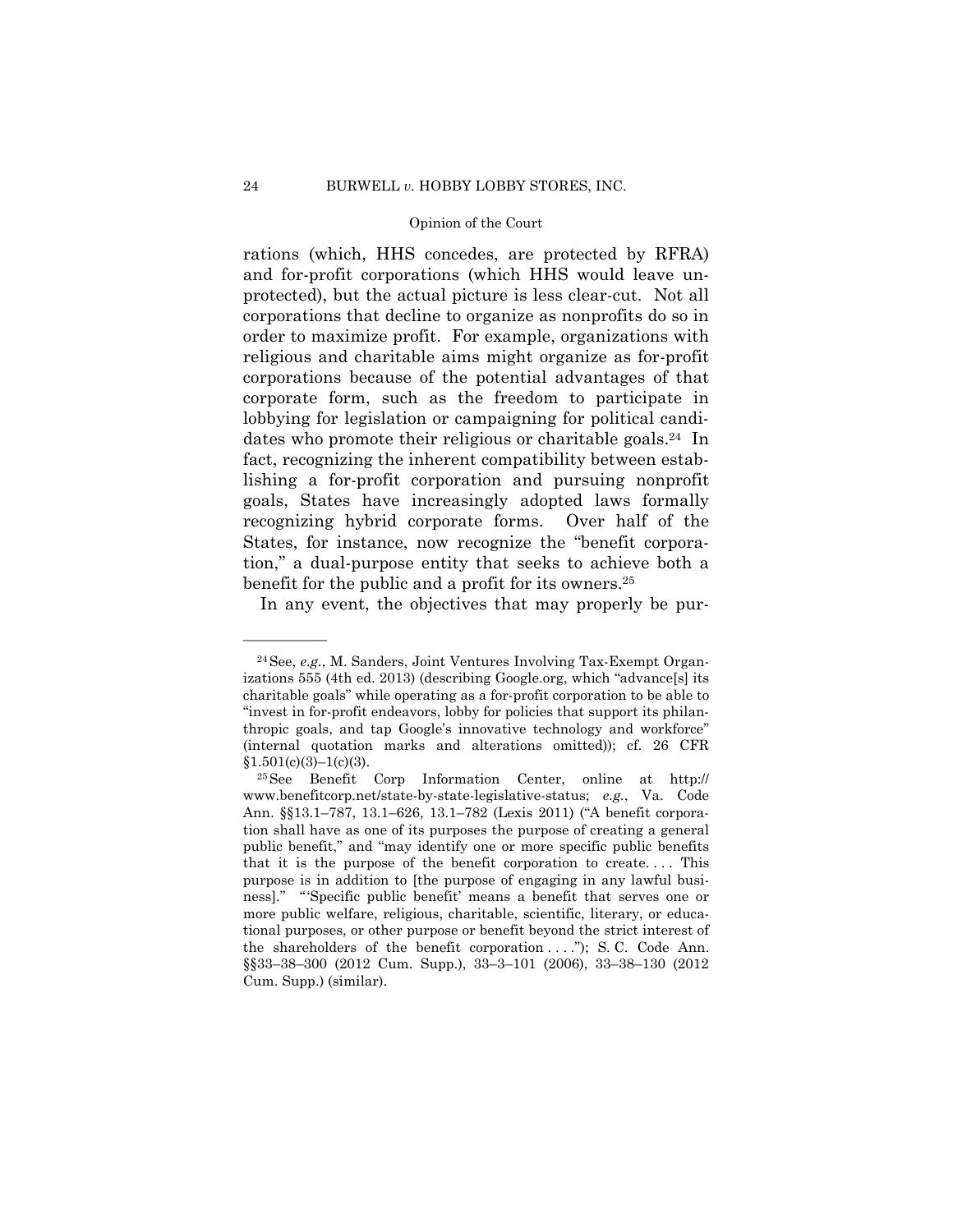rations (which, HHS concedes, are protected by RFRA) and for-profit corporations (which HHS would leave unprotected), but the actual picture is less clear-cut. Not all corporations that decline to organize as nonprofits do so in order to maximize profit. For example, organizations with religious and charitable aims might organize as for-profit corporations because of the potential advantages of that corporate form, such as the freedom to participate in lobbying for legislation or campaigning for political candidates who promote their religious or charitable goals.[24] In fact, recognizing the inherent compatibility between establishing a for-profit corporation and pursuing nonprofit goals, States have increasingly adopted laws formally recognizing hybrid corporate forms. Over half of the States, for instance, now recognize the "benefit corporation," a dual-purpose entity that seeks to achieve both a benefit for the public and a profit for its owners.[25]

In any event, the objectives that may properly be pur-

---

[24] See, *e.g.*, M. Sanders, Joint Ventures Involving Tax-Exempt Organizations 555 (4th ed. 2013) (describing Google.org, which "advance[s] its charitable goals" while operating as a for-profit corporation to be able to "invest in for-profit endeavors, lobby for policies that support its philanthropic goals, and tap Google's innovative technology and workforce" (internal quotation marks and alterations omitted)); cf. 26 CFR §1.501(c)(3)–1(c)(3).

[25] See Benefit Corp Information Center, online at http://www.benefitcorp.net/state-by-state-legislative-status; *e.g.*, Va. Code Ann. §§13.1–787, 13.1–626, 13.1–782 (Lexis 2011) ("A benefit corporation shall have as one of its purposes the purpose of creating a general public benefit," and "may identify one or more specific public benefits that it is the purpose of the benefit corporation to create. . . . This purpose is in addition to [the purpose of engaging in any lawful business]." "'Specific public benefit' means a benefit that serves one or more public welfare, religious, charitable, scientific, literary, or educational purposes, or other purpose or benefit beyond the strict interest of the shareholders of the benefit corporation . . . ."); S. C. Code Ann. §§33–38–300 (2012 Cum. Supp.), 33–3–101 (2006), 33–38–130 (2012 Cum. Supp.) (similar).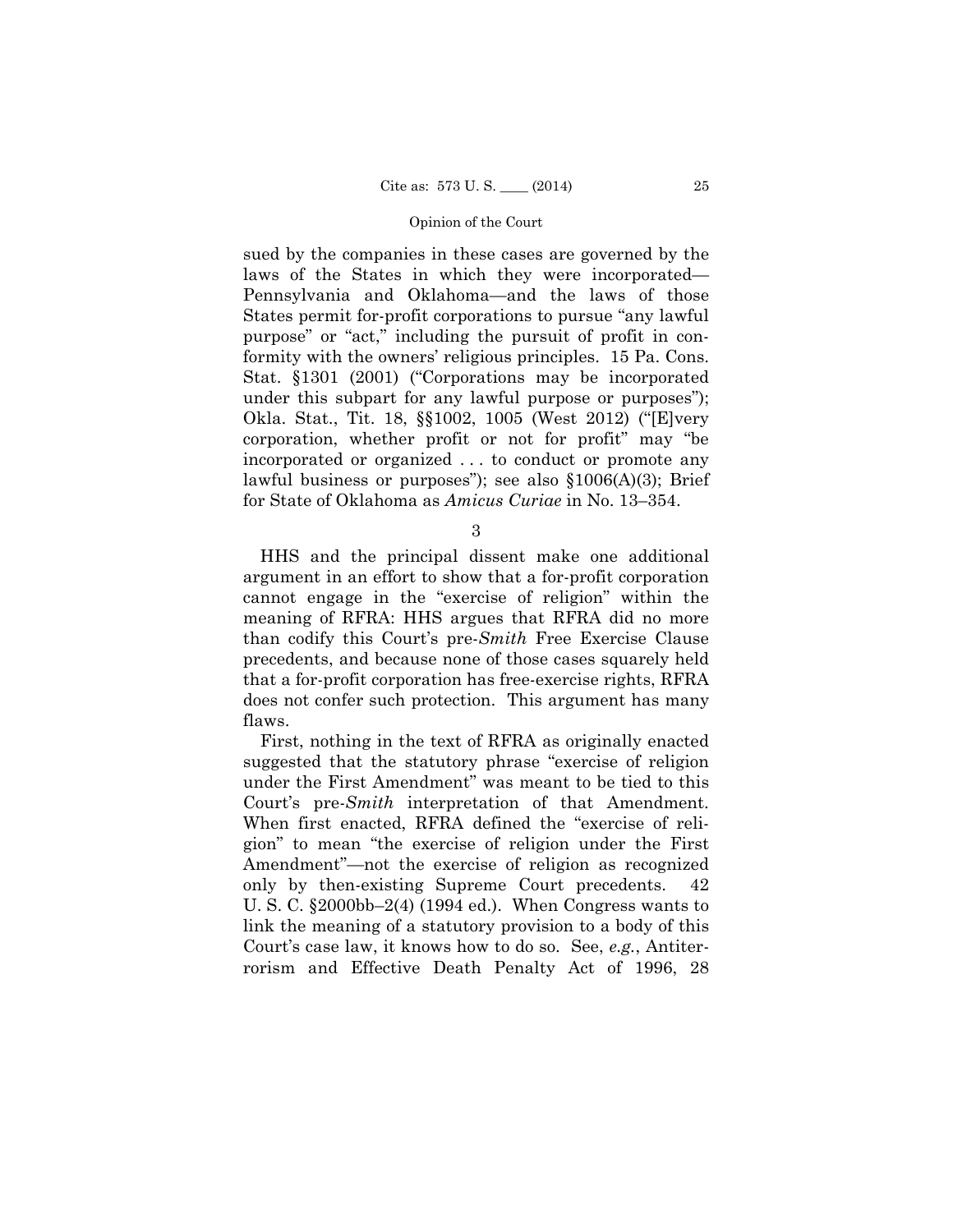sued by the companies in these cases are governed by the laws of the States in which they were incorporated—Pennsylvania and Oklahoma—and the laws of those States permit for-profit corporations to pursue "any lawful purpose" or "act," including the pursuit of profit in conformity with the owners' religious principles. 15 Pa. Cons. Stat. §1301 (2001) ("Corporations may be incorporated under this subpart for any lawful purpose or purposes"); Okla. Stat., Tit. 18, §§1002, 1005 (West 2012) ("[E]very corporation, whether profit or not for profit" may "be incorporated or organized . . . to conduct or promote any lawful business or purposes"); see also §1006(A)(3); Brief for State of Oklahoma as *Amicus Curiae* in No. 13–354.

3

HHS and the principal dissent make one additional argument in an effort to show that a for-profit corporation cannot engage in the "exercise of religion" within the meaning of RFRA: HHS argues that RFRA did no more than codify this Court's pre-*Smith* Free Exercise Clause precedents, and because none of those cases squarely held that a for-profit corporation has free-exercise rights, RFRA does not confer such protection. This argument has many flaws.

First, nothing in the text of RFRA as originally enacted suggested that the statutory phrase "exercise of religion under the First Amendment" was meant to be tied to this Court's pre-*Smith* interpretation of that Amendment. When first enacted, RFRA defined the "exercise of religion" to mean "the exercise of religion under the First Amendment"—not the exercise of religion as recognized only by then-existing Supreme Court precedents. 42 U. S. C. §2000bb–2(4) (1994 ed.). When Congress wants to link the meaning of a statutory provision to a body of this Court's case law, it knows how to do so. See, *e.g.*, Antiterrorism and Effective Death Penalty Act of 1996, 28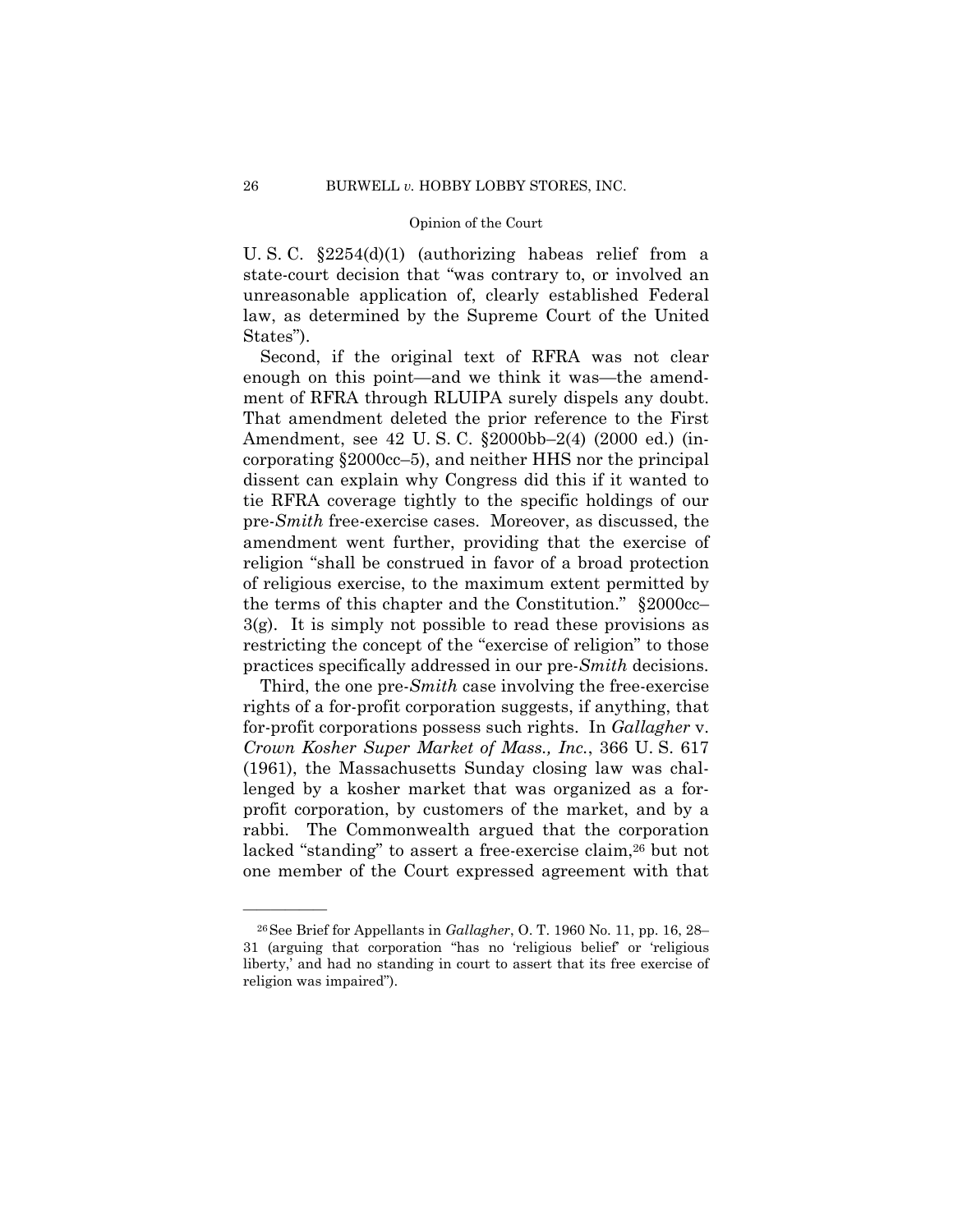U. S. C. §2254(d)(1) (authorizing habeas relief from a state-court decision that "was contrary to, or involved an unreasonable application of, clearly established Federal law, as determined by the Supreme Court of the United States").

Second, if the original text of RFRA was not clear enough on this point—and we think it was—the amendment of RFRA through RLUIPA surely dispels any doubt. That amendment deleted the prior reference to the First Amendment, see 42 U. S. C. §2000bb–2(4) (2000 ed.) (incorporating §2000cc–5), and neither HHS nor the principal dissent can explain why Congress did this if it wanted to tie RFRA coverage tightly to the specific holdings of our pre-*Smith* free-exercise cases. Moreover, as discussed, the amendment went further, providing that the exercise of religion "shall be construed in favor of a broad protection of religious exercise, to the maximum extent permitted by the terms of this chapter and the Constitution." §2000cc–3(g). It is simply not possible to read these provisions as restricting the concept of the "exercise of religion" to those practices specifically addressed in our pre-*Smith* decisions.

Third, the one pre-*Smith* case involving the free-exercise rights of a for-profit corporation suggests, if anything, that for-profit corporations possess such rights. In *Gallagher* v. *Crown Kosher Super Market of Mass., Inc.*, 366 U. S. 617 (1961), the Massachusetts Sunday closing law was challenged by a kosher market that was organized as a for-profit corporation, by customers of the market, and by a rabbi. The Commonwealth argued that the corporation lacked "standing" to assert a free-exercise claim,[26] but not one member of the Court expressed agreement with that

---

[26] See Brief for Appellants in *Gallagher*, O. T. 1960 No. 11, pp. 16, 28–31 (arguing that corporation "has no 'religious belief' or 'religious liberty,' and had no standing in court to assert that its free exercise of religion was impaired").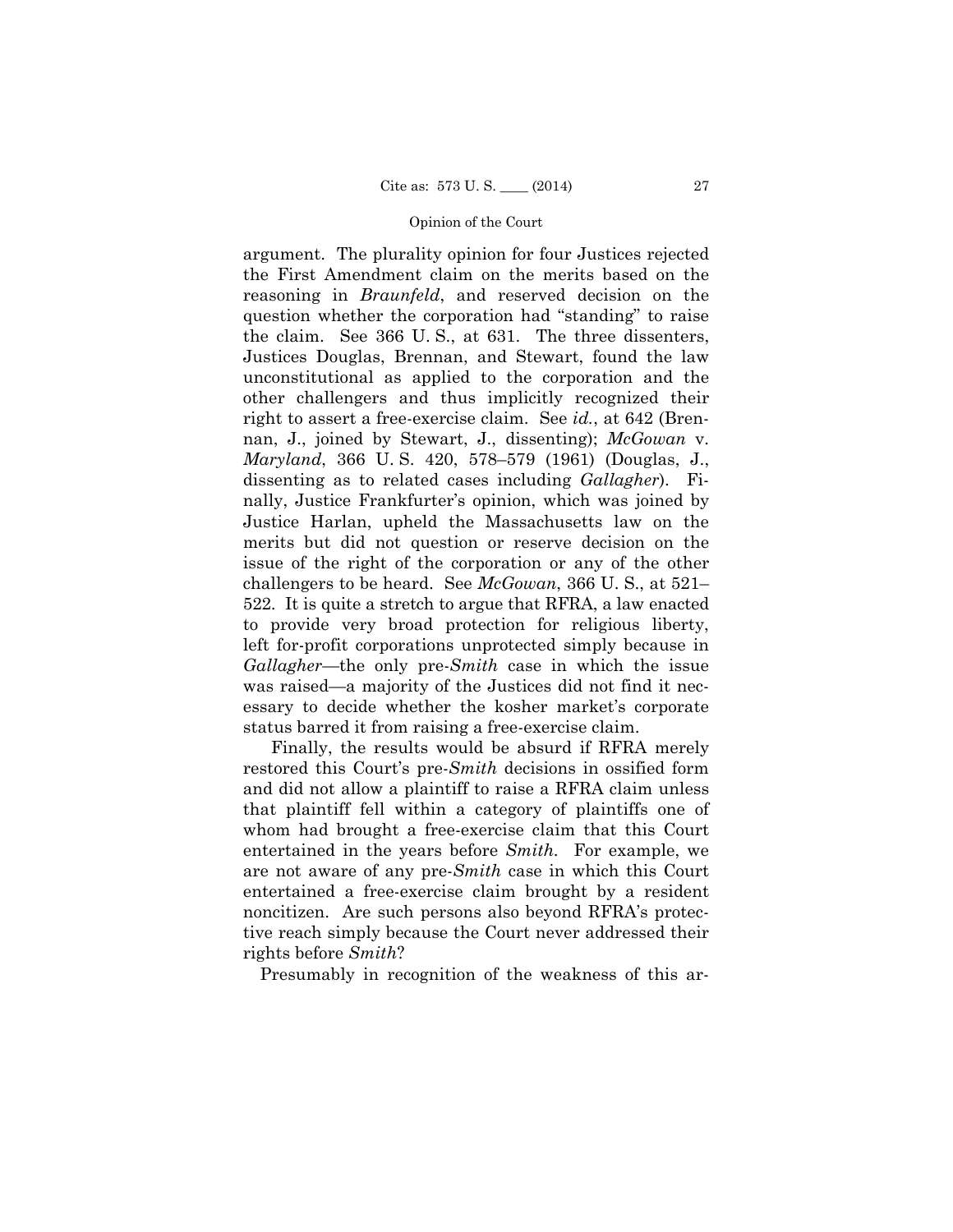argument. The plurality opinion for four Justices rejected the First Amendment claim on the merits based on the reasoning in *Braunfeld*, and reserved decision on the question whether the corporation had "standing" to raise the claim. See 366 U. S., at 631. The three dissenters, Justices Douglas, Brennan, and Stewart, found the law unconstitutional as applied to the corporation and the other challengers and thus implicitly recognized their right to assert a free-exercise claim. See *id.*, at 642 (Brennan, J., joined by Stewart, J., dissenting); *McGowan* v. *Maryland*, 366 U. S. 420, 578–579 (1961) (Douglas, J., dissenting as to related cases including *Gallagher*). Finally, Justice Frankfurter's opinion, which was joined by Justice Harlan, upheld the Massachusetts law on the merits but did not question or reserve decision on the issue of the right of the corporation or any of the other challengers to be heard. See *McGowan*, 366 U. S., at 521–522. It is quite a stretch to argue that RFRA, a law enacted to provide very broad protection for religious liberty, left for-profit corporations unprotected simply because in *Gallagher*—the only pre-*Smith* case in which the issue was raised—a majority of the Justices did not find it necessary to decide whether the kosher market's corporate status barred it from raising a free-exercise claim.

Finally, the results would be absurd if RFRA merely restored this Court's pre-*Smith* decisions in ossified form and did not allow a plaintiff to raise a RFRA claim unless that plaintiff fell within a category of plaintiffs one of whom had brought a free-exercise claim that this Court entertained in the years before *Smith*. For example, we are not aware of any pre-*Smith* case in which this Court entertained a free-exercise claim brought by a resident noncitizen. Are such persons also beyond RFRA's protective reach simply because the Court never addressed their rights before *Smith*?

Presumably in recognition of the weakness of this ar-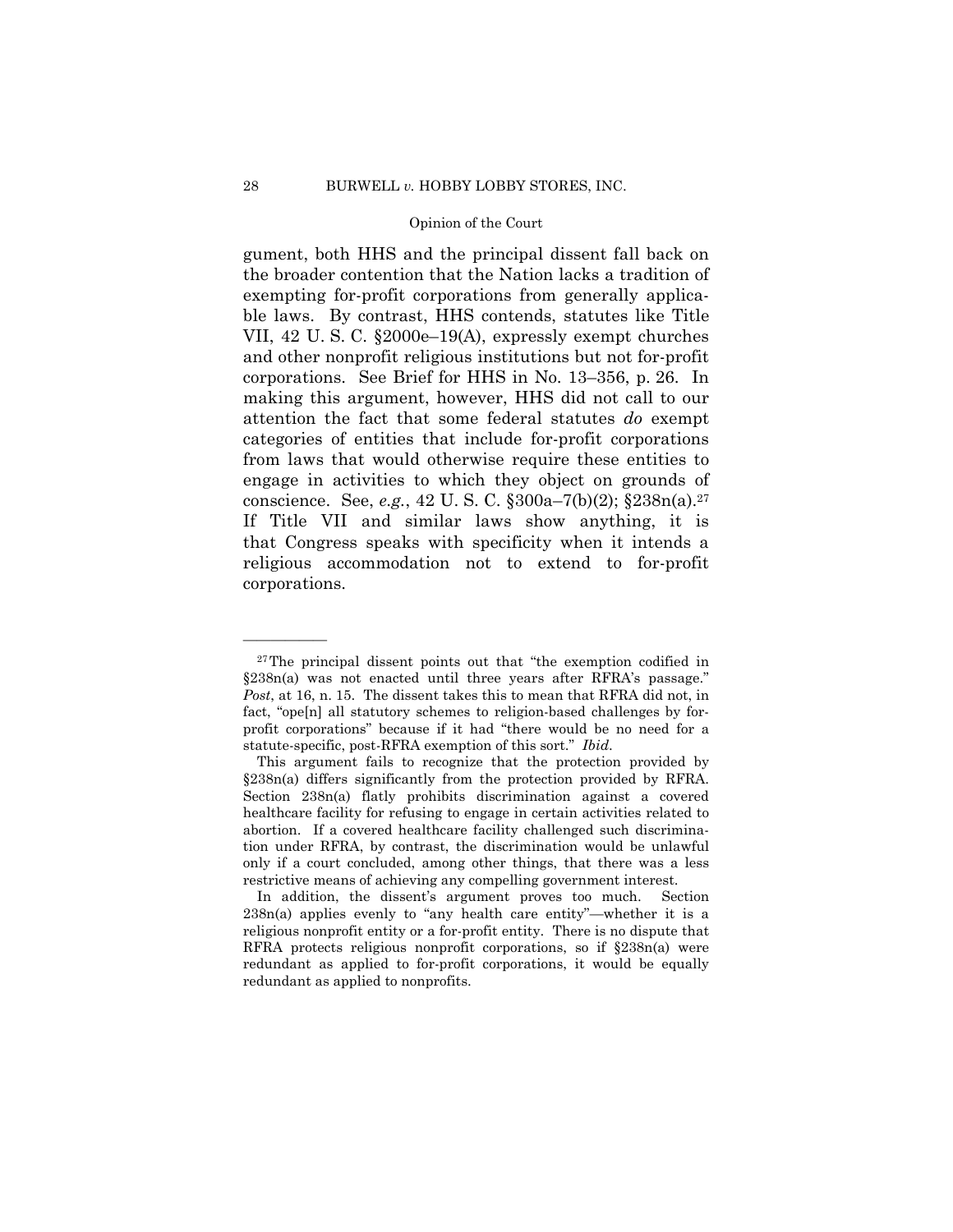gument, both HHS and the principal dissent fall back on the broader contention that the Nation lacks a tradition of exempting for-profit corporations from generally applicable laws. By contrast, HHS contends, statutes like Title VII, 42 U. S. C. §2000e–19(A), expressly exempt churches and other nonprofit religious institutions but not for-profit corporations. See Brief for HHS in No. 13–356, p. 26. In making this argument, however, HHS did not call to our attention the fact that some federal statutes *do* exempt categories of entities that include for-profit corporations from laws that would otherwise require these entities to engage in activities to which they object on grounds of conscience. See, *e.g.*, 42 U. S. C. §300a–7(b)(2); §238n(a).[27] If Title VII and similar laws show anything, it is that Congress speaks with specificity when it intends a religious accommodation not to extend to for-profit corporations.

---

[27] The principal dissent points out that "the exemption codified in §238n(a) was not enacted until three years after RFRA's passage." *Post*, at 16, n. 15. The dissent takes this to mean that RFRA did not, in fact, "ope[n] all statutory schemes to religion-based challenges by for-profit corporations" because if it had "there would be no need for a statute-specific, post-RFRA exemption of this sort." *Ibid*.

This argument fails to recognize that the protection provided by §238n(a) differs significantly from the protection provided by RFRA. Section 238n(a) flatly prohibits discrimination against a covered healthcare facility for refusing to engage in certain activities related to abortion. If a covered healthcare facility challenged such discrimination under RFRA, by contrast, the discrimination would be unlawful only if a court concluded, among other things, that there was a less restrictive means of achieving any compelling government interest.

In addition, the dissent's argument proves too much. Section 238n(a) applies evenly to "any health care entity"—whether it is a religious nonprofit entity or a for-profit entity. There is no dispute that RFRA protects religious nonprofit corporations, so if §238n(a) were redundant as applied to for-profit corporations, it would be equally redundant as applied to nonprofits.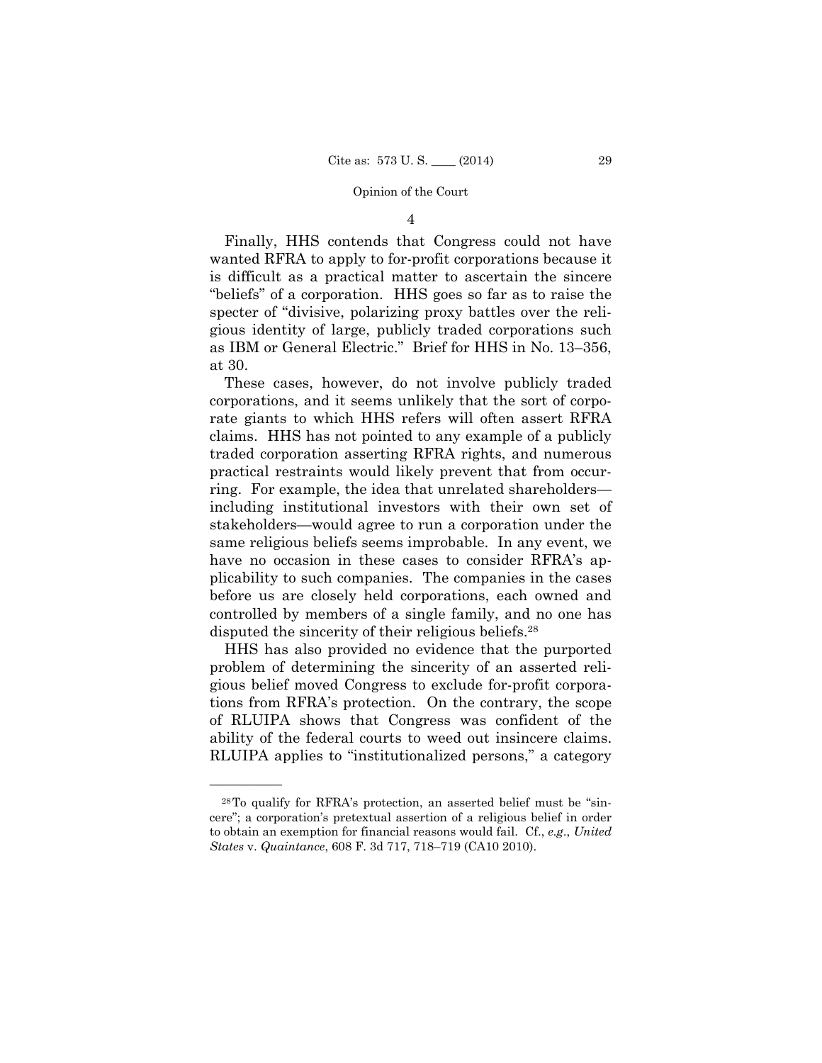4

Finally, HHS contends that Congress could not have wanted RFRA to apply to for-profit corporations because it is difficult as a practical matter to ascertain the sincere "beliefs" of a corporation. HHS goes so far as to raise the specter of "divisive, polarizing proxy battles over the religious identity of large, publicly traded corporations such as IBM or General Electric." Brief for HHS in No. 13–356, at 30.

These cases, however, do not involve publicly traded corporations, and it seems unlikely that the sort of corporate giants to which HHS refers will often assert RFRA claims. HHS has not pointed to any example of a publicly traded corporation asserting RFRA rights, and numerous practical restraints would likely prevent that from occurring. For example, the idea that unrelated shareholders—including institutional investors with their own set of stakeholders—would agree to run a corporation under the same religious beliefs seems improbable. In any event, we have no occasion in these cases to consider RFRA's applicability to such companies. The companies in the cases before us are closely held corporations, each owned and controlled by members of a single family, and no one has disputed the sincerity of their religious beliefs.[28]

HHS has also provided no evidence that the purported problem of determining the sincerity of an asserted religious belief moved Congress to exclude for-profit corporations from RFRA's protection. On the contrary, the scope of RLUIPA shows that Congress was confident of the ability of the federal courts to weed out insincere claims. RLUIPA applies to "institutionalized persons," a category

---

[28] To qualify for RFRA's protection, an asserted belief must be "sincere"; a corporation's pretextual assertion of a religious belief in order to obtain an exemption for financial reasons would fail. Cf., *e.g.*, *United States* v. *Quaintance*, 608 F. 3d 717, 718–719 (CA10 2010).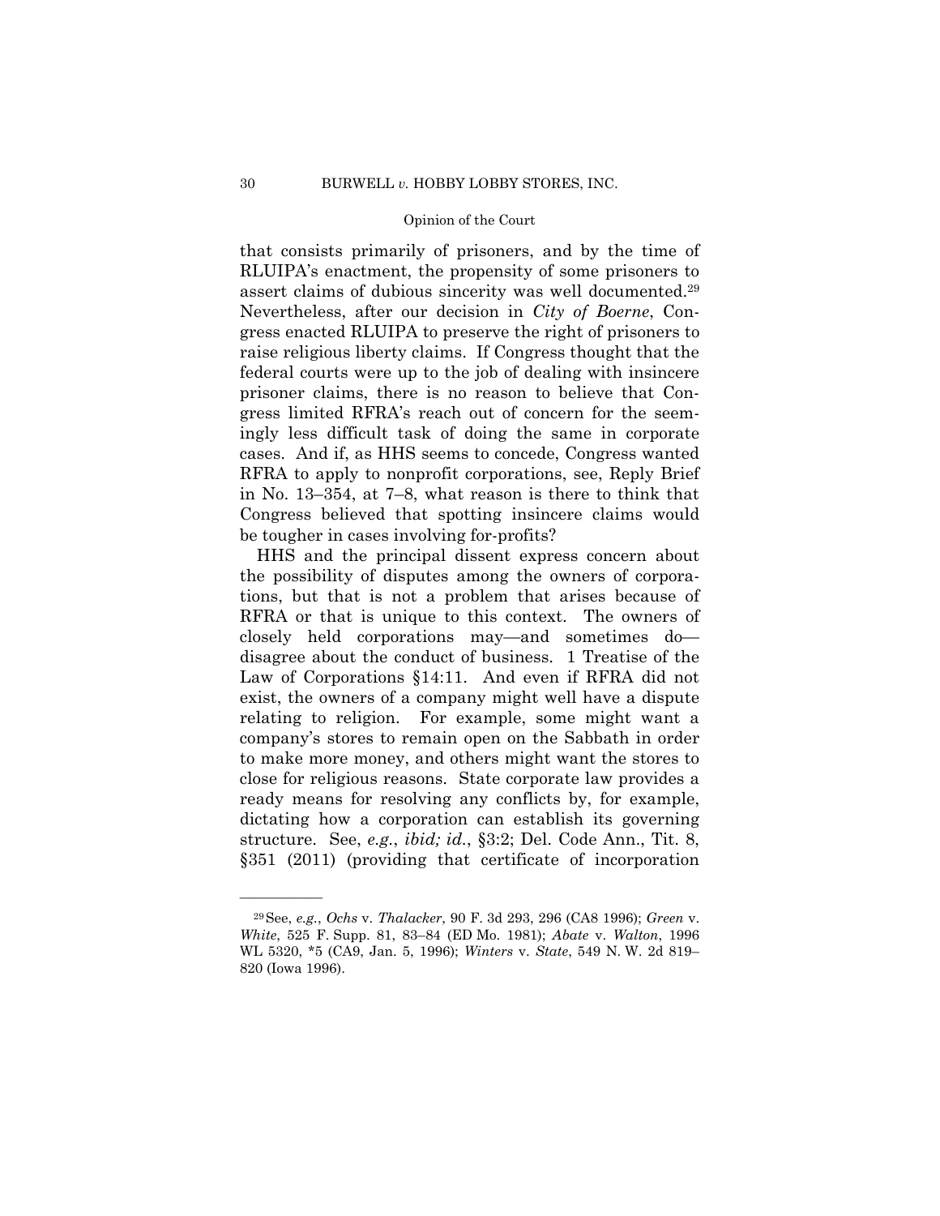that consists primarily of prisoners, and by the time of RLUIPA's enactment, the propensity of some prisoners to assert claims of dubious sincerity was well documented.[29] Nevertheless, after our decision in *City of Boerne*, Congress enacted RLUIPA to preserve the right of prisoners to raise religious liberty claims. If Congress thought that the federal courts were up to the job of dealing with insincere prisoner claims, there is no reason to believe that Congress limited RFRA's reach out of concern for the seemingly less difficult task of doing the same in corporate cases. And if, as HHS seems to concede, Congress wanted RFRA to apply to nonprofit corporations, see, Reply Brief in No. 13–354, at 7–8, what reason is there to think that Congress believed that spotting insincere claims would be tougher in cases involving for-profits?

HHS and the principal dissent express concern about the possibility of disputes among the owners of corporations, but that is not a problem that arises because of RFRA or that is unique to this context. The owners of closely held corporations may—and sometimes do—disagree about the conduct of business. 1 Treatise of the Law of Corporations §14:11. And even if RFRA did not exist, the owners of a company might well have a dispute relating to religion. For example, some might want a company's stores to remain open on the Sabbath in order to make more money, and others might want the stores to close for religious reasons. State corporate law provides a ready means for resolving any conflicts by, for example, dictating how a corporation can establish its governing structure. See, *e.g.*, *ibid; id.*, §3:2; Del. Code Ann., Tit. 8, §351 (2011) (providing that certificate of incorporation

---

[29] See, *e.g.*, *Ochs* v. *Thalacker*, 90 F. 3d 293, 296 (CA8 1996); *Green* v. *White*, 525 F. Supp. 81, 83–84 (ED Mo. 1981); *Abate* v. *Walton*, 1996 WL 5320, *5 (CA9, Jan. 5, 1996); *Winters* v. *State*, 549 N. W. 2d 819–820 (Iowa 1996).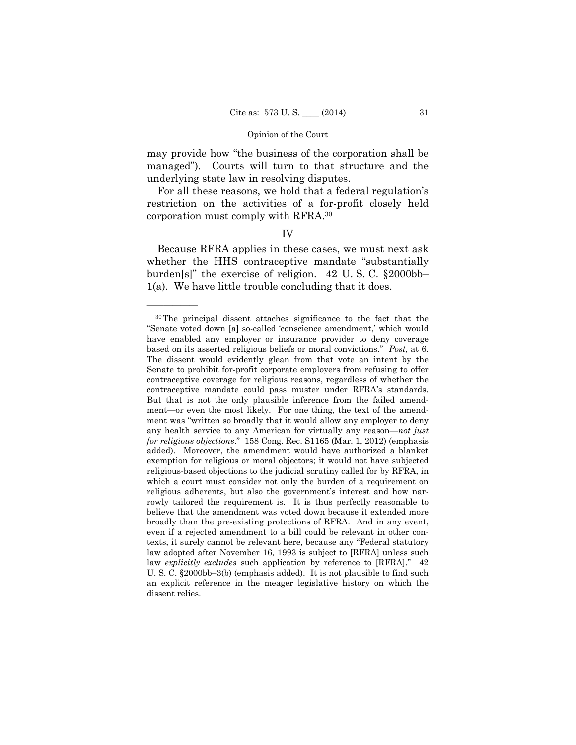may provide how "the business of the corporation shall be managed"). Courts will turn to that structure and the underlying state law in resolving disputes.

For all these reasons, we hold that a federal regulation's restriction on the activities of a for-profit closely held corporation must comply with RFRA.[30]

## IV

Because RFRA applies in these cases, we must next ask whether the HHS contraceptive mandate "substantially burden[s]" the exercise of religion. 42 U. S. C. §2000bb–1(a). We have little trouble concluding that it does.

---

[30] The principal dissent attaches significance to the fact that the "Senate voted down [a] so-called 'conscience amendment,' which would have enabled any employer or insurance provider to deny coverage based on its asserted religious beliefs or moral convictions." *Post*, at 6. The dissent would evidently glean from that vote an intent by the Senate to prohibit for-profit corporate employers from refusing to offer contraceptive coverage for religious reasons, regardless of whether the contraceptive mandate could pass muster under RFRA's standards. But that is not the only plausible inference from the failed amendment—or even the most likely. For one thing, the text of the amendment was "written so broadly that it would allow any employer to deny any health service to any American for virtually any reason—*not just for religious objections*." 158 Cong. Rec. S1165 (Mar. 1, 2012) (emphasis added). Moreover, the amendment would have authorized a blanket exemption for religious or moral objectors; it would not have subjected religious-based objections to the judicial scrutiny called for by RFRA, in which a court must consider not only the burden of a requirement on religious adherents, but also the government's interest and how narrowly tailored the requirement is. It is thus perfectly reasonable to believe that the amendment was voted down because it extended more broadly than the pre-existing protections of RFRA. And in any event, even if a rejected amendment to a bill could be relevant in other contexts, it surely cannot be relevant here, because any "Federal statutory law adopted after November 16, 1993 is subject to [RFRA] unless such law *explicitly excludes* such application by reference to [RFRA]." 42 U. S. C. §2000bb–3(b) (emphasis added). It is not plausible to find such an explicit reference in the meager legislative history on which the dissent relies.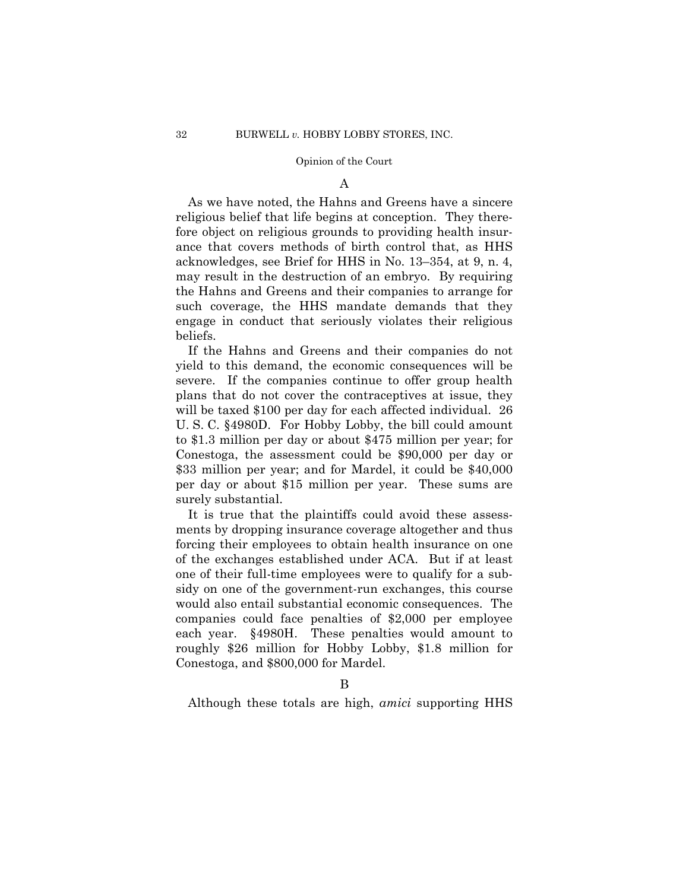### A

As we have noted, the Hahns and Greens have a sincere religious belief that life begins at conception. They therefore object on religious grounds to providing health insurance that covers methods of birth control that, as HHS acknowledges, see Brief for HHS in No. 13–354, at 9, n. 4, may result in the destruction of an embryo. By requiring the Hahns and Greens and their companies to arrange for such coverage, the HHS mandate demands that they engage in conduct that seriously violates their religious beliefs.

If the Hahns and Greens and their companies do not yield to this demand, the economic consequences will be severe. If the companies continue to offer group health plans that do not cover the contraceptives at issue, they will be taxed $100 per day for each affected individual. 26 U. S. C. §4980D. For Hobby Lobby, the bill could amount to $1.3 million per day or about $475 million per year; for Conestoga, the assessment could be $90,000 per day or $33 million per year; and for Mardel, it could be $40,000 per day or about $15 million per year. These sums are surely substantial.

It is true that the plaintiffs could avoid these assessments by dropping insurance coverage altogether and thus forcing their employees to obtain health insurance on one of the exchanges established under ACA. But if at least one of their full-time employees were to qualify for a subsidy on one of the government-run exchanges, this course would also entail substantial economic consequences. The companies could face penalties of $2,000 per employee each year. §4980H. These penalties would amount to roughly $26 million for Hobby Lobby, $1.8 million for Conestoga, and $800,000 for Mardel.

### B

Although these totals are high, *amici* supporting HHS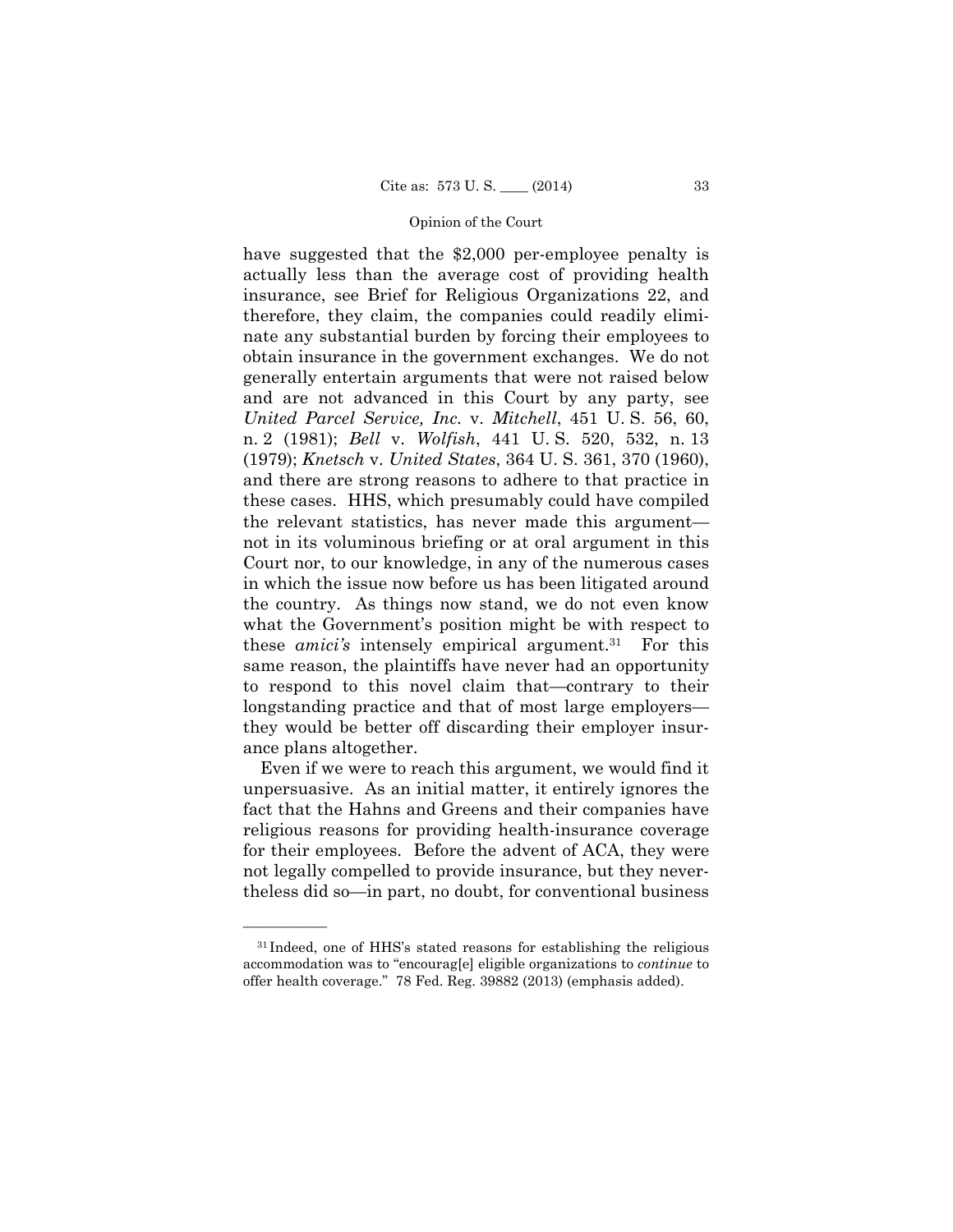have suggested that the $2,000 per-employee penalty is actually less than the average cost of providing health insurance, see Brief for Religious Organizations 22, and therefore, they claim, the companies could readily eliminate any substantial burden by forcing their employees to obtain insurance in the government exchanges. We do not generally entertain arguments that were not raised below and are not advanced in this Court by any party, see *United Parcel Service, Inc.* v. *Mitchell*, 451 U. S. 56, 60, n. 2 (1981); *Bell* v. *Wolfish*, 441 U. S. 520, 532, n. 13 (1979); *Knetsch* v. *United States*, 364 U. S. 361, 370 (1960), and there are strong reasons to adhere to that practice in these cases. HHS, which presumably could have compiled the relevant statistics, has never made this argument—not in its voluminous briefing or at oral argument in this Court nor, to our knowledge, in any of the numerous cases in which the issue now before us has been litigated around the country. As things now stand, we do not even know what the Government's position might be with respect to these *amici's* intensely empirical argument.[31] For this same reason, the plaintiffs have never had an opportunity to respond to this novel claim that—contrary to their longstanding practice and that of most large employers—they would be better off discarding their employer insurance plans altogether.

Even if we were to reach this argument, we would find it unpersuasive. As an initial matter, it entirely ignores the fact that the Hahns and Greens and their companies have religious reasons for providing health-insurance coverage for their employees. Before the advent of ACA, they were not legally compelled to provide insurance, but they nevertheless did so—in part, no doubt, for conventional business

---

[31] Indeed, one of HHS's stated reasons for establishing the religious accommodation was to "encourag[e] eligible organizations to *continue* to offer health coverage." 78 Fed. Reg. 39882 (2013) (emphasis added).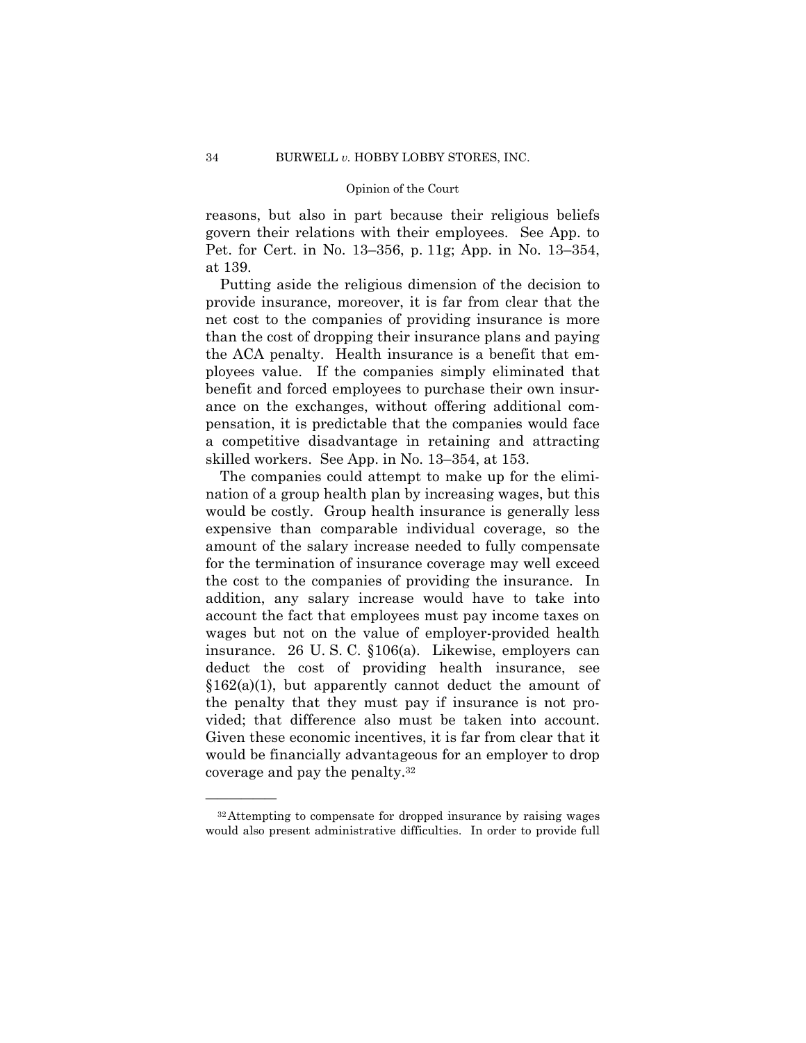reasons, but also in part because their religious beliefs govern their relations with their employees. See App. to Pet. for Cert. in No. 13–356, p. 11g; App. in No. 13–354, at 139.

Putting aside the religious dimension of the decision to provide insurance, moreover, it is far from clear that the net cost to the companies of providing insurance is more than the cost of dropping their insurance plans and paying the ACA penalty. Health insurance is a benefit that employees value. If the companies simply eliminated that benefit and forced employees to purchase their own insurance on the exchanges, without offering additional compensation, it is predictable that the companies would face a competitive disadvantage in retaining and attracting skilled workers. See App. in No. 13–354, at 153.

The companies could attempt to make up for the elimination of a group health plan by increasing wages, but this would be costly. Group health insurance is generally less expensive than comparable individual coverage, so the amount of the salary increase needed to fully compensate for the termination of insurance coverage may well exceed the cost to the companies of providing the insurance. In addition, any salary increase would have to take into account the fact that employees must pay income taxes on wages but not on the value of employer-provided health insurance. 26 U. S. C. §106(a). Likewise, employers can deduct the cost of providing health insurance, see §162(a)(1), but apparently cannot deduct the amount of the penalty that they must pay if insurance is not provided; that difference also must be taken into account. Given these economic incentives, it is far from clear that it would be financially advantageous for an employer to drop coverage and pay the penalty.[32]

---

[32] Attempting to compensate for dropped insurance by raising wages would also present administrative difficulties. In order to provide full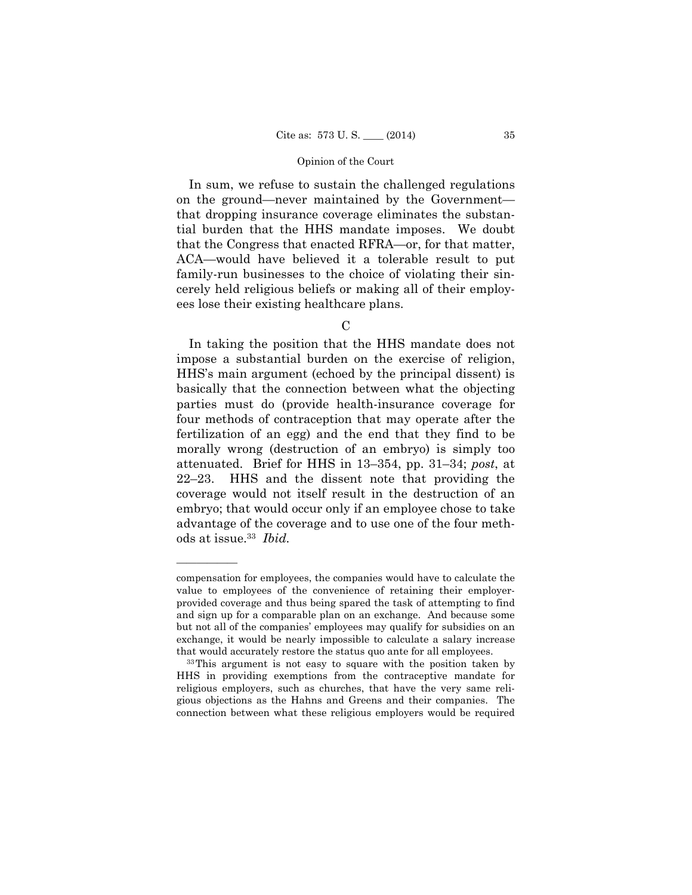In sum, we refuse to sustain the challenged regulations on the ground—never maintained by the Government—that dropping insurance coverage eliminates the substantial burden that the HHS mandate imposes. We doubt that the Congress that enacted RFRA—or, for that matter, ACA—would have believed it a tolerable result to put family-run businesses to the choice of violating their sincerely held religious beliefs or making all of their employees lose their existing healthcare plans.

C

In taking the position that the HHS mandate does not impose a substantial burden on the exercise of religion, HHS's main argument (echoed by the principal dissent) is basically that the connection between what the objecting parties must do (provide health-insurance coverage for four methods of contraception that may operate after the fertilization of an egg) and the end that they find to be morally wrong (destruction of an embryo) is simply too attenuated. Brief for HHS in 13–354, pp. 31–34; *post*, at 22–23. HHS and the dissent note that providing the coverage would not itself result in the destruction of an embryo; that would occur only if an employee chose to take advantage of the coverage and to use one of the four methods at issue.[33] *Ibid.*

---

compensation for employees, the companies would have to calculate the value to employees of the convenience of retaining their employer-provided coverage and thus being spared the task of attempting to find and sign up for a comparable plan on an exchange. And because some but not all of the companies' employees may qualify for subsidies on an exchange, it would be nearly impossible to calculate a salary increase that would accurately restore the status quo ante for all employees.

[33] This argument is not easy to square with the position taken by HHS in providing exemptions from the contraceptive mandate for religious employers, such as churches, that have the very same religious objections as the Hahns and Greens and their companies. The connection between what these religious employers would be required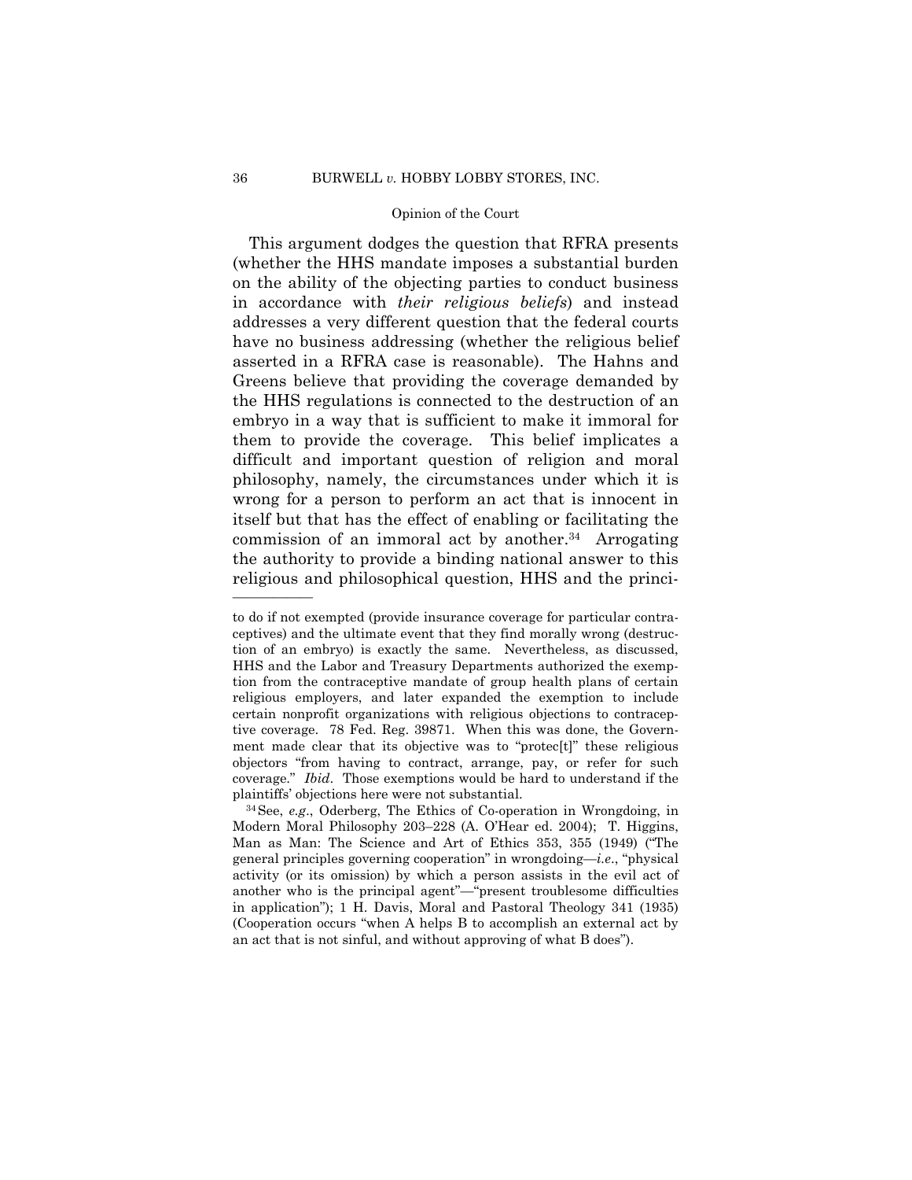This argument dodges the question that RFRA presents (whether the HHS mandate imposes a substantial burden on the ability of the objecting parties to conduct business in accordance with *their religious beliefs*) and instead addresses a very different question that the federal courts have no business addressing (whether the religious belief asserted in a RFRA case is reasonable). The Hahns and Greens believe that providing the coverage demanded by the HHS regulations is connected to the destruction of an embryo in a way that is sufficient to make it immoral for them to provide the coverage. This belief implicates a difficult and important question of religion and moral philosophy, namely, the circumstances under which it is wrong for a person to perform an act that is innocent in itself but that has the effect of enabling or facilitating the commission of an immoral act by another.[34] Arrogating the authority to provide a binding national answer to this religious and philosophical question, HHS and the princi-

---

to do if not exempted (provide insurance coverage for particular contraceptives) and the ultimate event that they find morally wrong (destruction of an embryo) is exactly the same. Nevertheless, as discussed, HHS and the Labor and Treasury Departments authorized the exemption from the contraceptive mandate of group health plans of certain religious employers, and later expanded the exemption to include certain nonprofit organizations with religious objections to contraceptive coverage. 78 Fed. Reg. 39871. When this was done, the Government made clear that its objective was to "protec[t]" these religious objectors "from having to contract, arrange, pay, or refer for such coverage." *Ibid*. Those exemptions would be hard to understand if the plaintiffs' objections here were not substantial.

[34] See, *e.g*., Oderberg, The Ethics of Co-operation in Wrongdoing, in Modern Moral Philosophy 203–228 (A. O'Hear ed. 2004); T. Higgins, Man as Man: The Science and Art of Ethics 353, 355 (1949) ("The general principles governing cooperation" in wrongdoing—*i.e*., "physical activity (or its omission) by which a person assists in the evil act of another who is the principal agent"—"present troublesome difficulties in application"); 1 H. Davis, Moral and Pastoral Theology 341 (1935) (Cooperation occurs "when A helps B to accomplish an external act by an act that is not sinful, and without approving of what B does").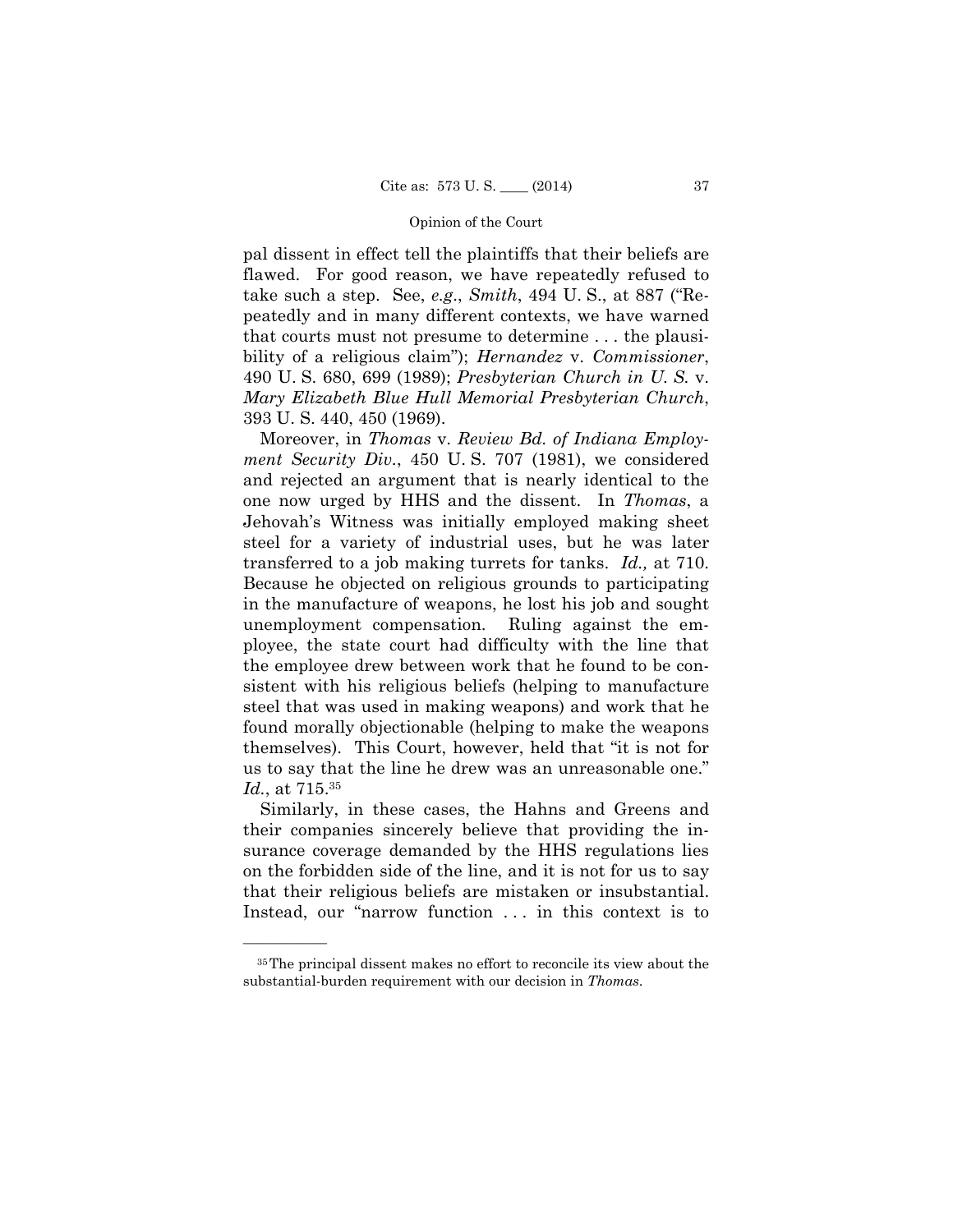pal dissent in effect tell the plaintiffs that their beliefs are flawed. For good reason, we have repeatedly refused to take such a step. See, *e.g.*, *Smith*, 494 U. S., at 887 ("Repeatedly and in many different contexts, we have warned that courts must not presume to determine . . . the plausibility of a religious claim"); *Hernandez* v. *Commissioner*, 490 U. S. 680, 699 (1989); *Presbyterian Church in U. S.* v. *Mary Elizabeth Blue Hull Memorial Presbyterian Church*, 393 U. S. 440, 450 (1969).

Moreover, in *Thomas* v. *Review Bd. of Indiana Employment Security Div.*, 450 U. S. 707 (1981), we considered and rejected an argument that is nearly identical to the one now urged by HHS and the dissent. In *Thomas*, a Jehovah's Witness was initially employed making sheet steel for a variety of industrial uses, but he was later transferred to a job making turrets for tanks. *Id.,* at 710. Because he objected on religious grounds to participating in the manufacture of weapons, he lost his job and sought unemployment compensation. Ruling against the employee, the state court had difficulty with the line that the employee drew between work that he found to be consistent with his religious beliefs (helping to manufacture steel that was used in making weapons) and work that he found morally objectionable (helping to make the weapons themselves). This Court, however, held that "it is not for us to say that the line he drew was an unreasonable one." *Id.*, at 715.[35]

Similarly, in these cases, the Hahns and Greens and their companies sincerely believe that providing the insurance coverage demanded by the HHS regulations lies on the forbidden side of the line, and it is not for us to say that their religious beliefs are mistaken or insubstantial. Instead, our "narrow function . . . in this context is to

---

[35] The principal dissent makes no effort to reconcile its view about the substantial-burden requirement with our decision in *Thomas*.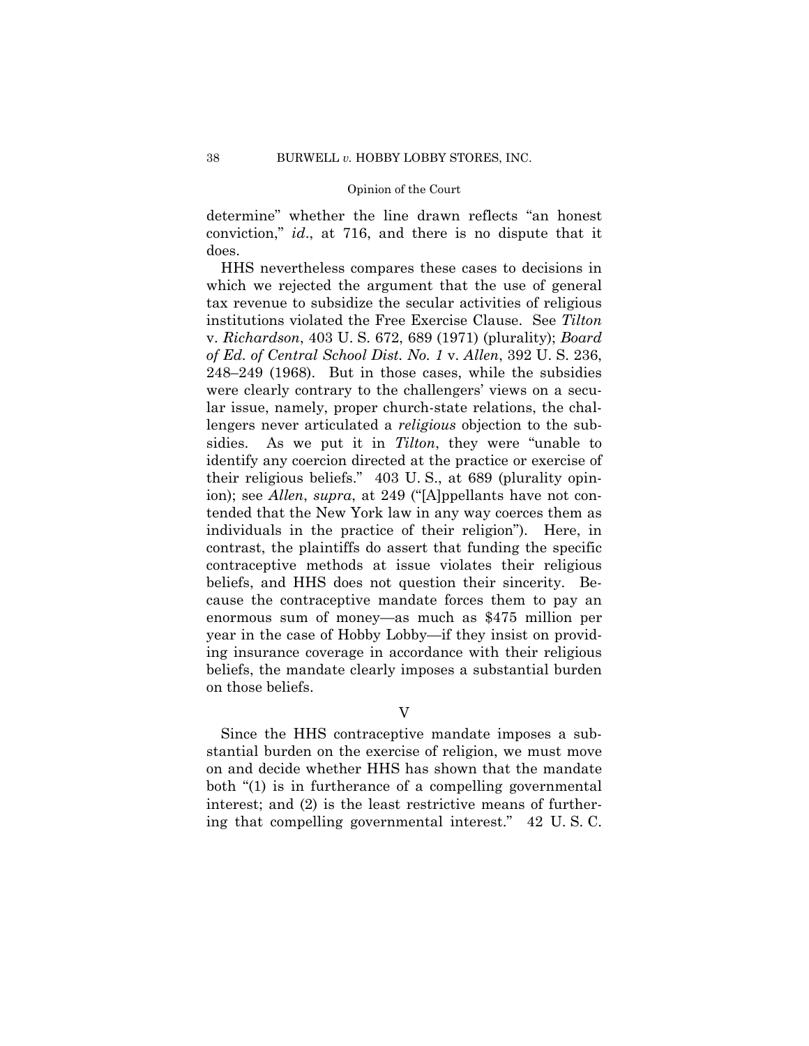determine" whether the line drawn reflects "an honest conviction," *id*., at 716, and there is no dispute that it does.

HHS nevertheless compares these cases to decisions in which we rejected the argument that the use of general tax revenue to subsidize the secular activities of religious institutions violated the Free Exercise Clause. See *Tilton* v. *Richardson*, 403 U. S. 672, 689 (1971) (plurality); *Board of Ed. of Central School Dist. No. 1* v. *Allen*, 392 U. S. 236, 248–249 (1968). But in those cases, while the subsidies were clearly contrary to the challengers' views on a secular issue, namely, proper church-state relations, the challengers never articulated a *religious* objection to the subsidies. As we put it in *Tilton*, they were "unable to identify any coercion directed at the practice or exercise of their religious beliefs." 403 U. S., at 689 (plurality opinion); see *Allen*, *supra*, at 249 ("[A]ppellants have not contended that the New York law in any way coerces them as individuals in the practice of their religion"). Here, in contrast, the plaintiffs do assert that funding the specific contraceptive methods at issue violates their religious beliefs, and HHS does not question their sincerity. Because the contraceptive mandate forces them to pay an enormous sum of money—as much as $475 million per year in the case of Hobby Lobby—if they insist on providing insurance coverage in accordance with their religious beliefs, the mandate clearly imposes a substantial burden on those beliefs.

## V

Since the HHS contraceptive mandate imposes a substantial burden on the exercise of religion, we must move on and decide whether HHS has shown that the mandate both "(1) is in furtherance of a compelling governmental interest; and (2) is the least restrictive means of furthering that compelling governmental interest." 42 U. S. C.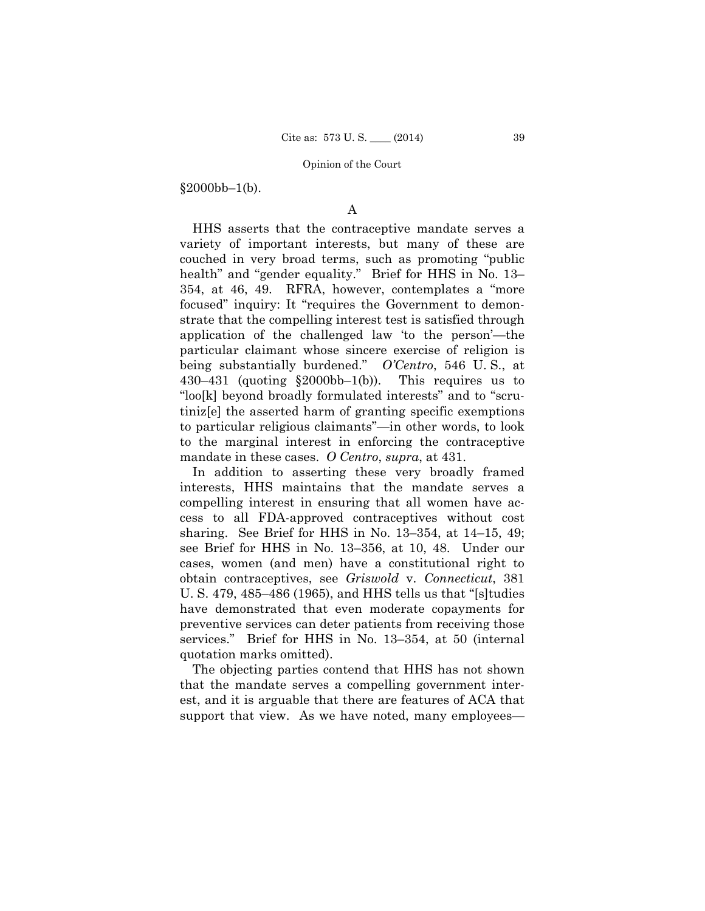§2000bb–1(b).

### A

HHS asserts that the contraceptive mandate serves a variety of important interests, but many of these are couched in very broad terms, such as promoting "public health" and "gender equality." Brief for HHS in No. 13–354, at 46, 49. RFRA, however, contemplates a "more focused" inquiry: It "requires the Government to demonstrate that the compelling interest test is satisfied through application of the challenged law 'to the person'—the particular claimant whose sincere exercise of religion is being substantially burdened." *O'Centro*, 546 U. S., at 430–431 (quoting §2000bb–1(b)). This requires us to "loo[k] beyond broadly formulated interests" and to "scrutiniz[e] the asserted harm of granting specific exemptions to particular religious claimants"—in other words, to look to the marginal interest in enforcing the contraceptive mandate in these cases. *O Centro*, *supra*, at 431.

In addition to asserting these very broadly framed interests, HHS maintains that the mandate serves a compelling interest in ensuring that all women have access to all FDA-approved contraceptives without cost sharing. See Brief for HHS in No. 13–354, at 14–15, 49; see Brief for HHS in No. 13–356, at 10, 48. Under our cases, women (and men) have a constitutional right to obtain contraceptives, see *Griswold* v. *Connecticut*, 381 U. S. 479, 485–486 (1965), and HHS tells us that "[s]tudies have demonstrated that even moderate copayments for preventive services can deter patients from receiving those services." Brief for HHS in No. 13–354, at 50 (internal quotation marks omitted).

The objecting parties contend that HHS has not shown that the mandate serves a compelling government interest, and it is arguable that there are features of ACA that support that view. As we have noted, many employees—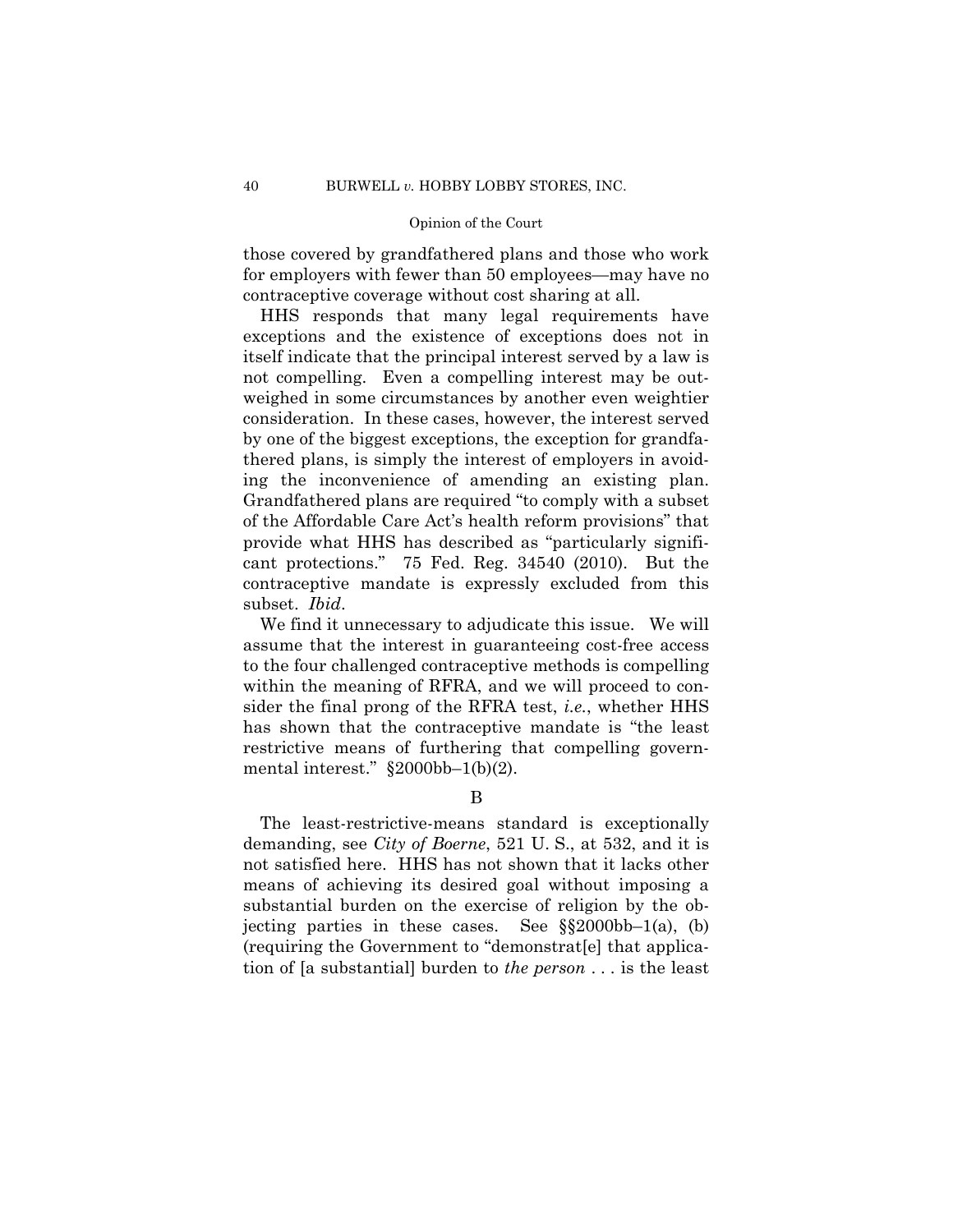those covered by grandfathered plans and those who work for employers with fewer than 50 employees—may have no contraceptive coverage without cost sharing at all.

HHS responds that many legal requirements have exceptions and the existence of exceptions does not in itself indicate that the principal interest served by a law is not compelling. Even a compelling interest may be outweighed in some circumstances by another even weightier consideration. In these cases, however, the interest served by one of the biggest exceptions, the exception for grandfathered plans, is simply the interest of employers in avoiding the inconvenience of amending an existing plan. Grandfathered plans are required "to comply with a subset of the Affordable Care Act's health reform provisions" that provide what HHS has described as "particularly significant protections." 75 Fed. Reg. 34540 (2010). But the contraceptive mandate is expressly excluded from this subset. *Ibid*.

We find it unnecessary to adjudicate this issue. We will assume that the interest in guaranteeing cost-free access to the four challenged contraceptive methods is compelling within the meaning of RFRA, and we will proceed to consider the final prong of the RFRA test, *i.e.*, whether HHS has shown that the contraceptive mandate is "the least restrictive means of furthering that compelling governmental interest." §2000bb–1(b)(2).

B

The least-restrictive-means standard is exceptionally demanding, see *City of Boerne*, 521 U. S., at 532, and it is not satisfied here. HHS has not shown that it lacks other means of achieving its desired goal without imposing a substantial burden on the exercise of religion by the objecting parties in these cases. See §§2000bb–1(a), (b) (requiring the Government to "demonstrat[e] that application of [a substantial] burden to *the person* . . . is the least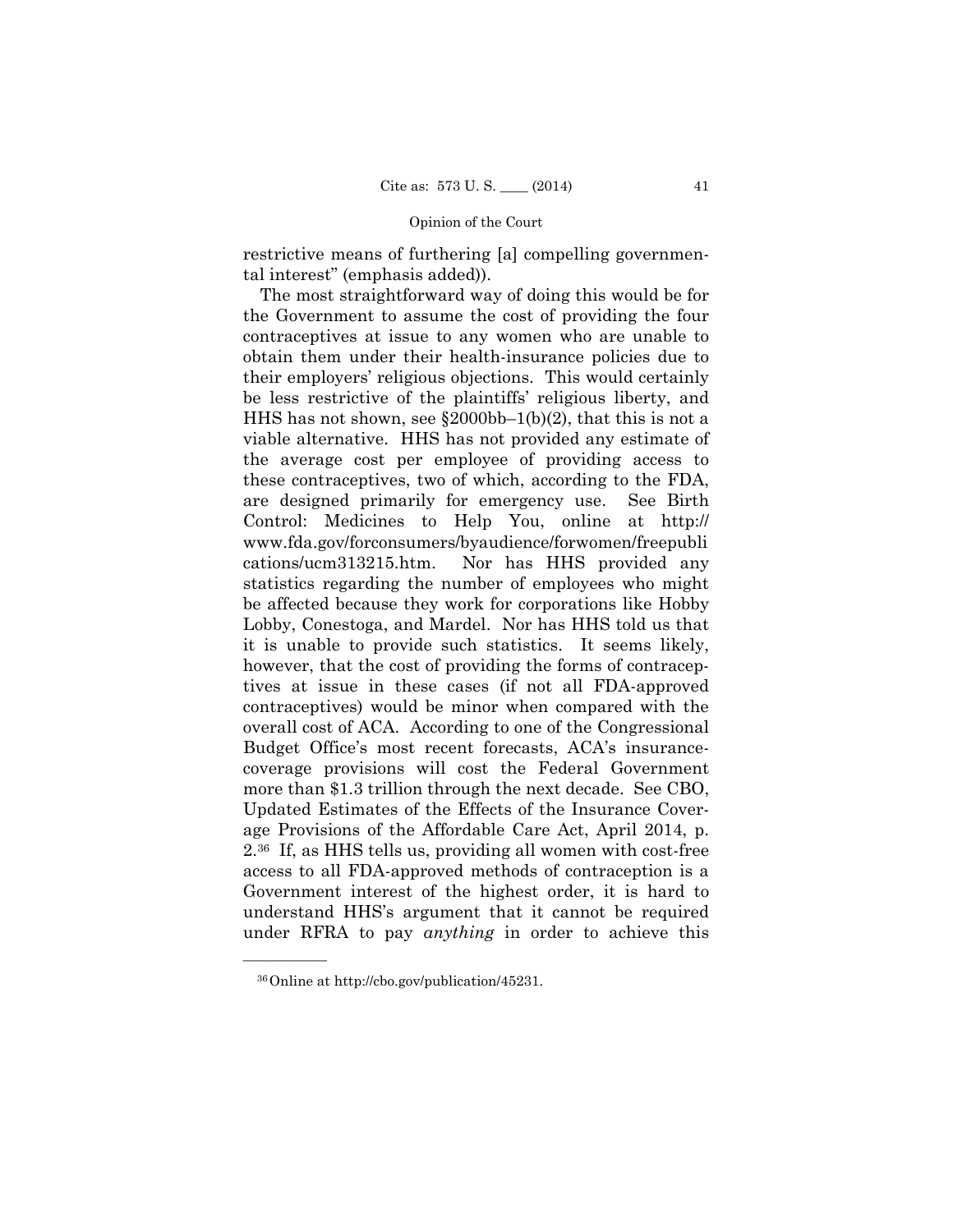restrictive means of furthering [a] compelling governmental interest" (emphasis added)).

The most straightforward way of doing this would be for the Government to assume the cost of providing the four contraceptives at issue to any women who are unable to obtain them under their health-insurance policies due to their employers' religious objections. This would certainly be less restrictive of the plaintiffs' religious liberty, and HHS has not shown, see §2000bb–1(b)(2), that this is not a viable alternative. HHS has not provided any estimate of the average cost per employee of providing access to these contraceptives, two of which, according to the FDA, are designed primarily for emergency use. See Birth Control: Medicines to Help You, online at http://www.fda.gov/forconsumers/byaudience/forwomen/freepublications/ucm313215.htm. Nor has HHS provided any statistics regarding the number of employees who might be affected because they work for corporations like Hobby Lobby, Conestoga, and Mardel. Nor has HHS told us that it is unable to provide such statistics. It seems likely, however, that the cost of providing the forms of contraceptives at issue in these cases (if not all FDA-approved contraceptives) would be minor when compared with the overall cost of ACA. According to one of the Congressional Budget Office's most recent forecasts, ACA's insurance-coverage provisions will cost the Federal Government more than $1.3 trillion through the next decade. See CBO, Updated Estimates of the Effects of the Insurance Coverage Provisions of the Affordable Care Act, April 2014, p. 2.[36] If, as HHS tells us, providing all women with cost-free access to all FDA-approved methods of contraception is a Government interest of the highest order, it is hard to understand HHS's argument that it cannot be required under RFRA to pay *anything* in order to achieve this

---

[36] Online at http://cbo.gov/publication/45231.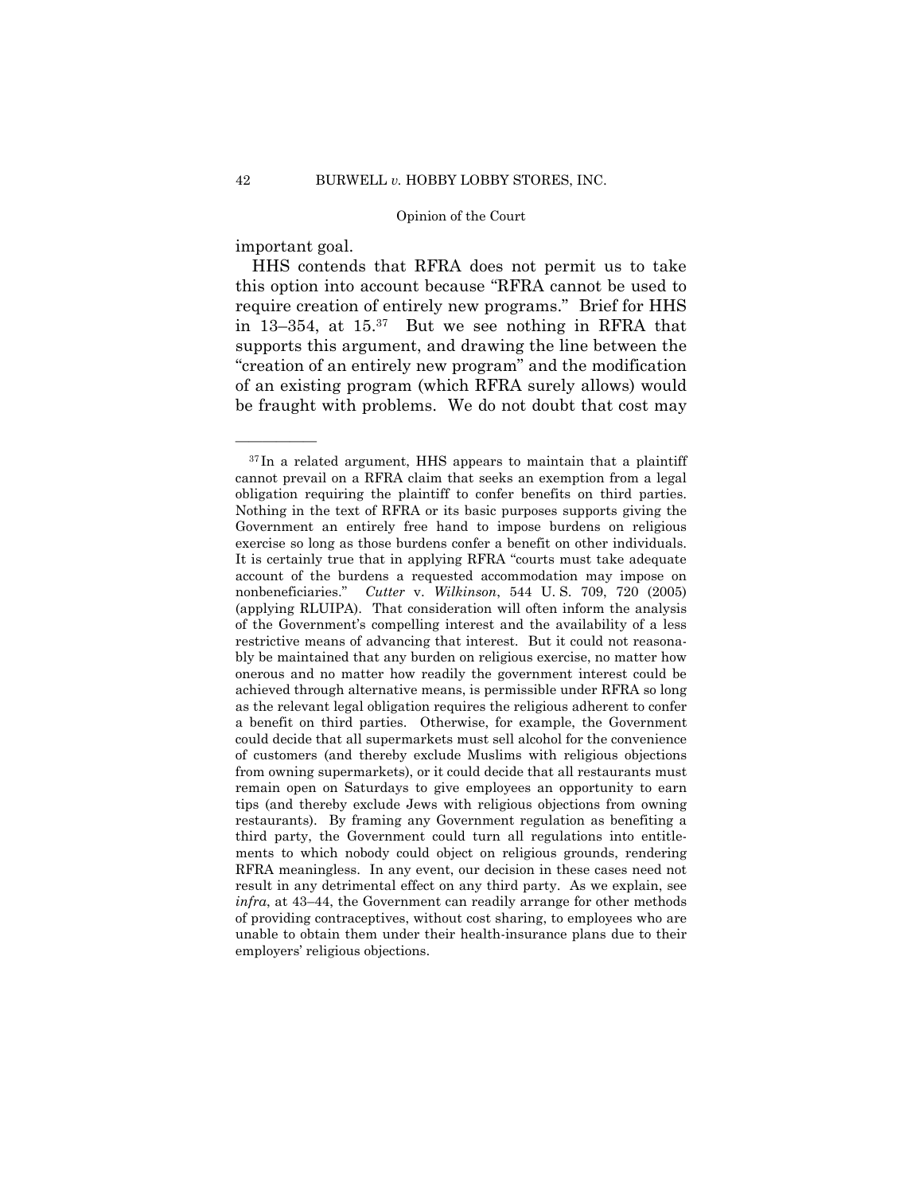important goal.

HHS contends that RFRA does not permit us to take this option into account because "RFRA cannot be used to require creation of entirely new programs." Brief for HHS in 13–354, at 15.[37] But we see nothing in RFRA that supports this argument, and drawing the line between the "creation of an entirely new program" and the modification of an existing program (which RFRA surely allows) would be fraught with problems. We do not doubt that cost may

---

[37] In a related argument, HHS appears to maintain that a plaintiff cannot prevail on a RFRA claim that seeks an exemption from a legal obligation requiring the plaintiff to confer benefits on third parties. Nothing in the text of RFRA or its basic purposes supports giving the Government an entirely free hand to impose burdens on religious exercise so long as those burdens confer a benefit on other individuals. It is certainly true that in applying RFRA "courts must take adequate account of the burdens a requested accommodation may impose on nonbeneficiaries." *Cutter* v. *Wilkinson*, 544 U. S. 709, 720 (2005) (applying RLUIPA). That consideration will often inform the analysis of the Government's compelling interest and the availability of a less restrictive means of advancing that interest. But it could not reasonably be maintained that any burden on religious exercise, no matter how onerous and no matter how readily the government interest could be achieved through alternative means, is permissible under RFRA so long as the relevant legal obligation requires the religious adherent to confer a benefit on third parties. Otherwise, for example, the Government could decide that all supermarkets must sell alcohol for the convenience of customers (and thereby exclude Muslims with religious objections from owning supermarkets), or it could decide that all restaurants must remain open on Saturdays to give employees an opportunity to earn tips (and thereby exclude Jews with religious objections from owning restaurants). By framing any Government regulation as benefiting a third party, the Government could turn all regulations into entitlements to which nobody could object on religious grounds, rendering RFRA meaningless. In any event, our decision in these cases need not result in any detrimental effect on any third party. As we explain, see *infra*, at 43–44, the Government can readily arrange for other methods of providing contraceptives, without cost sharing, to employees who are unable to obtain them under their health-insurance plans due to their employers' religious objections.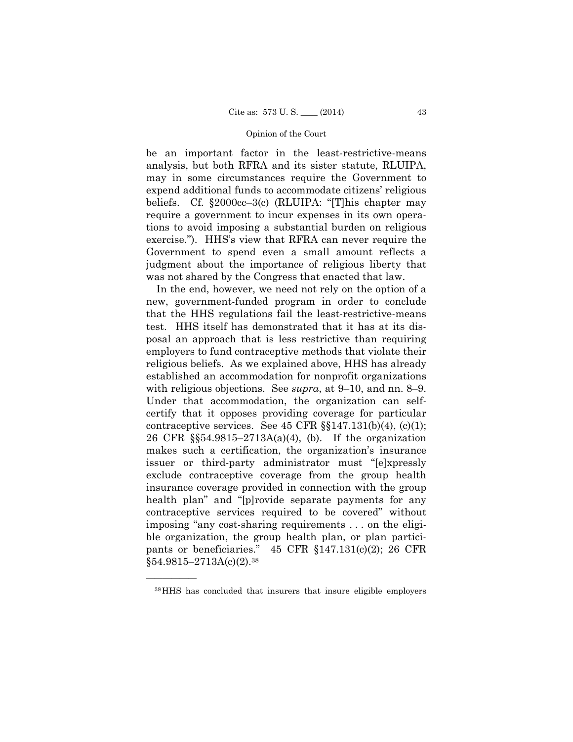be an important factor in the least-restrictive-means analysis, but both RFRA and its sister statute, RLUIPA, may in some circumstances require the Government to expend additional funds to accommodate citizens' religious beliefs. Cf. §2000cc–3(c) (RLUIPA: "[T]his chapter may require a government to incur expenses in its own operations to avoid imposing a substantial burden on religious exercise."). HHS's view that RFRA can never require the Government to spend even a small amount reflects a judgment about the importance of religious liberty that was not shared by the Congress that enacted that law.

In the end, however, we need not rely on the option of a new, government-funded program in order to conclude that the HHS regulations fail the least-restrictive-means test. HHS itself has demonstrated that it has at its disposal an approach that is less restrictive than requiring employers to fund contraceptive methods that violate their religious beliefs. As we explained above, HHS has already established an accommodation for nonprofit organizations with religious objections. See *supra*, at 9–10, and nn. 8–9. Under that accommodation, the organization can self-certify that it opposes providing coverage for particular contraceptive services. See 45 CFR §§147.131(b)(4), (c)(1); 26 CFR §§54.9815–2713A(a)(4), (b). If the organization makes such a certification, the organization's insurance issuer or third-party administrator must "[e]xpressly exclude contraceptive coverage from the group health insurance coverage provided in connection with the group health plan" and "[p]rovide separate payments for any contraceptive services required to be covered" without imposing "any cost-sharing requirements . . . on the eligible organization, the group health plan, or plan participants or beneficiaries." 45 CFR §147.131(c)(2); 26 CFR §54.9815–2713A(c)(2).[38]

---

[38] HHS has concluded that insurers that insure eligible employers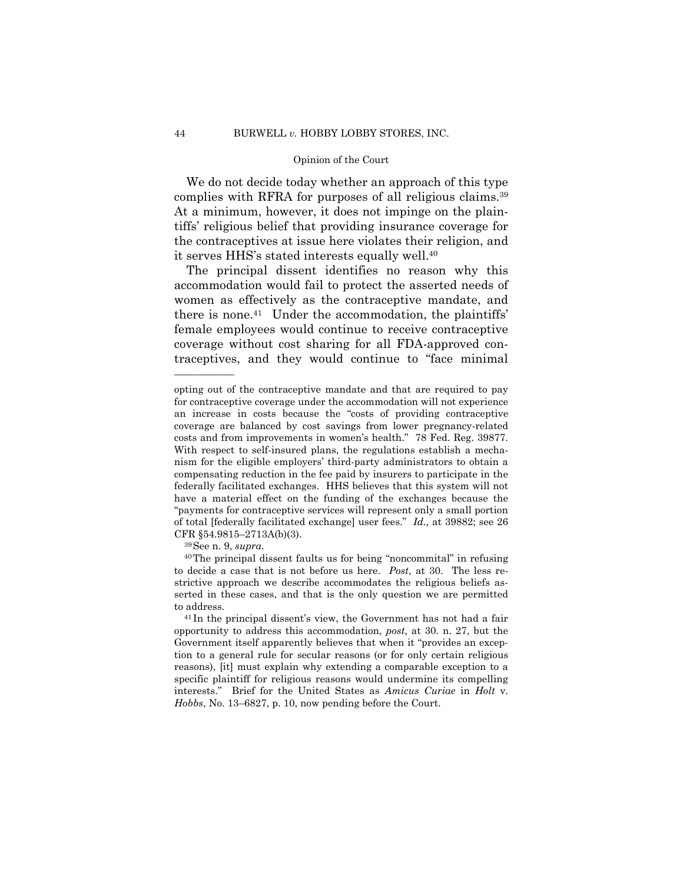We do not decide today whether an approach of this type complies with RFRA for purposes of all religious claims.[39] At a minimum, however, it does not impinge on the plaintiffs' religious belief that providing insurance coverage for the contraceptives at issue here violates their religion, and it serves HHS's stated interests equally well.[40]

The principal dissent identifies no reason why this accommodation would fail to protect the asserted needs of women as effectively as the contraceptive mandate, and there is none.[41] Under the accommodation, the plaintiffs' female employees would continue to receive contraceptive coverage without cost sharing for all FDA-approved contraceptives, and they would continue to "face minimal

---

opting out of the contraceptive mandate and that are required to pay for contraceptive coverage under the accommodation will not experience an increase in costs because the "costs of providing contraceptive coverage are balanced by cost savings from lower pregnancy-related costs and from improvements in women's health." 78 Fed. Reg. 39877. With respect to self-insured plans, the regulations establish a mechanism for the eligible employers' third-party administrators to obtain a compensating reduction in the fee paid by insurers to participate in the federally facilitated exchanges. HHS believes that this system will not have a material effect on the funding of the exchanges because the "payments for contraceptive services will represent only a small portion of total [federally facilitated exchange] user fees." *Id.,* at 39882; see 26 CFR §54.9815–2713A(b)(3).

[39] See n. 9, *supra*.

[40] The principal dissent faults us for being "noncommital" in refusing to decide a case that is not before us here. *Post*, at 30. The less restrictive approach we describe accommodates the religious beliefs asserted in these cases, and that is the only question we are permitted to address.

[41] In the principal dissent's view, the Government has not had a fair opportunity to address this accommodation, *post*, at 30. n. 27, but the Government itself apparently believes that when it "provides an exception to a general rule for secular reasons (or for only certain religious reasons), [it] must explain why extending a comparable exception to a specific plaintiff for religious reasons would undermine its compelling interests." Brief for the United States as *Amicus Curiae* in *Holt* v. *Hobbs*, No. 13–6827, p. 10, now pending before the Court.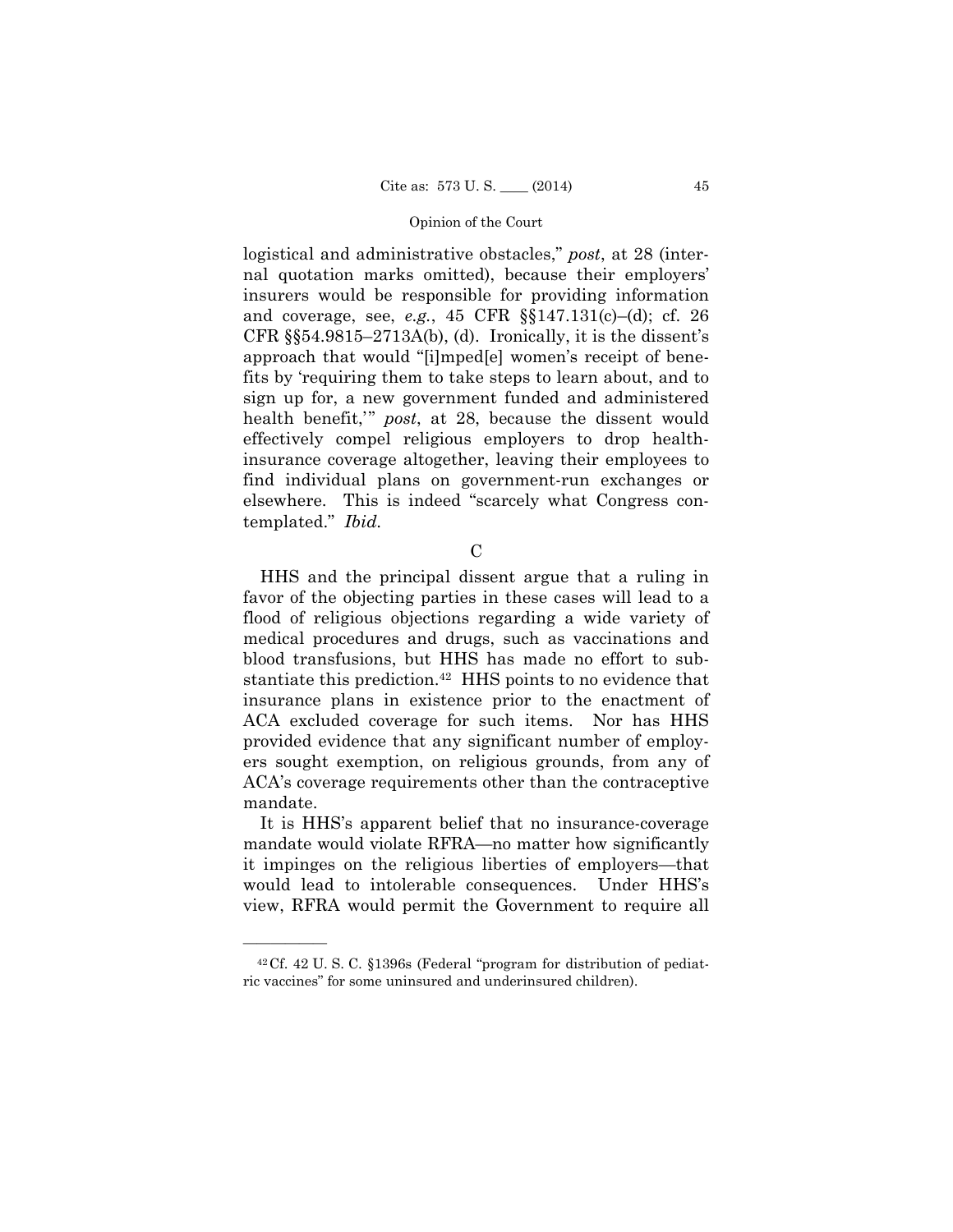logistical and administrative obstacles," *post*, at 28 (internal quotation marks omitted), because their employers' insurers would be responsible for providing information and coverage, see, *e.g.*, 45 CFR §§147.131(c)–(d); cf. 26 CFR §§54.9815–2713A(b), (d). Ironically, it is the dissent's approach that would "[i]mped[e] women's receipt of benefits by 'requiring them to take steps to learn about, and to sign up for, a new government funded and administered health benefit,'" *post*, at 28, because the dissent would effectively compel religious employers to drop health-insurance coverage altogether, leaving their employees to find individual plans on government-run exchanges or elsewhere. This is indeed "scarcely what Congress contemplated." *Ibid.*

### C

HHS and the principal dissent argue that a ruling in favor of the objecting parties in these cases will lead to a flood of religious objections regarding a wide variety of medical procedures and drugs, such as vaccinations and blood transfusions, but HHS has made no effort to substantiate this prediction.[42] HHS points to no evidence that insurance plans in existence prior to the enactment of ACA excluded coverage for such items. Nor has HHS provided evidence that any significant number of employers sought exemption, on religious grounds, from any of ACA's coverage requirements other than the contraceptive mandate.

It is HHS's apparent belief that no insurance-coverage mandate would violate RFRA—no matter how significantly it impinges on the religious liberties of employers—that would lead to intolerable consequences. Under HHS's view, RFRA would permit the Government to require all

---

[42] Cf. 42 U. S. C. §1396s (Federal "program for distribution of pediatric vaccines" for some uninsured and underinsured children).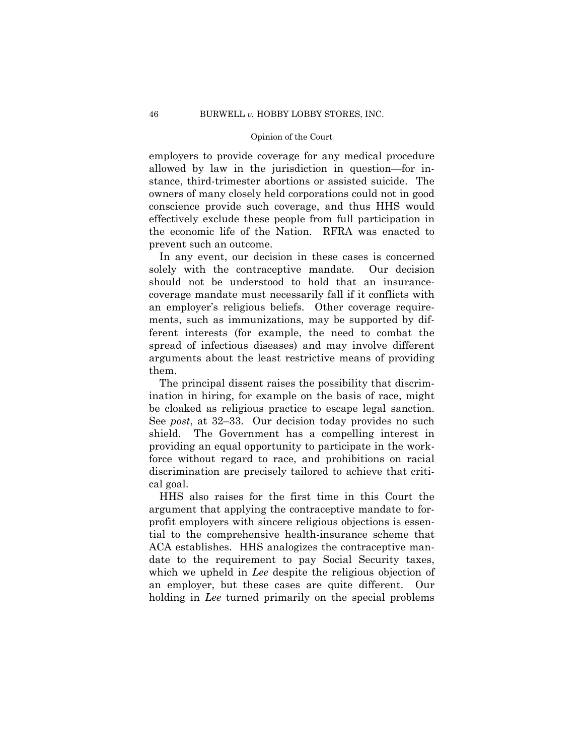employers to provide coverage for any medical procedure allowed by law in the jurisdiction in question—for instance, third-trimester abortions or assisted suicide. The owners of many closely held corporations could not in good conscience provide such coverage, and thus HHS would effectively exclude these people from full participation in the economic life of the Nation. RFRA was enacted to prevent such an outcome.

In any event, our decision in these cases is concerned solely with the contraceptive mandate. Our decision should not be understood to hold that an insurance-coverage mandate must necessarily fall if it conflicts with an employer's religious beliefs. Other coverage requirements, such as immunizations, may be supported by different interests (for example, the need to combat the spread of infectious diseases) and may involve different arguments about the least restrictive means of providing them.

The principal dissent raises the possibility that discrimination in hiring, for example on the basis of race, might be cloaked as religious practice to escape legal sanction. See *post*, at 32–33. Our decision today provides no such shield. The Government has a compelling interest in providing an equal opportunity to participate in the workforce without regard to race, and prohibitions on racial discrimination are precisely tailored to achieve that critical goal.

HHS also raises for the first time in this Court the argument that applying the contraceptive mandate to for-profit employers with sincere religious objections is essential to the comprehensive health-insurance scheme that ACA establishes. HHS analogizes the contraceptive mandate to the requirement to pay Social Security taxes, which we upheld in *Lee* despite the religious objection of an employer, but these cases are quite different. Our holding in *Lee* turned primarily on the special problems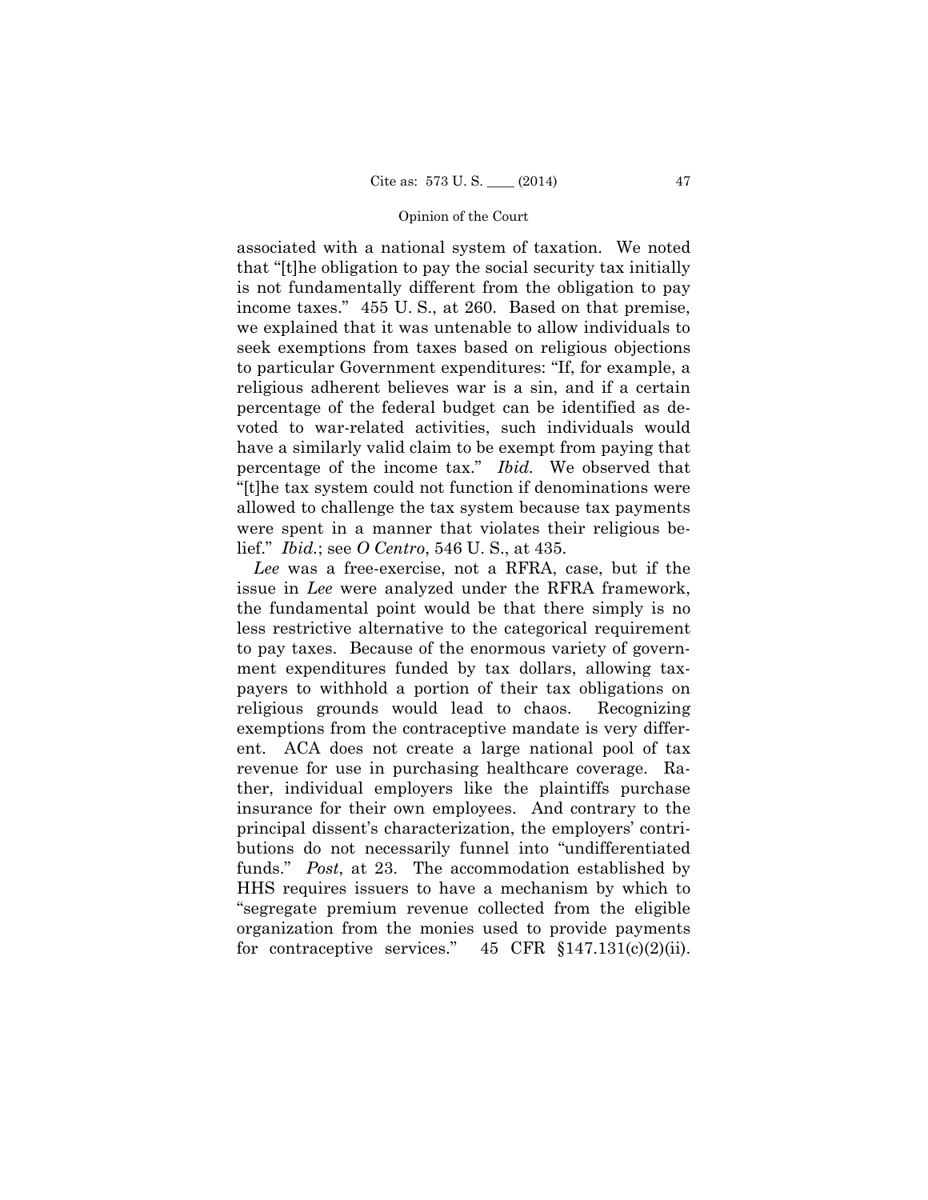associated with a national system of taxation. We noted that "[t]he obligation to pay the social security tax initially is not fundamentally different from the obligation to pay income taxes." 455 U. S., at 260. Based on that premise, we explained that it was untenable to allow individuals to seek exemptions from taxes based on religious objections to particular Government expenditures: "If, for example, a religious adherent believes war is a sin, and if a certain percentage of the federal budget can be identified as devoted to war-related activities, such individuals would have a similarly valid claim to be exempt from paying that percentage of the income tax." *Ibid.* We observed that "[t]he tax system could not function if denominations were allowed to challenge the tax system because tax payments were spent in a manner that violates their religious belief." *Ibid.*; see *O Centro*, 546 U. S., at 435.

*Lee* was a free-exercise, not a RFRA, case, but if the issue in *Lee* were analyzed under the RFRA framework, the fundamental point would be that there simply is no less restrictive alternative to the categorical requirement to pay taxes. Because of the enormous variety of government expenditures funded by tax dollars, allowing taxpayers to withhold a portion of their tax obligations on religious grounds would lead to chaos. Recognizing exemptions from the contraceptive mandate is very different. ACA does not create a large national pool of tax revenue for use in purchasing healthcare coverage. Rather, individual employers like the plaintiffs purchase insurance for their own employees. And contrary to the principal dissent's characterization, the employers' contributions do not necessarily funnel into "undifferentiated funds." *Post*, at 23. The accommodation established by HHS requires issuers to have a mechanism by which to "segregate premium revenue collected from the eligible organization from the monies used to provide payments for contraceptive services." 45 CFR §147.131(c)(2)(ii).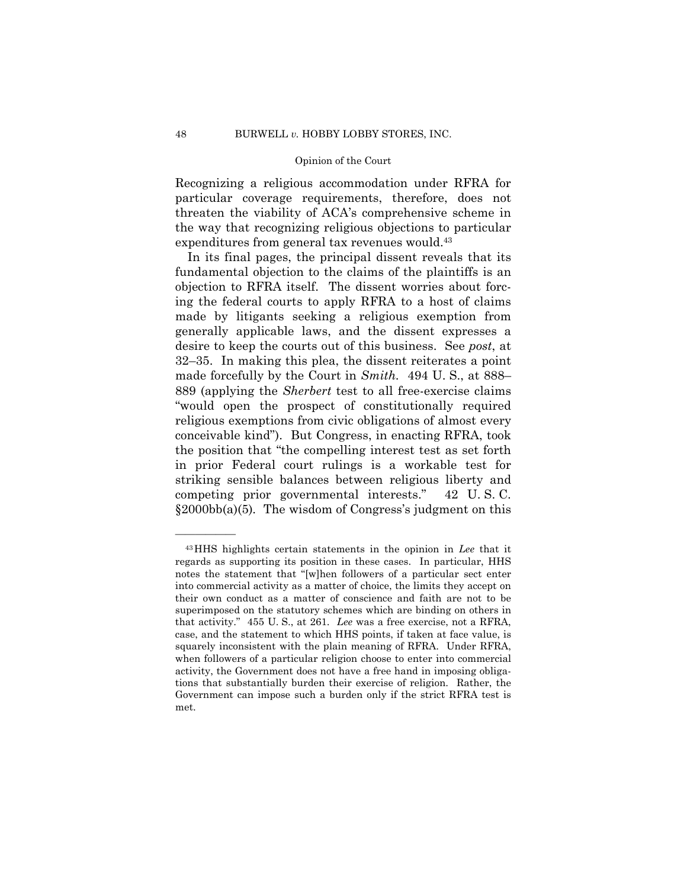Recognizing a religious accommodation under RFRA for particular coverage requirements, therefore, does not threaten the viability of ACA's comprehensive scheme in the way that recognizing religious objections to particular expenditures from general tax revenues would.[43]

In its final pages, the principal dissent reveals that its fundamental objection to the claims of the plaintiffs is an objection to RFRA itself. The dissent worries about forcing the federal courts to apply RFRA to a host of claims made by litigants seeking a religious exemption from generally applicable laws, and the dissent expresses a desire to keep the courts out of this business. See *post*, at 32–35. In making this plea, the dissent reiterates a point made forcefully by the Court in *Smith*. 494 U. S., at 888–889 (applying the *Sherbert* test to all free-exercise claims "would open the prospect of constitutionally required religious exemptions from civic obligations of almost every conceivable kind"). But Congress, in enacting RFRA, took the position that "the compelling interest test as set forth in prior Federal court rulings is a workable test for striking sensible balances between religious liberty and competing prior governmental interests." 42 U. S. C. §2000bb(a)(5). The wisdom of Congress's judgment on this

———————

[43] HHS highlights certain statements in the opinion in *Lee* that it regards as supporting its position in these cases. In particular, HHS notes the statement that "[w]hen followers of a particular sect enter into commercial activity as a matter of choice, the limits they accept on their own conduct as a matter of conscience and faith are not to be superimposed on the statutory schemes which are binding on others in that activity." 455 U. S., at 261. *Lee* was a free exercise, not a RFRA, case, and the statement to which HHS points, if taken at face value, is squarely inconsistent with the plain meaning of RFRA. Under RFRA, when followers of a particular religion choose to enter into commercial activity, the Government does not have a free hand in imposing obligations that substantially burden their exercise of religion. Rather, the Government can impose such a burden only if the strict RFRA test is met.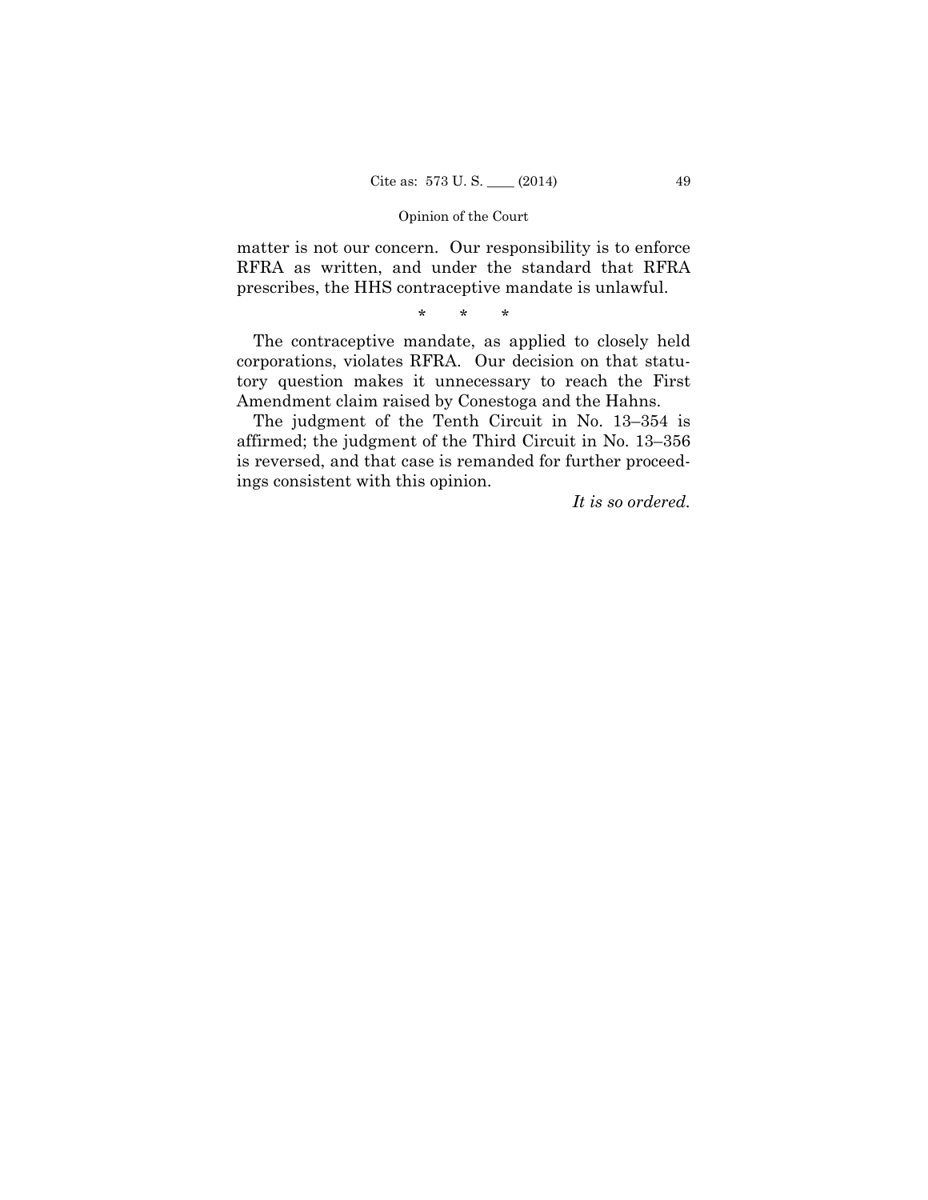matter is not our concern. Our responsibility is to enforce RFRA as written, and under the standard that RFRA prescribes, the HHS contraceptive mandate is unlawful.

\* \* \*

The contraceptive mandate, as applied to closely held corporations, violates RFRA. Our decision on that statutory question makes it unnecessary to reach the First Amendment claim raised by Conestoga and the Hahns.

The judgment of the Tenth Circuit in No. 13–354 is affirmed; the judgment of the Third Circuit in No. 13–356 is reversed, and that case is remanded for further proceedings consistent with this opinion.

*It is so ordered.*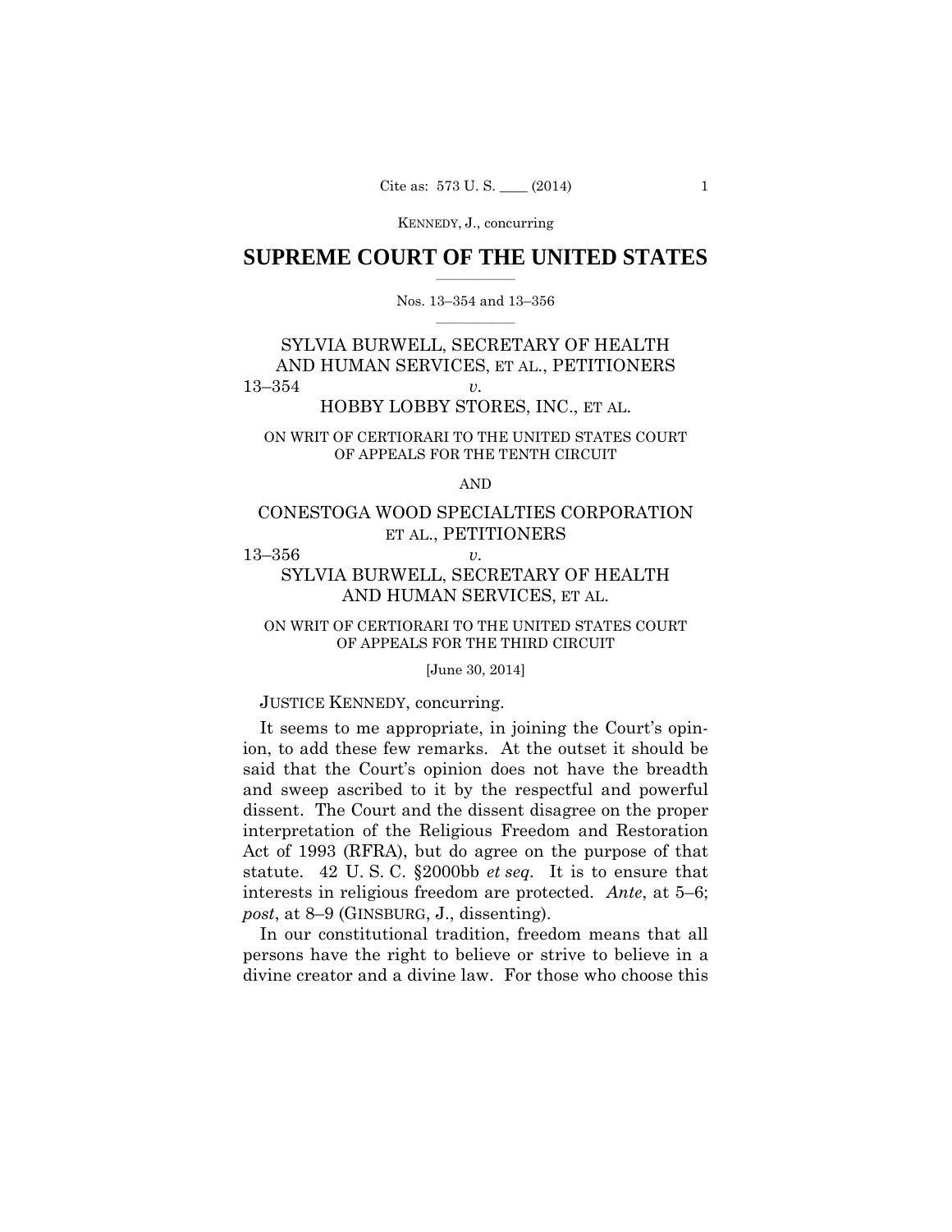# SUPREME COURT OF THE UNITED STATES

Nos. 13–354 and 13–356

SYLVIA BURWELL, SECRETARY OF HEALTH AND HUMAN SERVICES, ET AL., PETITIONERS

13–354 *v.*

HOBBY LOBBY STORES, INC., ET AL.

ON WRIT OF CERTIORARI TO THE UNITED STATES COURT OF APPEALS FOR THE TENTH CIRCUIT

AND

CONESTOGA WOOD SPECIALTIES CORPORATION ET AL., PETITIONERS

13–356 *v.*

SYLVIA BURWELL, SECRETARY OF HEALTH AND HUMAN SERVICES, ET AL.

ON WRIT OF CERTIORARI TO THE UNITED STATES COURT OF APPEALS FOR THE THIRD CIRCUIT

[June 30, 2014]

JUSTICE KENNEDY, concurring.

It seems to me appropriate, in joining the Court's opinion, to add these few remarks. At the outset it should be said that the Court's opinion does not have the breadth and sweep ascribed to it by the respectful and powerful dissent. The Court and the dissent disagree on the proper interpretation of the Religious Freedom and Restoration Act of 1993 (RFRA), but do agree on the purpose of that statute. 42 U. S. C. §2000bb *et seq.* It is to ensure that interests in religious freedom are protected. *Ante*, at 5–6; *post*, at 8–9 (GINSBURG, J., dissenting).

In our constitutional tradition, freedom means that all persons have the right to believe or strive to believe in a divine creator and a divine law. For those who choose this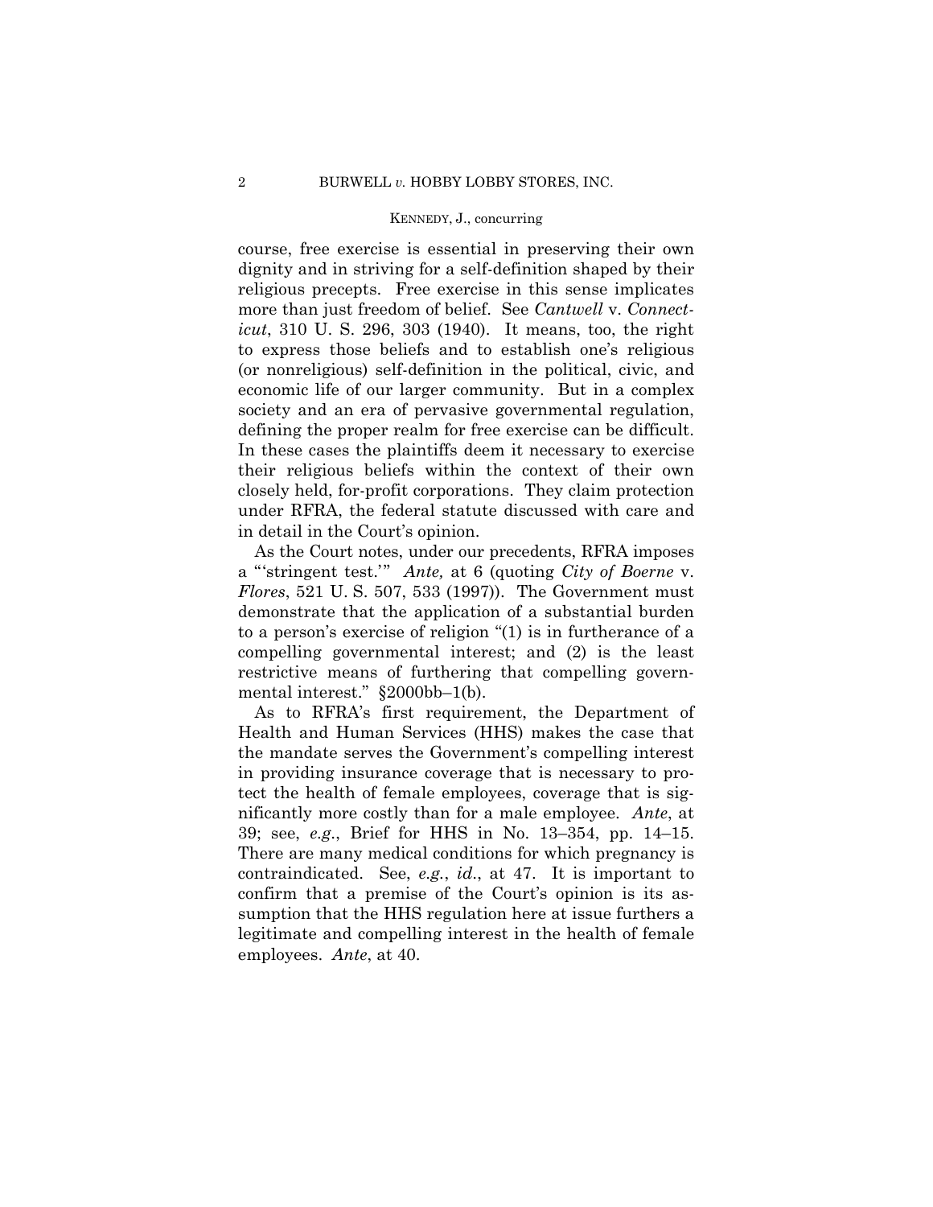course, free exercise is essential in preserving their own dignity and in striving for a self-definition shaped by their religious precepts. Free exercise in this sense implicates more than just freedom of belief. See *Cantwell* v. *Connecticut*, 310 U. S. 296, 303 (1940). It means, too, the right to express those beliefs and to establish one's religious (or nonreligious) self-definition in the political, civic, and economic life of our larger community. But in a complex society and an era of pervasive governmental regulation, defining the proper realm for free exercise can be difficult. In these cases the plaintiffs deem it necessary to exercise their religious beliefs within the context of their own closely held, for-profit corporations. They claim protection under RFRA, the federal statute discussed with care and in detail in the Court's opinion.

As the Court notes, under our precedents, RFRA imposes a "'stringent test.'" *Ante,* at 6 (quoting *City of Boerne* v. *Flores*, 521 U. S. 507, 533 (1997)). The Government must demonstrate that the application of a substantial burden to a person's exercise of religion "(1) is in furtherance of a compelling governmental interest; and (2) is the least restrictive means of furthering that compelling governmental interest." §2000bb–1(b).

As to RFRA's first requirement, the Department of Health and Human Services (HHS) makes the case that the mandate serves the Government's compelling interest in providing insurance coverage that is necessary to protect the health of female employees, coverage that is significantly more costly than for a male employee. *Ante*, at 39; see, *e.g.*, Brief for HHS in No. 13–354, pp. 14–15. There are many medical conditions for which pregnancy is contraindicated. See, *e.g.*, *id*., at 47. It is important to confirm that a premise of the Court's opinion is its assumption that the HHS regulation here at issue furthers a legitimate and compelling interest in the health of female employees. *Ante*, at 40.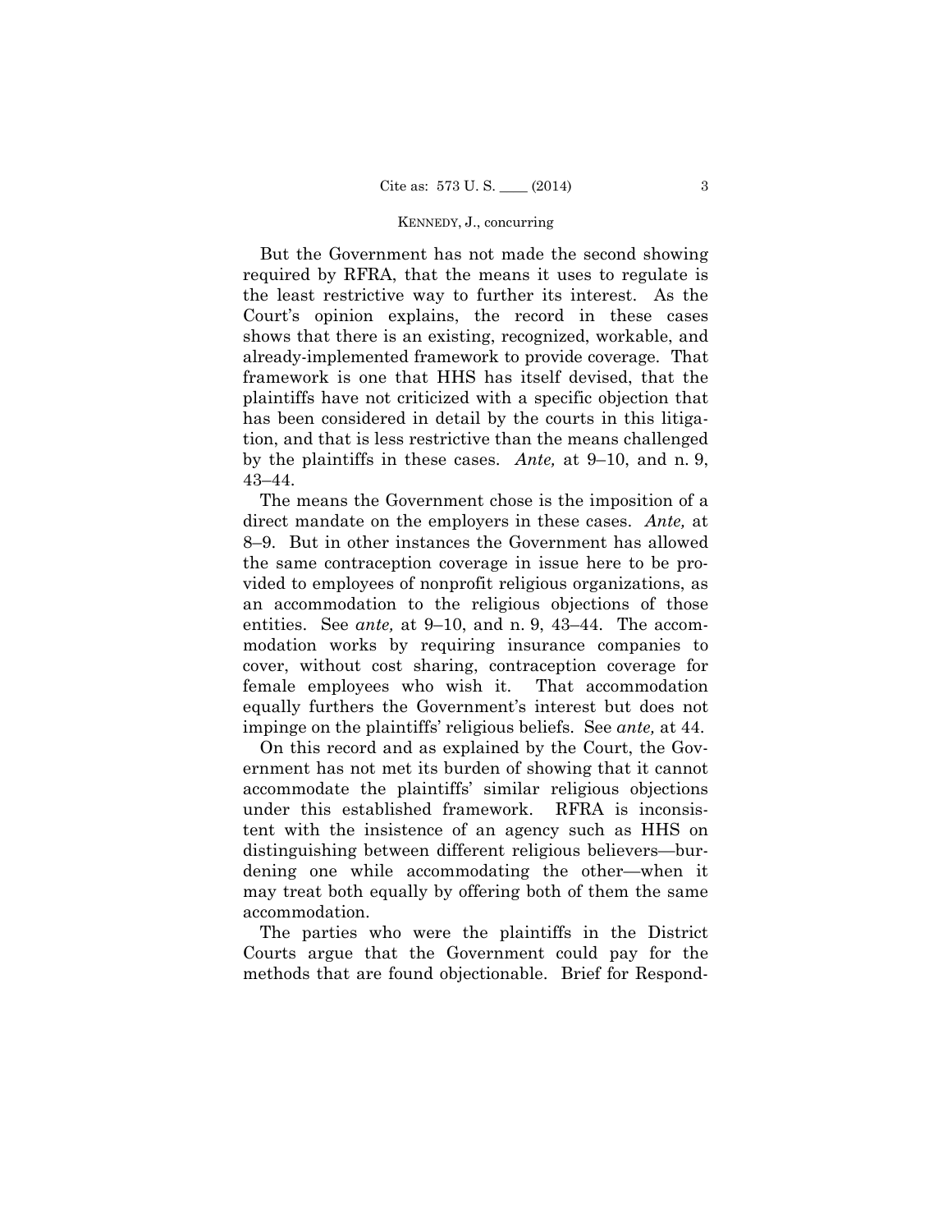But the Government has not made the second showing required by RFRA, that the means it uses to regulate is the least restrictive way to further its interest. As the Court's opinion explains, the record in these cases shows that there is an existing, recognized, workable, and already-implemented framework to provide coverage. That framework is one that HHS has itself devised, that the plaintiffs have not criticized with a specific objection that has been considered in detail by the courts in this litigation, and that is less restrictive than the means challenged by the plaintiffs in these cases. *Ante,* at 9–10, and n. 9, 43–44.

The means the Government chose is the imposition of a direct mandate on the employers in these cases. *Ante,* at 8–9. But in other instances the Government has allowed the same contraception coverage in issue here to be provided to employees of nonprofit religious organizations, as an accommodation to the religious objections of those entities. See *ante,* at 9–10, and n. 9, 43–44. The accommodation works by requiring insurance companies to cover, without cost sharing, contraception coverage for female employees who wish it. That accommodation equally furthers the Government's interest but does not impinge on the plaintiffs' religious beliefs. See *ante,* at 44.

On this record and as explained by the Court, the Government has not met its burden of showing that it cannot accommodate the plaintiffs' similar religious objections under this established framework. RFRA is inconsistent with the insistence of an agency such as HHS on distinguishing between different religious believers—burdening one while accommodating the other—when it may treat both equally by offering both of them the same accommodation.

The parties who were the plaintiffs in the District Courts argue that the Government could pay for the methods that are found objectionable. Brief for Respond-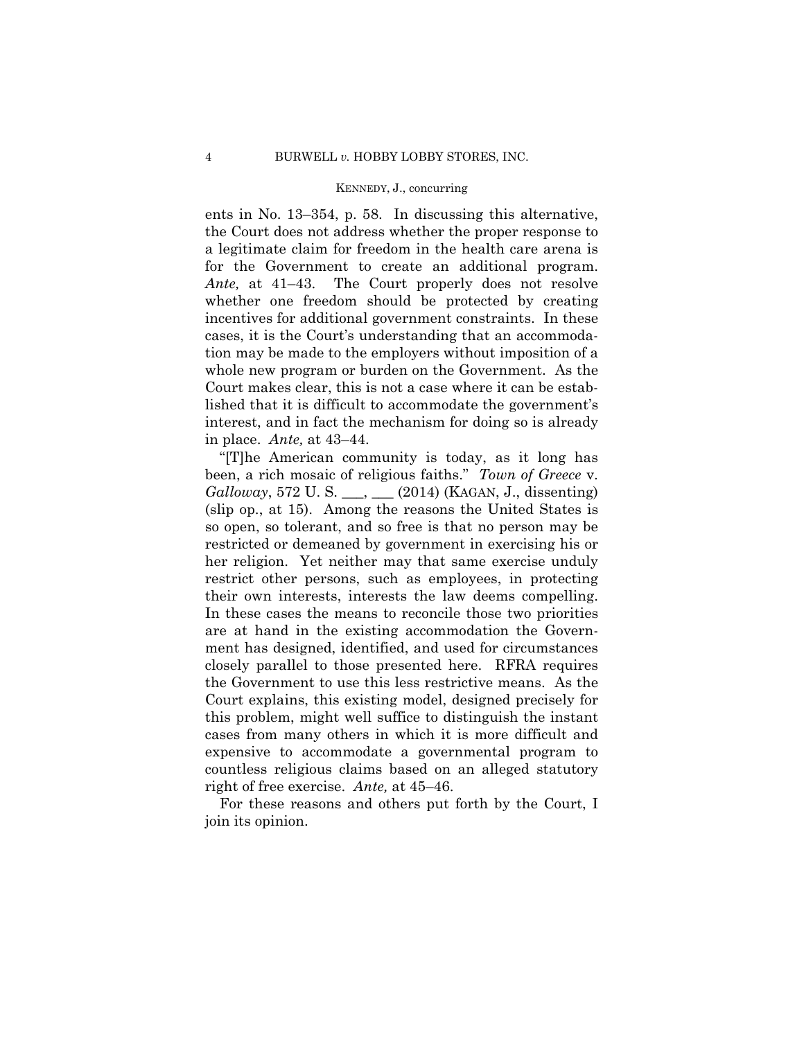ents in No. 13–354, p. 58. In discussing this alternative, the Court does not address whether the proper response to a legitimate claim for freedom in the health care arena is for the Government to create an additional program. *Ante,* at 41–43. The Court properly does not resolve whether one freedom should be protected by creating incentives for additional government constraints. In these cases, it is the Court's understanding that an accommodation may be made to the employers without imposition of a whole new program or burden on the Government. As the Court makes clear, this is not a case where it can be established that it is difficult to accommodate the government's interest, and in fact the mechanism for doing so is already in place. *Ante,* at 43–44.

"[T]he American community is today, as it long has been, a rich mosaic of religious faiths." *Town of Greece* v. *Galloway*, 572 U. S. ___, ___ (2014) (KAGAN, J., dissenting) (slip op., at 15). Among the reasons the United States is so open, so tolerant, and so free is that no person may be restricted or demeaned by government in exercising his or her religion. Yet neither may that same exercise unduly restrict other persons, such as employees, in protecting their own interests, interests the law deems compelling. In these cases the means to reconcile those two priorities are at hand in the existing accommodation the Government has designed, identified, and used for circumstances closely parallel to those presented here. RFRA requires the Government to use this less restrictive means. As the Court explains, this existing model, designed precisely for this problem, might well suffice to distinguish the instant cases from many others in which it is more difficult and expensive to accommodate a governmental program to countless religious claims based on an alleged statutory right of free exercise. *Ante,* at 45–46.

For these reasons and others put forth by the Court, I join its opinion.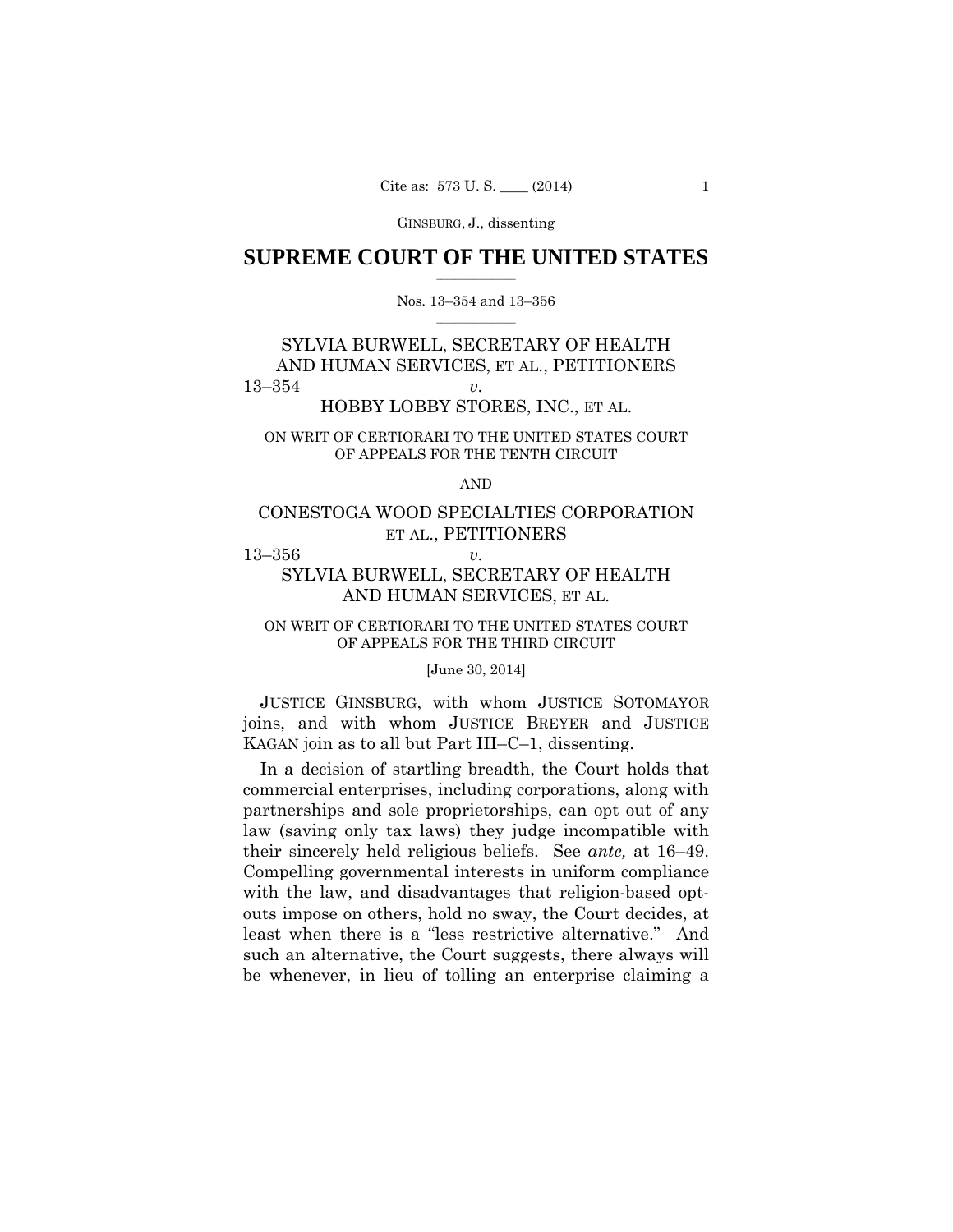GINSBURG, J., dissenting

# SUPREME COURT OF THE UNITED STATES

Nos. 13–354 and 13–356

SYLVIA BURWELL, SECRETARY OF HEALTH AND HUMAN SERVICES, ET AL., PETITIONERS

13–354 *v.*

HOBBY LOBBY STORES, INC., ET AL.

ON WRIT OF CERTIORARI TO THE UNITED STATES COURT OF APPEALS FOR THE TENTH CIRCUIT

AND

CONESTOGA WOOD SPECIALTIES CORPORATION ET AL., PETITIONERS

13–356 *v.*

SYLVIA BURWELL, SECRETARY OF HEALTH AND HUMAN SERVICES, ET AL.

ON WRIT OF CERTIORARI TO THE UNITED STATES COURT OF APPEALS FOR THE THIRD CIRCUIT

[June 30, 2014]

JUSTICE GINSBURG, with whom JUSTICE SOTOMAYOR joins, and with whom JUSTICE BREYER and JUSTICE KAGAN join as to all but Part III–C–1, dissenting.

In a decision of startling breadth, the Court holds that commercial enterprises, including corporations, along with partnerships and sole proprietorships, can opt out of any law (saving only tax laws) they judge incompatible with their sincerely held religious beliefs. See *ante,* at 16–49. Compelling governmental interests in uniform compliance with the law, and disadvantages that religion-based opt-outs impose on others, hold no sway, the Court decides, at least when there is a "less restrictive alternative." And such an alternative, the Court suggests, there always will be whenever, in lieu of tolling an enterprise claiming a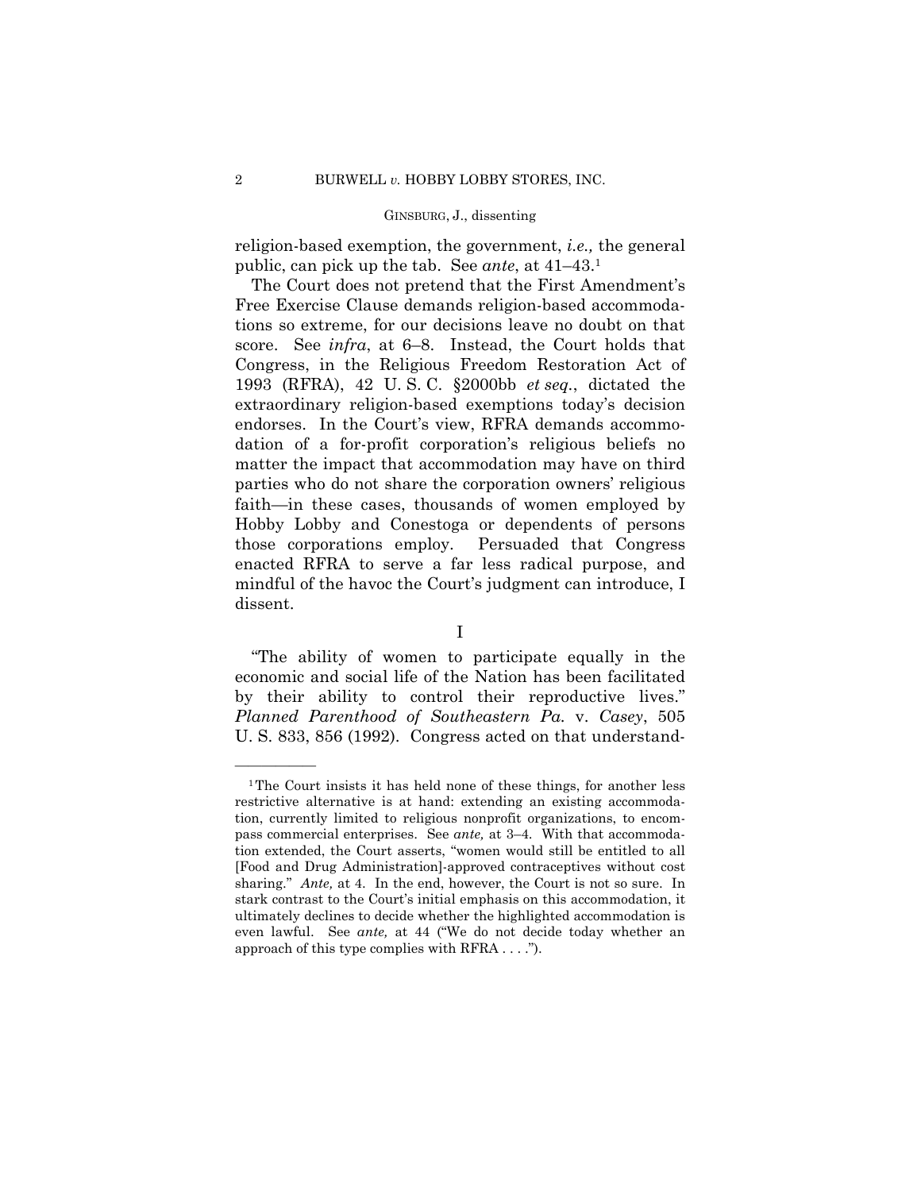religion-based exemption, the government, *i.e.,* the general public, can pick up the tab. See *ante*, at 41–43.[1]

The Court does not pretend that the First Amendment's Free Exercise Clause demands religion-based accommodations so extreme, for our decisions leave no doubt on that score. See *infra*, at 6–8. Instead, the Court holds that Congress, in the Religious Freedom Restoration Act of 1993 (RFRA), 42 U. S. C. §2000bb *et seq.*, dictated the extraordinary religion-based exemptions today's decision endorses. In the Court's view, RFRA demands accommodation of a for-profit corporation's religious beliefs no matter the impact that accommodation may have on third parties who do not share the corporation owners' religious faith—in these cases, thousands of women employed by Hobby Lobby and Conestoga or dependents of persons those corporations employ. Persuaded that Congress enacted RFRA to serve a far less radical purpose, and mindful of the havoc the Court's judgment can introduce, I dissent.

## I

"The ability of women to participate equally in the economic and social life of the Nation has been facilitated by their ability to control their reproductive lives." *Planned Parenthood of Southeastern Pa.* v. *Casey*, 505 U. S. 833, 856 (1992). Congress acted on that understand-

---

[1] The Court insists it has held none of these things, for another less restrictive alternative is at hand: extending an existing accommodation, currently limited to religious nonprofit organizations, to encompass commercial enterprises. See *ante,* at 3–4. With that accommodation extended, the Court asserts, "women would still be entitled to all [Food and Drug Administration]-approved contraceptives without cost sharing." *Ante,* at 4. In the end, however, the Court is not so sure. In stark contrast to the Court's initial emphasis on this accommodation, it ultimately declines to decide whether the highlighted accommodation is even lawful. See *ante,* at 44 ("We do not decide today whether an approach of this type complies with RFRA . . . .").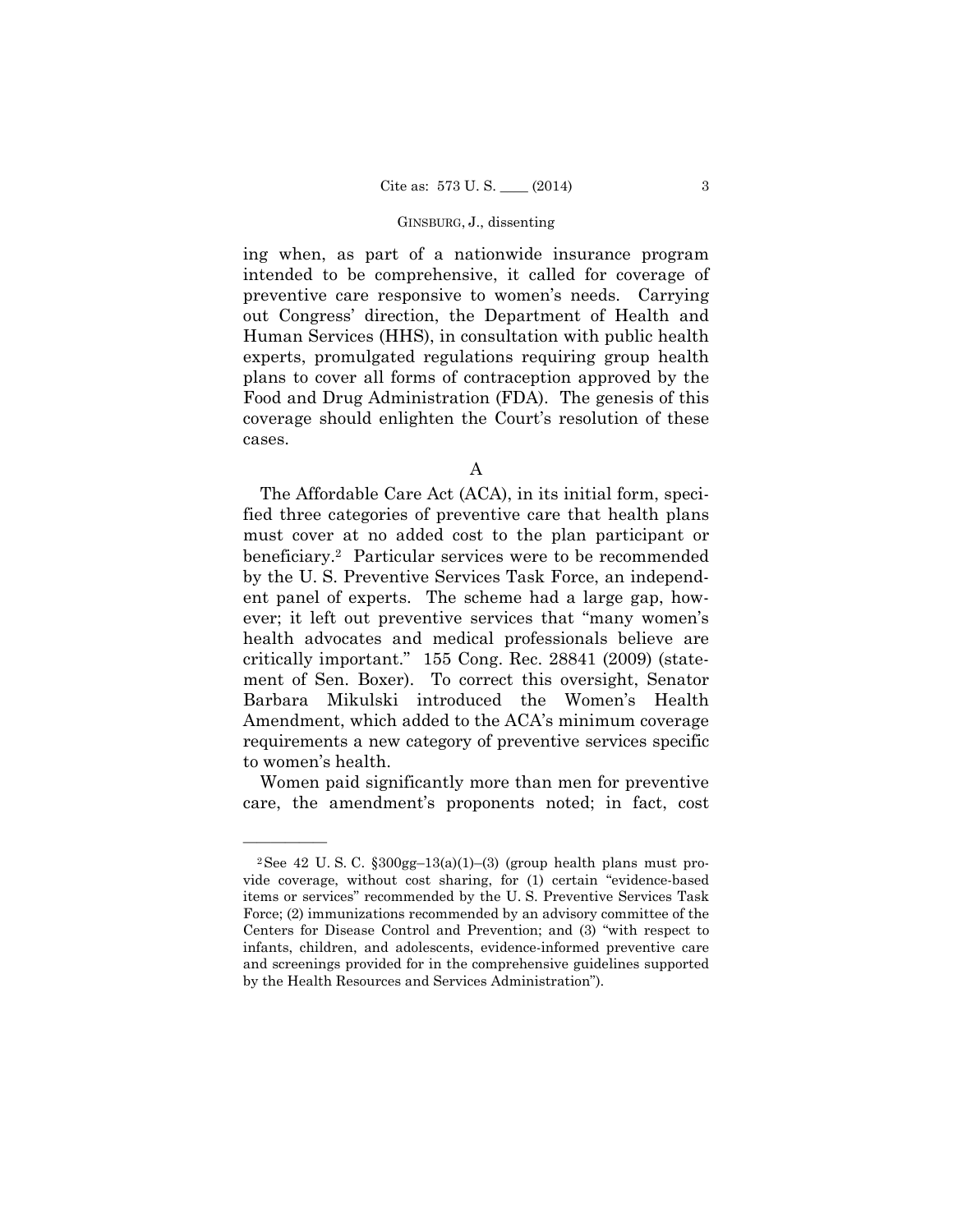ing when, as part of a nationwide insurance program intended to be comprehensive, it called for coverage of preventive care responsive to women's needs. Carrying out Congress' direction, the Department of Health and Human Services (HHS), in consultation with public health experts, promulgated regulations requiring group health plans to cover all forms of contraception approved by the Food and Drug Administration (FDA). The genesis of this coverage should enlighten the Court's resolution of these cases.

A

The Affordable Care Act (ACA), in its initial form, specified three categories of preventive care that health plans must cover at no added cost to the plan participant or beneficiary.[2] Particular services were to be recommended by the U. S. Preventive Services Task Force, an independent panel of experts. The scheme had a large gap, however; it left out preventive services that "many women's health advocates and medical professionals believe are critically important." 155 Cong. Rec. 28841 (2009) (statement of Sen. Boxer). To correct this oversight, Senator Barbara Mikulski introduced the Women's Health Amendment, which added to the ACA's minimum coverage requirements a new category of preventive services specific to women's health.

Women paid significantly more than men for preventive care, the amendment's proponents noted; in fact, cost

---

[2] See 42 U. S. C. §300gg–13(a)(1)–(3) (group health plans must provide coverage, without cost sharing, for (1) certain "evidence-based items or services" recommended by the U. S. Preventive Services Task Force; (2) immunizations recommended by an advisory committee of the Centers for Disease Control and Prevention; and (3) "with respect to infants, children, and adolescents, evidence-informed preventive care and screenings provided for in the comprehensive guidelines supported by the Health Resources and Services Administration").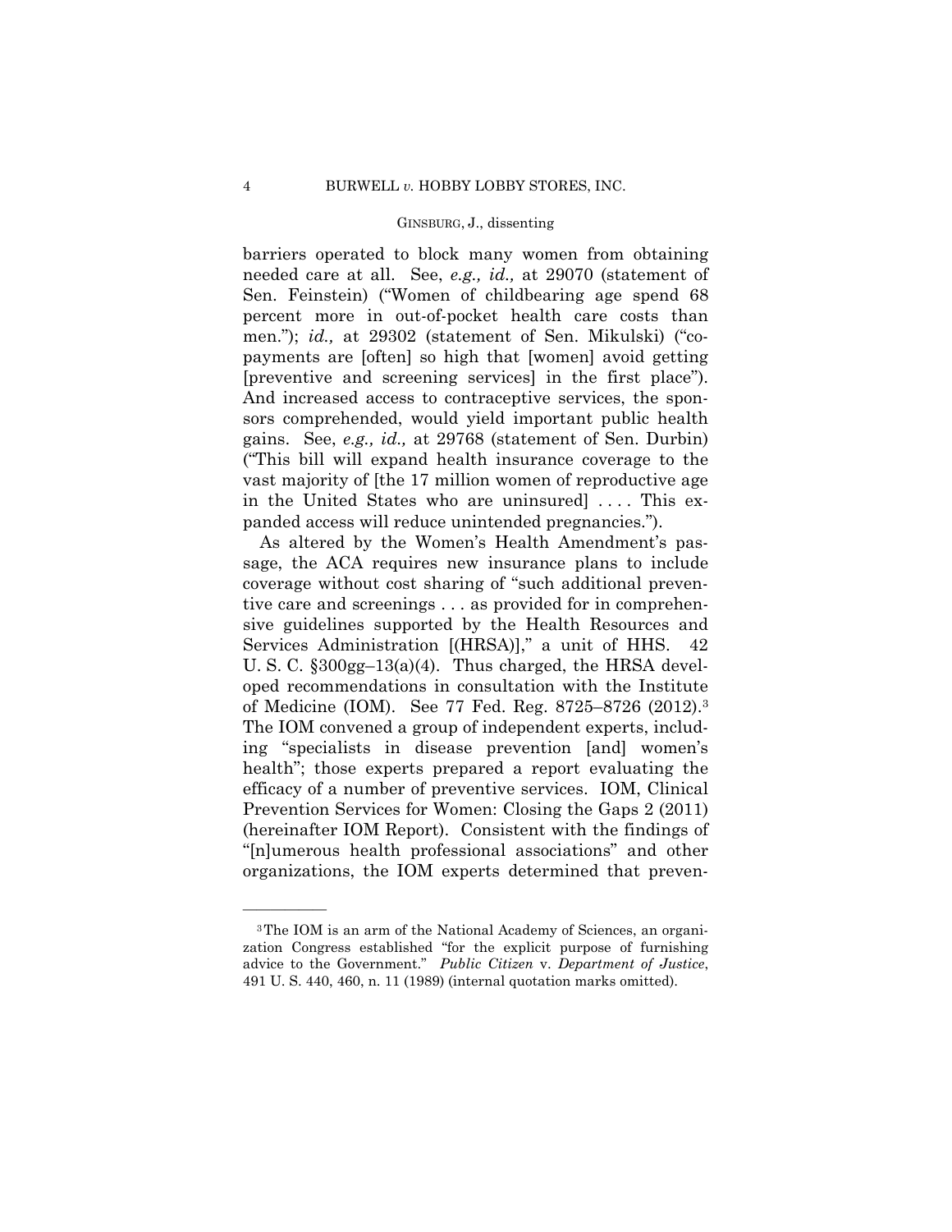barriers operated to block many women from obtaining needed care at all. See, *e.g., id.,* at 29070 (statement of Sen. Feinstein) ("Women of childbearing age spend 68 percent more in out-of-pocket health care costs than men."); *id.,* at 29302 (statement of Sen. Mikulski) ("copayments are [often] so high that [women] avoid getting [preventive and screening services] in the first place"). And increased access to contraceptive services, the sponsors comprehended, would yield important public health gains. See, *e.g., id.,* at 29768 (statement of Sen. Durbin) ("This bill will expand health insurance coverage to the vast majority of [the 17 million women of reproductive age in the United States who are uninsured] . . . . This expanded access will reduce unintended pregnancies.").

As altered by the Women's Health Amendment's passage, the ACA requires new insurance plans to include coverage without cost sharing of "such additional preventive care and screenings . . . as provided for in comprehensive guidelines supported by the Health Resources and Services Administration [(HRSA)]," a unit of HHS. 42 U. S. C. §300gg–13(a)(4). Thus charged, the HRSA developed recommendations in consultation with the Institute of Medicine (IOM). See 77 Fed. Reg. 8725–8726 (2012).[3] The IOM convened a group of independent experts, including "specialists in disease prevention [and] women's health"; those experts prepared a report evaluating the efficacy of a number of preventive services. IOM, Clinical Prevention Services for Women: Closing the Gaps 2 (2011) (hereinafter IOM Report). Consistent with the findings of "[n]umerous health professional associations" and other organizations, the IOM experts determined that preven-

---

[3] The IOM is an arm of the National Academy of Sciences, an organization Congress established "for the explicit purpose of furnishing advice to the Government." *Public Citizen* v. *Department of Justice*, 491 U. S. 440, 460, n. 11 (1989) (internal quotation marks omitted).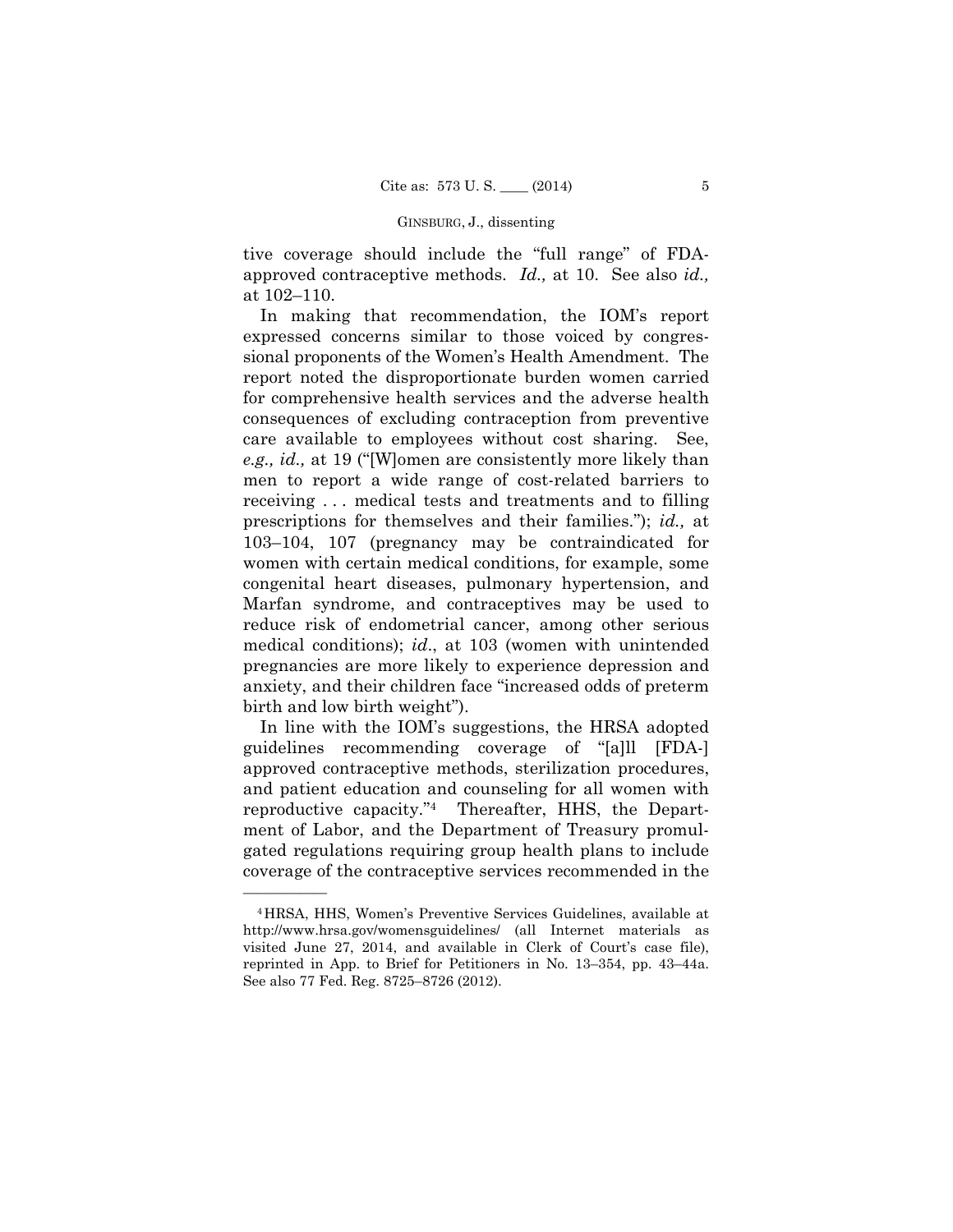tive coverage should include the "full range" of FDA-approved contraceptive methods. *Id.,* at 10. See also *id.,* at 102–110.

In making that recommendation, the IOM's report expressed concerns similar to those voiced by congressional proponents of the Women's Health Amendment. The report noted the disproportionate burden women carried for comprehensive health services and the adverse health consequences of excluding contraception from preventive care available to employees without cost sharing. See, *e.g., id.,* at 19 ("[W]omen are consistently more likely than men to report a wide range of cost-related barriers to receiving . . . medical tests and treatments and to filling prescriptions for themselves and their families."); *id.,* at 103–104, 107 (pregnancy may be contraindicated for women with certain medical conditions, for example, some congenital heart diseases, pulmonary hypertension, and Marfan syndrome, and contraceptives may be used to reduce risk of endometrial cancer, among other serious medical conditions); *id.*, at 103 (women with unintended pregnancies are more likely to experience depression and anxiety, and their children face "increased odds of preterm birth and low birth weight").

In line with the IOM's suggestions, the HRSA adopted guidelines recommending coverage of "[a]ll [FDA-] approved contraceptive methods, sterilization procedures, and patient education and counseling for all women with reproductive capacity."[4] Thereafter, HHS, the Department of Labor, and the Department of Treasury promulgated regulations requiring group health plans to include coverage of the contraceptive services recommended in the

---

[4] HRSA, HHS, Women's Preventive Services Guidelines, available at http://www.hrsa.gov/womensguidelines/ (all Internet materials as visited June 27, 2014, and available in Clerk of Court's case file), reprinted in App. to Brief for Petitioners in No. 13–354, pp. 43–44a. See also 77 Fed. Reg. 8725–8726 (2012).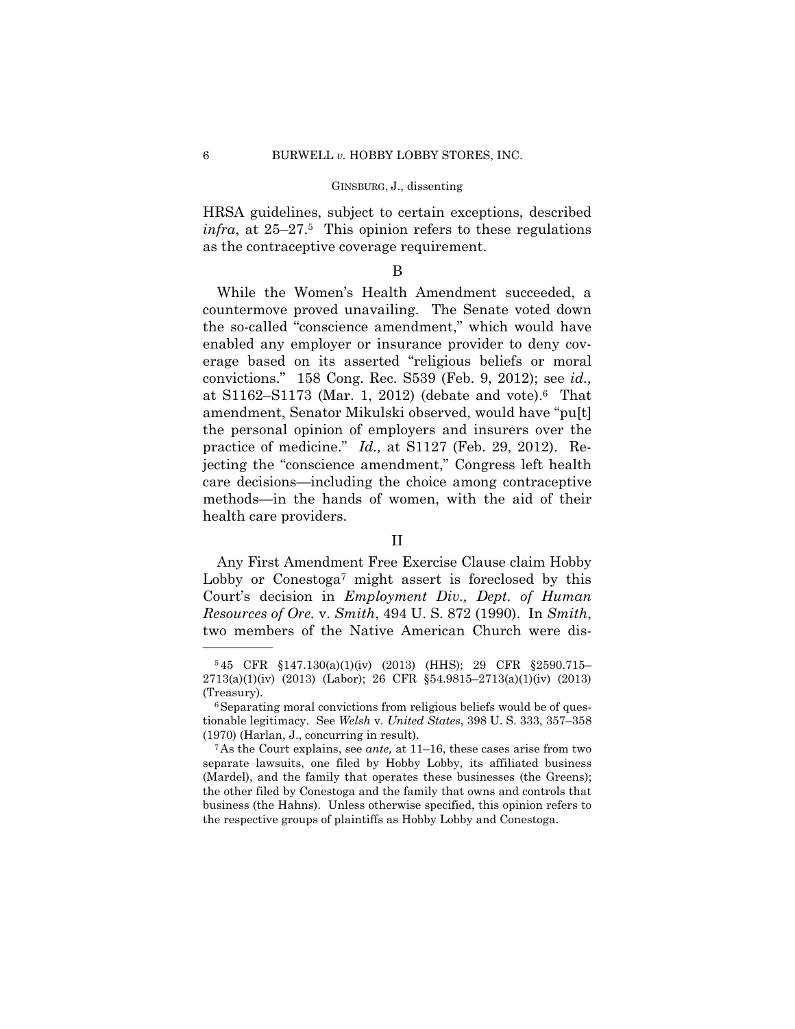HRSA guidelines, subject to certain exceptions, described *infra*, at 25–27.[5] This opinion refers to these regulations as the contraceptive coverage requirement.

B

While the Women's Health Amendment succeeded, a countermove proved unavailing. The Senate voted down the so-called "conscience amendment," which would have enabled any employer or insurance provider to deny coverage based on its asserted "religious beliefs or moral convictions." 158 Cong. Rec. S539 (Feb. 9, 2012); see *id.,* at S1162–S1173 (Mar. 1, 2012) (debate and vote).[6] That amendment, Senator Mikulski observed, would have "pu[t] the personal opinion of employers and insurers over the practice of medicine." *Id.,* at S1127 (Feb. 29, 2012). Rejecting the "conscience amendment," Congress left health care decisions—including the choice among contraceptive methods—in the hands of women, with the aid of their health care providers.

II

Any First Amendment Free Exercise Clause claim Hobby Lobby or Conestoga[7] might assert is foreclosed by this Court's decision in *Employment Div., Dept. of Human Resources of Ore.* v. *Smith*, 494 U. S. 872 (1990). In *Smith*, two members of the Native American Church were dis-

---

[5] 45 CFR §147.130(a)(1)(iv) (2013) (HHS); 29 CFR §2590.715–2713(a)(1)(iv) (2013) (Labor); 26 CFR §54.9815–2713(a)(1)(iv) (2013) (Treasury).

[6] Separating moral convictions from religious beliefs would be of questionable legitimacy. See *Welsh* v. *United States*, 398 U. S. 333, 357–358 (1970) (Harlan, J., concurring in result).

[7] As the Court explains, see *ante,* at 11–16, these cases arise from two separate lawsuits, one filed by Hobby Lobby, its affiliated business (Mardel), and the family that operates these businesses (the Greens); the other filed by Conestoga and the family that owns and controls that business (the Hahns). Unless otherwise specified, this opinion refers to the respective groups of plaintiffs as Hobby Lobby and Conestoga.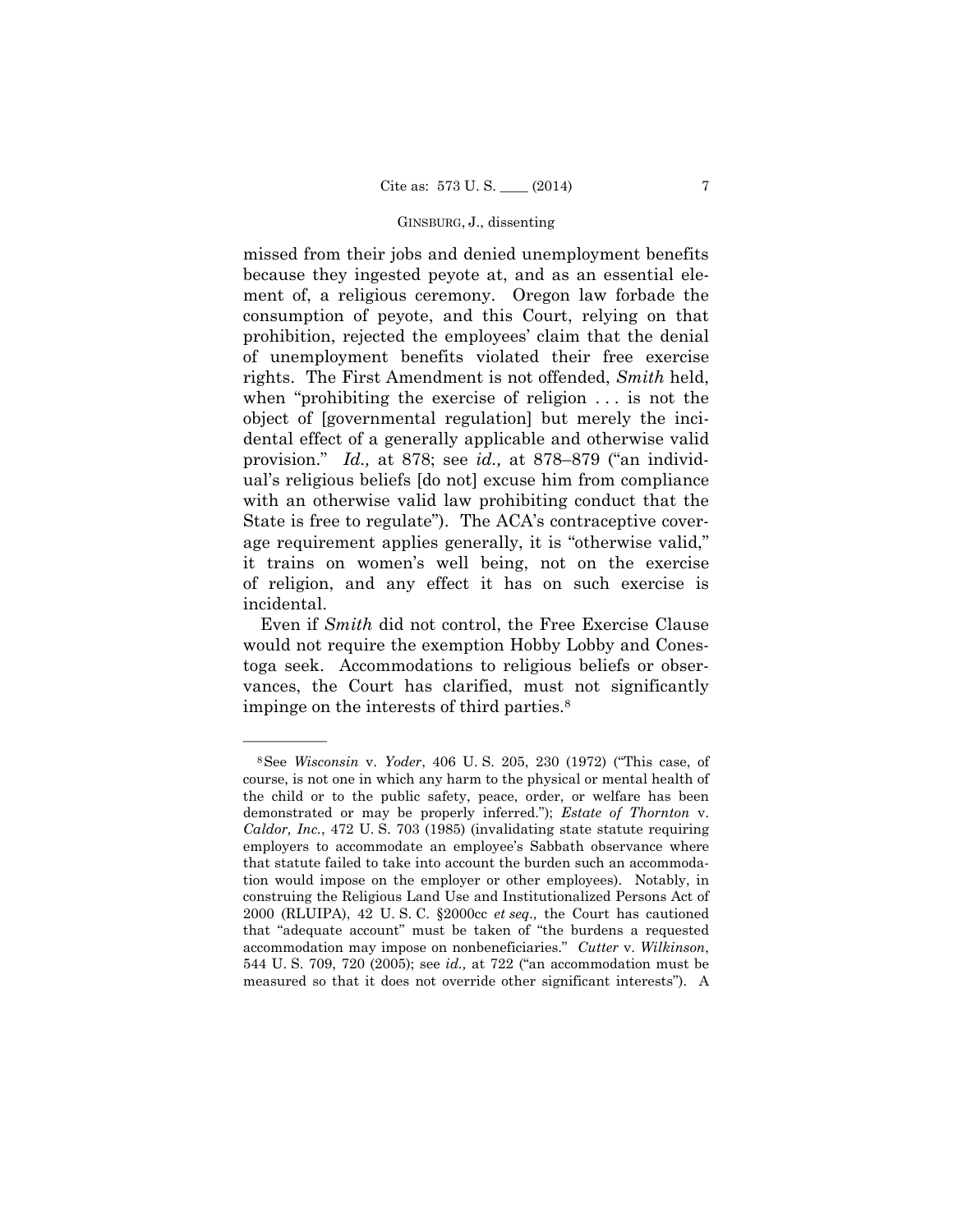missed from their jobs and denied unemployment benefits because they ingested peyote at, and as an essential element of, a religious ceremony. Oregon law forbade the consumption of peyote, and this Court, relying on that prohibition, rejected the employees' claim that the denial of unemployment benefits violated their free exercise rights. The First Amendment is not offended, *Smith* held, when "prohibiting the exercise of religion . . . is not the object of [governmental regulation] but merely the incidental effect of a generally applicable and otherwise valid provision." *Id.,* at 878; see *id.,* at 878–879 ("an individual's religious beliefs [do not] excuse him from compliance with an otherwise valid law prohibiting conduct that the State is free to regulate"). The ACA's contraceptive coverage requirement applies generally, it is "otherwise valid," it trains on women's well being, not on the exercise of religion, and any effect it has on such exercise is incidental.

Even if *Smith* did not control, the Free Exercise Clause would not require the exemption Hobby Lobby and Conestoga seek. Accommodations to religious beliefs or observances, the Court has clarified, must not significantly impinge on the interests of third parties.[8]

---

[8] See *Wisconsin* v. *Yoder*, 406 U. S. 205, 230 (1972) ("This case, of course, is not one in which any harm to the physical or mental health of the child or to the public safety, peace, order, or welfare has been demonstrated or may be properly inferred."); *Estate of Thornton* v. *Caldor, Inc.*, 472 U. S. 703 (1985) (invalidating state statute requiring employers to accommodate an employee's Sabbath observance where that statute failed to take into account the burden such an accommodation would impose on the employer or other employees). Notably, in construing the Religious Land Use and Institutionalized Persons Act of 2000 (RLUIPA), 42 U. S. C. §2000cc *et seq.,* the Court has cautioned that "adequate account" must be taken of "the burdens a requested accommodation may impose on nonbeneficiaries." *Cutter* v. *Wilkinson*, 544 U. S. 709, 720 (2005); see *id.,* at 722 ("an accommodation must be measured so that it does not override other significant interests"). A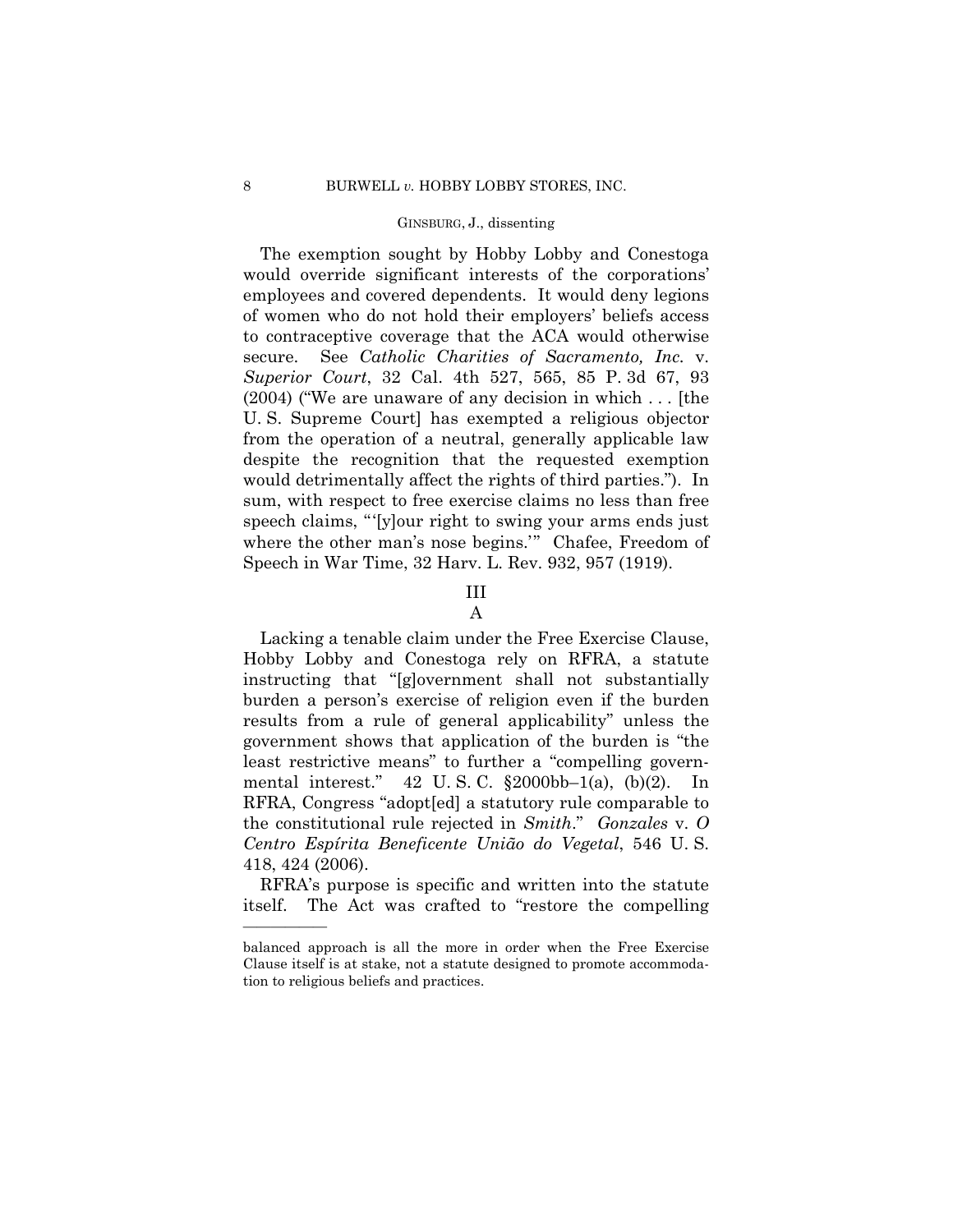The exemption sought by Hobby Lobby and Conestoga would override significant interests of the corporations' employees and covered dependents. It would deny legions of women who do not hold their employers' beliefs access to contraceptive coverage that the ACA would otherwise secure. See *Catholic Charities of Sacramento, Inc.* v. *Superior Court*, 32 Cal. 4th 527, 565, 85 P. 3d 67, 93 (2004) ("We are unaware of any decision in which . . . [the U. S. Supreme Court] has exempted a religious objector from the operation of a neutral, generally applicable law despite the recognition that the requested exemption would detrimentally affect the rights of third parties."). In sum, with respect to free exercise claims no less than free speech claims, "'[y]our right to swing your arms ends just where the other man's nose begins.'" Chafee, Freedom of Speech in War Time, 32 Harv. L. Rev. 932, 957 (1919).

## III

### A

Lacking a tenable claim under the Free Exercise Clause, Hobby Lobby and Conestoga rely on RFRA, a statute instructing that "[g]overnment shall not substantially burden a person's exercise of religion even if the burden results from a rule of general applicability" unless the government shows that application of the burden is "the least restrictive means" to further a "compelling governmental interest." 42 U. S. C. §2000bb–1(a), (b)(2). In RFRA, Congress "adopt[ed] a statutory rule comparable to the constitutional rule rejected in *Smith*." *Gonzales* v. *O Centro Espírita Beneficente União do Vegetal*, 546 U. S. 418, 424 (2006).

RFRA's purpose is specific and written into the statute itself. The Act was crafted to "restore the compelling

---

balanced approach is all the more in order when the Free Exercise Clause itself is at stake, not a statute designed to promote accommodation to religious beliefs and practices.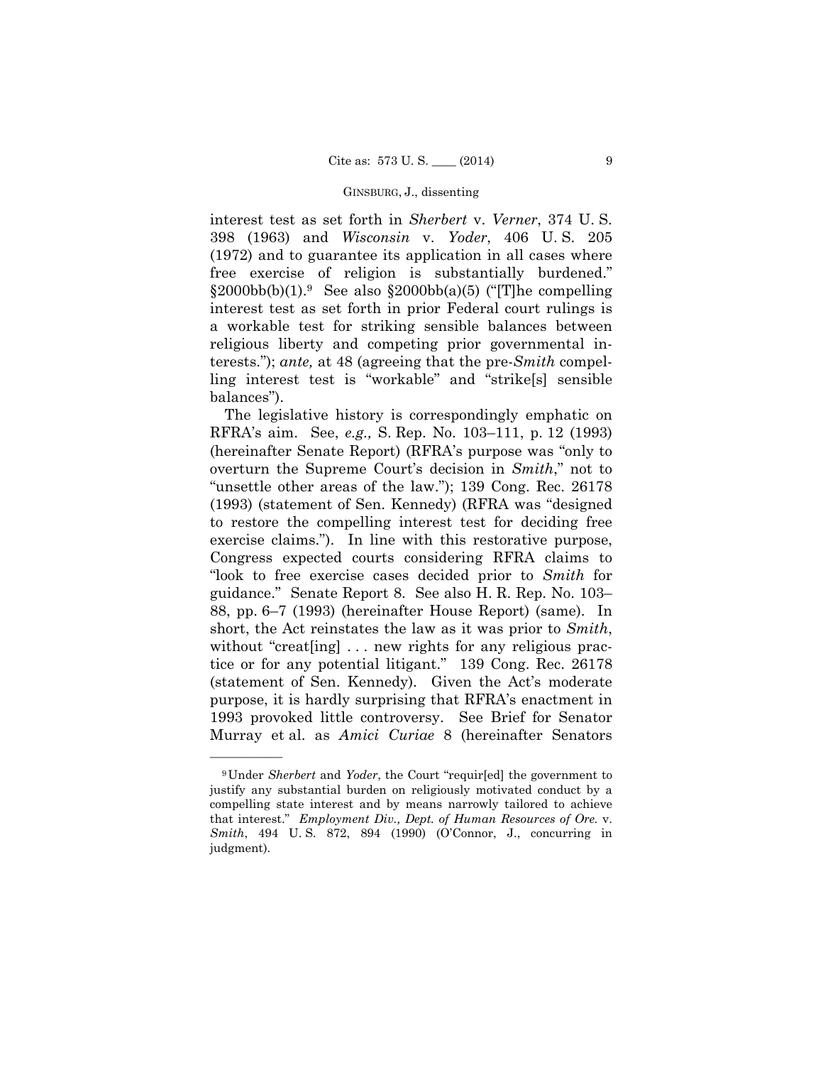interest test as set forth in *Sherbert* v. *Verner*, 374 U. S. 398 (1963) and *Wisconsin* v. *Yoder*, 406 U. S. 205 (1972) and to guarantee its application in all cases where free exercise of religion is substantially burdened." §2000bb(b)(1).[9] See also §2000bb(a)(5) ("[T]he compelling interest test as set forth in prior Federal court rulings is a workable test for striking sensible balances between religious liberty and competing prior governmental interests."); *ante,* at 48 (agreeing that the pre-*Smith* compelling interest test is "workable" and "strike[s] sensible balances").

The legislative history is correspondingly emphatic on RFRA's aim. See, *e.g.,* S. Rep. No. 103–111, p. 12 (1993) (hereinafter Senate Report) (RFRA's purpose was "only to overturn the Supreme Court's decision in *Smith*," not to "unsettle other areas of the law."); 139 Cong. Rec. 26178 (1993) (statement of Sen. Kennedy) (RFRA was "designed to restore the compelling interest test for deciding free exercise claims."). In line with this restorative purpose, Congress expected courts considering RFRA claims to "look to free exercise cases decided prior to *Smith* for guidance." Senate Report 8. See also H. R. Rep. No. 103–88, pp. 6–7 (1993) (hereinafter House Report) (same). In short, the Act reinstates the law as it was prior to *Smith*, without "creat[ing] . . . new rights for any religious practice or for any potential litigant." 139 Cong. Rec. 26178 (statement of Sen. Kennedy). Given the Act's moderate purpose, it is hardly surprising that RFRA's enactment in 1993 provoked little controversy. See Brief for Senator Murray et al. as *Amici Curiae* 8 (hereinafter Senators

———————

[9] Under *Sherbert* and *Yoder*, the Court "requir[ed] the government to justify any substantial burden on religiously motivated conduct by a compelling state interest and by means narrowly tailored to achieve that interest." *Employment Div., Dept. of Human Resources of Ore.* v. *Smith*, 494 U. S. 872, 894 (1990) (O'Connor, J., concurring in judgment).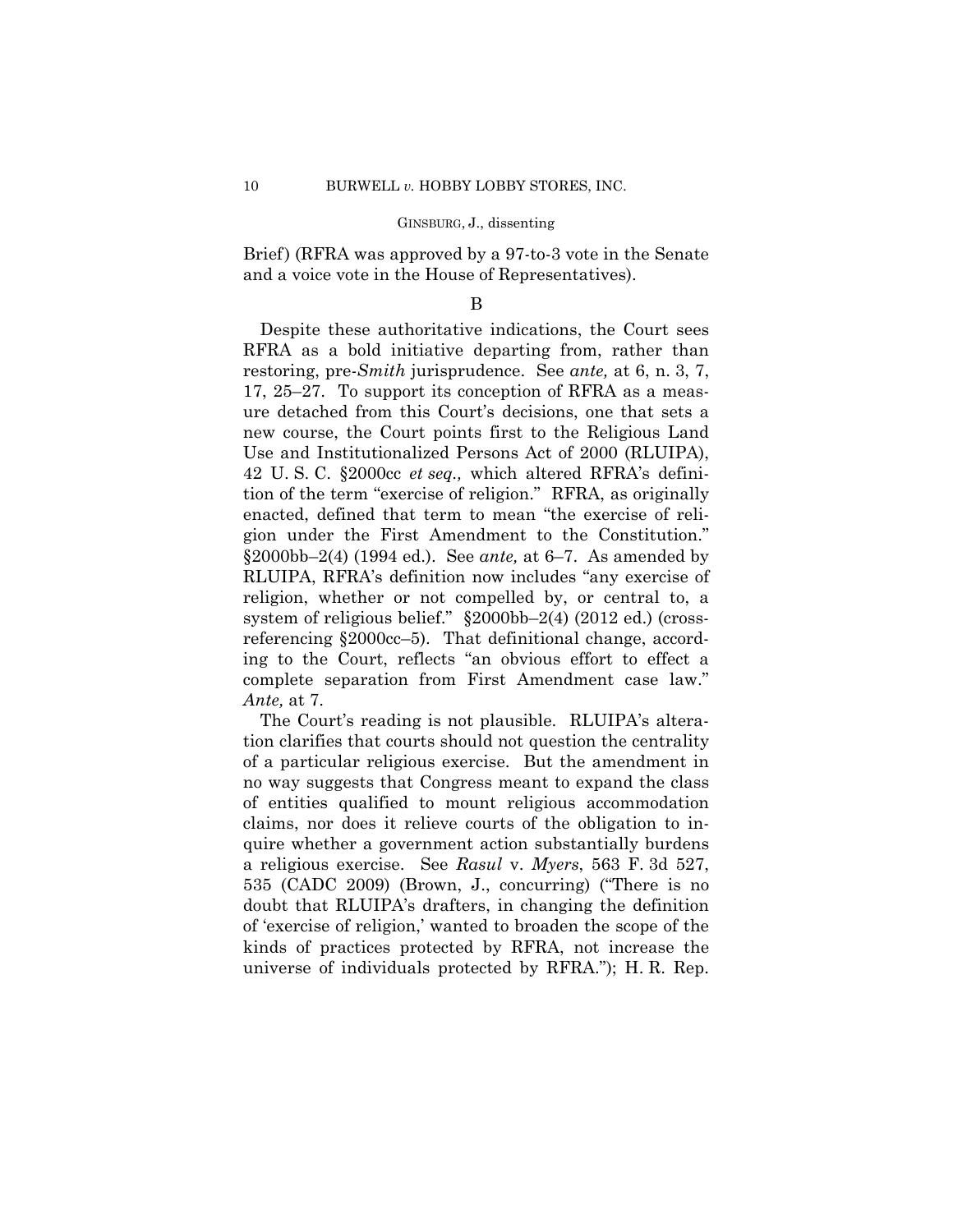Brief) (RFRA was approved by a 97-to-3 vote in the Senate and a voice vote in the House of Representatives).

### B

Despite these authoritative indications, the Court sees RFRA as a bold initiative departing from, rather than restoring, pre-*Smith* jurisprudence. See *ante,* at 6, n. 3, 7, 17, 25–27. To support its conception of RFRA as a measure detached from this Court's decisions, one that sets a new course, the Court points first to the Religious Land Use and Institutionalized Persons Act of 2000 (RLUIPA), 42 U. S. C. §2000cc *et seq.,* which altered RFRA's definition of the term "exercise of religion." RFRA, as originally enacted, defined that term to mean "the exercise of religion under the First Amendment to the Constitution." §2000bb–2(4) (1994 ed.). See *ante,* at 6–7. As amended by RLUIPA, RFRA's definition now includes "any exercise of religion, whether or not compelled by, or central to, a system of religious belief." §2000bb–2(4) (2012 ed.) (cross-referencing §2000cc–5). That definitional change, according to the Court, reflects "an obvious effort to effect a complete separation from First Amendment case law." *Ante,* at 7.

The Court's reading is not plausible. RLUIPA's alteration clarifies that courts should not question the centrality of a particular religious exercise. But the amendment in no way suggests that Congress meant to expand the class of entities qualified to mount religious accommodation claims, nor does it relieve courts of the obligation to inquire whether a government action substantially burdens a religious exercise. See *Rasul* v. *Myers*, 563 F. 3d 527, 535 (CADC 2009) (Brown, J., concurring) ("There is no doubt that RLUIPA's drafters, in changing the definition of 'exercise of religion,' wanted to broaden the scope of the kinds of practices protected by RFRA, not increase the universe of individuals protected by RFRA."); H. R. Rep.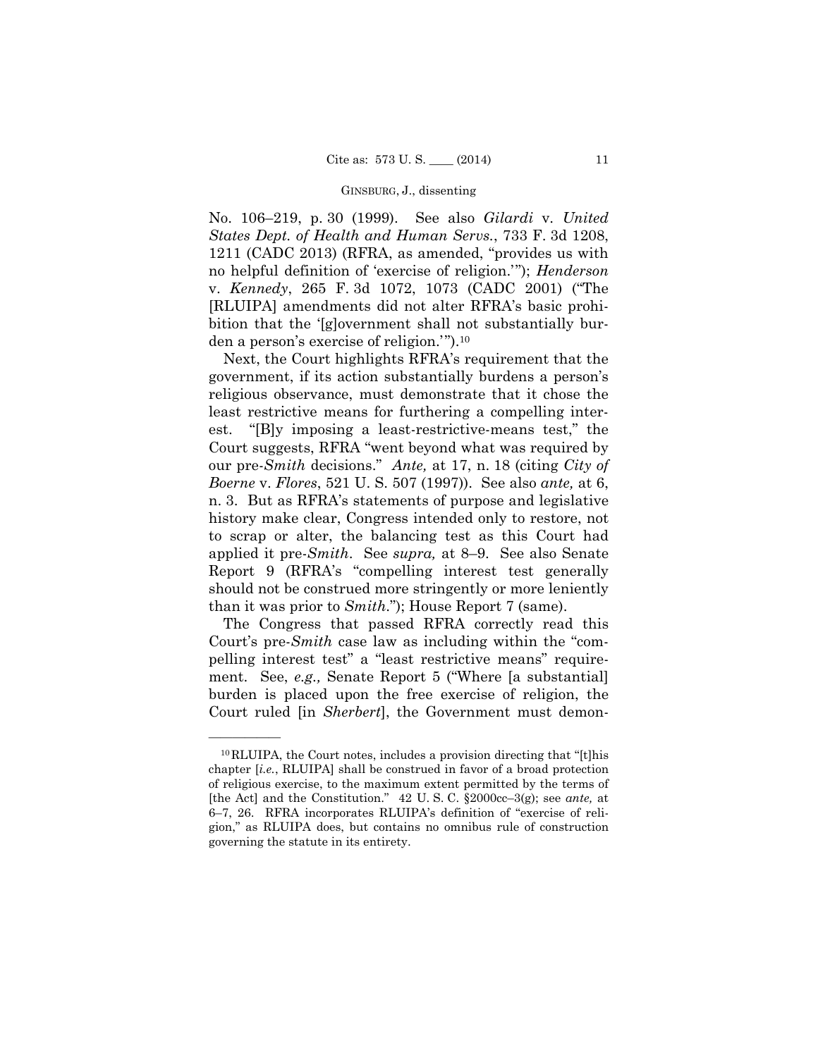No. 106–219, p. 30 (1999). See also *Gilardi* v. *United States Dept. of Health and Human Servs.*, 733 F. 3d 1208, 1211 (CADC 2013) (RFRA, as amended, "provides us with no helpful definition of 'exercise of religion.'"); *Henderson* v. *Kennedy*, 265 F. 3d 1072, 1073 (CADC 2001) ("The [RLUIPA] amendments did not alter RFRA's basic prohibition that the '[g]overnment shall not substantially burden a person's exercise of religion.'").[10]

Next, the Court highlights RFRA's requirement that the government, if its action substantially burdens a person's religious observance, must demonstrate that it chose the least restrictive means for furthering a compelling interest. "[B]y imposing a least-restrictive-means test," the Court suggests, RFRA "went beyond what was required by our pre-*Smith* decisions." *Ante,* at 17, n. 18 (citing *City of Boerne* v. *Flores*, 521 U. S. 507 (1997)). See also *ante,* at 6, n. 3. But as RFRA's statements of purpose and legislative history make clear, Congress intended only to restore, not to scrap or alter, the balancing test as this Court had applied it pre-*Smith*. See *supra,* at 8–9. See also Senate Report 9 (RFRA's "compelling interest test generally should not be construed more stringently or more leniently than it was prior to *Smith*."); House Report 7 (same).

The Congress that passed RFRA correctly read this Court's pre-*Smith* case law as including within the "compelling interest test" a "least restrictive means" requirement. See, *e.g.,* Senate Report 5 ("Where [a substantial] burden is placed upon the free exercise of religion, the Court ruled [in *Sherbert*], the Government must demon-

---

[10] RLUIPA, the Court notes, includes a provision directing that "[t]his chapter [*i.e.*, RLUIPA] shall be construed in favor of a broad protection of religious exercise, to the maximum extent permitted by the terms of [the Act] and the Constitution." 42 U. S. C. §2000cc–3(g); see *ante,* at 6–7, 26. RFRA incorporates RLUIPA's definition of "exercise of religion," as RLUIPA does, but contains no omnibus rule of construction governing the statute in its entirety.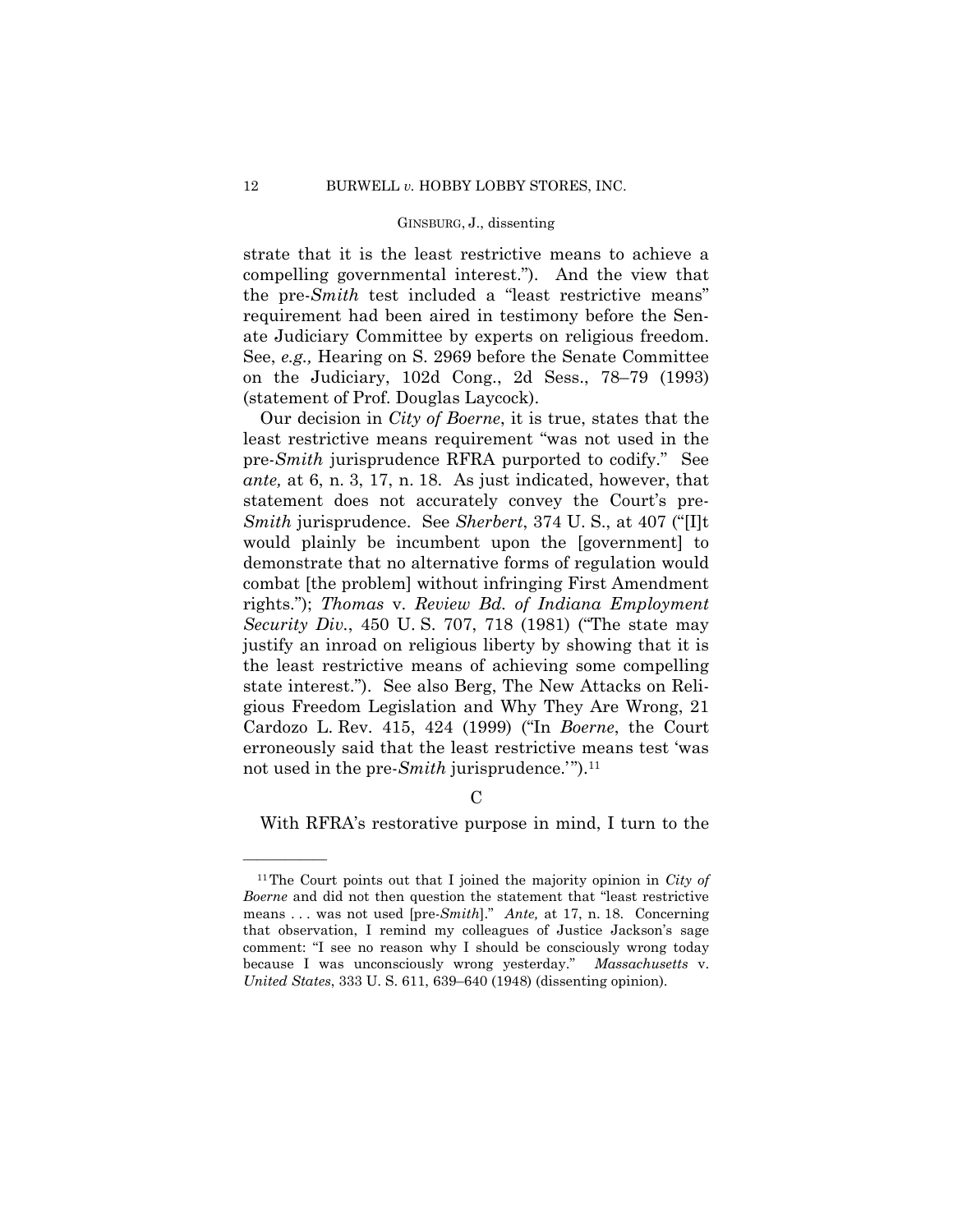strate that it is the least restrictive means to achieve a compelling governmental interest."). And the view that the pre-*Smith* test included a "least restrictive means" requirement had been aired in testimony before the Senate Judiciary Committee by experts on religious freedom. See, *e.g.,* Hearing on S. 2969 before the Senate Committee on the Judiciary, 102d Cong., 2d Sess., 78–79 (1993) (statement of Prof. Douglas Laycock).

Our decision in *City of Boerne*, it is true, states that the least restrictive means requirement "was not used in the pre-*Smith* jurisprudence RFRA purported to codify." See *ante,* at 6, n. 3, 17, n. 18. As just indicated, however, that statement does not accurately convey the Court's pre-*Smith* jurisprudence. See *Sherbert*, 374 U. S., at 407 ("[I]t would plainly be incumbent upon the [government] to demonstrate that no alternative forms of regulation would combat [the problem] without infringing First Amendment rights."); *Thomas* v. *Review Bd. of Indiana Employment Security Div.*, 450 U. S. 707, 718 (1981) ("The state may justify an inroad on religious liberty by showing that it is the least restrictive means of achieving some compelling state interest."). See also Berg, The New Attacks on Religious Freedom Legislation and Why They Are Wrong, 21 Cardozo L. Rev. 415, 424 (1999) ("In *Boerne*, the Court erroneously said that the least restrictive means test 'was not used in the pre-*Smith* jurisprudence.'").[11]

C

With RFRA's restorative purpose in mind, I turn to the

---

[11] The Court points out that I joined the majority opinion in *City of Boerne* and did not then question the statement that "least restrictive means . . . was not used [pre-*Smith*]." *Ante,* at 17, n. 18. Concerning that observation, I remind my colleagues of Justice Jackson's sage comment: "I see no reason why I should be consciously wrong today because I was unconsciously wrong yesterday." *Massachusetts* v. *United States*, 333 U. S. 611, 639–640 (1948) (dissenting opinion).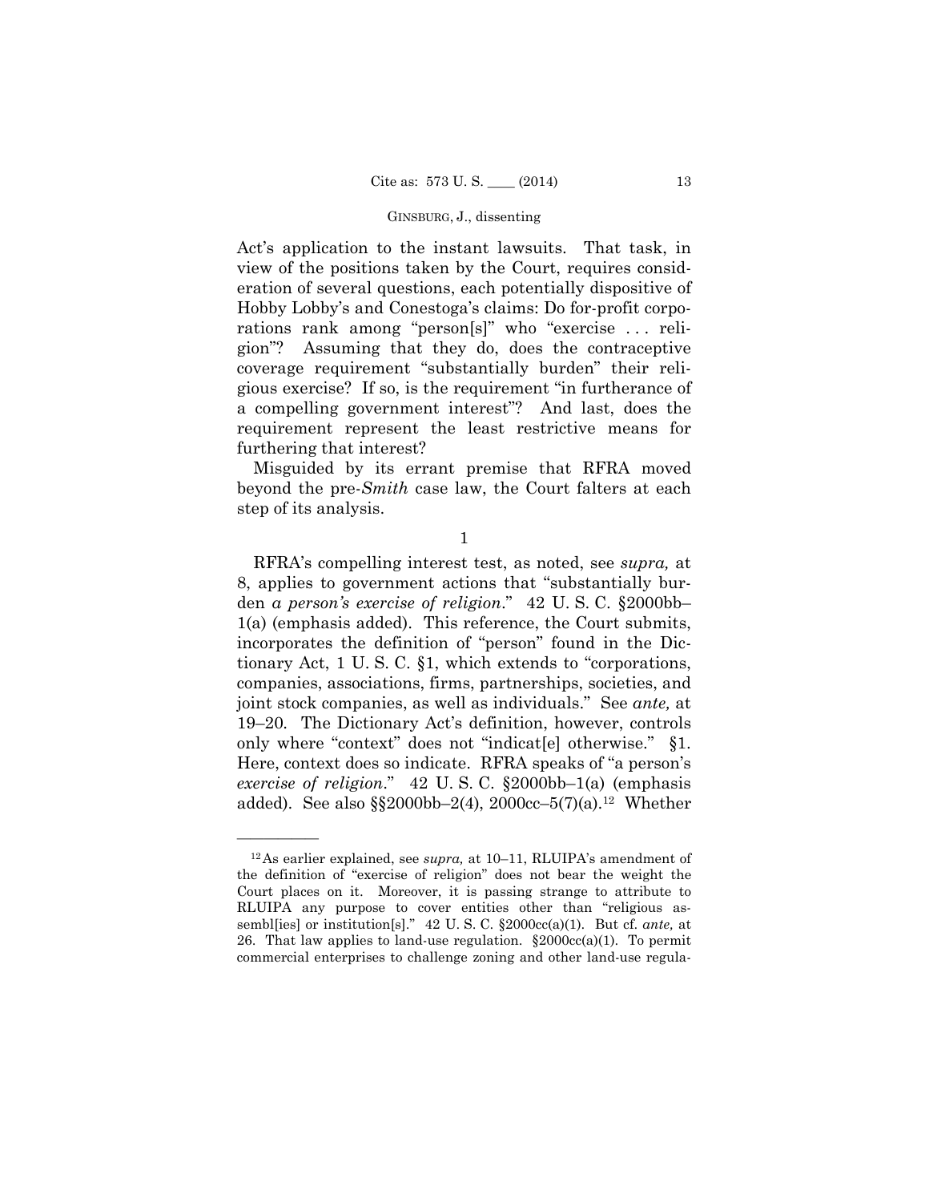Act's application to the instant lawsuits. That task, in view of the positions taken by the Court, requires consideration of several questions, each potentially dispositive of Hobby Lobby's and Conestoga's claims: Do for-profit corporations rank among "person[s]" who "exercise . . . religion"? Assuming that they do, does the contraceptive coverage requirement "substantially burden" their religious exercise? If so, is the requirement "in furtherance of a compelling government interest"? And last, does the requirement represent the least restrictive means for furthering that interest?

Misguided by its errant premise that RFRA moved beyond the pre-*Smith* case law, the Court falters at each step of its analysis.

1

RFRA's compelling interest test, as noted, see *supra,* at 8, applies to government actions that "substantially burden *a person's exercise of religion*." 42 U. S. C. §2000bb–1(a) (emphasis added). This reference, the Court submits, incorporates the definition of "person" found in the Dictionary Act, 1 U. S. C. §1, which extends to "corporations, companies, associations, firms, partnerships, societies, and joint stock companies, as well as individuals." See *ante,* at 19–20. The Dictionary Act's definition, however, controls only where "context" does not "indicat[e] otherwise." §1. Here, context does so indicate. RFRA speaks of "a person's *exercise of religion*." 42 U. S. C. §2000bb–1(a) (emphasis added). See also §§2000bb–2(4), 2000cc–5(7)(a).[12] Whether

---

[12] As earlier explained, see *supra,* at 10–11, RLUIPA's amendment of the definition of "exercise of religion" does not bear the weight the Court places on it. Moreover, it is passing strange to attribute to RLUIPA any purpose to cover entities other than "religious assembl[ies] or institution[s]." 42 U. S. C. §2000cc(a)(1). But cf. *ante,* at 26. That law applies to land-use regulation. §2000cc(a)(1). To permit commercial enterprises to challenge zoning and other land-use regula-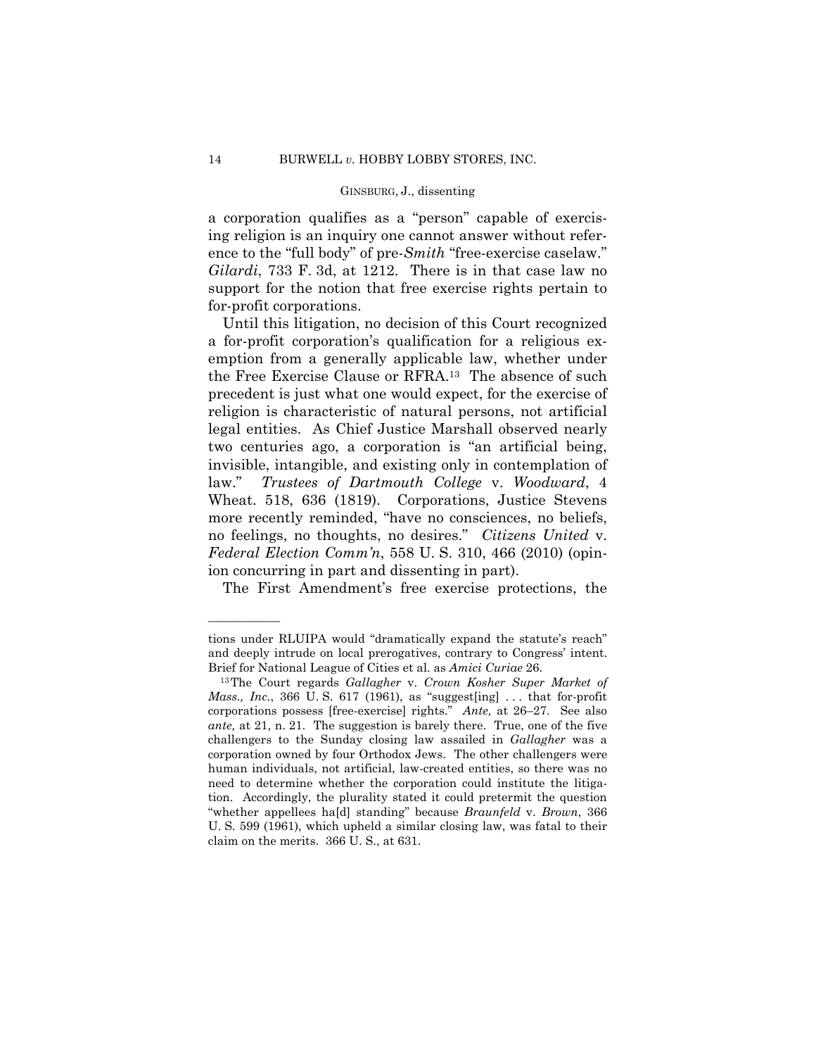a corporation qualifies as a "person" capable of exercising religion is an inquiry one cannot answer without reference to the "full body" of pre-*Smith* "free-exercise caselaw." *Gilardi*, 733 F. 3d, at 1212. There is in that case law no support for the notion that free exercise rights pertain to for-profit corporations.

Until this litigation, no decision of this Court recognized a for-profit corporation's qualification for a religious exemption from a generally applicable law, whether under the Free Exercise Clause or RFRA.[13] The absence of such precedent is just what one would expect, for the exercise of religion is characteristic of natural persons, not artificial legal entities. As Chief Justice Marshall observed nearly two centuries ago, a corporation is "an artificial being, invisible, intangible, and existing only in contemplation of law." *Trustees of Dartmouth College* v. *Woodward*, 4 Wheat. 518, 636 (1819). Corporations, Justice Stevens more recently reminded, "have no consciences, no beliefs, no feelings, no thoughts, no desires." *Citizens United* v. *Federal Election Comm'n*, 558 U. S. 310, 466 (2010) (opinion concurring in part and dissenting in part).

The First Amendment's free exercise protections, the

---

tions under RLUIPA would "dramatically expand the statute's reach" and deeply intrude on local prerogatives, contrary to Congress' intent. Brief for National League of Cities et al. as *Amici Curiae* 26.

[13] The Court regards *Gallagher* v. *Crown Kosher Super Market of Mass., Inc.*, 366 U. S. 617 (1961), as "suggest[ing] . . . that for-profit corporations possess [free-exercise] rights." *Ante,* at 26–27. See also *ante,* at 21, n. 21. The suggestion is barely there. True, one of the five challengers to the Sunday closing law assailed in *Gallagher* was a corporation owned by four Orthodox Jews. The other challengers were human individuals, not artificial, law-created entities, so there was no need to determine whether the corporation could institute the litigation. Accordingly, the plurality stated it could pretermit the question "whether appellees ha[d] standing" because *Braunfeld* v. *Brown*, 366 U. S. 599 (1961), which upheld a similar closing law, was fatal to their claim on the merits. 366 U. S., at 631.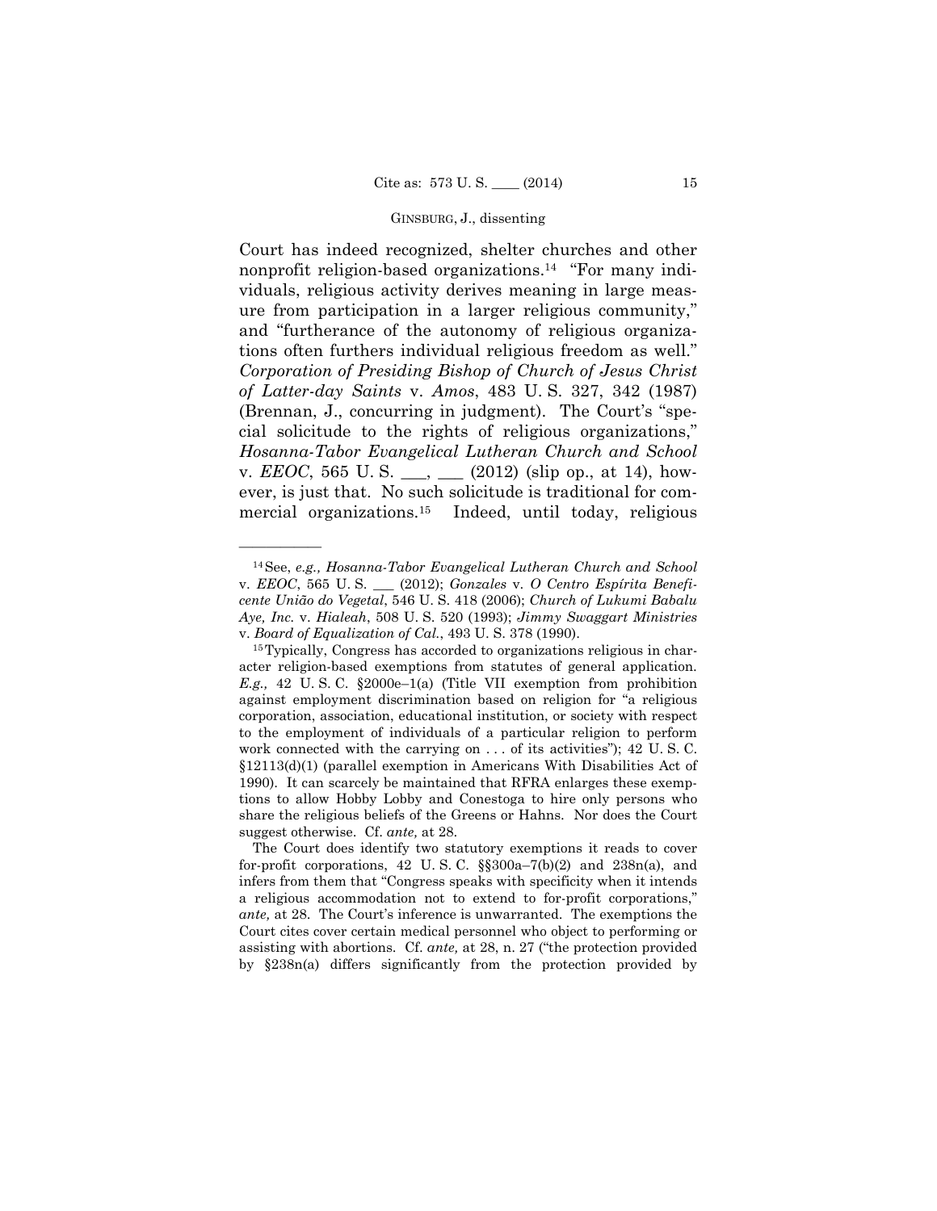Court has indeed recognized, shelter churches and other nonprofit religion-based organizations.[14] "For many individuals, religious activity derives meaning in large measure from participation in a larger religious community," and "furtherance of the autonomy of religious organizations often furthers individual religious freedom as well." *Corporation of Presiding Bishop of Church of Jesus Christ of Latter-day Saints* v. *Amos*, 483 U. S. 327, 342 (1987) (Brennan, J., concurring in judgment). The Court's "special solicitude to the rights of religious organizations," *Hosanna-Tabor Evangelical Lutheran Church and School* v. *EEOC*, 565 U. S. ___, ___ (2012) (slip op., at 14), however, is just that. No such solicitude is traditional for commercial organizations.[15] Indeed, until today, religious

---

[14] See, *e.g., Hosanna-Tabor Evangelical Lutheran Church and School* v. *EEOC*, 565 U. S. ___ (2012); *Gonzales* v. *O Centro Espírita Beneficente União do Vegetal*, 546 U. S. 418 (2006); *Church of Lukumi Babalu Aye, Inc.* v. *Hialeah*, 508 U. S. 520 (1993); *Jimmy Swaggart Ministries* v. *Board of Equalization of Cal.*, 493 U. S. 378 (1990).

[15] Typically, Congress has accorded to organizations religious in character religion-based exemptions from statutes of general application. *E.g.,* 42 U. S. C. §2000e–1(a) (Title VII exemption from prohibition against employment discrimination based on religion for "a religious corporation, association, educational institution, or society with respect to the employment of individuals of a particular religion to perform work connected with the carrying on . . . of its activities"); 42 U. S. C. §12113(d)(1) (parallel exemption in Americans With Disabilities Act of 1990). It can scarcely be maintained that RFRA enlarges these exemptions to allow Hobby Lobby and Conestoga to hire only persons who share the religious beliefs of the Greens or Hahns. Nor does the Court suggest otherwise. Cf. *ante,* at 28.

The Court does identify two statutory exemptions it reads to cover for-profit corporations, 42 U. S. C. §§300a–7(b)(2) and 238n(a), and infers from them that "Congress speaks with specificity when it intends a religious accommodation not to extend to for-profit corporations," *ante,* at 28. The Court's inference is unwarranted. The exemptions the Court cites cover certain medical personnel who object to performing or assisting with abortions. Cf. *ante,* at 28, n. 27 ("the protection provided by §238n(a) differs significantly from the protection provided by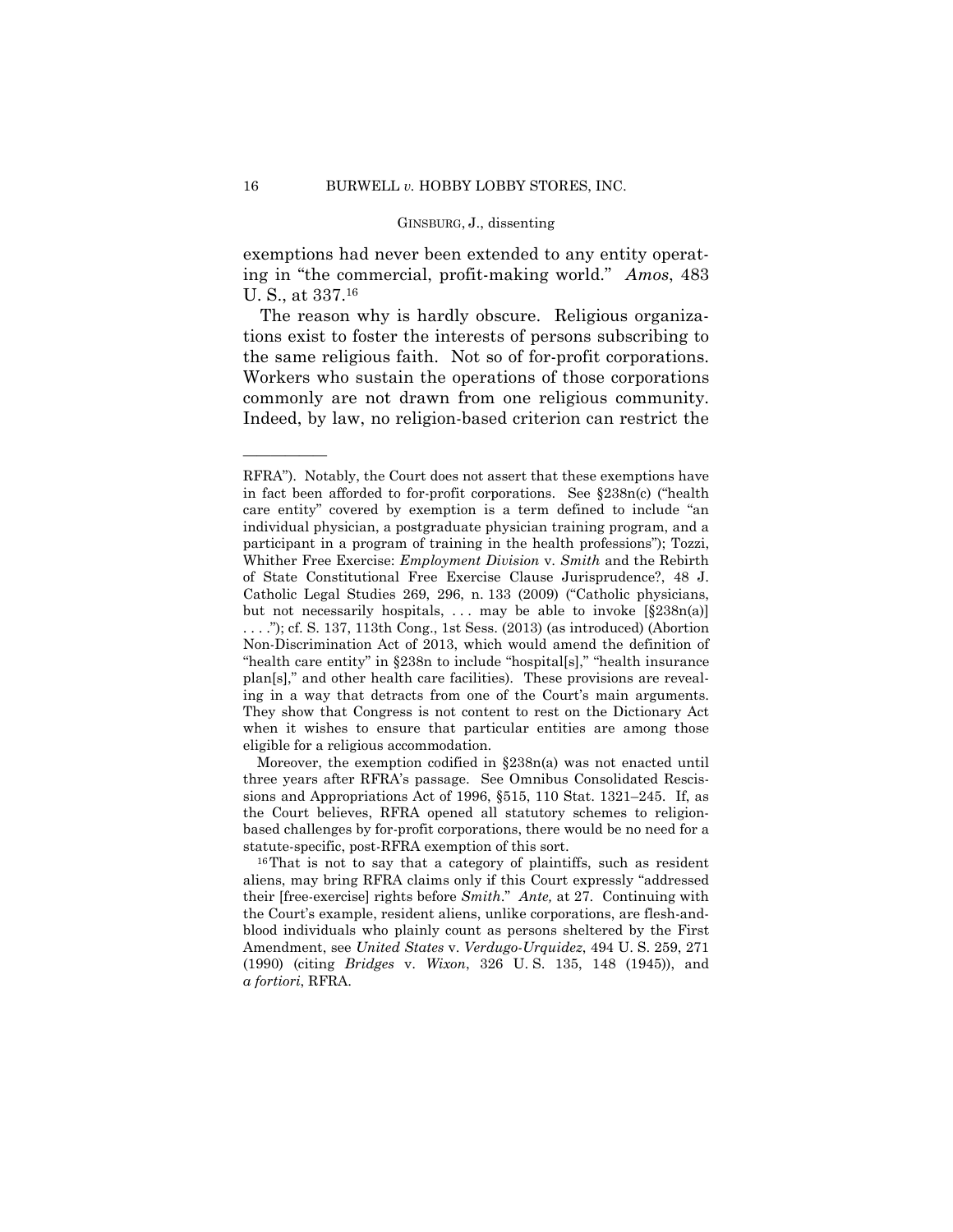exemptions had never been extended to any entity operating in "the commercial, profit-making world." *Amos*, 483 U. S., at 337.[16]

The reason why is hardly obscure. Religious organizations exist to foster the interests of persons subscribing to the same religious faith. Not so of for-profit corporations. Workers who sustain the operations of those corporations commonly are not drawn from one religious community. Indeed, by law, no religion-based criterion can restrict the

---

RFRA"). Notably, the Court does not assert that these exemptions have in fact been afforded to for-profit corporations. See §238n(c) ("health care entity" covered by exemption is a term defined to include "an individual physician, a postgraduate physician training program, and a participant in a program of training in the health professions"); Tozzi, Whither Free Exercise: *Employment Division* v. *Smith* and the Rebirth of State Constitutional Free Exercise Clause Jurisprudence?, 48 J. Catholic Legal Studies 269, 296, n. 133 (2009) ("Catholic physicians, but not necessarily hospitals, . . . may be able to invoke [§238n(a)] . . . ."); cf. S. 137, 113th Cong., 1st Sess. (2013) (as introduced) (Abortion Non-Discrimination Act of 2013, which would amend the definition of "health care entity" in §238n to include "hospital[s]," "health insurance plan[s]," and other health care facilities). These provisions are revealing in a way that detracts from one of the Court's main arguments. They show that Congress is not content to rest on the Dictionary Act when it wishes to ensure that particular entities are among those eligible for a religious accommodation.

Moreover, the exemption codified in §238n(a) was not enacted until three years after RFRA's passage. See Omnibus Consolidated Rescissions and Appropriations Act of 1996, §515, 110 Stat. 1321–245. If, as the Court believes, RFRA opened all statutory schemes to religion-based challenges by for-profit corporations, there would be no need for a statute-specific, post-RFRA exemption of this sort.

[16] That is not to say that a category of plaintiffs, such as resident aliens, may bring RFRA claims only if this Court expressly "addressed their [free-exercise] rights before *Smith*." *Ante,* at 27. Continuing with the Court's example, resident aliens, unlike corporations, are flesh-and-blood individuals who plainly count as persons sheltered by the First Amendment, see *United States* v. *Verdugo-Urquidez*, 494 U. S. 259, 271 (1990) (citing *Bridges* v. *Wixon*, 326 U. S. 135, 148 (1945)), and *a fortiori*, RFRA.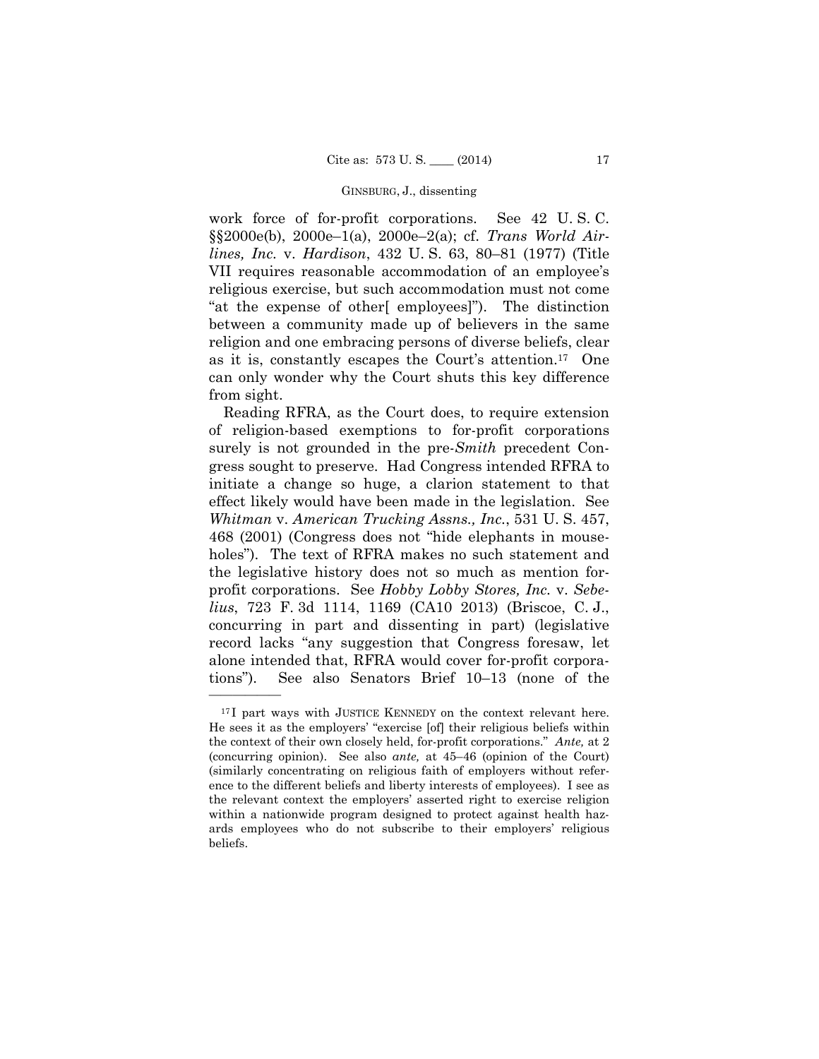work force of for-profit corporations. See 42 U. S. C. §§2000e(b), 2000e–1(a), 2000e–2(a); cf. *Trans World Airlines, Inc.* v. *Hardison*, 432 U. S. 63, 80–81 (1977) (Title VII requires reasonable accommodation of an employee's religious exercise, but such accommodation must not come "at the expense of other[ employees]"). The distinction between a community made up of believers in the same religion and one embracing persons of diverse beliefs, clear as it is, constantly escapes the Court's attention.[17] One can only wonder why the Court shuts this key difference from sight.

Reading RFRA, as the Court does, to require extension of religion-based exemptions to for-profit corporations surely is not grounded in the pre-*Smith* precedent Congress sought to preserve. Had Congress intended RFRA to initiate a change so huge, a clarion statement to that effect likely would have been made in the legislation. See *Whitman* v. *American Trucking Assns., Inc.*, 531 U. S. 457, 468 (2001) (Congress does not "hide elephants in mouseholes"). The text of RFRA makes no such statement and the legislative history does not so much as mention for-profit corporations. See *Hobby Lobby Stores, Inc.* v. *Sebelius*, 723 F. 3d 1114, 1169 (CA10 2013) (Briscoe, C. J., concurring in part and dissenting in part) (legislative record lacks "any suggestion that Congress foresaw, let alone intended that, RFRA would cover for-profit corporations"). See also Senators Brief 10–13 (none of the

---

[17] I part ways with JUSTICE KENNEDY on the context relevant here. He sees it as the employers' "exercise [of] their religious beliefs within the context of their own closely held, for-profit corporations." *Ante,* at 2 (concurring opinion). See also *ante,* at 45–46 (opinion of the Court) (similarly concentrating on religious faith of employers without reference to the different beliefs and liberty interests of employees). I see as the relevant context the employers' asserted right to exercise religion within a nationwide program designed to protect against health hazards employees who do not subscribe to their employers' religious beliefs.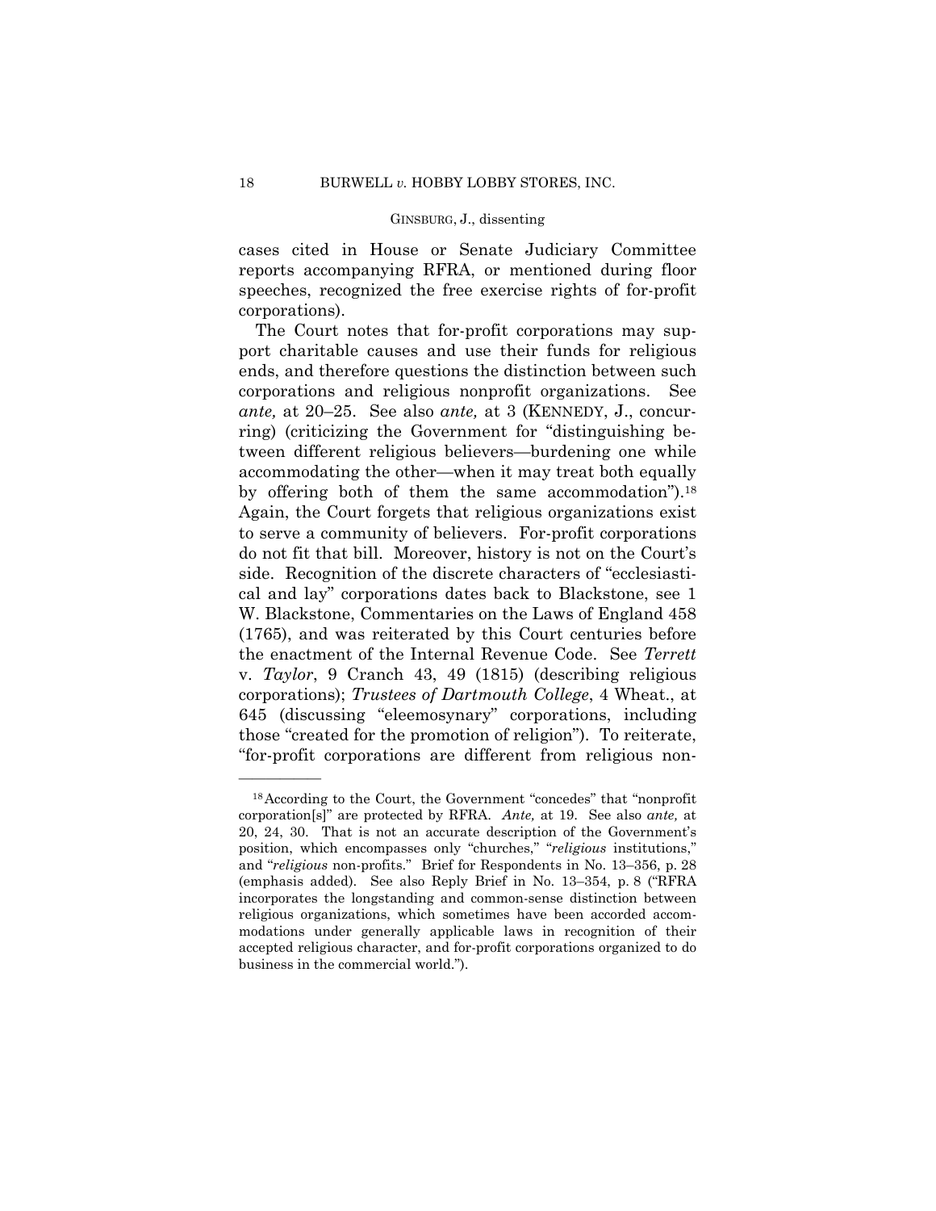cases cited in House or Senate Judiciary Committee reports accompanying RFRA, or mentioned during floor speeches, recognized the free exercise rights of for-profit corporations).

The Court notes that for-profit corporations may support charitable causes and use their funds for religious ends, and therefore questions the distinction between such corporations and religious nonprofit organizations. See *ante,* at 20–25. See also *ante,* at 3 (KENNEDY, J., concurring) (criticizing the Government for "distinguishing between different religious believers—burdening one while accommodating the other—when it may treat both equally by offering both of them the same accommodation").[18] Again, the Court forgets that religious organizations exist to serve a community of believers. For-profit corporations do not fit that bill. Moreover, history is not on the Court's side. Recognition of the discrete characters of "ecclesiastical and lay" corporations dates back to Blackstone, see 1 W. Blackstone, Commentaries on the Laws of England 458 (1765), and was reiterated by this Court centuries before the enactment of the Internal Revenue Code. See *Terrett* v. *Taylor*, 9 Cranch 43, 49 (1815) (describing religious corporations); *Trustees of Dartmouth College*, 4 Wheat., at 645 (discussing "eleemosynary" corporations, including those "created for the promotion of religion"). To reiterate, "for-profit corporations are different from religious non-

---

[18] According to the Court, the Government "concedes" that "nonprofit corporation[s]" are protected by RFRA. *Ante,* at 19. See also *ante,* at 20, 24, 30. That is not an accurate description of the Government's position, which encompasses only "churches," "*religious* institutions," and "*religious* non-profits." Brief for Respondents in No. 13–356, p. 28 (emphasis added). See also Reply Brief in No. 13–354, p. 8 ("RFRA incorporates the longstanding and common-sense distinction between religious organizations, which sometimes have been accorded accommodations under generally applicable laws in recognition of their accepted religious character, and for-profit corporations organized to do business in the commercial world.").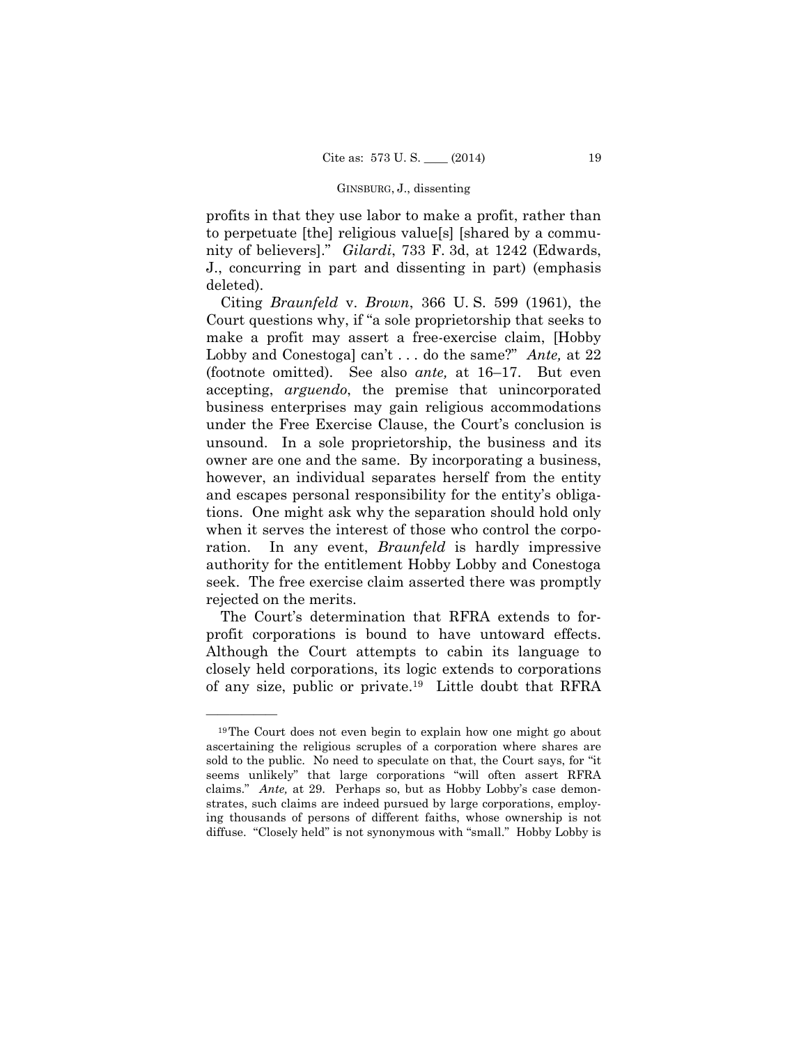profits in that they use labor to make a profit, rather than to perpetuate [the] religious value[s] [shared by a community of believers]." *Gilardi*, 733 F. 3d, at 1242 (Edwards, J., concurring in part and dissenting in part) (emphasis deleted).

Citing *Braunfeld* v. *Brown*, 366 U. S. 599 (1961), the Court questions why, if "a sole proprietorship that seeks to make a profit may assert a free-exercise claim, [Hobby Lobby and Conestoga] can't . . . do the same?" *Ante,* at 22 (footnote omitted). See also *ante,* at 16–17. But even accepting, *arguendo*, the premise that unincorporated business enterprises may gain religious accommodations under the Free Exercise Clause, the Court's conclusion is unsound. In a sole proprietorship, the business and its owner are one and the same. By incorporating a business, however, an individual separates herself from the entity and escapes personal responsibility for the entity's obligations. One might ask why the separation should hold only when it serves the interest of those who control the corporation. In any event, *Braunfeld* is hardly impressive authority for the entitlement Hobby Lobby and Conestoga seek. The free exercise claim asserted there was promptly rejected on the merits.

The Court's determination that RFRA extends to for-profit corporations is bound to have untoward effects. Although the Court attempts to cabin its language to closely held corporations, its logic extends to corporations of any size, public or private.[19] Little doubt that RFRA

---

[19] The Court does not even begin to explain how one might go about ascertaining the religious scruples of a corporation where shares are sold to the public. No need to speculate on that, the Court says, for "it seems unlikely" that large corporations "will often assert RFRA claims." *Ante,* at 29. Perhaps so, but as Hobby Lobby's case demonstrates, such claims are indeed pursued by large corporations, employing thousands of persons of different faiths, whose ownership is not diffuse. "Closely held" is not synonymous with "small." Hobby Lobby is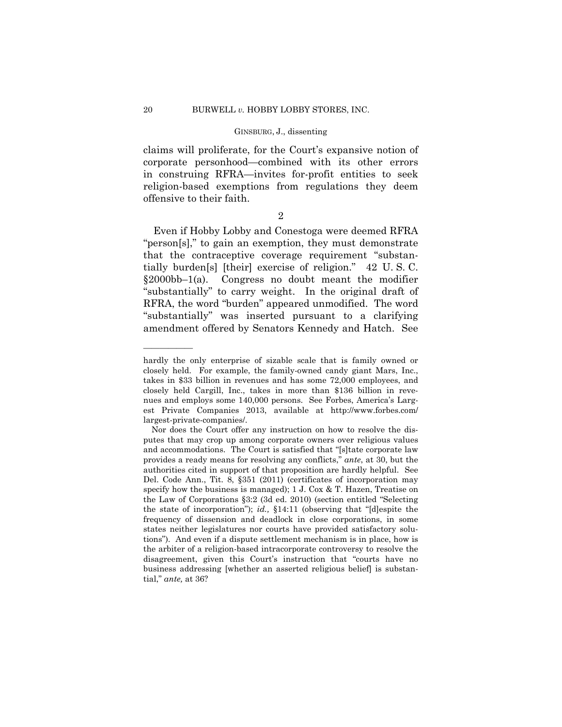claims will proliferate, for the Court's expansive notion of corporate personhood—combined with its other errors in construing RFRA—invites for-profit entities to seek religion-based exemptions from regulations they deem offensive to their faith.

2

Even if Hobby Lobby and Conestoga were deemed RFRA "person[s]," to gain an exemption, they must demonstrate that the contraceptive coverage requirement "substantially burden[s] [their] exercise of religion." 42 U. S. C. §2000bb–1(a). Congress no doubt meant the modifier "substantially" to carry weight. In the original draft of RFRA, the word "burden" appeared unmodified. The word "substantially" was inserted pursuant to a clarifying amendment offered by Senators Kennedy and Hatch. See

---

hardly the only enterprise of sizable scale that is family owned or closely held. For example, the family-owned candy giant Mars, Inc., takes in $33 billion in revenues and has some 72,000 employees, and closely held Cargill, Inc., takes in more than $136 billion in revenues and employs some 140,000 persons. See Forbes, America's Largest Private Companies 2013, available at http://www.forbes.com/largest-private-companies/.

Nor does the Court offer any instruction on how to resolve the disputes that may crop up among corporate owners over religious values and accommodations. The Court is satisfied that "[s]tate corporate law provides a ready means for resolving any conflicts," *ante*, at 30, but the authorities cited in support of that proposition are hardly helpful. See Del. Code Ann., Tit. 8, §351 (2011) (certificates of incorporation may specify how the business is managed); 1 J. Cox & T. Hazen, Treatise on the Law of Corporations §3:2 (3d ed. 2010) (section entitled "Selecting the state of incorporation"); *id.,* §14:11 (observing that "[d]espite the frequency of dissension and deadlock in close corporations, in some states neither legislatures nor courts have provided satisfactory solutions"). And even if a dispute settlement mechanism is in place, how is the arbiter of a religion-based intracorporate controversy to resolve the disagreement, given this Court's instruction that "courts have no business addressing [whether an asserted religious belief] is substantial," *ante,* at 36?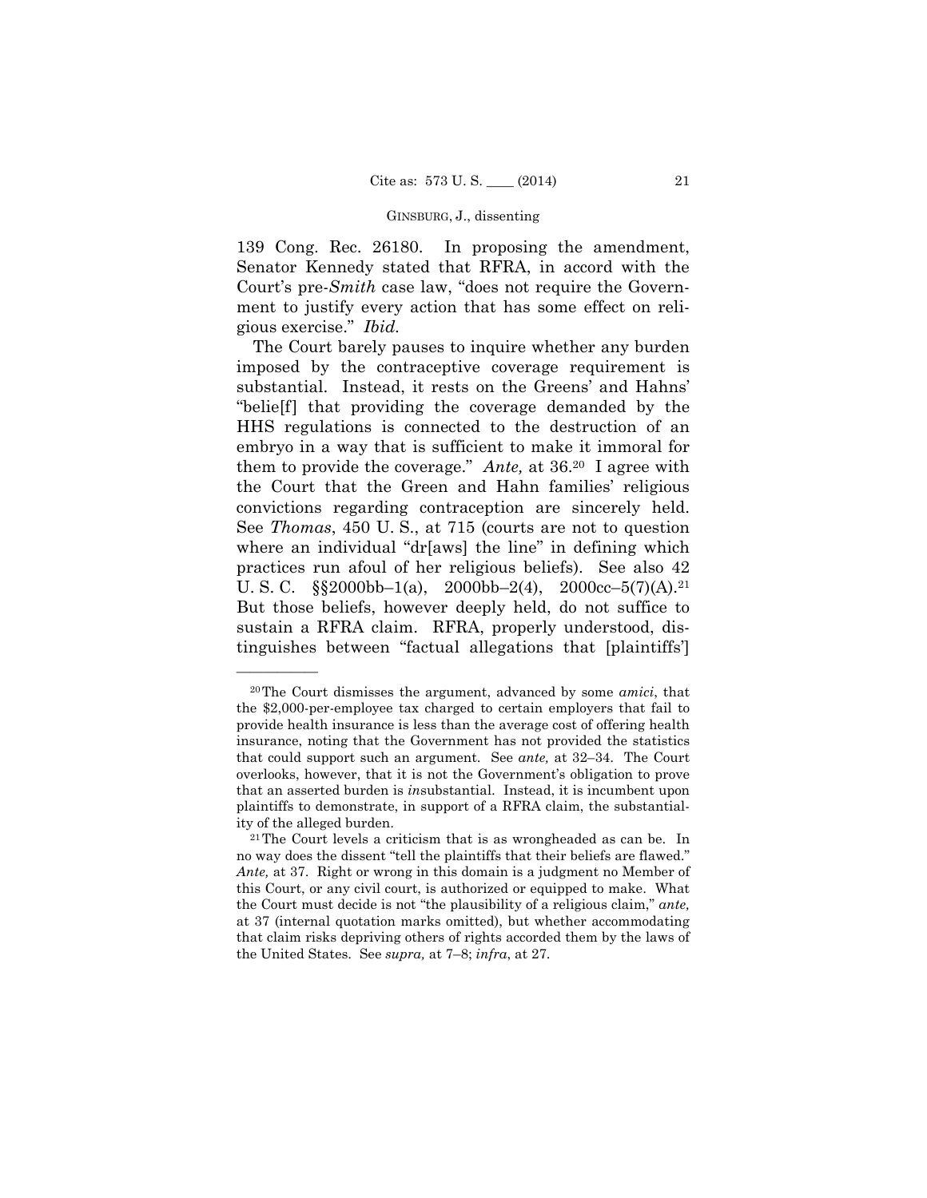139 Cong. Rec. 26180. In proposing the amendment, Senator Kennedy stated that RFRA, in accord with the Court's pre-*Smith* case law, "does not require the Government to justify every action that has some effect on religious exercise." *Ibid.*

The Court barely pauses to inquire whether any burden imposed by the contraceptive coverage requirement is substantial. Instead, it rests on the Greens' and Hahns' "belie[f] that providing the coverage demanded by the HHS regulations is connected to the destruction of an embryo in a way that is sufficient to make it immoral for them to provide the coverage." *Ante,* at 36.[20] I agree with the Court that the Green and Hahn families' religious convictions regarding contraception are sincerely held. See *Thomas*, 450 U. S., at 715 (courts are not to question where an individual "dr[aws] the line" in defining which practices run afoul of her religious beliefs). See also 42 U. S. C. §§2000bb–1(a), 2000bb–2(4), 2000cc–5(7)(A).[21] But those beliefs, however deeply held, do not suffice to sustain a RFRA claim. RFRA, properly understood, distinguishes between "factual allegations that [plaintiffs']

---

[20] The Court dismisses the argument, advanced by some *amici*, that the $2,000-per-employee tax charged to certain employers that fail to provide health insurance is less than the average cost of offering health insurance, noting that the Government has not provided the statistics that could support such an argument. See *ante,* at 32–34. The Court overlooks, however, that it is not the Government's obligation to prove that an asserted burden is *in*substantial. Instead, it is incumbent upon plaintiffs to demonstrate, in support of a RFRA claim, the substantiality of the alleged burden.

[21] The Court levels a criticism that is as wrongheaded as can be. In no way does the dissent "tell the plaintiffs that their beliefs are flawed." *Ante,* at 37. Right or wrong in this domain is a judgment no Member of this Court, or any civil court, is authorized or equipped to make. What the Court must decide is not "the plausibility of a religious claim," *ante,* at 37 (internal quotation marks omitted), but whether accommodating that claim risks depriving others of rights accorded them by the laws of the United States. See *supra,* at 7–8; *infra*, at 27.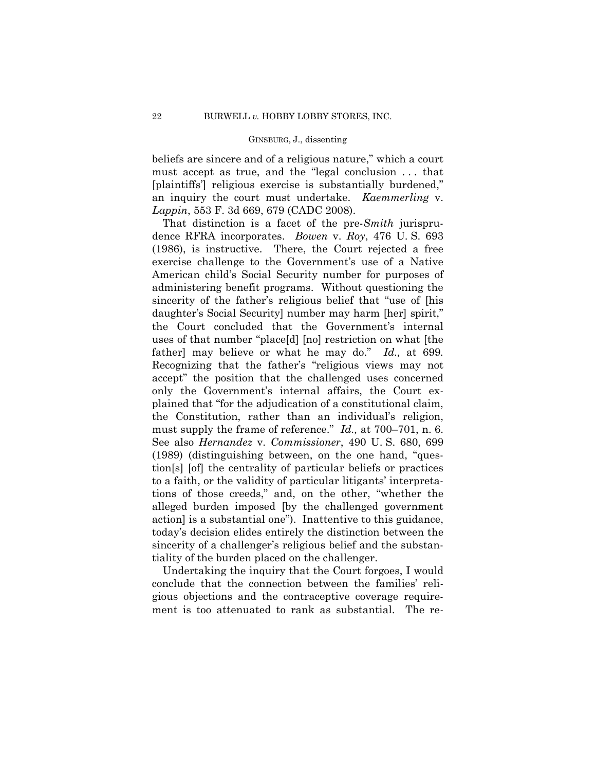beliefs are sincere and of a religious nature," which a court must accept as true, and the "legal conclusion . . . that [plaintiffs'] religious exercise is substantially burdened," an inquiry the court must undertake. *Kaemmerling* v. *Lappin*, 553 F. 3d 669, 679 (CADC 2008).

That distinction is a facet of the pre-*Smith* jurisprudence RFRA incorporates. *Bowen* v. *Roy*, 476 U. S. 693 (1986), is instructive. There, the Court rejected a free exercise challenge to the Government's use of a Native American child's Social Security number for purposes of administering benefit programs. Without questioning the sincerity of the father's religious belief that "use of [his daughter's Social Security] number may harm [her] spirit," the Court concluded that the Government's internal uses of that number "place[d] [no] restriction on what [the father] may believe or what he may do." *Id.,* at 699. Recognizing that the father's "religious views may not accept" the position that the challenged uses concerned only the Government's internal affairs, the Court explained that "for the adjudication of a constitutional claim, the Constitution, rather than an individual's religion, must supply the frame of reference." *Id.,* at 700–701, n. 6. See also *Hernandez* v. *Commissioner*, 490 U. S. 680, 699 (1989) (distinguishing between, on the one hand, "question[s] [of] the centrality of particular beliefs or practices to a faith, or the validity of particular litigants' interpretations of those creeds," and, on the other, "whether the alleged burden imposed [by the challenged government action] is a substantial one"). Inattentive to this guidance, today's decision elides entirely the distinction between the sincerity of a challenger's religious belief and the substantiality of the burden placed on the challenger.

Undertaking the inquiry that the Court forgoes, I would conclude that the connection between the families' religious objections and the contraceptive coverage requirement is too attenuated to rank as substantial. The re-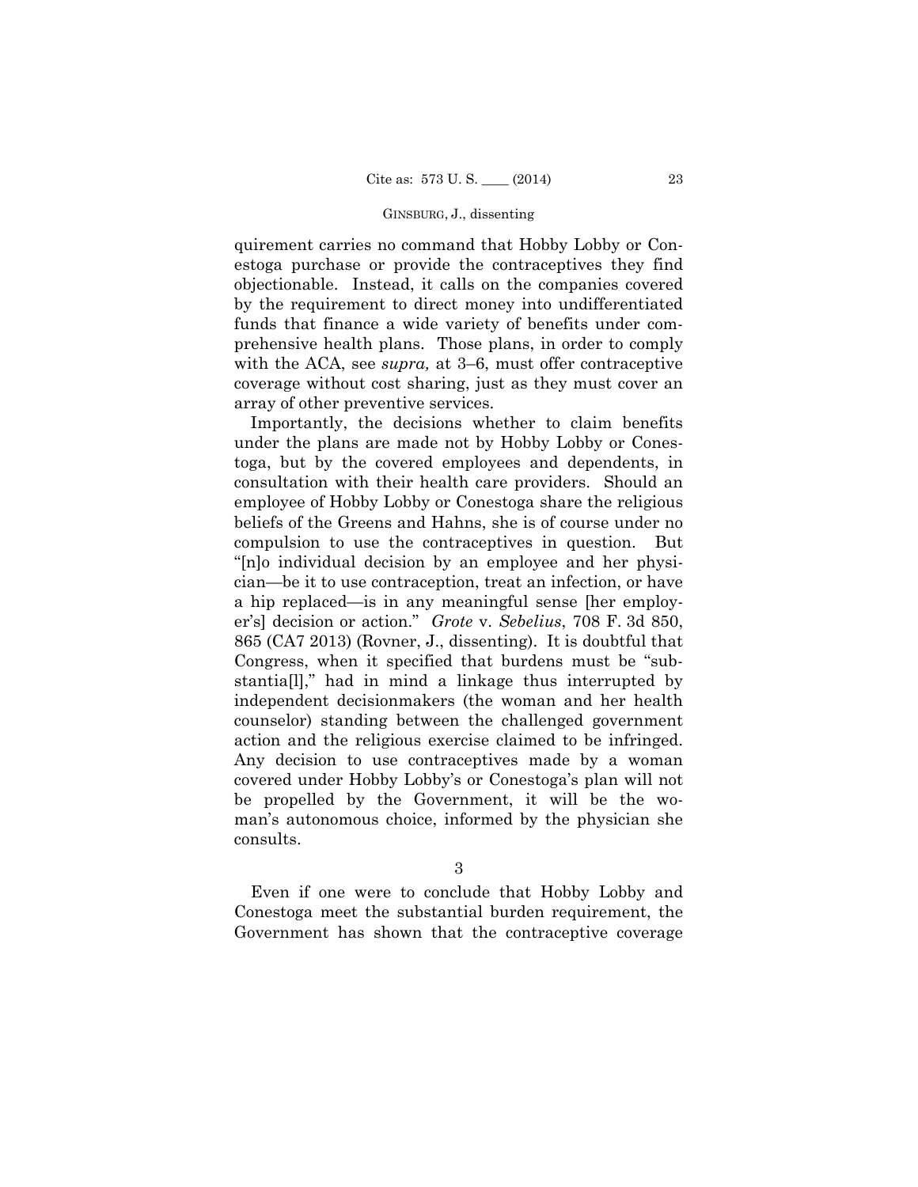quirement carries no command that Hobby Lobby or Conestoga purchase or provide the contraceptives they find objectionable. Instead, it calls on the companies covered by the requirement to direct money into undifferentiated funds that finance a wide variety of benefits under comprehensive health plans. Those plans, in order to comply with the ACA, see *supra,* at 3–6, must offer contraceptive coverage without cost sharing, just as they must cover an array of other preventive services.

Importantly, the decisions whether to claim benefits under the plans are made not by Hobby Lobby or Conestoga, but by the covered employees and dependents, in consultation with their health care providers. Should an employee of Hobby Lobby or Conestoga share the religious beliefs of the Greens and Hahns, she is of course under no compulsion to use the contraceptives in question. But "[n]o individual decision by an employee and her physician—be it to use contraception, treat an infection, or have a hip replaced—is in any meaningful sense [her employer's] decision or action." *Grote* v. *Sebelius*, 708 F. 3d 850, 865 (CA7 2013) (Rovner, J., dissenting). It is doubtful that Congress, when it specified that burdens must be "substantia[l]," had in mind a linkage thus interrupted by independent decisionmakers (the woman and her health counselor) standing between the challenged government action and the religious exercise claimed to be infringed. Any decision to use contraceptives made by a woman covered under Hobby Lobby's or Conestoga's plan will not be propelled by the Government, it will be the woman's autonomous choice, informed by the physician she consults.

3

Even if one were to conclude that Hobby Lobby and Conestoga meet the substantial burden requirement, the Government has shown that the contraceptive coverage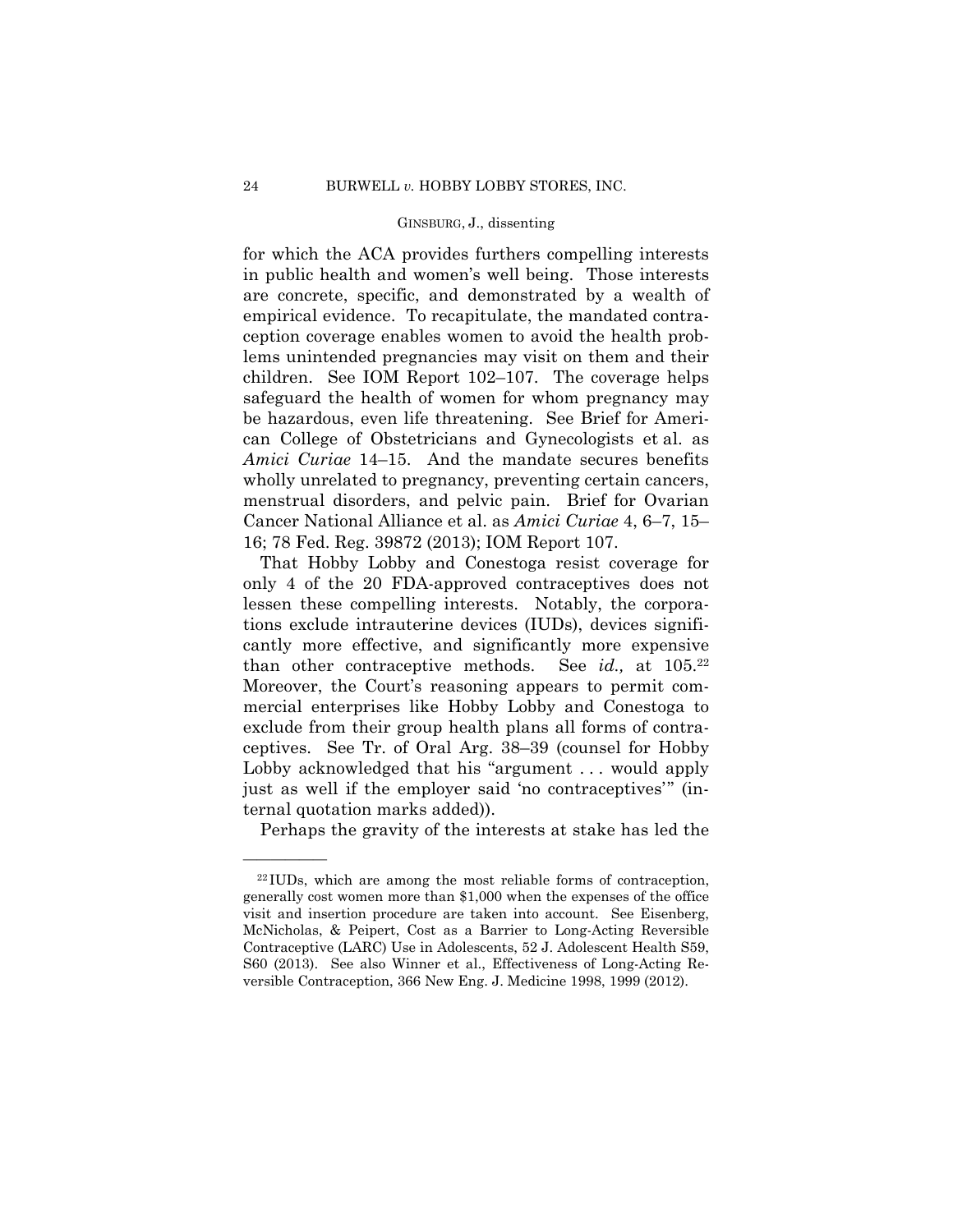for which the ACA provides furthers compelling interests in public health and women's well being. Those interests are concrete, specific, and demonstrated by a wealth of empirical evidence. To recapitulate, the mandated contraception coverage enables women to avoid the health problems unintended pregnancies may visit on them and their children. See IOM Report 102–107. The coverage helps safeguard the health of women for whom pregnancy may be hazardous, even life threatening. See Brief for American College of Obstetricians and Gynecologists et al. as *Amici Curiae* 14–15. And the mandate secures benefits wholly unrelated to pregnancy, preventing certain cancers, menstrual disorders, and pelvic pain. Brief for Ovarian Cancer National Alliance et al. as *Amici Curiae* 4, 6–7, 15–16; 78 Fed. Reg. 39872 (2013); IOM Report 107.

That Hobby Lobby and Conestoga resist coverage for only 4 of the 20 FDA-approved contraceptives does not lessen these compelling interests. Notably, the corporations exclude intrauterine devices (IUDs), devices significantly more effective, and significantly more expensive than other contraceptive methods. See *id.,* at 105.[22] Moreover, the Court's reasoning appears to permit commercial enterprises like Hobby Lobby and Conestoga to exclude from their group health plans all forms of contraceptives. See Tr. of Oral Arg. 38–39 (counsel for Hobby Lobby acknowledged that his "argument . . . would apply just as well if the employer said 'no contraceptives'" (internal quotation marks added)).

Perhaps the gravity of the interests at stake has led the

---

[22] IUDs, which are among the most reliable forms of contraception, generally cost women more than $1,000 when the expenses of the office visit and insertion procedure are taken into account. See Eisenberg, McNicholas, & Peipert, Cost as a Barrier to Long-Acting Reversible Contraceptive (LARC) Use in Adolescents, 52 J. Adolescent Health S59, S60 (2013). See also Winner et al., Effectiveness of Long-Acting Reversible Contraception, 366 New Eng. J. Medicine 1998, 1999 (2012).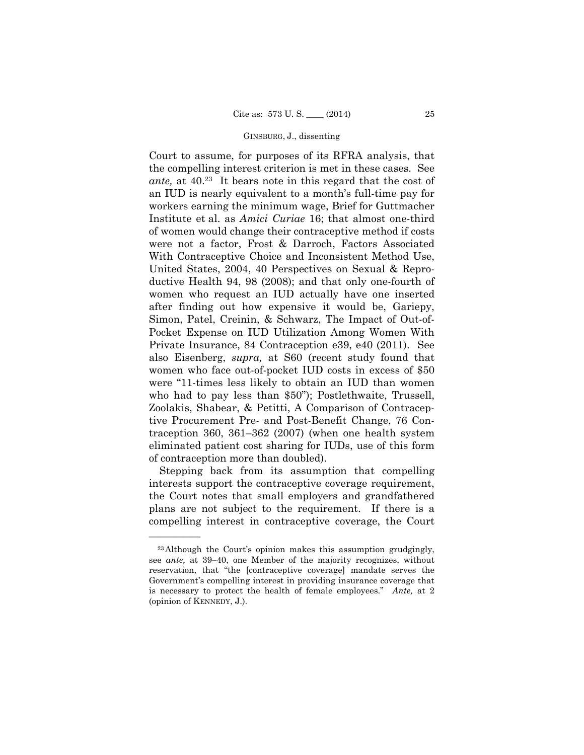Court to assume, for purposes of its RFRA analysis, that the compelling interest criterion is met in these cases. See *ante,* at 40.[23] It bears note in this regard that the cost of an IUD is nearly equivalent to a month's full-time pay for workers earning the minimum wage, Brief for Guttmacher Institute et al. as *Amici Curiae* 16; that almost one-third of women would change their contraceptive method if costs were not a factor, Frost & Darroch, Factors Associated With Contraceptive Choice and Inconsistent Method Use, United States, 2004, 40 Perspectives on Sexual & Reproductive Health 94, 98 (2008); and that only one-fourth of women who request an IUD actually have one inserted after finding out how expensive it would be, Gariepy, Simon, Patel, Creinin, & Schwarz, The Impact of Out-of-Pocket Expense on IUD Utilization Among Women With Private Insurance, 84 Contraception e39, e40 (2011). See also Eisenberg, *supra,* at S60 (recent study found that women who face out-of-pocket IUD costs in excess of $50 were "11-times less likely to obtain an IUD than women who had to pay less than $50"); Postlethwaite, Trussell, Zoolakis, Shabear, & Petitti, A Comparison of Contraceptive Procurement Pre- and Post-Benefit Change, 76 Contraception 360, 361–362 (2007) (when one health system eliminated patient cost sharing for IUDs, use of this form of contraception more than doubled).

Stepping back from its assumption that compelling interests support the contraceptive coverage requirement, the Court notes that small employers and grandfathered plans are not subject to the requirement. If there is a compelling interest in contraceptive coverage, the Court

---

[23] Although the Court's opinion makes this assumption grudgingly, see *ante,* at 39–40, one Member of the majority recognizes, without reservation, that "the [contraceptive coverage] mandate serves the Government's compelling interest in providing insurance coverage that is necessary to protect the health of female employees." *Ante,* at 2 (opinion of KENNEDY, J.).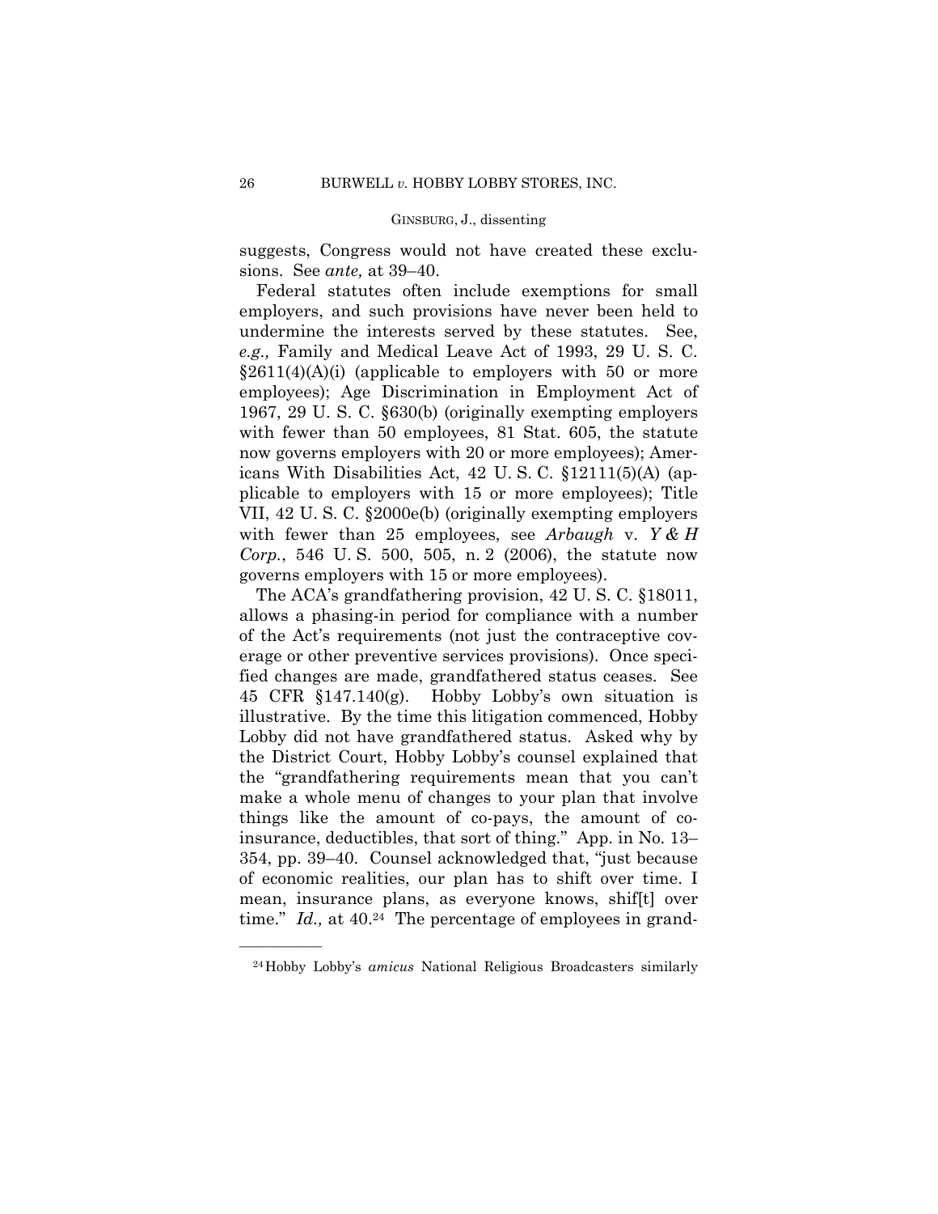suggests, Congress would not have created these exclusions. See *ante,* at 39–40.

Federal statutes often include exemptions for small employers, and such provisions have never been held to undermine the interests served by these statutes. See, *e.g.,* Family and Medical Leave Act of 1993, 29 U. S. C. §2611(4)(A)(i) (applicable to employers with 50 or more employees); Age Discrimination in Employment Act of 1967, 29 U. S. C. §630(b) (originally exempting employers with fewer than 50 employees, 81 Stat. 605, the statute now governs employers with 20 or more employees); Americans With Disabilities Act, 42 U. S. C. §12111(5)(A) (applicable to employers with 15 or more employees); Title VII, 42 U. S. C. §2000e(b) (originally exempting employers with fewer than 25 employees, see *Arbaugh* v. *Y & H Corp.*, 546 U. S. 500, 505, n. 2 (2006), the statute now governs employers with 15 or more employees).

The ACA's grandfathering provision, 42 U. S. C. §18011, allows a phasing-in period for compliance with a number of the Act's requirements (not just the contraceptive coverage or other preventive services provisions). Once specified changes are made, grandfathered status ceases. See 45 CFR §147.140(g). Hobby Lobby's own situation is illustrative. By the time this litigation commenced, Hobby Lobby did not have grandfathered status. Asked why by the District Court, Hobby Lobby's counsel explained that the "grandfathering requirements mean that you can't make a whole menu of changes to your plan that involve things like the amount of co-pays, the amount of co-insurance, deductibles, that sort of thing." App. in No. 13–354, pp. 39–40. Counsel acknowledged that, "just because of economic realities, our plan has to shift over time. I mean, insurance plans, as everyone knows, shif[t] over time." *Id.,* at 40.[24] The percentage of employees in grand-

---

[24] Hobby Lobby's *amicus* National Religious Broadcasters similarly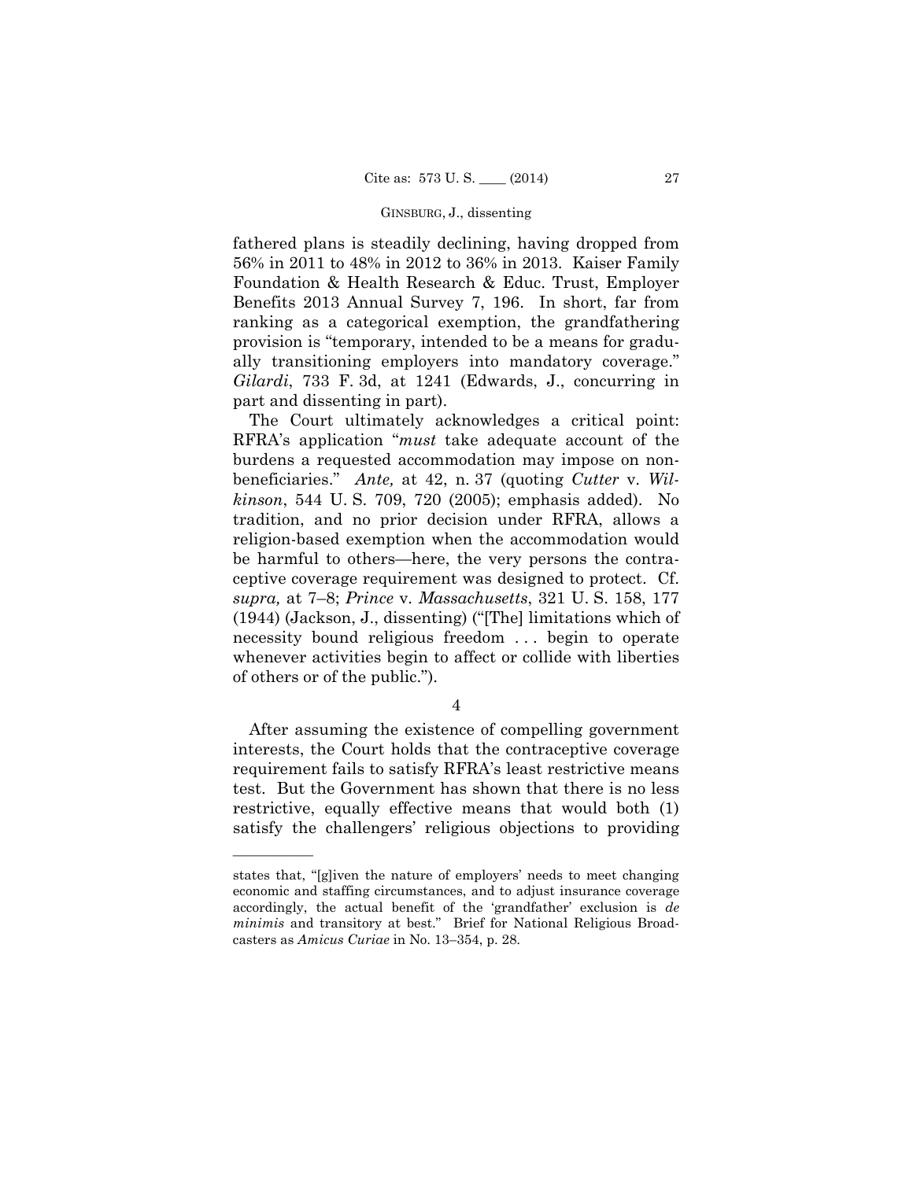fathered plans is steadily declining, having dropped from 56% in 2011 to 48% in 2012 to 36% in 2013. Kaiser Family Foundation & Health Research & Educ. Trust, Employer Benefits 2013 Annual Survey 7, 196. In short, far from ranking as a categorical exemption, the grandfathering provision is "temporary, intended to be a means for gradually transitioning employers into mandatory coverage." *Gilardi*, 733 F. 3d, at 1241 (Edwards, J., concurring in part and dissenting in part).

The Court ultimately acknowledges a critical point: RFRA's application "*must* take adequate account of the burdens a requested accommodation may impose on nonbeneficiaries." *Ante,* at 42, n. 37 (quoting *Cutter* v. *Wilkinson*, 544 U. S. 709, 720 (2005); emphasis added). No tradition, and no prior decision under RFRA, allows a religion-based exemption when the accommodation would be harmful to others—here, the very persons the contraceptive coverage requirement was designed to protect. Cf. *supra,* at 7–8; *Prince* v. *Massachusetts*, 321 U. S. 158, 177 (1944) (Jackson, J., dissenting) ("[The] limitations which of necessity bound religious freedom . . . begin to operate whenever activities begin to affect or collide with liberties of others or of the public.").

4

After assuming the existence of compelling government interests, the Court holds that the contraceptive coverage requirement fails to satisfy RFRA's least restrictive means test. But the Government has shown that there is no less restrictive, equally effective means that would both (1) satisfy the challengers' religious objections to providing

---

states that, "[g]iven the nature of employers' needs to meet changing economic and staffing circumstances, and to adjust insurance coverage accordingly, the actual benefit of the 'grandfather' exclusion is *de minimis* and transitory at best." Brief for National Religious Broadcasters as *Amicus Curiae* in No. 13–354, p. 28.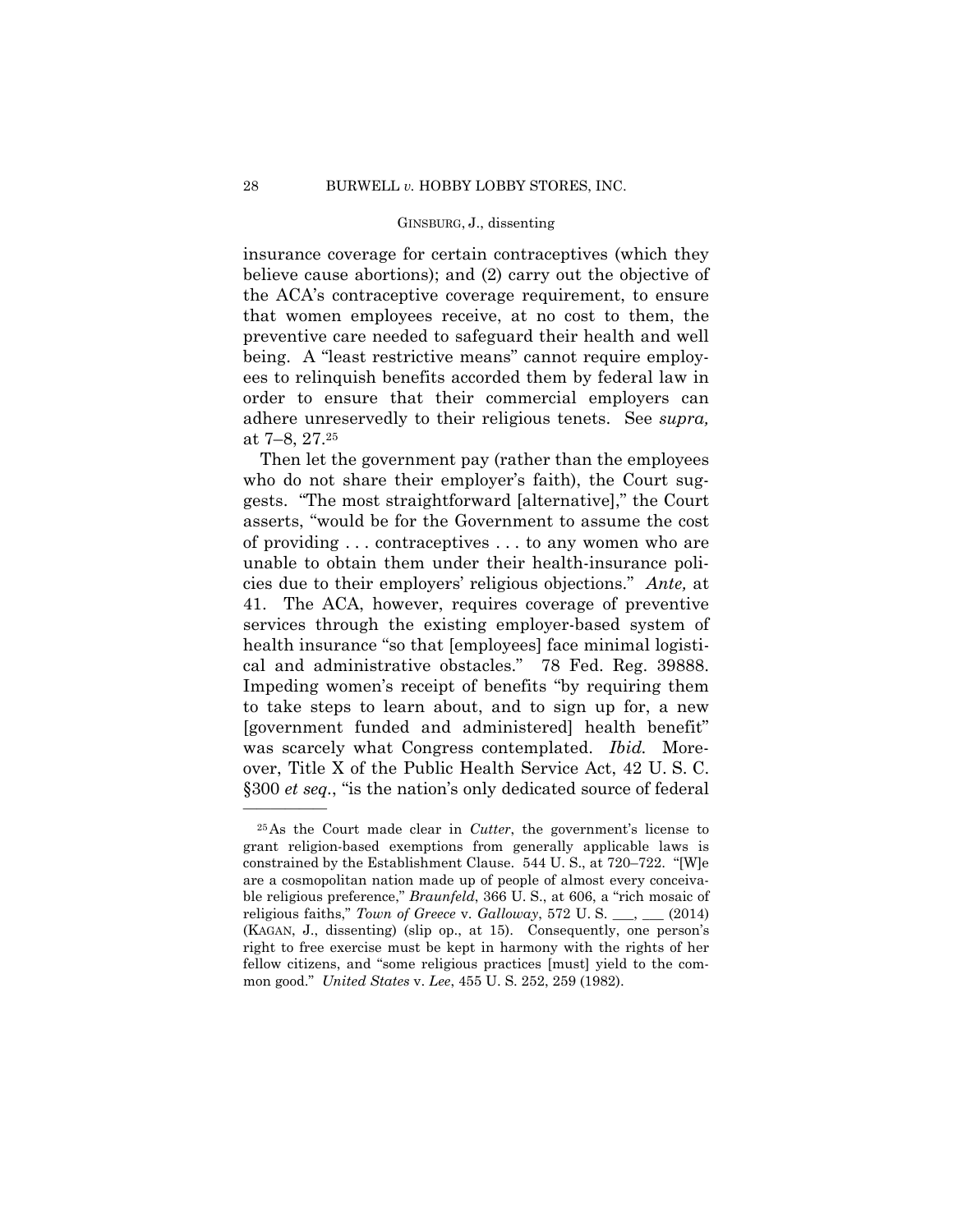insurance coverage for certain contraceptives (which they believe cause abortions); and (2) carry out the objective of the ACA's contraceptive coverage requirement, to ensure that women employees receive, at no cost to them, the preventive care needed to safeguard their health and well being. A "least restrictive means" cannot require employees to relinquish benefits accorded them by federal law in order to ensure that their commercial employers can adhere unreservedly to their religious tenets. See *supra,* at 7–8, 27.[25]

Then let the government pay (rather than the employees who do not share their employer's faith), the Court suggests. "The most straightforward [alternative]," the Court asserts, "would be for the Government to assume the cost of providing . . . contraceptives . . . to any women who are unable to obtain them under their health-insurance policies due to their employers' religious objections." *Ante,* at 41. The ACA, however, requires coverage of preventive services through the existing employer-based system of health insurance "so that [employees] face minimal logistical and administrative obstacles." 78 Fed. Reg. 39888. Impeding women's receipt of benefits "by requiring them to take steps to learn about, and to sign up for, a new [government funded and administered] health benefit" was scarcely what Congress contemplated. *Ibid.* Moreover, Title X of the Public Health Service Act, 42 U. S. C. §300 *et seq*., "is the nation's only dedicated source of federal

---

[25] As the Court made clear in *Cutter*, the government's license to grant religion-based exemptions from generally applicable laws is constrained by the Establishment Clause. 544 U. S., at 720–722. "[W]e are a cosmopolitan nation made up of people of almost every conceivable religious preference," *Braunfeld*, 366 U. S., at 606, a "rich mosaic of religious faiths," *Town of Greece* v. *Galloway*, 572 U. S. ___, ___ (2014) (KAGAN, J., dissenting) (slip op., at 15). Consequently, one person's right to free exercise must be kept in harmony with the rights of her fellow citizens, and "some religious practices [must] yield to the common good." *United States* v. *Lee*, 455 U. S. 252, 259 (1982).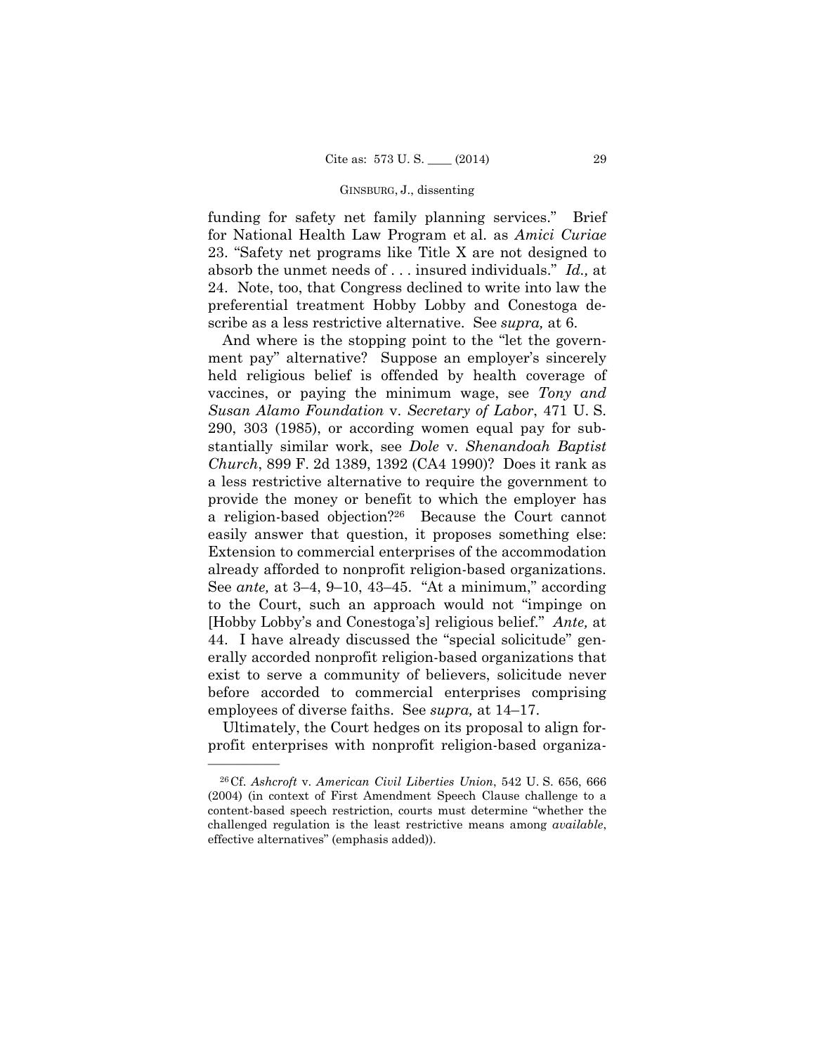funding for safety net family planning services." Brief for National Health Law Program et al. as *Amici Curiae* 23. "Safety net programs like Title X are not designed to absorb the unmet needs of . . . insured individuals." *Id.,* at 24. Note, too, that Congress declined to write into law the preferential treatment Hobby Lobby and Conestoga describe as a less restrictive alternative. See *supra,* at 6.

And where is the stopping point to the "let the government pay" alternative? Suppose an employer's sincerely held religious belief is offended by health coverage of vaccines, or paying the minimum wage, see *Tony and Susan Alamo Foundation* v. *Secretary of Labor*, 471 U. S. 290, 303 (1985), or according women equal pay for substantially similar work, see *Dole* v. *Shenandoah Baptist Church*, 899 F. 2d 1389, 1392 (CA4 1990)? Does it rank as a less restrictive alternative to require the government to provide the money or benefit to which the employer has a religion-based objection?[26] Because the Court cannot easily answer that question, it proposes something else: Extension to commercial enterprises of the accommodation already afforded to nonprofit religion-based organizations. See *ante,* at 3–4, 9–10, 43–45. "At a minimum," according to the Court, such an approach would not "impinge on [Hobby Lobby's and Conestoga's] religious belief." *Ante,* at 44. I have already discussed the "special solicitude" generally accorded nonprofit religion-based organizations that exist to serve a community of believers, solicitude never before accorded to commercial enterprises comprising employees of diverse faiths. See *supra,* at 14–17.

Ultimately, the Court hedges on its proposal to align for-profit enterprises with nonprofit religion-based organiza-

---

[26] Cf. *Ashcroft* v. *American Civil Liberties Union*, 542 U. S. 656, 666 (2004) (in context of First Amendment Speech Clause challenge to a content-based speech restriction, courts must determine "whether the challenged regulation is the least restrictive means among *available*, effective alternatives" (emphasis added)).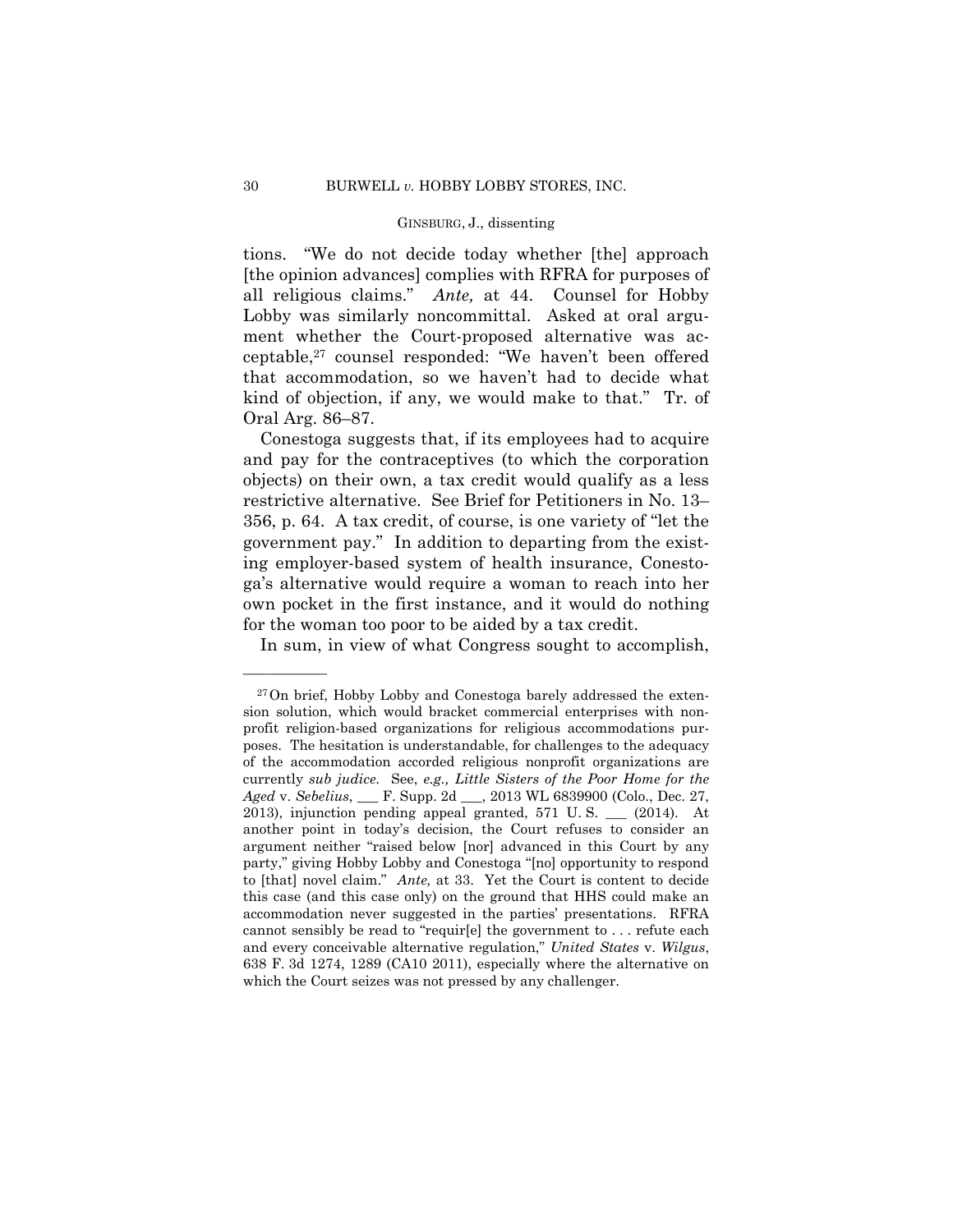tions. "We do not decide today whether [the] approach [the opinion advances] complies with RFRA for purposes of all religious claims." *Ante,* at 44. Counsel for Hobby Lobby was similarly noncommittal. Asked at oral argument whether the Court-proposed alternative was acceptable,[27] counsel responded: "We haven't been offered that accommodation, so we haven't had to decide what kind of objection, if any, we would make to that." Tr. of Oral Arg. 86–87.

Conestoga suggests that, if its employees had to acquire and pay for the contraceptives (to which the corporation objects) on their own, a tax credit would qualify as a less restrictive alternative. See Brief for Petitioners in No. 13–356, p. 64. A tax credit, of course, is one variety of "let the government pay." In addition to departing from the existing employer-based system of health insurance, Conestoga's alternative would require a woman to reach into her own pocket in the first instance, and it would do nothing for the woman too poor to be aided by a tax credit.

In sum, in view of what Congress sought to accomplish,

---

[27] On brief, Hobby Lobby and Conestoga barely addressed the extension solution, which would bracket commercial enterprises with nonprofit religion-based organizations for religious accommodations purposes. The hesitation is understandable, for challenges to the adequacy of the accommodation accorded religious nonprofit organizations are currently *sub judice.* See, *e.g., Little Sisters of the Poor Home for the Aged* v. *Sebelius*, ___ F. Supp. 2d ___, 2013 WL 6839900 (Colo., Dec. 27, 2013), injunction pending appeal granted, 571 U. S. ___ (2014). At another point in today's decision, the Court refuses to consider an argument neither "raised below [nor] advanced in this Court by any party," giving Hobby Lobby and Conestoga "[no] opportunity to respond to [that] novel claim." *Ante,* at 33. Yet the Court is content to decide this case (and this case only) on the ground that HHS could make an accommodation never suggested in the parties' presentations. RFRA cannot sensibly be read to "requir[e] the government to . . . refute each and every conceivable alternative regulation," *United States* v. *Wilgus*, 638 F. 3d 1274, 1289 (CA10 2011), especially where the alternative on which the Court seizes was not pressed by any challenger.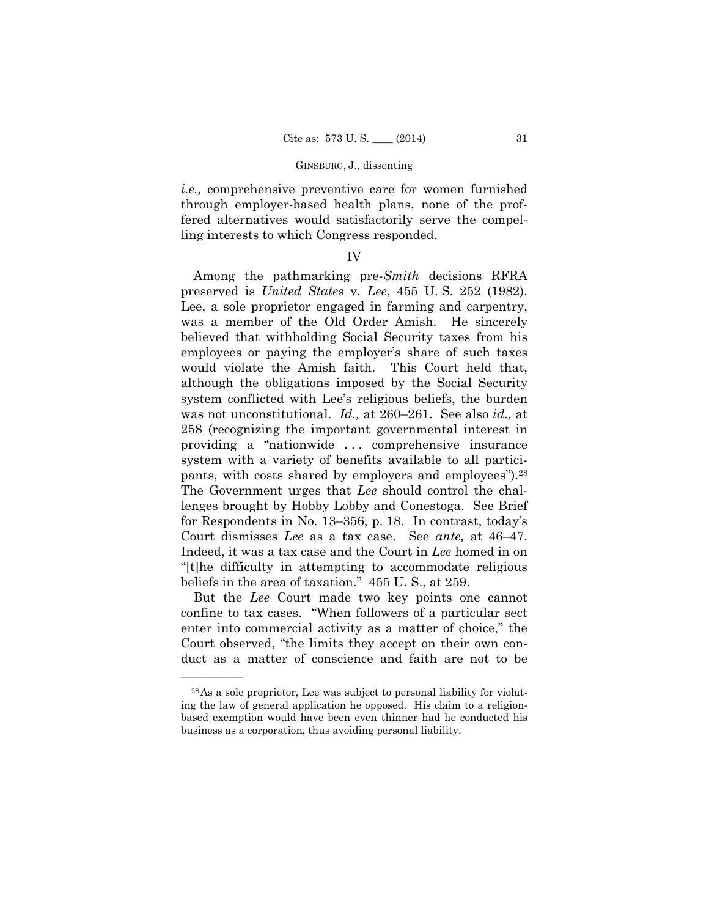*i.e.,* comprehensive preventive care for women furnished through employer-based health plans, none of the proffered alternatives would satisfactorily serve the compelling interests to which Congress responded.

## IV

Among the pathmarking pre-*Smith* decisions RFRA preserved is *United States* v. *Lee*, 455 U. S. 252 (1982). Lee, a sole proprietor engaged in farming and carpentry, was a member of the Old Order Amish. He sincerely believed that withholding Social Security taxes from his employees or paying the employer's share of such taxes would violate the Amish faith. This Court held that, although the obligations imposed by the Social Security system conflicted with Lee's religious beliefs, the burden was not unconstitutional. *Id.,* at 260–261. See also *id.,* at 258 (recognizing the important governmental interest in providing a "nationwide . . . comprehensive insurance system with a variety of benefits available to all participants, with costs shared by employers and employees").[28] The Government urges that *Lee* should control the challenges brought by Hobby Lobby and Conestoga. See Brief for Respondents in No. 13–356, p. 18. In contrast, today's Court dismisses *Lee* as a tax case. See *ante,* at 46–47. Indeed, it was a tax case and the Court in *Lee* homed in on "[t]he difficulty in attempting to accommodate religious beliefs in the area of taxation." 455 U. S., at 259.

But the *Lee* Court made two key points one cannot confine to tax cases. "When followers of a particular sect enter into commercial activity as a matter of choice," the Court observed, "the limits they accept on their own conduct as a matter of conscience and faith are not to be

---

[28] As a sole proprietor, Lee was subject to personal liability for violating the law of general application he opposed. His claim to a religion-based exemption would have been even thinner had he conducted his business as a corporation, thus avoiding personal liability.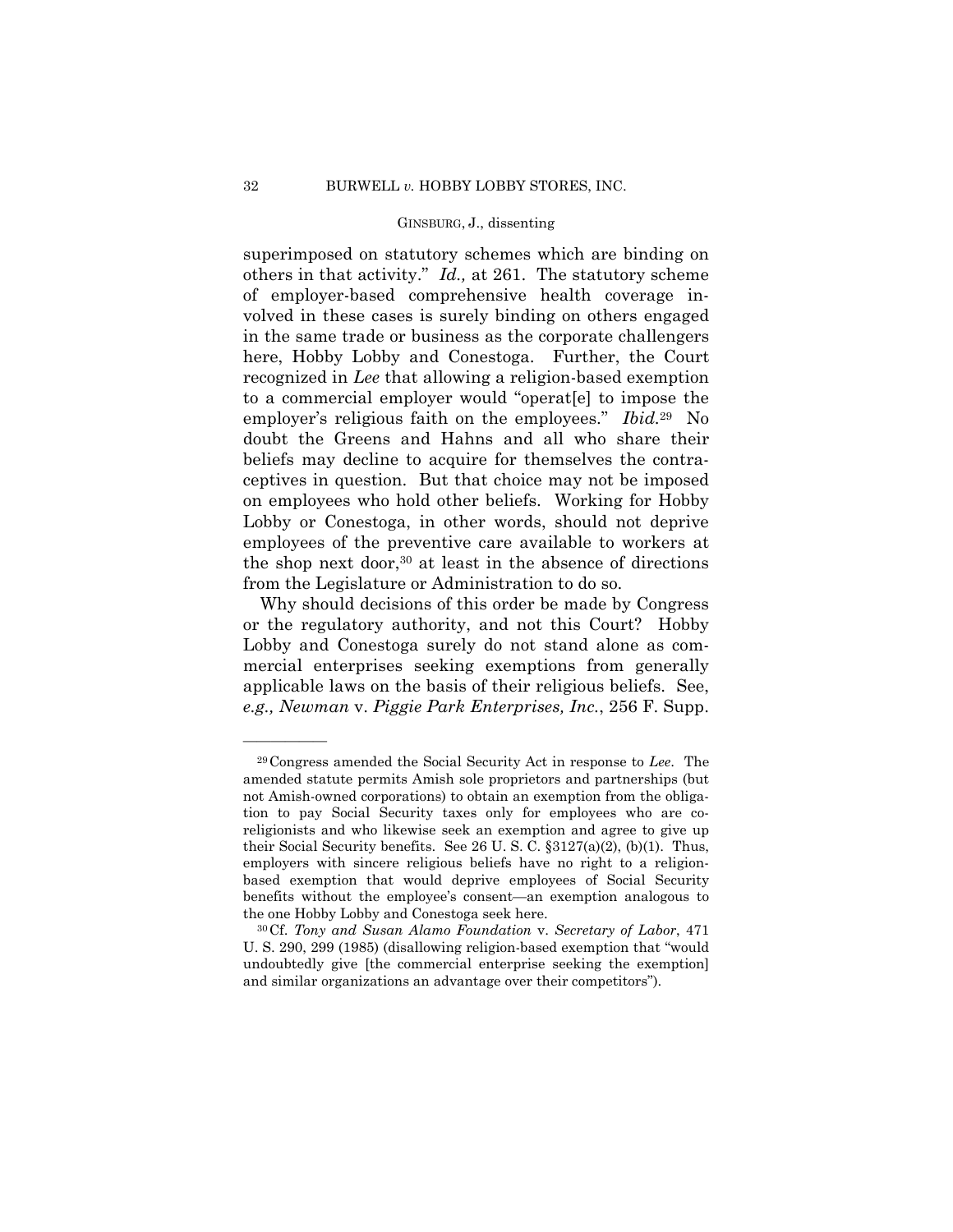superimposed on statutory schemes which are binding on others in that activity." *Id.,* at 261. The statutory scheme of employer-based comprehensive health coverage involved in these cases is surely binding on others engaged in the same trade or business as the corporate challengers here, Hobby Lobby and Conestoga. Further, the Court recognized in *Lee* that allowing a religion-based exemption to a commercial employer would "operat[e] to impose the employer's religious faith on the employees." *Ibid.*[29] No doubt the Greens and Hahns and all who share their beliefs may decline to acquire for themselves the contraceptives in question. But that choice may not be imposed on employees who hold other beliefs. Working for Hobby Lobby or Conestoga, in other words, should not deprive employees of the preventive care available to workers at the shop next door,[30] at least in the absence of directions from the Legislature or Administration to do so.

Why should decisions of this order be made by Congress or the regulatory authority, and not this Court? Hobby Lobby and Conestoga surely do not stand alone as commercial enterprises seeking exemptions from generally applicable laws on the basis of their religious beliefs. See, *e.g., Newman* v. *Piggie Park Enterprises, Inc.*, 256 F. Supp.

---

[29] Congress amended the Social Security Act in response to *Lee*. The amended statute permits Amish sole proprietors and partnerships (but not Amish-owned corporations) to obtain an exemption from the obligation to pay Social Security taxes only for employees who are co-religionists and who likewise seek an exemption and agree to give up their Social Security benefits. See 26 U. S. C. §3127(a)(2), (b)(1). Thus, employers with sincere religious beliefs have no right to a religion-based exemption that would deprive employees of Social Security benefits without the employee's consent—an exemption analogous to the one Hobby Lobby and Conestoga seek here.

[30] Cf. *Tony and Susan Alamo Foundation* v. *Secretary of Labor*, 471 U. S. 290, 299 (1985) (disallowing religion-based exemption that "would undoubtedly give [the commercial enterprise seeking the exemption] and similar organizations an advantage over their competitors").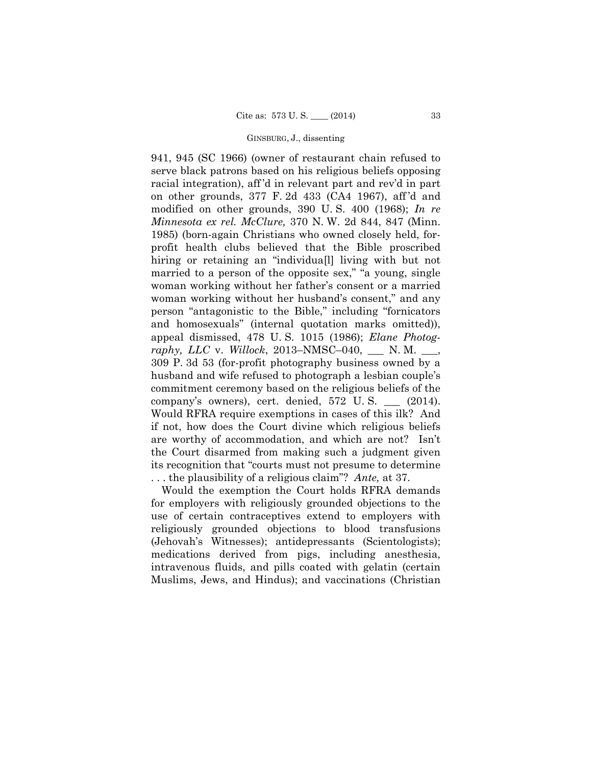941, 945 (SC 1966) (owner of restaurant chain refused to serve black patrons based on his religious beliefs opposing racial integration), aff'd in relevant part and rev'd in part on other grounds, 377 F. 2d 433 (CA4 1967), aff'd and modified on other grounds, 390 U. S. 400 (1968); *In re Minnesota ex rel. McClure,* 370 N. W. 2d 844, 847 (Minn. 1985) (born-again Christians who owned closely held, for-profit health clubs believed that the Bible proscribed hiring or retaining an "individua[l] living with but not married to a person of the opposite sex," "a young, single woman working without her father's consent or a married woman working without her husband's consent," and any person "antagonistic to the Bible," including "fornicators and homosexuals" (internal quotation marks omitted)), appeal dismissed, 478 U. S. 1015 (1986); *Elane Photography, LLC* v. *Willock*, 2013–NMSC–040, ___ N. M. ___, 309 P. 3d 53 (for-profit photography business owned by a husband and wife refused to photograph a lesbian couple's commitment ceremony based on the religious beliefs of the company's owners), cert. denied, 572 U. S. ___ (2014). Would RFRA require exemptions in cases of this ilk? And if not, how does the Court divine which religious beliefs are worthy of accommodation, and which are not? Isn't the Court disarmed from making such a judgment given its recognition that "courts must not presume to determine . . . the plausibility of a religious claim"? *Ante,* at 37.

Would the exemption the Court holds RFRA demands for employers with religiously grounded objections to the use of certain contraceptives extend to employers with religiously grounded objections to blood transfusions (Jehovah's Witnesses); antidepressants (Scientologists); medications derived from pigs, including anesthesia, intravenous fluids, and pills coated with gelatin (certain Muslims, Jews, and Hindus); and vaccinations (Christian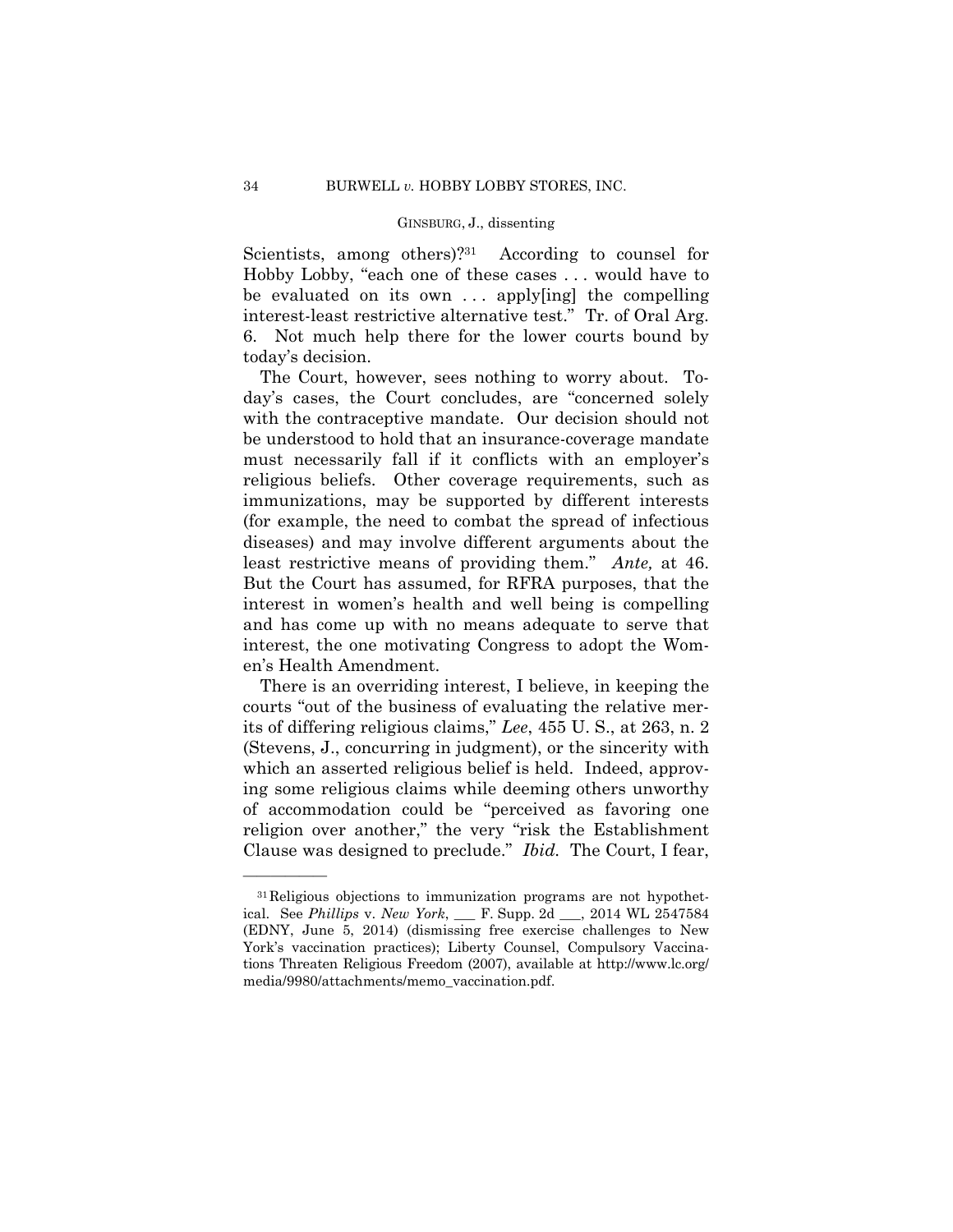Scientists, among others)?[31] According to counsel for Hobby Lobby, "each one of these cases . . . would have to be evaluated on its own . . . apply[ing] the compelling interest-least restrictive alternative test." Tr. of Oral Arg. 6. Not much help there for the lower courts bound by today's decision.

The Court, however, sees nothing to worry about. Today's cases, the Court concludes, are "concerned solely with the contraceptive mandate. Our decision should not be understood to hold that an insurance-coverage mandate must necessarily fall if it conflicts with an employer's religious beliefs. Other coverage requirements, such as immunizations, may be supported by different interests (for example, the need to combat the spread of infectious diseases) and may involve different arguments about the least restrictive means of providing them." *Ante,* at 46. But the Court has assumed, for RFRA purposes, that the interest in women's health and well being is compelling and has come up with no means adequate to serve that interest, the one motivating Congress to adopt the Women's Health Amendment.

There is an overriding interest, I believe, in keeping the courts "out of the business of evaluating the relative merits of differing religious claims," *Lee*, 455 U. S., at 263, n. 2 (Stevens, J., concurring in judgment), or the sincerity with which an asserted religious belief is held. Indeed, approving some religious claims while deeming others unworthy of accommodation could be "perceived as favoring one religion over another," the very "risk the Establishment Clause was designed to preclude." *Ibid.* The Court, I fear,

---

[31] Religious objections to immunization programs are not hypothetical. See *Phillips* v. *New York*, ___ F. Supp. 2d ___, 2014 WL 2547584 (EDNY, June 5, 2014) (dismissing free exercise challenges to New York's vaccination practices); Liberty Counsel, Compulsory Vaccinations Threaten Religious Freedom (2007), available at http://www.lc.org/media/9980/attachments/memo_vaccination.pdf.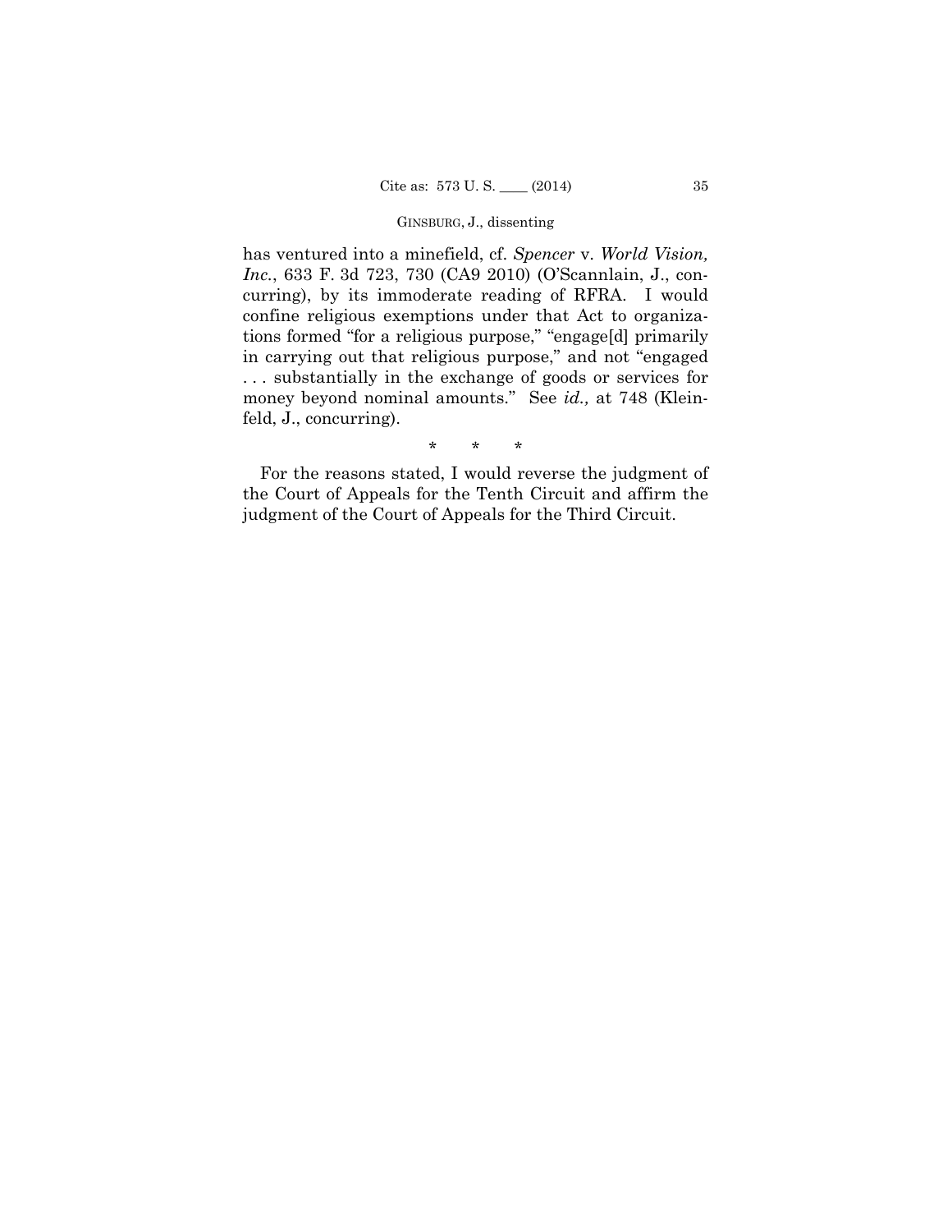has ventured into a minefield, cf. *Spencer* v. *World Vision, Inc.*, 633 F. 3d 723, 730 (CA9 2010) (O'Scannlain, J., concurring), by its immoderate reading of RFRA. I would confine religious exemptions under that Act to organizations formed "for a religious purpose," "engage[d] primarily in carrying out that religious purpose," and not "engaged . . . substantially in the exchange of goods or services for money beyond nominal amounts." See *id.,* at 748 (Kleinfeld, J., concurring).

\* \* \*

For the reasons stated, I would reverse the judgment of the Court of Appeals for the Tenth Circuit and affirm the judgment of the Court of Appeals for the Third Circuit.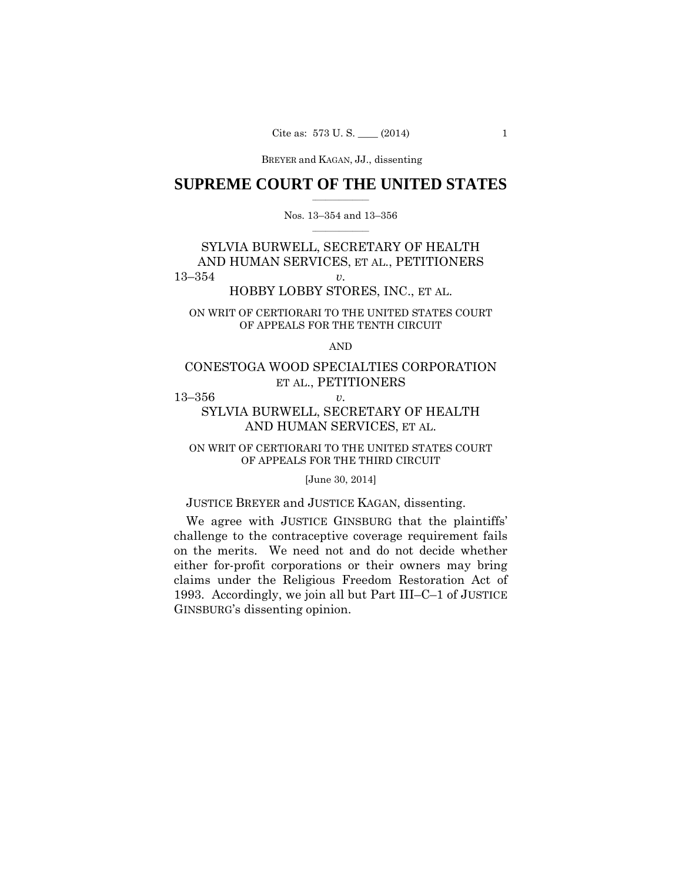# SUPREME COURT OF THE UNITED STATES

Nos. 13–354 and 13–356

SYLVIA BURWELL, SECRETARY OF HEALTH AND HUMAN SERVICES, ET AL., PETITIONERS

13–354 *v.*

HOBBY LOBBY STORES, INC., ET AL.

ON WRIT OF CERTIORARI TO THE UNITED STATES COURT OF APPEALS FOR THE TENTH CIRCUIT

AND

CONESTOGA WOOD SPECIALTIES CORPORATION ET AL., PETITIONERS

13–356 *v.*

SYLVIA BURWELL, SECRETARY OF HEALTH AND HUMAN SERVICES, ET AL.

ON WRIT OF CERTIORARI TO THE UNITED STATES COURT OF APPEALS FOR THE THIRD CIRCUIT

[June 30, 2014]

JUSTICE BREYER and JUSTICE KAGAN, dissenting.

We agree with JUSTICE GINSBURG that the plaintiffs' challenge to the contraceptive coverage requirement fails on the merits. We need not and do not decide whether either for-profit corporations or their owners may bring claims under the Religious Freedom Restoration Act of 1993. Accordingly, we join all but Part III–C–1 of JUSTICE GINSBURG's dissenting opinion.